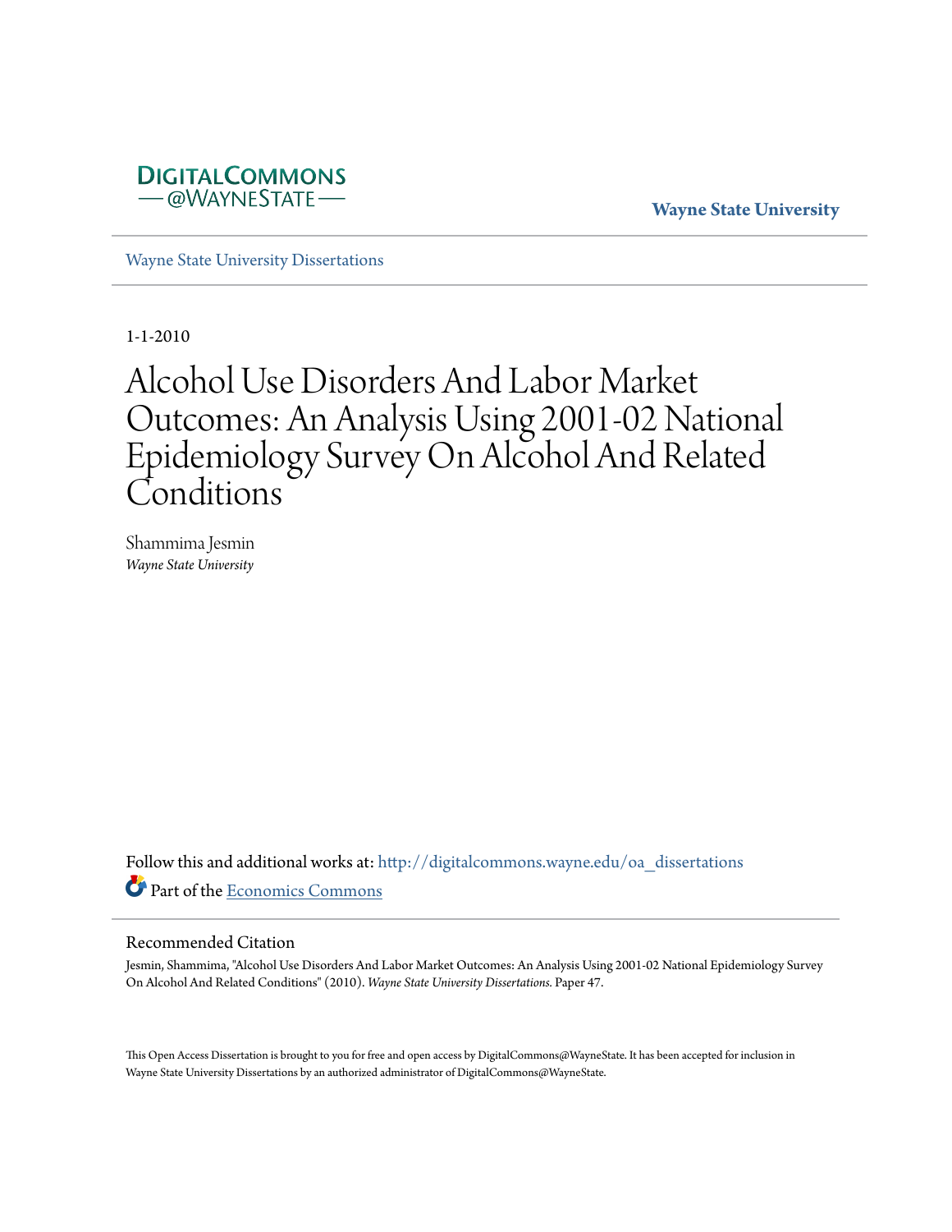DIGITALCOMMONS
— @WAYNESTATE —

**Wayne State University**

Wayne State University Dissertations

1-1-2010

# Alcohol Use Disorders And Labor Market Outcomes: An Analysis Using 2001-02 National Epidemiology Survey On Alcohol And Related Conditions

Shammima Jesmin
*Wayne State University*

Follow this and additional works at: http://digitalcommons.wayne.edu/oa_dissertations

Part of the Economics Commons

## Recommended Citation

Jesmin, Shammima, "Alcohol Use Disorders And Labor Market Outcomes: An Analysis Using 2001-02 National Epidemiology Survey On Alcohol And Related Conditions" (2010). *Wayne State University Dissertations.* Paper 47.

This Open Access Dissertation is brought to you for free and open access by DigitalCommons@WayneState. It has been accepted for inclusion in Wayne State University Dissertations by an authorized administrator of DigitalCommons@WayneState.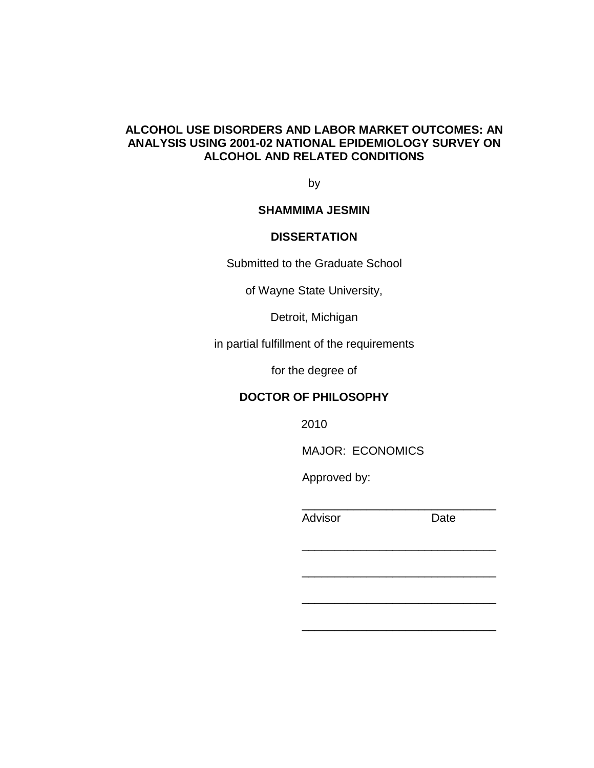**ALCOHOL USE DISORDERS AND LABOR MARKET OUTCOMES: AN ANALYSIS USING 2001-02 NATIONAL EPIDEMIOLOGY SURVEY ON ALCOHOL AND RELATED CONDITIONS**

by

**SHAMMIMA JESMIN**

**DISSERTATION**

Submitted to the Graduate School

of Wayne State University,

Detroit, Michigan

in partial fulfillment of the requirements

for the degree of

**DOCTOR OF PHILOSOPHY**

2010

MAJOR: ECONOMICS

Approved by:

______________________________
Advisor                                        Date

______________________________

______________________________

______________________________

______________________________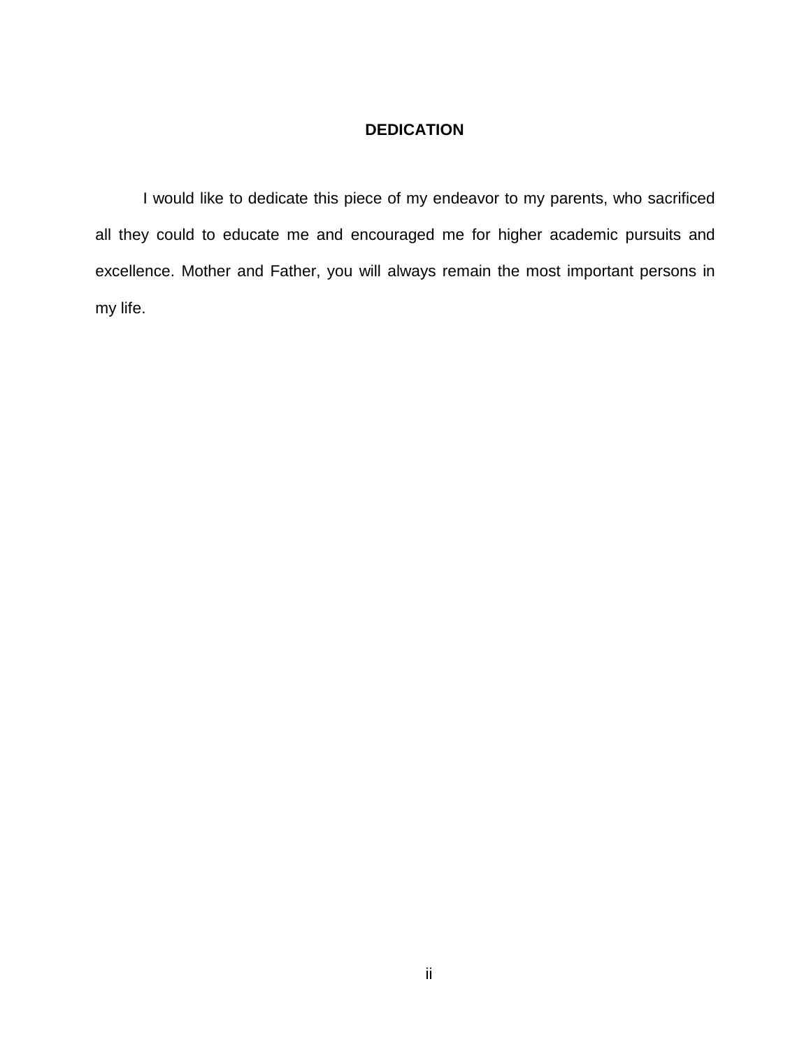# DEDICATION

I would like to dedicate this piece of my endeavor to my parents, who sacrificed all they could to educate me and encouraged me for higher academic pursuits and excellence. Mother and Father, you will always remain the most important persons in my life.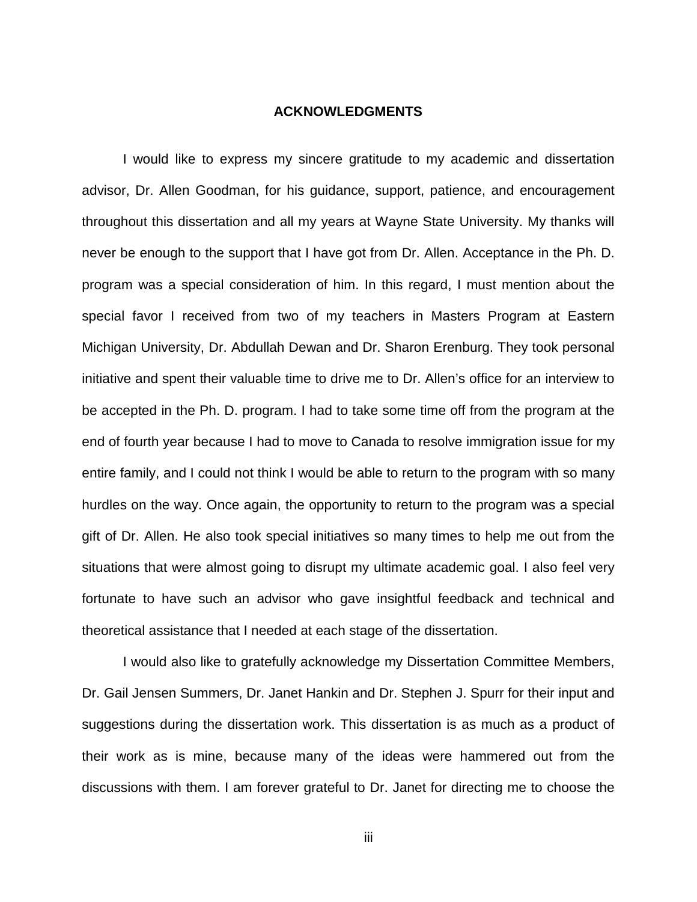# ACKNOWLEDGMENTS

I would like to express my sincere gratitude to my academic and dissertation advisor, Dr. Allen Goodman, for his guidance, support, patience, and encouragement throughout this dissertation and all my years at Wayne State University. My thanks will never be enough to the support that I have got from Dr. Allen. Acceptance in the Ph. D. program was a special consideration of him. In this regard, I must mention about the special favor I received from two of my teachers in Masters Program at Eastern Michigan University, Dr. Abdullah Dewan and Dr. Sharon Erenburg. They took personal initiative and spent their valuable time to drive me to Dr. Allen's office for an interview to be accepted in the Ph. D. program. I had to take some time off from the program at the end of fourth year because I had to move to Canada to resolve immigration issue for my entire family, and I could not think I would be able to return to the program with so many hurdles on the way. Once again, the opportunity to return to the program was a special gift of Dr. Allen. He also took special initiatives so many times to help me out from the situations that were almost going to disrupt my ultimate academic goal. I also feel very fortunate to have such an advisor who gave insightful feedback and technical and theoretical assistance that I needed at each stage of the dissertation.

I would also like to gratefully acknowledge my Dissertation Committee Members, Dr. Gail Jensen Summers, Dr. Janet Hankin and Dr. Stephen J. Spurr for their input and suggestions during the dissertation work. This dissertation is as much as a product of their work as is mine, because many of the ideas were hammered out from the discussions with them. I am forever grateful to Dr. Janet for directing me to choose the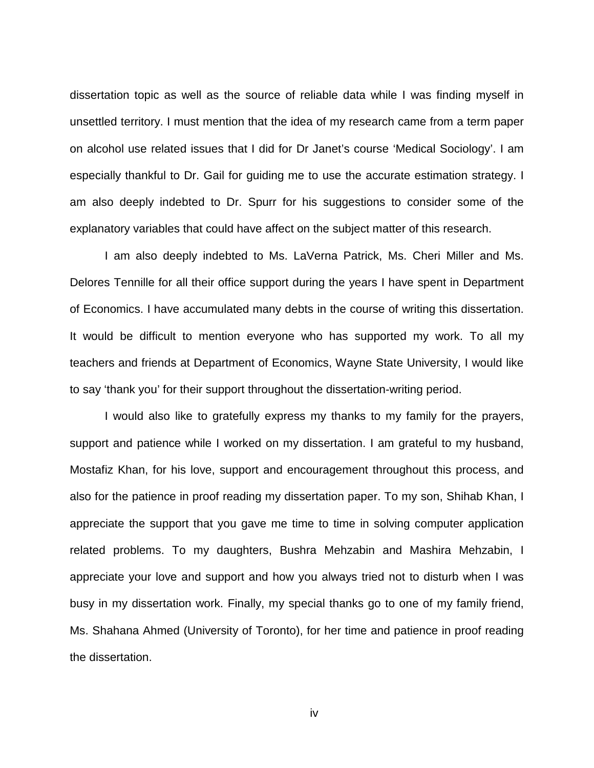dissertation topic as well as the source of reliable data while I was finding myself in unsettled territory. I must mention that the idea of my research came from a term paper on alcohol use related issues that I did for Dr Janet's course 'Medical Sociology'. I am especially thankful to Dr. Gail for guiding me to use the accurate estimation strategy. I am also deeply indebted to Dr. Spurr for his suggestions to consider some of the explanatory variables that could have affect on the subject matter of this research.

I am also deeply indebted to Ms. LaVerna Patrick, Ms. Cheri Miller and Ms. Delores Tennille for all their office support during the years I have spent in Department of Economics. I have accumulated many debts in the course of writing this dissertation. It would be difficult to mention everyone who has supported my work. To all my teachers and friends at Department of Economics, Wayne State University, I would like to say 'thank you' for their support throughout the dissertation-writing period.

I would also like to gratefully express my thanks to my family for the prayers, support and patience while I worked on my dissertation. I am grateful to my husband, Mostafiz Khan, for his love, support and encouragement throughout this process, and also for the patience in proof reading my dissertation paper. To my son, Shihab Khan, I appreciate the support that you gave me time to time in solving computer application related problems. To my daughters, Bushra Mehzabin and Mashira Mehzabin, I appreciate your love and support and how you always tried not to disturb when I was busy in my dissertation work. Finally, my special thanks go to one of my family friend, Ms. Shahana Ahmed (University of Toronto), for her time and patience in proof reading the dissertation.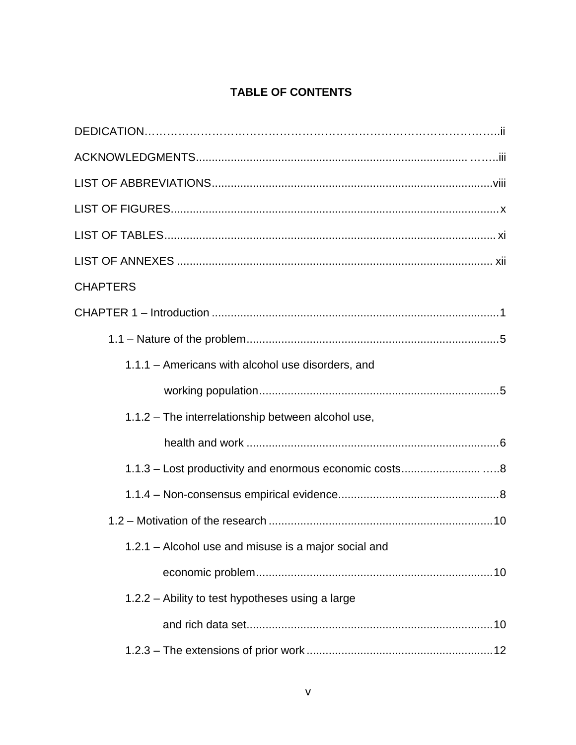# TABLE OF CONTENTS

DEDICATION........................................................................................ii

ACKNOWLEDGMENTS.......................................................................iii

LIST OF ABBREVIATIONS...............................................................viii

LIST OF FIGURES..............................................................................x

LIST OF TABLES................................................................................xi

LIST OF ANNEXES............................................................................xii

CHAPTERS

CHAPTER 1 – Introduction...................................................................1

- 1.1 – Nature of the problem.................................................................5
  - 1.1.1 – Americans with alcohol use disorders, and working population.................................................................5
  - 1.1.2 – The interrelationship between alcohol use, health and work.................................................................6
  - 1.1.3 – Lost productivity and enormous economic costs.....................8
  - 1.1.4 – Non-consensus empirical evidence..........................................8
- 1.2 – Motivation of the research..........................................................10
  - 1.2.1 – Alcohol use and misuse is a major social and economic problem.................................................................10
  - 1.2.2 – Ability to test hypotheses using a large and rich data set.................................................................10
  - 1.2.3 – The extensions of prior work..................................................12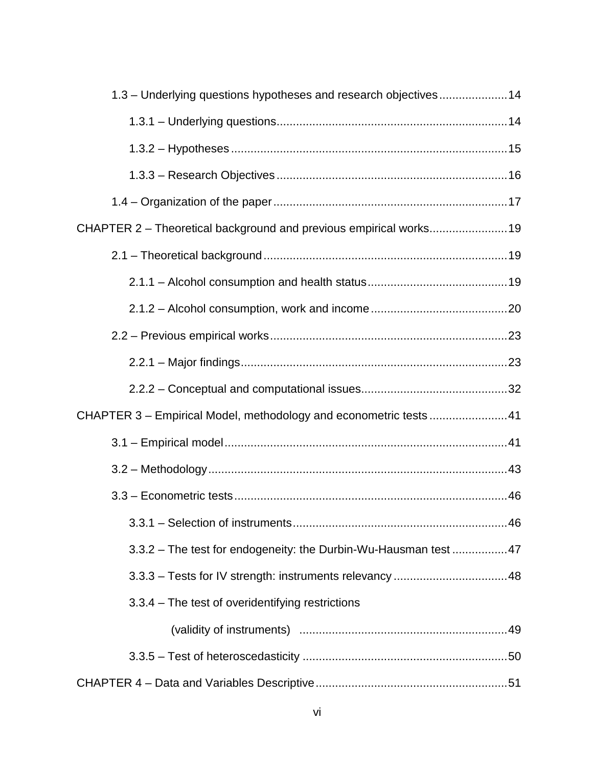1.3 – Underlying questions hypotheses and research objectives ..................... 14

1.3.1 – Underlying questions ...................................................................... 14

1.3.2 – Hypotheses ..................................................................................... 15

1.3.3 – Research Objectives ...................................................................... 16

1.4 – Organization of the paper ....................................................................... 17

CHAPTER 2 – Theoretical background and previous empirical works ........................ 19

2.1 – Theoretical background .......................................................................... 19

2.1.1 – Alcohol consumption and health status ........................................... 19

2.1.2 – Alcohol consumption, work and income .......................................... 20

2.2 – Previous empirical works ........................................................................ 23

2.2.1 – Major findings .................................................................................. 23

2.2.2 – Conceptual and computational issues ............................................. 32

CHAPTER 3 – Empirical Model, methodology and econometric tests ........................ 41

3.1 – Empirical model ...................................................................................... 41

3.2 – Methodology ........................................................................................... 43

3.3 – Econometric tests ................................................................................... 46

3.3.1 – Selection of instruments .................................................................. 46

3.3.2 – The test for endogeneity: the Durbin-Wu-Hausman test ................. 47

3.3.3 – Tests for IV strength: instruments relevancy ................................... 48

3.3.4 – The test of overidentifying restrictions (validity of instruments) ................................................................ 49

3.3.5 – Test of heteroscedasticity ............................................................... 50

CHAPTER 4 – Data and Variables Descriptive ........................................................... 51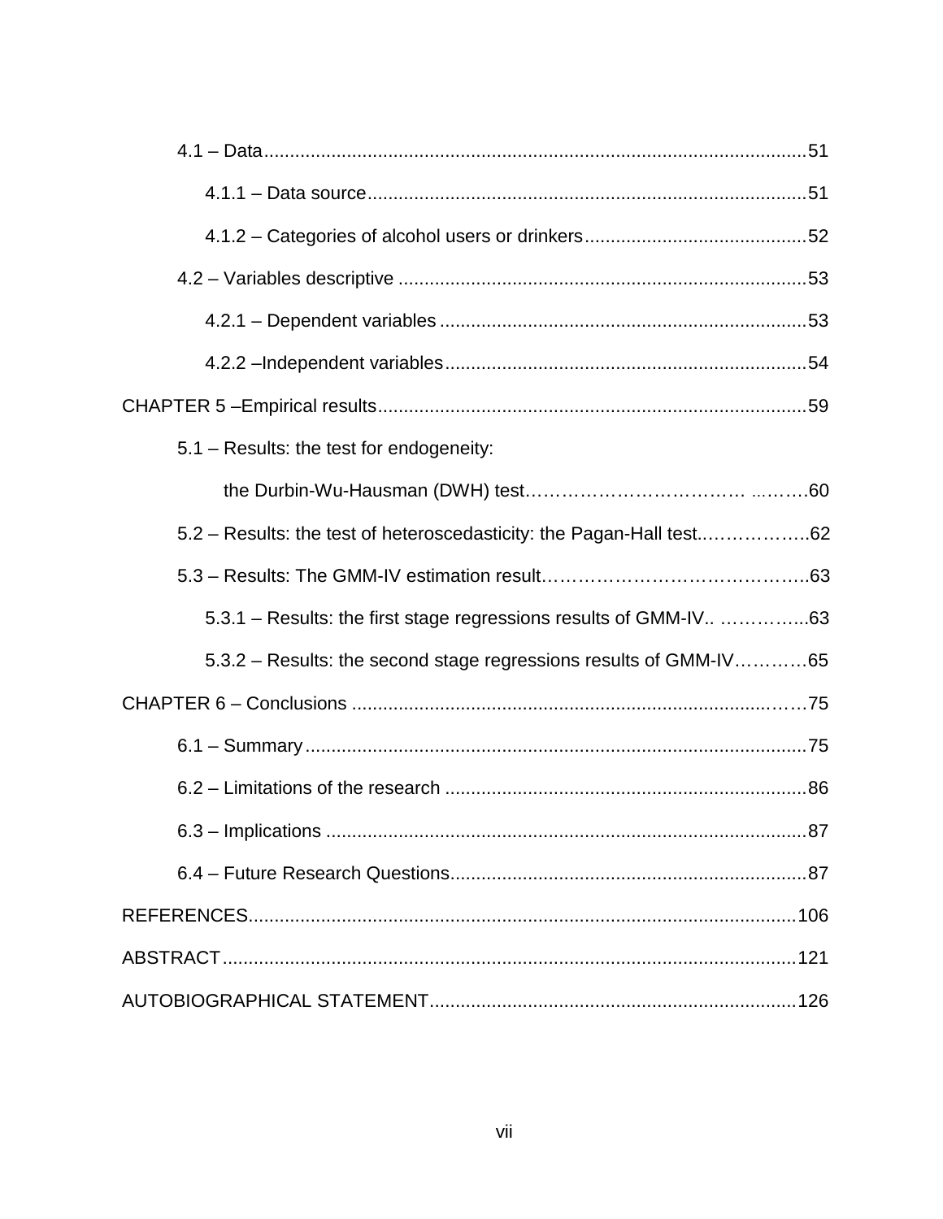4.1 – Data........................................................................................................51

4.1.1 – Data source....................................................................................51

4.1.2 – Categories of alcohol users or drinkers..........................................52

4.2 – Variables descriptive ..............................................................................53

4.2.1 – Dependent variables ......................................................................53

4.2.2 –Independent variables.....................................................................54

CHAPTER 5 –Empirical results..................................................................................59

5.1 – Results: the test for endogeneity:

the Durbin-Wu-Hausman (DWH) test……………………………… ..…….60

5.2 – Results: the test of heteroscedasticity: the Pagan-Hall test..……………..62

5.3 – Results: The GMM-IV estimation result……………………………………..63

5.3.1 – Results: the first stage regressions results of GMM-IV.. …………...63

5.3.2 – Results: the second stage regressions results of GMM-IV…………65

CHAPTER 6 – Conclusions .....................................................................................…75

6.1 – Summary................................................................................................75

6.2 – Limitations of the research .....................................................................86

6.3 – Implications ............................................................................................87

6.4 – Future Research Questions....................................................................87

REFERENCES.........................................................................................................106

ABSTRACT..............................................................................................................121

AUTOBIOGRAPHICAL STATEMENT......................................................................126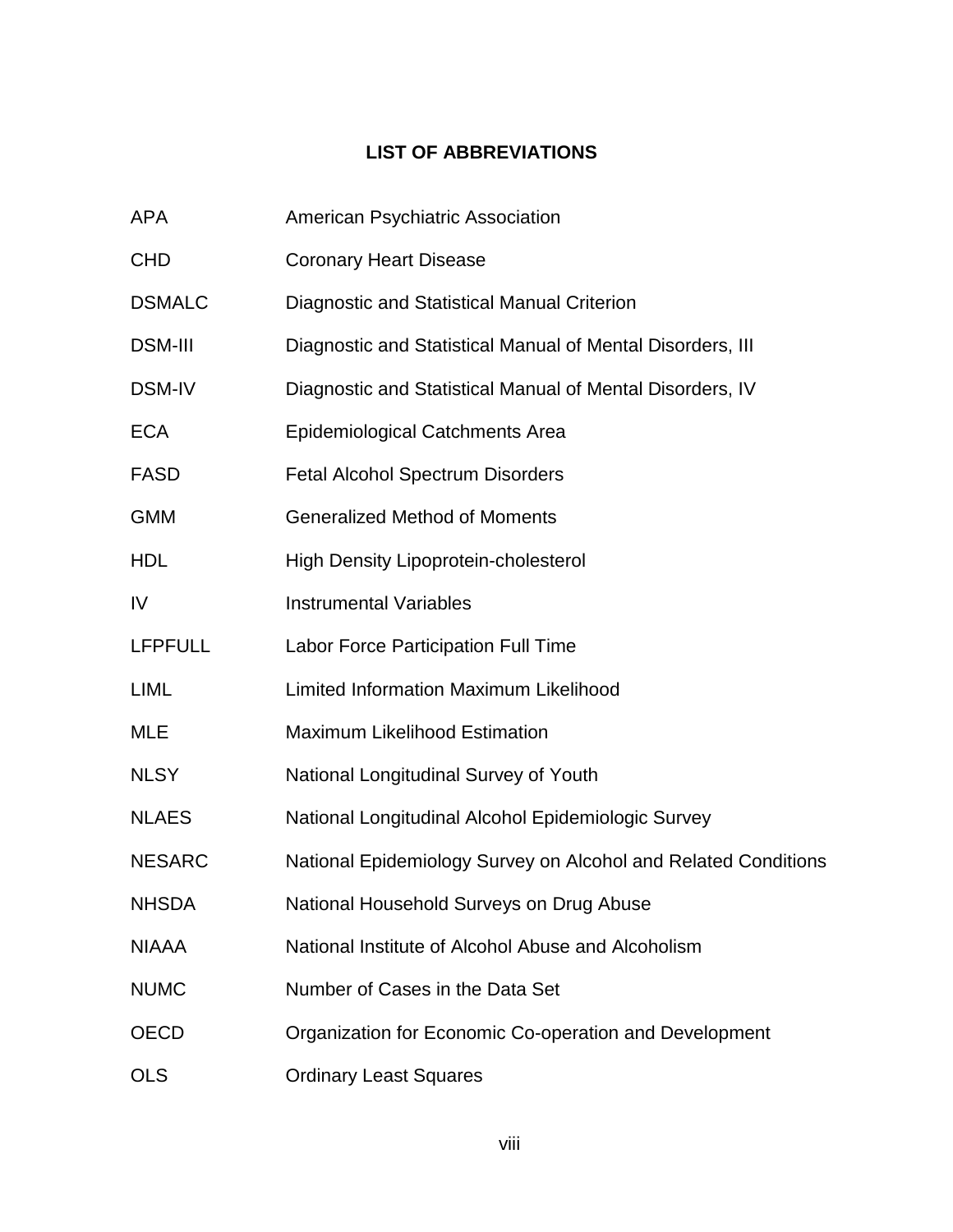# LIST OF ABBREVIATIONS

| | |
|---|---|
| APA | American Psychiatric Association |
| CHD | Coronary Heart Disease |
| DSMALC | Diagnostic and Statistical Manual Criterion |
| DSM-III | Diagnostic and Statistical Manual of Mental Disorders, III |
| DSM-IV | Diagnostic and Statistical Manual of Mental Disorders, IV |
| ECA | Epidemiological Catchments Area |
| FASD | Fetal Alcohol Spectrum Disorders |
| GMM | Generalized Method of Moments |
| HDL | High Density Lipoprotein-cholesterol |
| IV | Instrumental Variables |
| LFPFULL | Labor Force Participation Full Time |
| LIML | Limited Information Maximum Likelihood |
| MLE | Maximum Likelihood Estimation |
| NLSY | National Longitudinal Survey of Youth |
| NLAES | National Longitudinal Alcohol Epidemiologic Survey |
| NESARC | National Epidemiology Survey on Alcohol and Related Conditions |
| NHSDA | National Household Surveys on Drug Abuse |
| NIAAA | National Institute of Alcohol Abuse and Alcoholism |
| NUMC | Number of Cases in the Data Set |
| OECD | Organization for Economic Co-operation and Development |
| OLS | Ordinary Least Squares |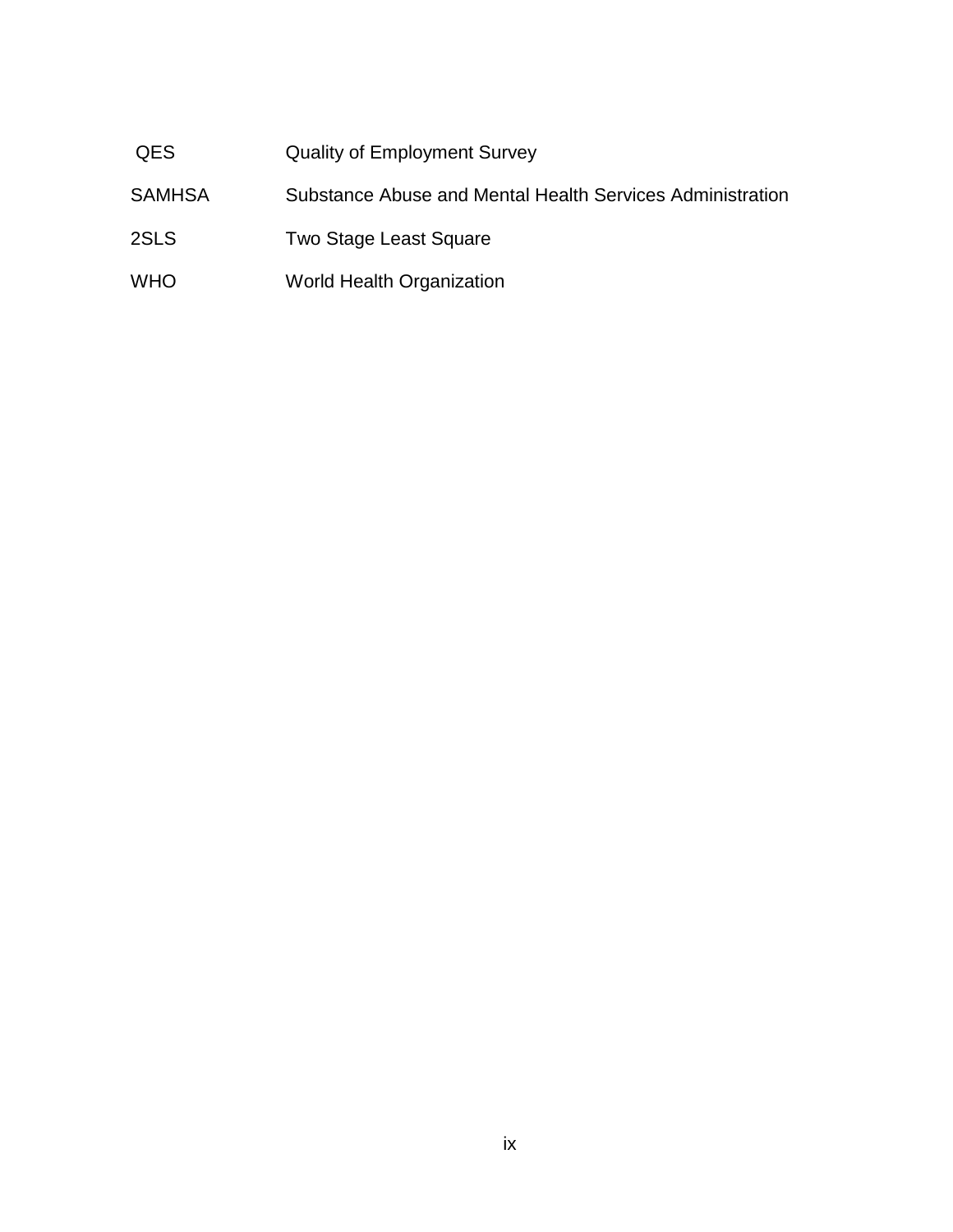| | |
|---|---|
| QES | Quality of Employment Survey |
| SAMHSA | Substance Abuse and Mental Health Services Administration |
| 2SLS | Two Stage Least Square |
| WHO | World Health Organization |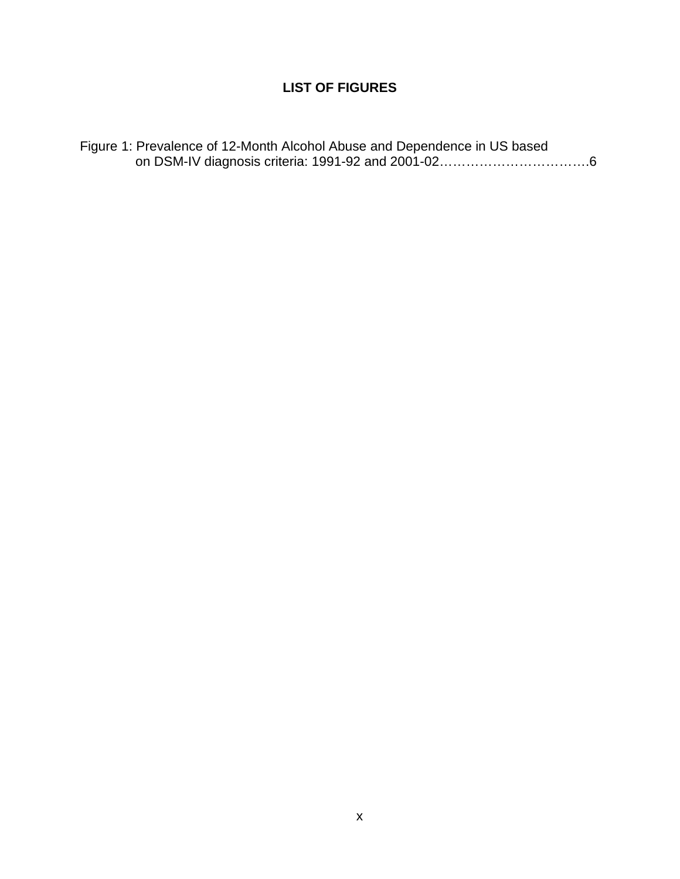# LIST OF FIGURES

Figure 1: Prevalence of 12-Month Alcohol Abuse and Dependence in US based on DSM-IV diagnosis criteria: 1991-92 and 2001-02…………………………….6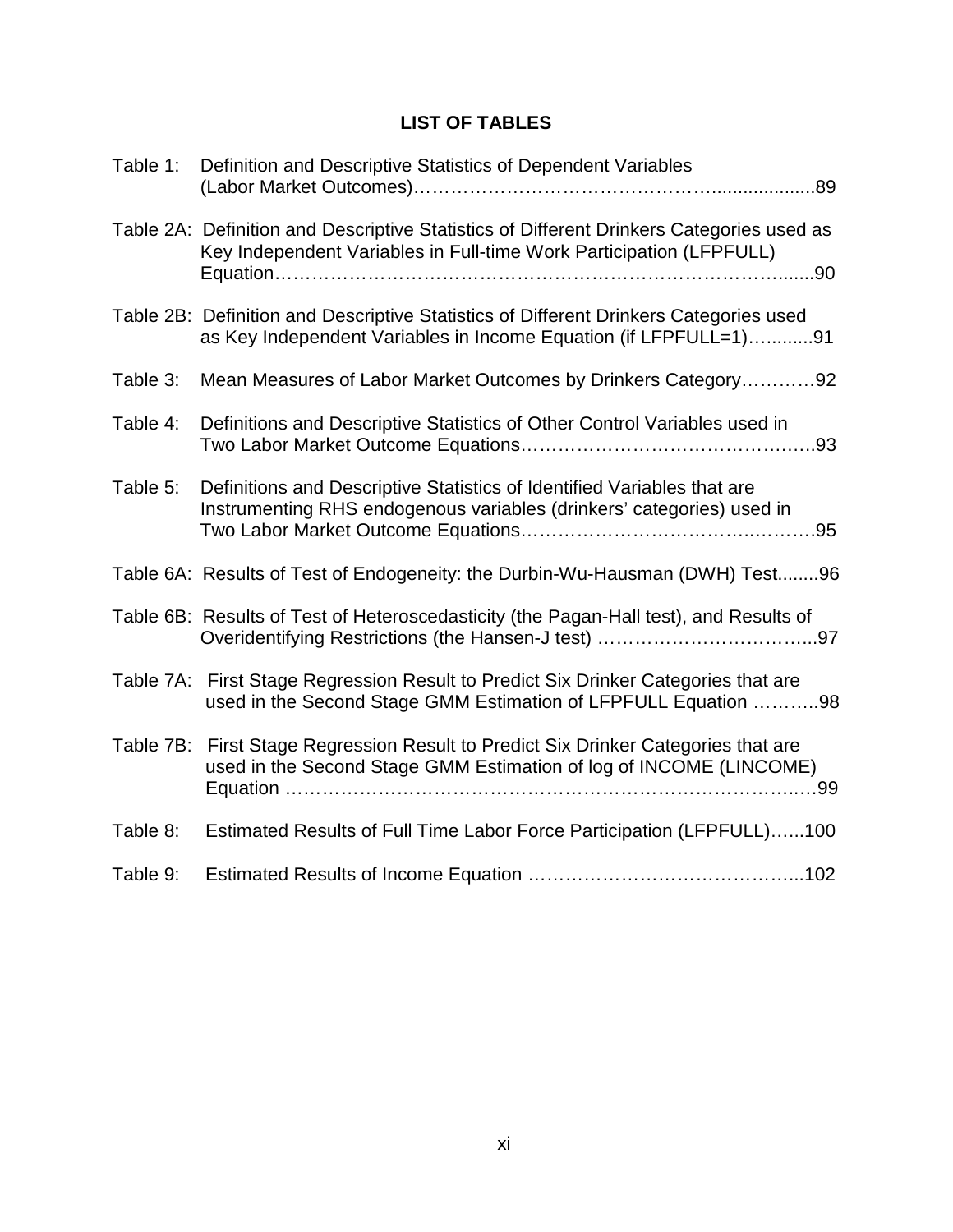## LIST OF TABLES

Table 1: Definition and Descriptive Statistics of Dependent Variables (Labor Market Outcomes)………………………………………….....................89

Table 2A: Definition and Descriptive Statistics of Different Drinkers Categories used as Key Independent Variables in Full-time Work Participation (LFPFULL) Equation…………………………………………………………………….......90

Table 2B: Definition and Descriptive Statistics of Different Drinkers Categories used as Key Independent Variables in Income Equation (if LFPFULL=1)…..........91

Table 3: Mean Measures of Labor Market Outcomes by Drinkers Category…………92

Table 4: Definitions and Descriptive Statistics of Other Control Variables used in Two Labor Market Outcome Equations……………………………………….93

Table 5: Definitions and Descriptive Statistics of Identified Variables that are Instrumenting RHS endogenous variables (drinkers' categories) used in Two Labor Market Outcome Equations.……………………………….………95

Table 6A: Results of Test of Endogeneity: the Durbin-Wu-Hausman (DWH) Test........96

Table 6B: Results of Test of Heteroscedasticity (the Pagan-Hall test), and Results of Overidentifying Restrictions (the Hansen-J test) ……………………………...97

Table 7A: First Stage Regression Result to Predict Six Drinker Categories that are used in the Second Stage GMM Estimation of LFPFULL Equation ………..98

Table 7B: First Stage Regression Result to Predict Six Drinker Categories that are used in the Second Stage GMM Estimation of log of INCOME (LINCOME) Equation ……………………………………………………………………….99

Table 8: Estimated Results of Full Time Labor Force Participation (LFPFULL)…...100

Table 9: Estimated Results of Income Equation ……………………………………...102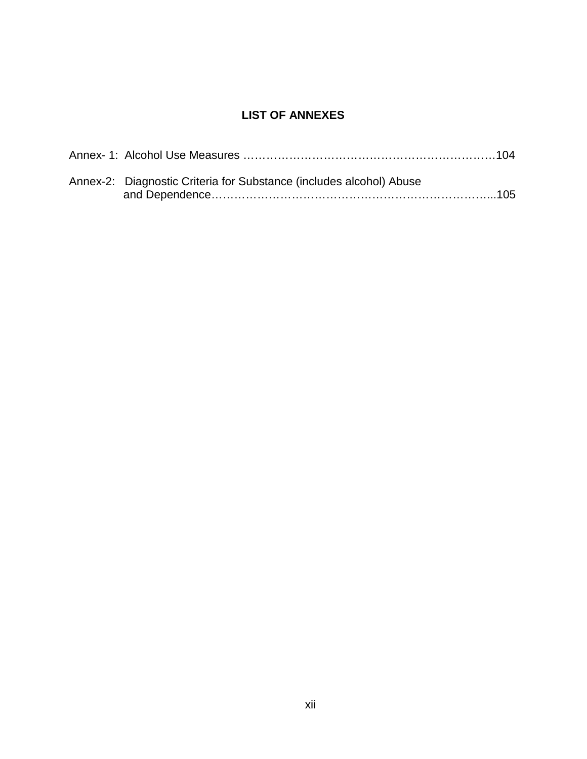## LIST OF ANNEXES

Annex- 1: Alcohol Use Measures …………………………………………………………104

Annex-2: Diagnostic Criteria for Substance (includes alcohol) Abuse and Dependence……………………………………………………………………...105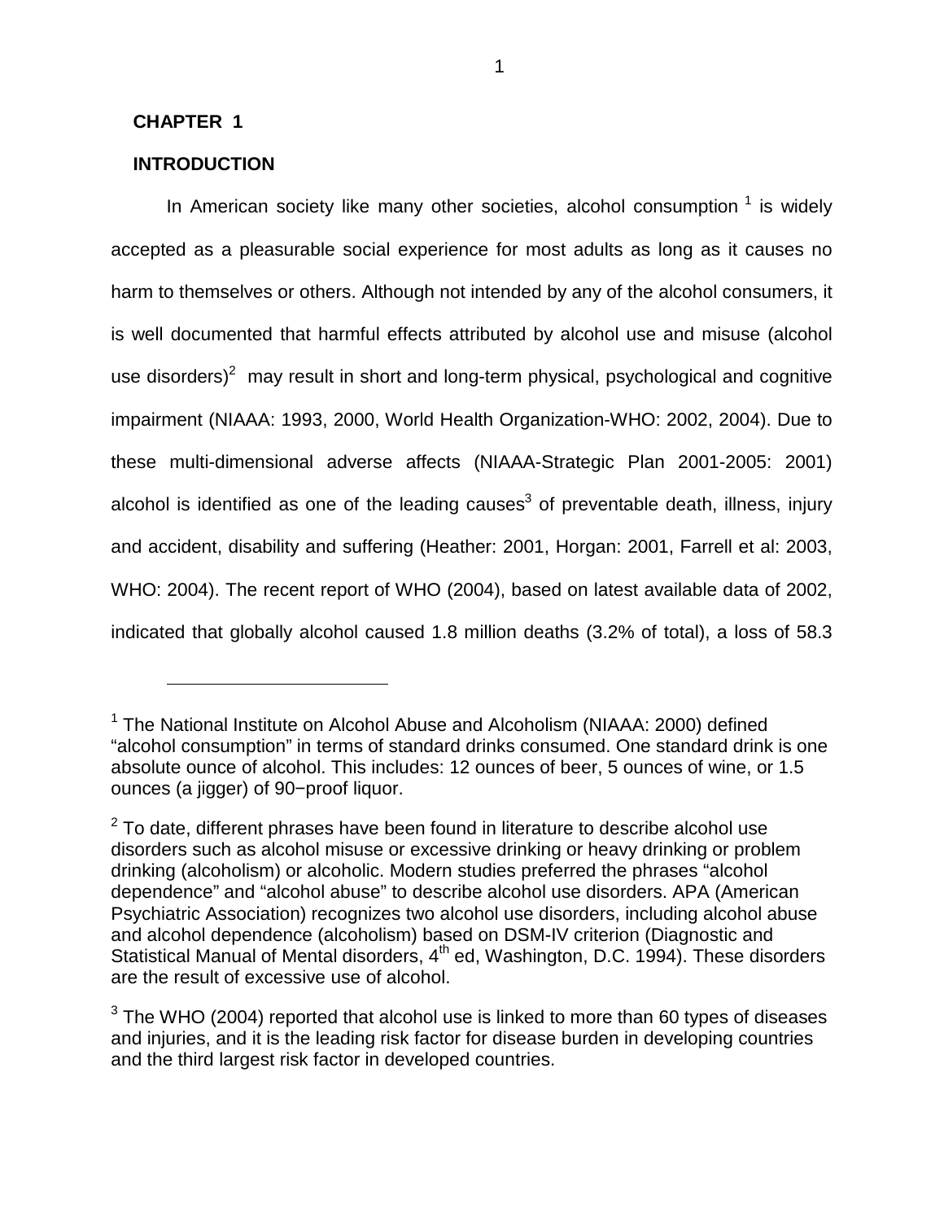# CHAPTER 1

## INTRODUCTION

In American society like many other societies, alcohol consumption [1] is widely accepted as a pleasurable social experience for most adults as long as it causes no harm to themselves or others. Although not intended by any of the alcohol consumers, it is well documented that harmful effects attributed by alcohol use and misuse (alcohol use disorders)[2] may result in short and long-term physical, psychological and cognitive impairment (NIAAA: 1993, 2000, World Health Organization-WHO: 2002, 2004). Due to these multi-dimensional adverse affects (NIAAA-Strategic Plan 2001-2005: 2001) alcohol is identified as one of the leading causes[3] of preventable death, illness, injury and accident, disability and suffering (Heather: 2001, Horgan: 2001, Farrell et al: 2003, WHO: 2004). The recent report of WHO (2004), based on latest available data of 2002, indicated that globally alcohol caused 1.8 million deaths (3.2% of total), a loss of 58.3

---

[1] The National Institute on Alcohol Abuse and Alcoholism (NIAAA: 2000) defined “alcohol consumption” in terms of standard drinks consumed. One standard drink is one absolute ounce of alcohol. This includes: 12 ounces of beer, 5 ounces of wine, or 1.5 ounces (a jigger) of 90−proof liquor.

[2] To date, different phrases have been found in literature to describe alcohol use disorders such as alcohol misuse or excessive drinking or heavy drinking or problem drinking (alcoholism) or alcoholic. Modern studies preferred the phrases “alcohol dependence” and “alcohol abuse” to describe alcohol use disorders. APA (American Psychiatric Association) recognizes two alcohol use disorders, including alcohol abuse and alcohol dependence (alcoholism) based on DSM-IV criterion (Diagnostic and Statistical Manual of Mental disorders, 4th ed, Washington, D.C. 1994). These disorders are the result of excessive use of alcohol.

[3] The WHO (2004) reported that alcohol use is linked to more than 60 types of diseases and injuries, and it is the leading risk factor for disease burden in developing countries and the third largest risk factor in developed countries.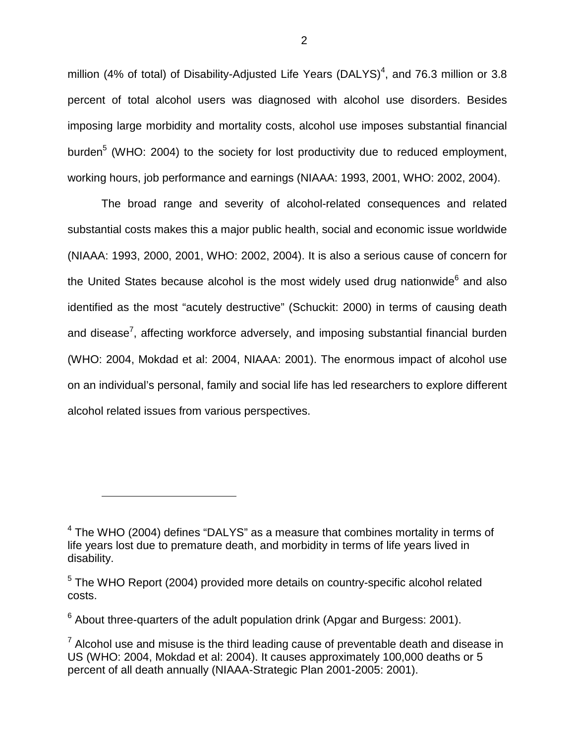million (4% of total) of Disability-Adjusted Life Years (DALYS)[4], and 76.3 million or 3.8 percent of total alcohol users was diagnosed with alcohol use disorders. Besides imposing large morbidity and mortality costs, alcohol use imposes substantial financial burden[5] (WHO: 2004) to the society for lost productivity due to reduced employment, working hours, job performance and earnings (NIAAA: 1993, 2001, WHO: 2002, 2004).

The broad range and severity of alcohol-related consequences and related substantial costs makes this a major public health, social and economic issue worldwide (NIAAA: 1993, 2000, 2001, WHO: 2002, 2004). It is also a serious cause of concern for the United States because alcohol is the most widely used drug nationwide[6] and also identified as the most "acutely destructive" (Schuckit: 2000) in terms of causing death and disease[7], affecting workforce adversely, and imposing substantial financial burden (WHO: 2004, Mokdad et al: 2004, NIAAA: 2001). The enormous impact of alcohol use on an individual's personal, family and social life has led researchers to explore different alcohol related issues from various perspectives.

---

[4] The WHO (2004) defines "DALYS" as a measure that combines mortality in terms of life years lost due to premature death, and morbidity in terms of life years lived in disability.

[5] The WHO Report (2004) provided more details on country-specific alcohol related costs.

[6] About three-quarters of the adult population drink (Apgar and Burgess: 2001).

[7] Alcohol use and misuse is the third leading cause of preventable death and disease in US (WHO: 2004, Mokdad et al: 2004). It causes approximately 100,000 deaths or 5 percent of all death annually (NIAAA-Strategic Plan 2001-2005: 2001).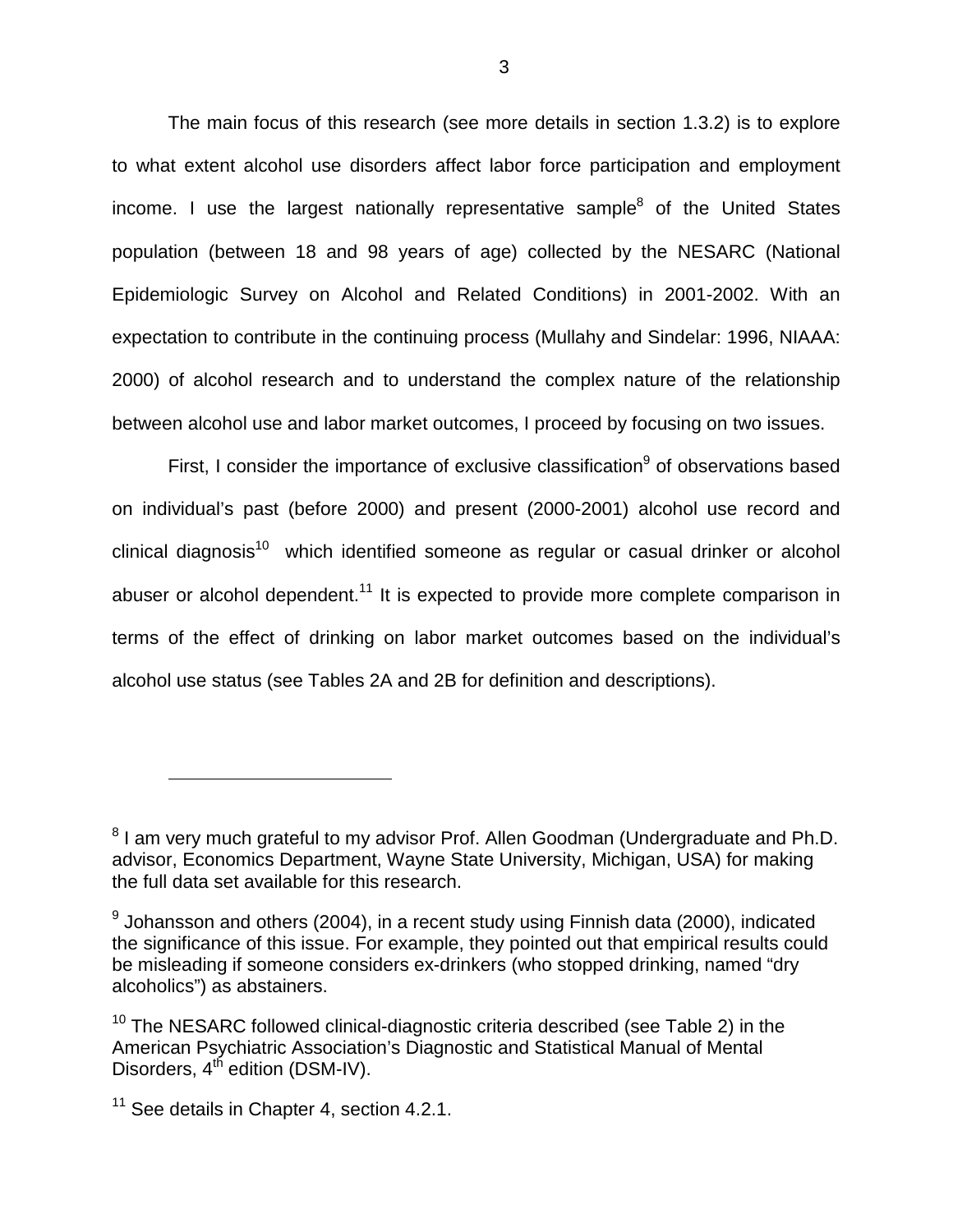The main focus of this research (see more details in section 1.3.2) is to explore to what extent alcohol use disorders affect labor force participation and employment income. I use the largest nationally representative sample[8] of the United States population (between 18 and 98 years of age) collected by the NESARC (National Epidemiologic Survey on Alcohol and Related Conditions) in 2001-2002. With an expectation to contribute in the continuing process (Mullahy and Sindelar: 1996, NIAAA: 2000) of alcohol research and to understand the complex nature of the relationship between alcohol use and labor market outcomes, I proceed by focusing on two issues.

First, I consider the importance of exclusive classification[9] of observations based on individual's past (before 2000) and present (2000-2001) alcohol use record and clinical diagnosis[10] which identified someone as regular or casual drinker or alcohol abuser or alcohol dependent.[11] It is expected to provide more complete comparison in terms of the effect of drinking on labor market outcomes based on the individual's alcohol use status (see Tables 2A and 2B for definition and descriptions).

---

[8] I am very much grateful to my advisor Prof. Allen Goodman (Undergraduate and Ph.D. advisor, Economics Department, Wayne State University, Michigan, USA) for making the full data set available for this research.

[9] Johansson and others (2004), in a recent study using Finnish data (2000), indicated the significance of this issue. For example, they pointed out that empirical results could be misleading if someone considers ex-drinkers (who stopped drinking, named "dry alcoholics") as abstainers.

[10] The NESARC followed clinical-diagnostic criteria described (see Table 2) in the American Psychiatric Association's Diagnostic and Statistical Manual of Mental Disorders, 4th edition (DSM-IV).

[11] See details in Chapter 4, section 4.2.1.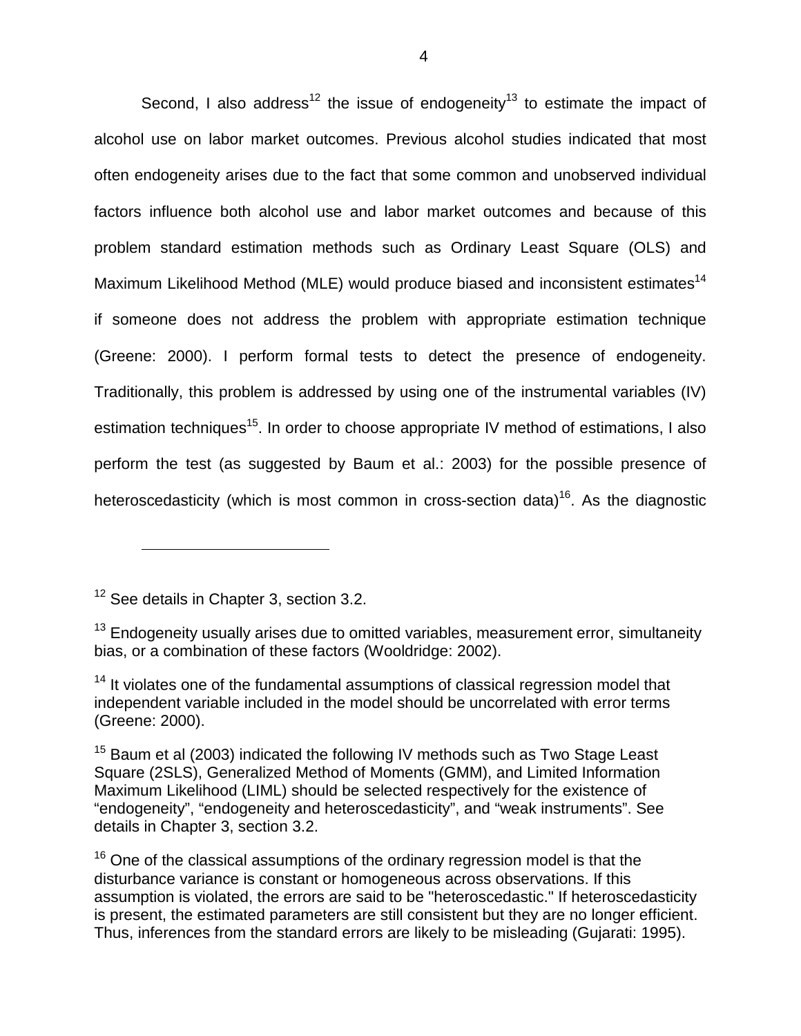Second, I also address[12] the issue of endogeneity[13] to estimate the impact of alcohol use on labor market outcomes. Previous alcohol studies indicated that most often endogeneity arises due to the fact that some common and unobserved individual factors influence both alcohol use and labor market outcomes and because of this problem standard estimation methods such as Ordinary Least Square (OLS) and Maximum Likelihood Method (MLE) would produce biased and inconsistent estimates[14] if someone does not address the problem with appropriate estimation technique (Greene: 2000). I perform formal tests to detect the presence of endogeneity. Traditionally, this problem is addressed by using one of the instrumental variables (IV) estimation techniques[15]. In order to choose appropriate IV method of estimations, I also perform the test (as suggested by Baum et al.: 2003) for the possible presence of heteroscedasticity (which is most common in cross-section data)[16]. As the diagnostic

---

[12] See details in Chapter 3, section 3.2.

[13] Endogeneity usually arises due to omitted variables, measurement error, simultaneity bias, or a combination of these factors (Wooldridge: 2002).

[14] It violates one of the fundamental assumptions of classical regression model that independent variable included in the model should be uncorrelated with error terms (Greene: 2000).

[15] Baum et al (2003) indicated the following IV methods such as Two Stage Least Square (2SLS), Generalized Method of Moments (GMM), and Limited Information Maximum Likelihood (LIML) should be selected respectively for the existence of "endogeneity", "endogeneity and heteroscedasticity", and "weak instruments". See details in Chapter 3, section 3.2.

[16] One of the classical assumptions of the ordinary regression model is that the disturbance variance is constant or homogeneous across observations. If this assumption is violated, the errors are said to be "heteroscedastic." If heteroscedasticity is present, the estimated parameters are still consistent but they are no longer efficient. Thus, inferences from the standard errors are likely to be misleading (Gujarati: 1995).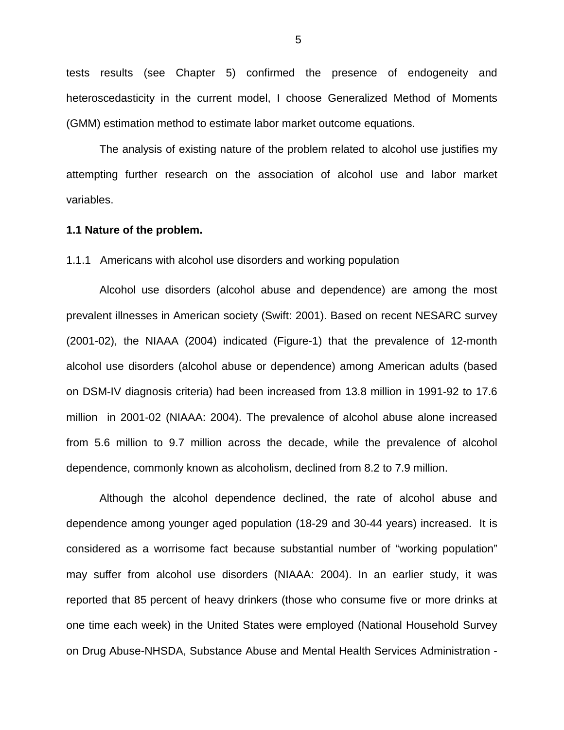tests results (see Chapter 5) confirmed the presence of endogeneity and heteroscedasticity in the current model, I choose Generalized Method of Moments (GMM) estimation method to estimate labor market outcome equations.

The analysis of existing nature of the problem related to alcohol use justifies my attempting further research on the association of alcohol use and labor market variables.

**1.1 Nature of the problem.**

1.1.1 Americans with alcohol use disorders and working population

Alcohol use disorders (alcohol abuse and dependence) are among the most prevalent illnesses in American society (Swift: 2001). Based on recent NESARC survey (2001-02), the NIAAA (2004) indicated (Figure-1) that the prevalence of 12-month alcohol use disorders (alcohol abuse or dependence) among American adults (based on DSM-IV diagnosis criteria) had been increased from 13.8 million in 1991-92 to 17.6 million in 2001-02 (NIAAA: 2004). The prevalence of alcohol abuse alone increased from 5.6 million to 9.7 million across the decade, while the prevalence of alcohol dependence, commonly known as alcoholism, declined from 8.2 to 7.9 million.

Although the alcohol dependence declined, the rate of alcohol abuse and dependence among younger aged population (18-29 and 30-44 years) increased. It is considered as a worrisome fact because substantial number of "working population" may suffer from alcohol use disorders (NIAAA: 2004). In an earlier study, it was reported that 85 percent of heavy drinkers (those who consume five or more drinks at one time each week) in the United States were employed (National Household Survey on Drug Abuse-NHSDA, Substance Abuse and Mental Health Services Administration -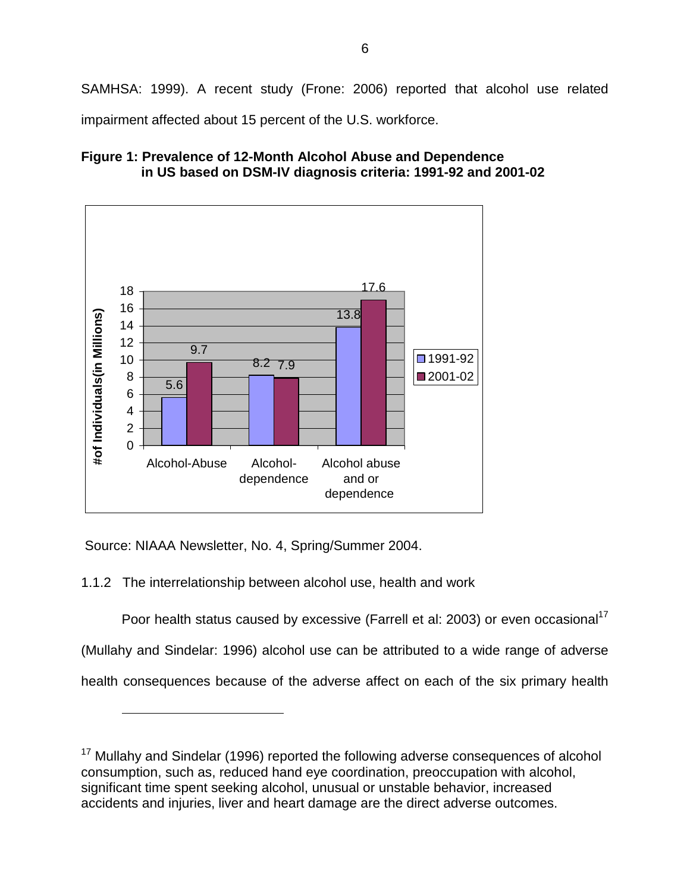SAMHSA: 1999). A recent study (Frone: 2006) reported that alcohol use related impairment affected about 15 percent of the U.S. workforce.

**Figure 1: Prevalence of 12-Month Alcohol Abuse and Dependence in US based on DSM-IV diagnosis criteria: 1991-92 and 2001-02**

| #of Individuals(in Millions) | 1991-92 | 2001-02 |
|---|---|---|
| Alcohol-Abuse | 5.6 | 9.7 |
| Alcohol-dependence | 8.2 | 7.9 |
| Alcohol abuse and or dependence | 13.8 | 17.6 |

Source: NIAAA Newsletter, No. 4, Spring/Summer 2004.

### 1.1.2 The interrelationship between alcohol use, health and work

Poor health status caused by excessive (Farrell et al: 2003) or even occasional[17] (Mullahy and Sindelar: 1996) alcohol use can be attributed to a wide range of adverse health consequences because of the adverse affect on each of the six primary health

---

[17] Mullahy and Sindelar (1996) reported the following adverse consequences of alcohol consumption, such as, reduced hand eye coordination, preoccupation with alcohol, significant time spent seeking alcohol, unusual or unstable behavior, increased accidents and injuries, liver and heart damage are the direct adverse outcomes.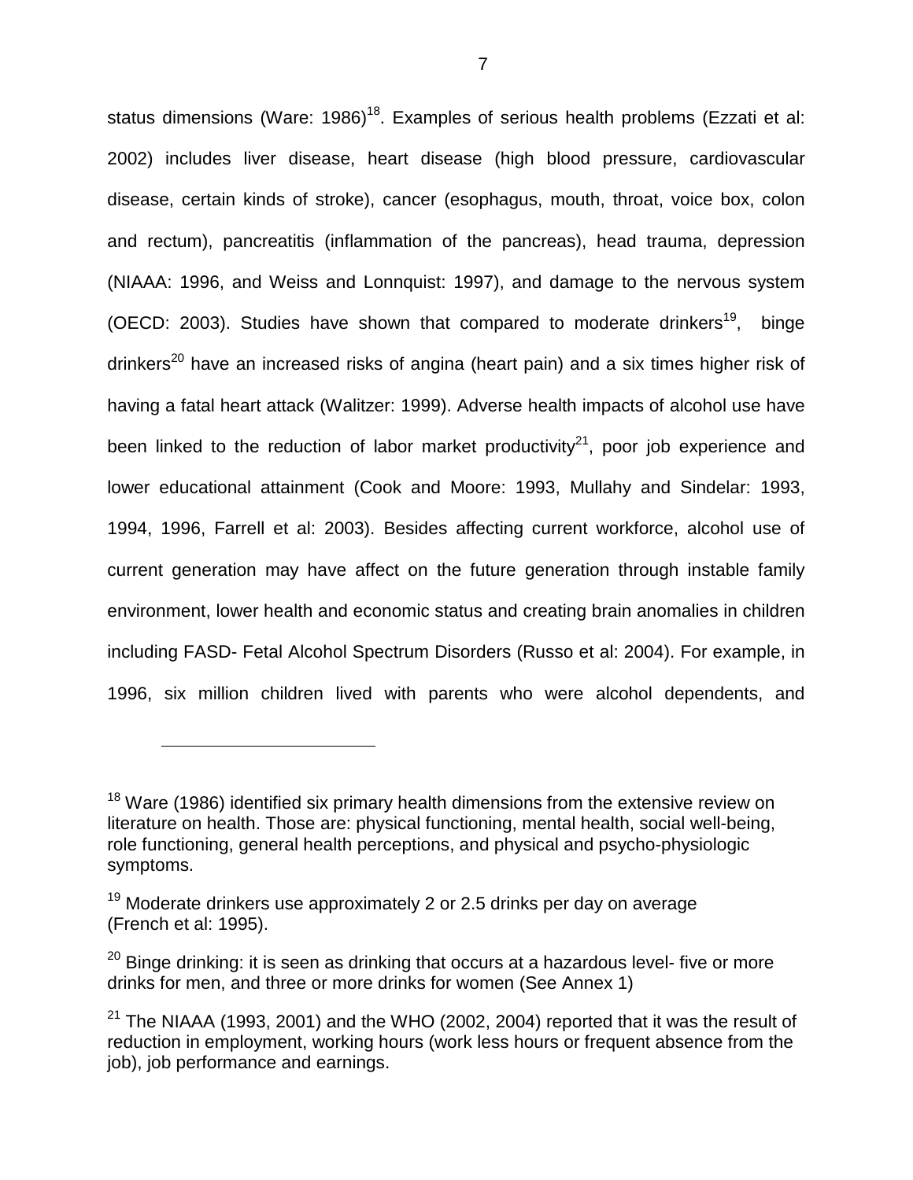status dimensions (Ware: 1986)[18]. Examples of serious health problems (Ezzati et al: 2002) includes liver disease, heart disease (high blood pressure, cardiovascular disease, certain kinds of stroke), cancer (esophagus, mouth, throat, voice box, colon and rectum), pancreatitis (inflammation of the pancreas), head trauma, depression (NIAAA: 1996, and Weiss and Lonnquist: 1997), and damage to the nervous system (OECD: 2003). Studies have shown that compared to moderate drinkers[19], binge drinkers[20] have an increased risks of angina (heart pain) and a six times higher risk of having a fatal heart attack (Walitzer: 1999). Adverse health impacts of alcohol use have been linked to the reduction of labor market productivity[21], poor job experience and lower educational attainment (Cook and Moore: 1993, Mullahy and Sindelar: 1993, 1994, 1996, Farrell et al: 2003). Besides affecting current workforce, alcohol use of current generation may have affect on the future generation through instable family environment, lower health and economic status and creating brain anomalies in children including FASD- Fetal Alcohol Spectrum Disorders (Russo et al: 2004). For example, in 1996, six million children lived with parents who were alcohol dependents, and

---

[18] Ware (1986) identified six primary health dimensions from the extensive review on literature on health. Those are: physical functioning, mental health, social well-being, role functioning, general health perceptions, and physical and psycho-physiologic symptoms.

[19] Moderate drinkers use approximately 2 or 2.5 drinks per day on average (French et al: 1995).

[20] Binge drinking: it is seen as drinking that occurs at a hazardous level- five or more drinks for men, and three or more drinks for women (See Annex 1)

[21] The NIAAA (1993, 2001) and the WHO (2002, 2004) reported that it was the result of reduction in employment, working hours (work less hours or frequent absence from the job), job performance and earnings.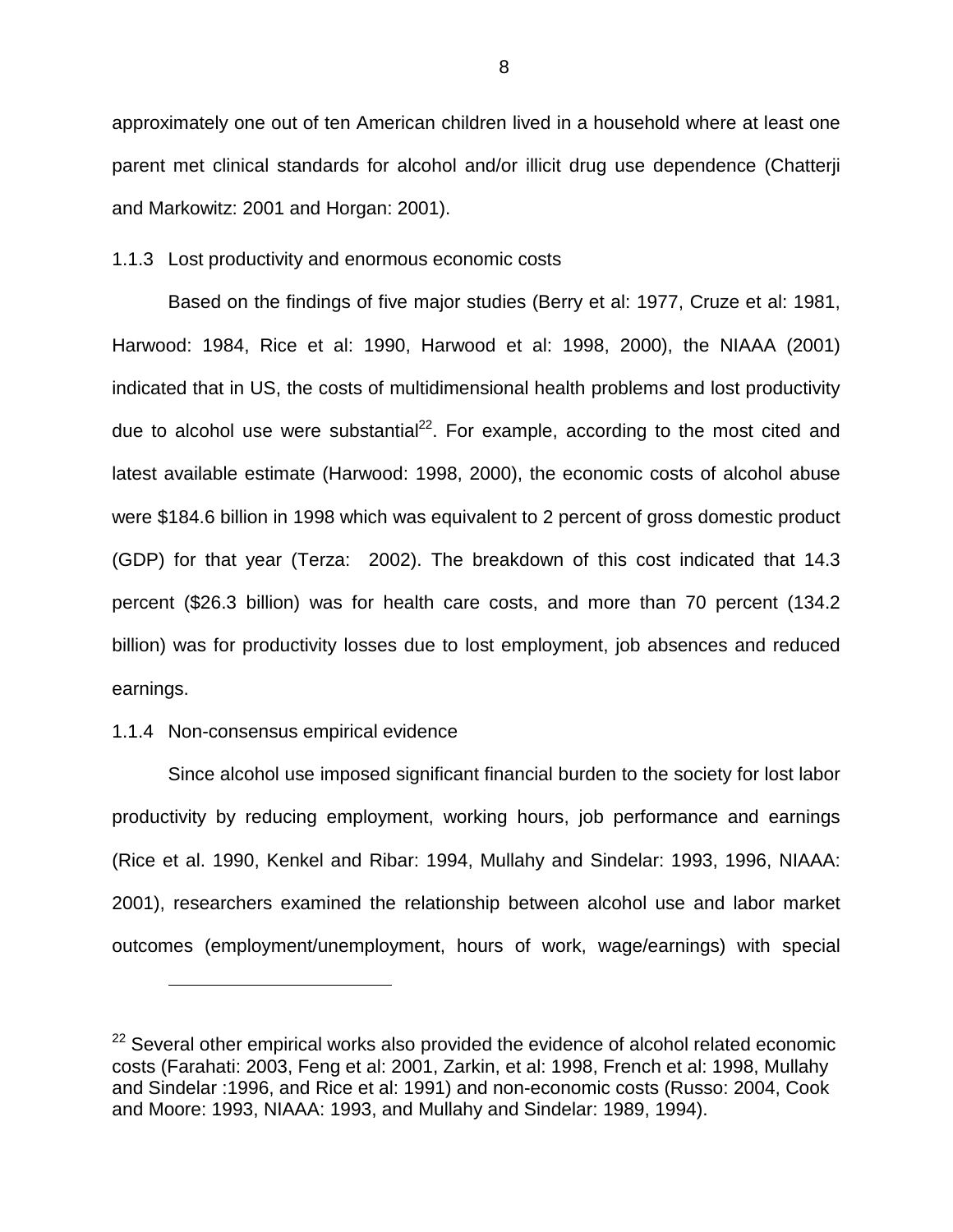approximately one out of ten American children lived in a household where at least one parent met clinical standards for alcohol and/or illicit drug use dependence (Chatterji and Markowitz: 2001 and Horgan: 2001).

### 1.1.3 Lost productivity and enormous economic costs

Based on the findings of five major studies (Berry et al: 1977, Cruze et al: 1981, Harwood: 1984, Rice et al: 1990, Harwood et al: 1998, 2000), the NIAAA (2001) indicated that in US, the costs of multidimensional health problems and lost productivity due to alcohol use were substantial[22]. For example, according to the most cited and latest available estimate (Harwood: 1998, 2000), the economic costs of alcohol abuse were $184.6 billion in 1998 which was equivalent to 2 percent of gross domestic product (GDP) for that year (Terza: 2002). The breakdown of this cost indicated that 14.3 percent ($26.3 billion) was for health care costs, and more than 70 percent (134.2 billion) was for productivity losses due to lost employment, job absences and reduced earnings.

### 1.1.4 Non-consensus empirical evidence

Since alcohol use imposed significant financial burden to the society for lost labor productivity by reducing employment, working hours, job performance and earnings (Rice et al. 1990, Kenkel and Ribar: 1994, Mullahy and Sindelar: 1993, 1996, NIAAA: 2001), researchers examined the relationship between alcohol use and labor market outcomes (employment/unemployment, hours of work, wage/earnings) with special

---

[22] Several other empirical works also provided the evidence of alcohol related economic costs (Farahati: 2003, Feng et al: 2001, Zarkin, et al: 1998, French et al: 1998, Mullahy and Sindelar :1996, and Rice et al: 1991) and non-economic costs (Russo: 2004, Cook and Moore: 1993, NIAAA: 1993, and Mullahy and Sindelar: 1989, 1994).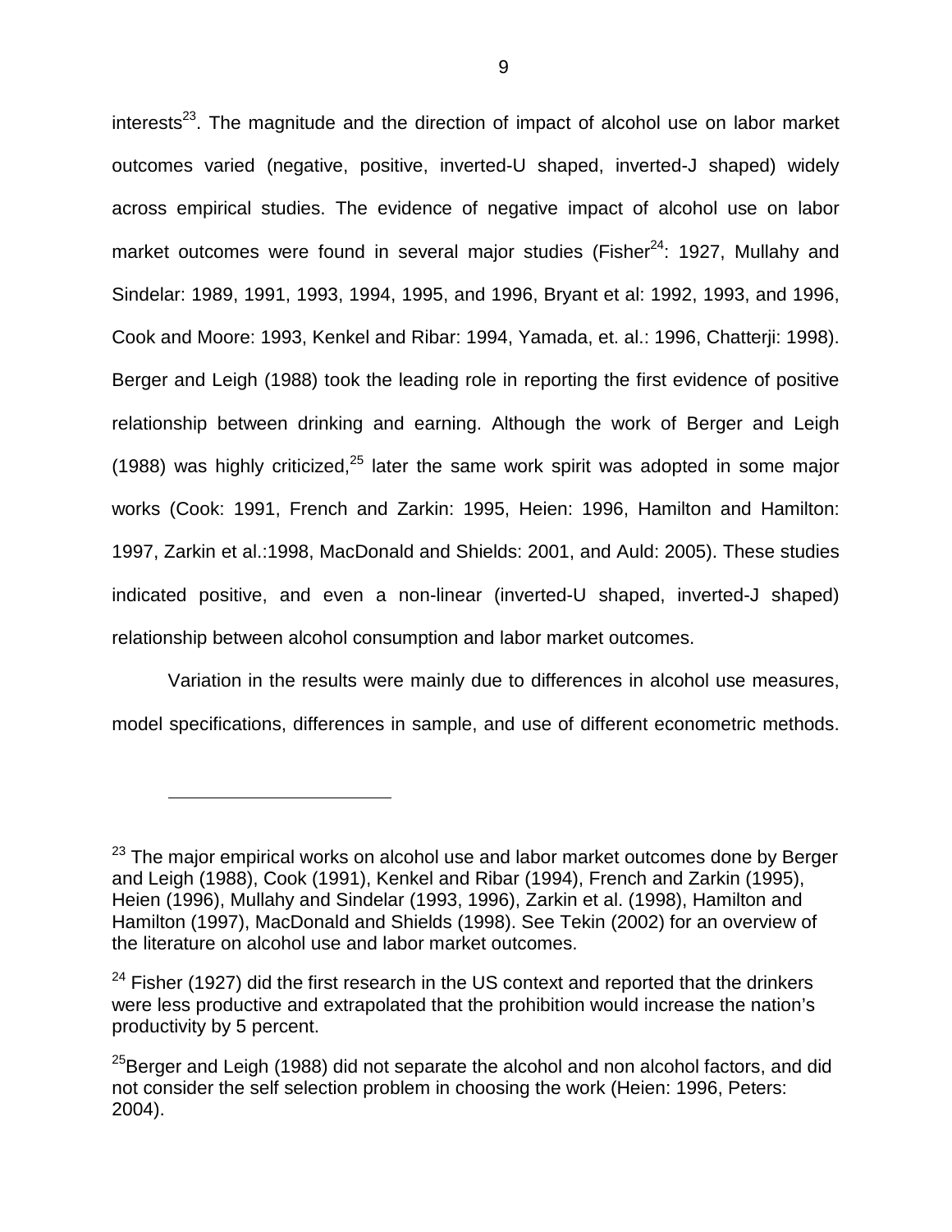interests[23]. The magnitude and the direction of impact of alcohol use on labor market outcomes varied (negative, positive, inverted-U shaped, inverted-J shaped) widely across empirical studies. The evidence of negative impact of alcohol use on labor market outcomes were found in several major studies (Fisher[24]: 1927, Mullahy and Sindelar: 1989, 1991, 1993, 1994, 1995, and 1996, Bryant et al: 1992, 1993, and 1996, Cook and Moore: 1993, Kenkel and Ribar: 1994, Yamada, et. al.: 1996, Chatterji: 1998). Berger and Leigh (1988) took the leading role in reporting the first evidence of positive relationship between drinking and earning. Although the work of Berger and Leigh (1988) was highly criticized,[25] later the same work spirit was adopted in some major works (Cook: 1991, French and Zarkin: 1995, Heien: 1996, Hamilton and Hamilton: 1997, Zarkin et al.:1998, MacDonald and Shields: 2001, and Auld: 2005). These studies indicated positive, and even a non-linear (inverted-U shaped, inverted-J shaped) relationship between alcohol consumption and labor market outcomes.

Variation in the results were mainly due to differences in alcohol use measures, model specifications, differences in sample, and use of different econometric methods.

---

[23] The major empirical works on alcohol use and labor market outcomes done by Berger and Leigh (1988), Cook (1991), Kenkel and Ribar (1994), French and Zarkin (1995), Heien (1996), Mullahy and Sindelar (1993, 1996), Zarkin et al. (1998), Hamilton and Hamilton (1997), MacDonald and Shields (1998). See Tekin (2002) for an overview of the literature on alcohol use and labor market outcomes.

[24] Fisher (1927) did the first research in the US context and reported that the drinkers were less productive and extrapolated that the prohibition would increase the nation's productivity by 5 percent.

[25] Berger and Leigh (1988) did not separate the alcohol and non alcohol factors, and did not consider the self selection problem in choosing the work (Heien: 1996, Peters: 2004).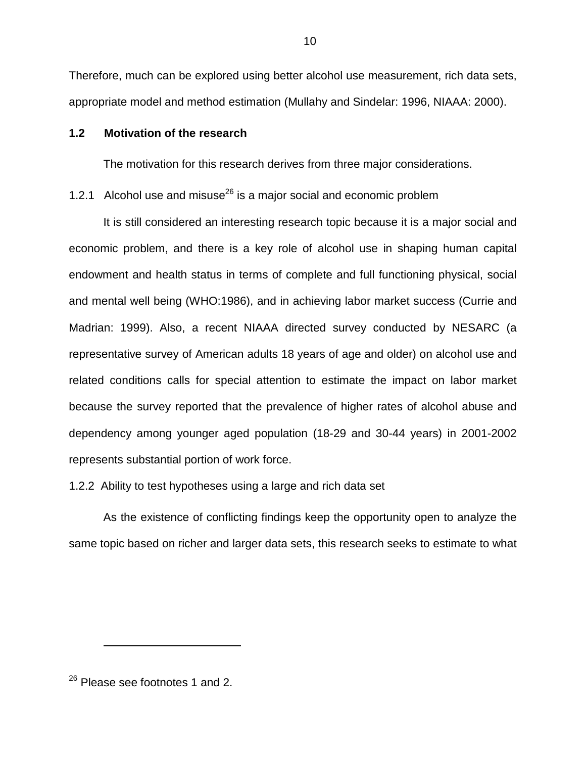Therefore, much can be explored using better alcohol use measurement, rich data sets, appropriate model and method estimation (Mullahy and Sindelar: 1996, NIAAA: 2000).

## 1.2 Motivation of the research

The motivation for this research derives from three major considerations.

### 1.2.1 Alcohol use and misuse[26] is a major social and economic problem

It is still considered an interesting research topic because it is a major social and economic problem, and there is a key role of alcohol use in shaping human capital endowment and health status in terms of complete and full functioning physical, social and mental well being (WHO:1986), and in achieving labor market success (Currie and Madrian: 1999). Also, a recent NIAAA directed survey conducted by NESARC (a representative survey of American adults 18 years of age and older) on alcohol use and related conditions calls for special attention to estimate the impact on labor market because the survey reported that the prevalence of higher rates of alcohol abuse and dependency among younger aged population (18-29 and 30-44 years) in 2001-2002 represents substantial portion of work force.

### 1.2.2 Ability to test hypotheses using a large and rich data set

As the existence of conflicting findings keep the opportunity open to analyze the same topic based on richer and larger data sets, this research seeks to estimate to what

---

[26] Please see footnotes 1 and 2.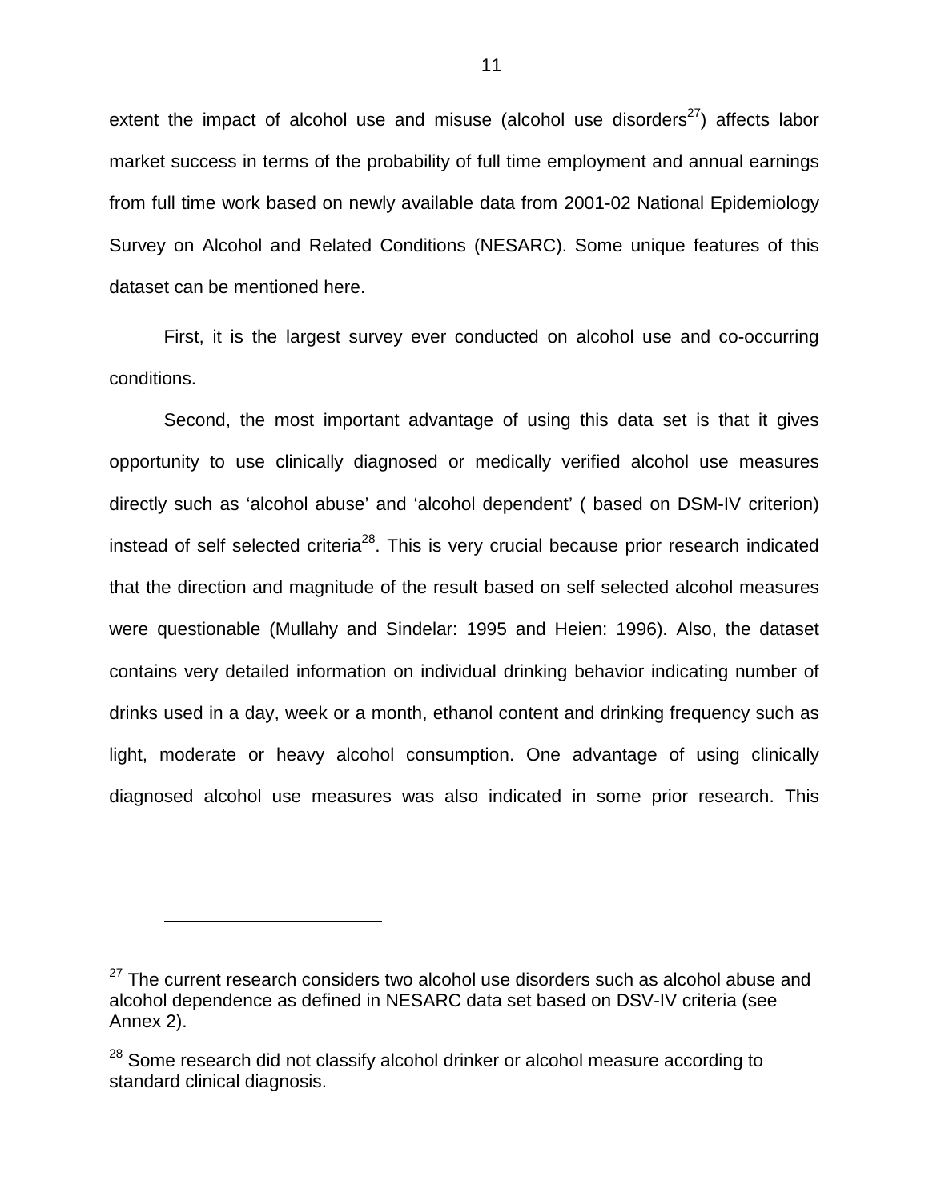extent the impact of alcohol use and misuse (alcohol use disorders[27]) affects labor market success in terms of the probability of full time employment and annual earnings from full time work based on newly available data from 2001-02 National Epidemiology Survey on Alcohol and Related Conditions (NESARC). Some unique features of this dataset can be mentioned here.

First, it is the largest survey ever conducted on alcohol use and co-occurring conditions.

Second, the most important advantage of using this data set is that it gives opportunity to use clinically diagnosed or medically verified alcohol use measures directly such as 'alcohol abuse' and 'alcohol dependent' ( based on DSM-IV criterion) instead of self selected criteria[28]. This is very crucial because prior research indicated that the direction and magnitude of the result based on self selected alcohol measures were questionable (Mullahy and Sindelar: 1995 and Heien: 1996). Also, the dataset contains very detailed information on individual drinking behavior indicating number of drinks used in a day, week or a month, ethanol content and drinking frequency such as light, moderate or heavy alcohol consumption. One advantage of using clinically diagnosed alcohol use measures was also indicated in some prior research. This

---

[27] The current research considers two alcohol use disorders such as alcohol abuse and alcohol dependence as defined in NESARC data set based on DSV-IV criteria (see Annex 2).

[28] Some research did not classify alcohol drinker or alcohol measure according to standard clinical diagnosis.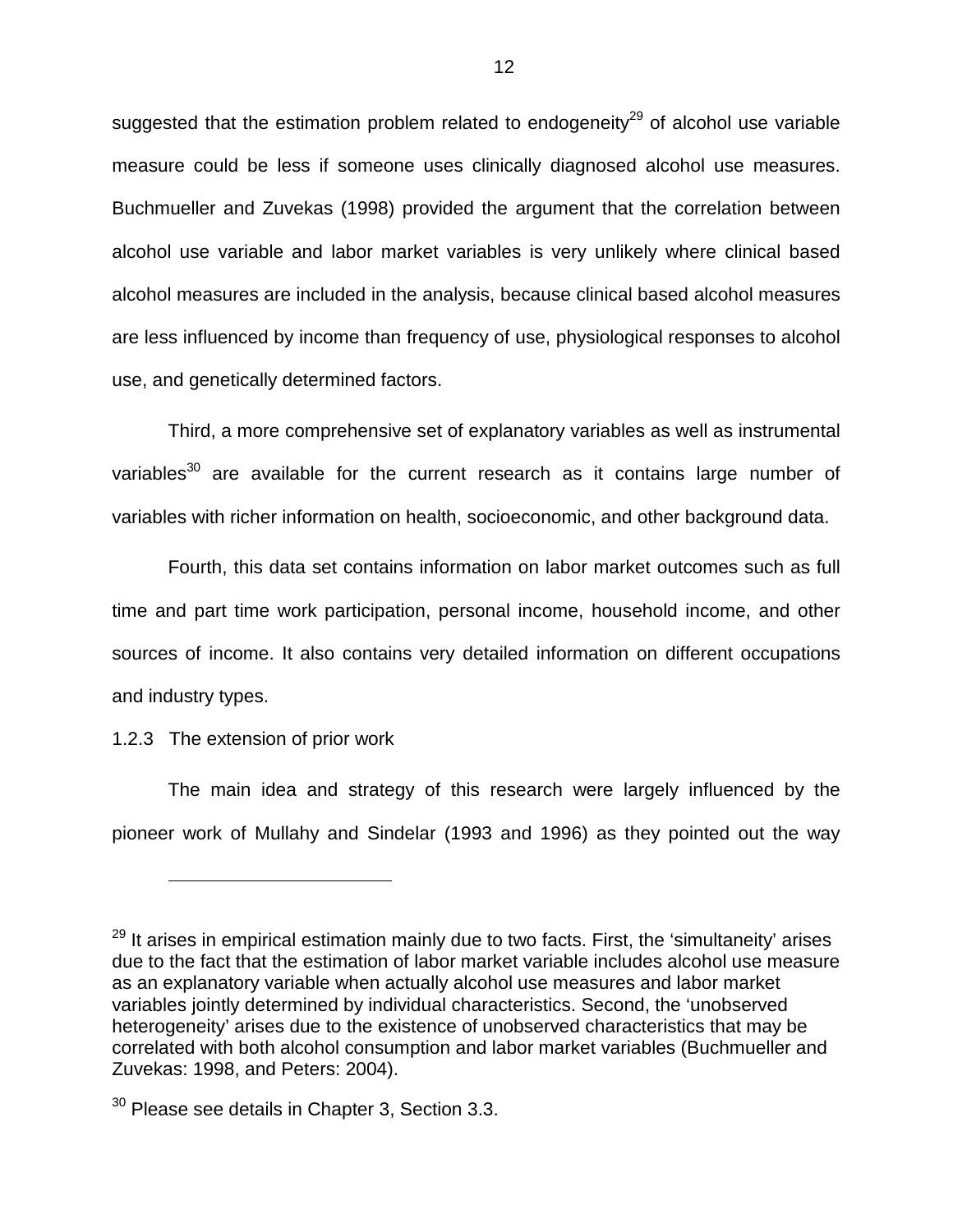suggested that the estimation problem related to endogeneity[29] of alcohol use variable measure could be less if someone uses clinically diagnosed alcohol use measures. Buchmueller and Zuvekas (1998) provided the argument that the correlation between alcohol use variable and labor market variables is very unlikely where clinical based alcohol measures are included in the analysis, because clinical based alcohol measures are less influenced by income than frequency of use, physiological responses to alcohol use, and genetically determined factors.

Third, a more comprehensive set of explanatory variables as well as instrumental variables[30] are available for the current research as it contains large number of variables with richer information on health, socioeconomic, and other background data.

Fourth, this data set contains information on labor market outcomes such as full time and part time work participation, personal income, household income, and other sources of income. It also contains very detailed information on different occupations and industry types.

### 1.2.3 The extension of prior work

The main idea and strategy of this research were largely influenced by the pioneer work of Mullahy and Sindelar (1993 and 1996) as they pointed out the way

---

[29] It arises in empirical estimation mainly due to two facts. First, the 'simultaneity' arises due to the fact that the estimation of labor market variable includes alcohol use measure as an explanatory variable when actually alcohol use measures and labor market variables jointly determined by individual characteristics. Second, the 'unobserved heterogeneity' arises due to the existence of unobserved characteristics that may be correlated with both alcohol consumption and labor market variables (Buchmueller and Zuvekas: 1998, and Peters: 2004).

[30] Please see details in Chapter 3, Section 3.3.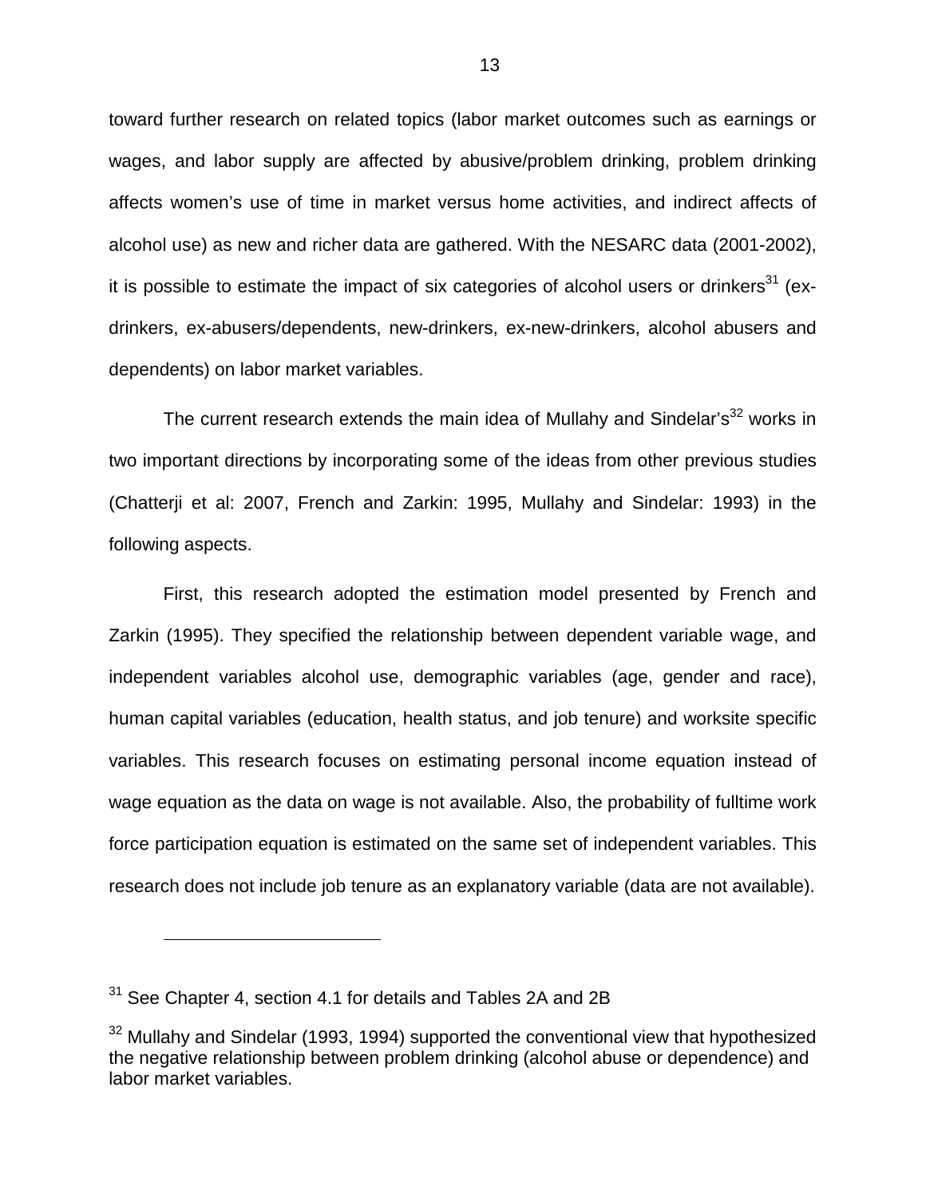toward further research on related topics (labor market outcomes such as earnings or wages, and labor supply are affected by abusive/problem drinking, problem drinking affects women's use of time in market versus home activities, and indirect affects of alcohol use) as new and richer data are gathered. With the NESARC data (2001-2002), it is possible to estimate the impact of six categories of alcohol users or drinkers[31] (ex-drinkers, ex-abusers/dependents, new-drinkers, ex-new-drinkers, alcohol abusers and dependents) on labor market variables.

The current research extends the main idea of Mullahy and Sindelar's[32] works in two important directions by incorporating some of the ideas from other previous studies (Chatterji et al: 2007, French and Zarkin: 1995, Mullahy and Sindelar: 1993) in the following aspects.

First, this research adopted the estimation model presented by French and Zarkin (1995). They specified the relationship between dependent variable wage, and independent variables alcohol use, demographic variables (age, gender and race), human capital variables (education, health status, and job tenure) and worksite specific variables. This research focuses on estimating personal income equation instead of wage equation as the data on wage is not available. Also, the probability of fulltime work force participation equation is estimated on the same set of independent variables. This research does not include job tenure as an explanatory variable (data are not available).

---

[31] See Chapter 4, section 4.1 for details and Tables 2A and 2B

[32] Mullahy and Sindelar (1993, 1994) supported the conventional view that hypothesized the negative relationship between problem drinking (alcohol abuse or dependence) and labor market variables.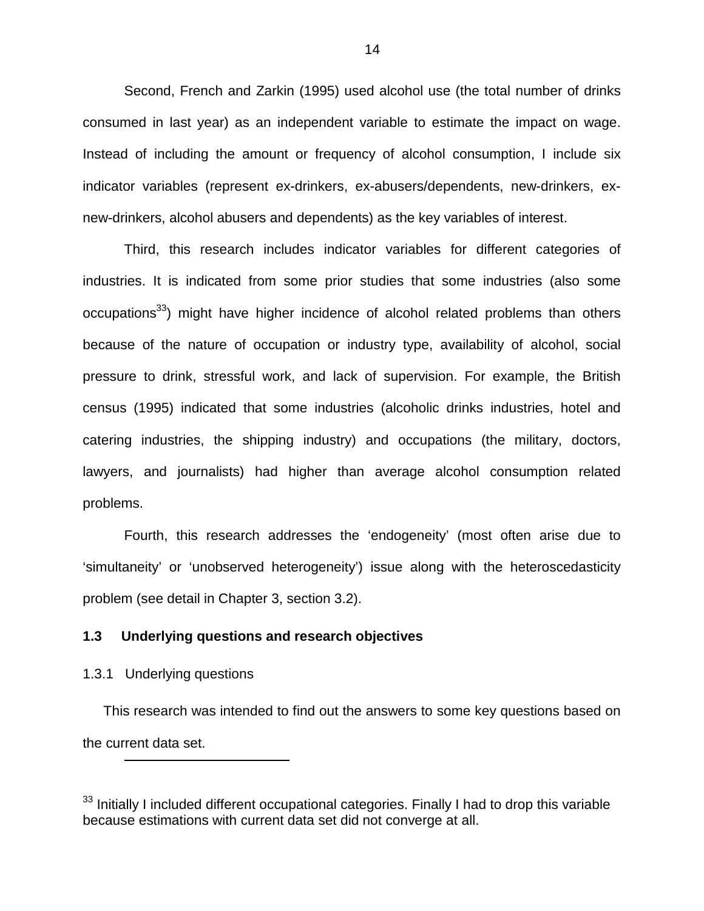Second, French and Zarkin (1995) used alcohol use (the total number of drinks consumed in last year) as an independent variable to estimate the impact on wage. Instead of including the amount or frequency of alcohol consumption, I include six indicator variables (represent ex-drinkers, ex-abusers/dependents, new-drinkers, ex-new-drinkers, alcohol abusers and dependents) as the key variables of interest.

Third, this research includes indicator variables for different categories of industries. It is indicated from some prior studies that some industries (also some occupations[33]) might have higher incidence of alcohol related problems than others because of the nature of occupation or industry type, availability of alcohol, social pressure to drink, stressful work, and lack of supervision. For example, the British census (1995) indicated that some industries (alcoholic drinks industries, hotel and catering industries, the shipping industry) and occupations (the military, doctors, lawyers, and journalists) had higher than average alcohol consumption related problems.

Fourth, this research addresses the 'endogeneity' (most often arise due to 'simultaneity' or 'unobserved heterogeneity') issue along with the heteroscedasticity problem (see detail in Chapter 3, section 3.2).

## 1.3 Underlying questions and research objectives

### 1.3.1 Underlying questions

This research was intended to find out the answers to some key questions based on the current data set.

---

[33] Initially I included different occupational categories. Finally I had to drop this variable because estimations with current data set did not converge at all.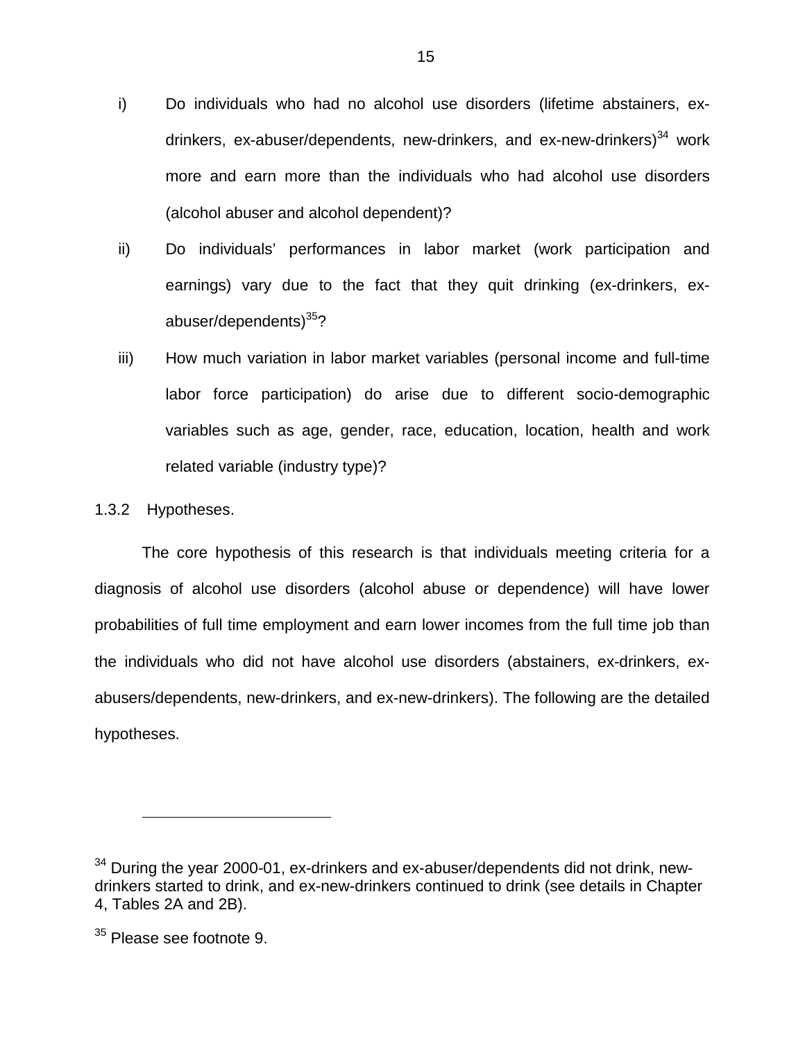i) Do individuals who had no alcohol use disorders (lifetime abstainers, ex-drinkers, ex-abuser/dependents, new-drinkers, and ex-new-drinkers)[34] work more and earn more than the individuals who had alcohol use disorders (alcohol abuser and alcohol dependent)?

ii) Do individuals' performances in labor market (work participation and earnings) vary due to the fact that they quit drinking (ex-drinkers, ex-abuser/dependents)[35]?

iii) How much variation in labor market variables (personal income and full-time labor force participation) do arise due to different socio-demographic variables such as age, gender, race, education, location, health and work related variable (industry type)?

### 1.3.2 Hypotheses.

The core hypothesis of this research is that individuals meeting criteria for a diagnosis of alcohol use disorders (alcohol abuse or dependence) will have lower probabilities of full time employment and earn lower incomes from the full time job than the individuals who did not have alcohol use disorders (abstainers, ex-drinkers, ex-abusers/dependents, new-drinkers, and ex-new-drinkers). The following are the detailed hypotheses.

---

[34] During the year 2000-01, ex-drinkers and ex-abuser/dependents did not drink, new-drinkers started to drink, and ex-new-drinkers continued to drink (see details in Chapter 4, Tables 2A and 2B).

[35] Please see footnote 9.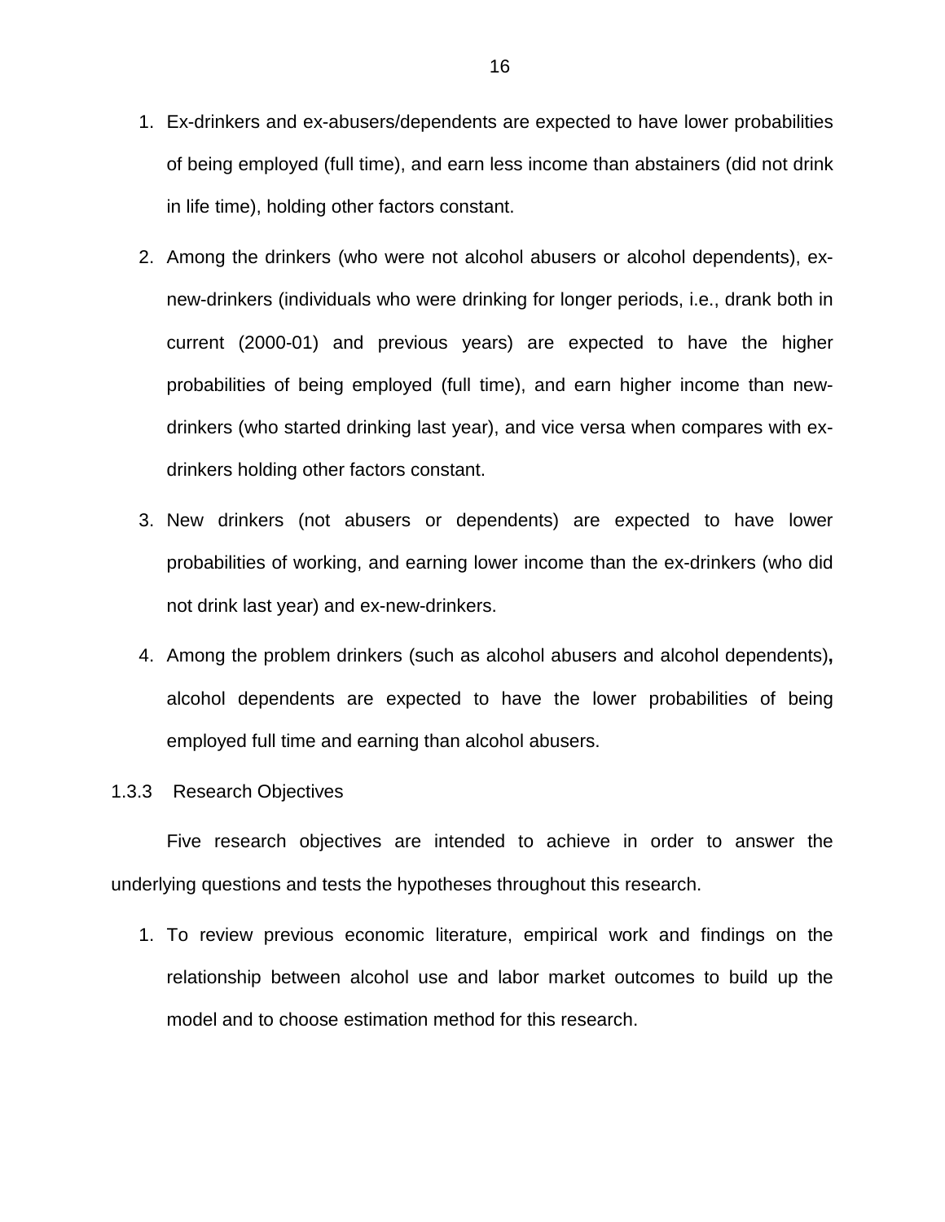1. Ex-drinkers and ex-abusers/dependents are expected to have lower probabilities of being employed (full time), and earn less income than abstainers (did not drink in life time), holding other factors constant.
2. Among the drinkers (who were not alcohol abusers or alcohol dependents), ex-new-drinkers (individuals who were drinking for longer periods, i.e., drank both in current (2000-01) and previous years) are expected to have the higher probabilities of being employed (full time), and earn higher income than new-drinkers (who started drinking last year), and vice versa when compares with ex-drinkers holding other factors constant.
3. New drinkers (not abusers or dependents) are expected to have lower probabilities of working, and earning lower income than the ex-drinkers (who did not drink last year) and ex-new-drinkers.
4. Among the problem drinkers (such as alcohol abusers and alcohol dependents)**,** alcohol dependents are expected to have the lower probabilities of being employed full time and earning than alcohol abusers.

### 1.3.3 Research Objectives

Five research objectives are intended to achieve in order to answer the underlying questions and tests the hypotheses throughout this research.

1. To review previous economic literature, empirical work and findings on the relationship between alcohol use and labor market outcomes to build up the model and to choose estimation method for this research.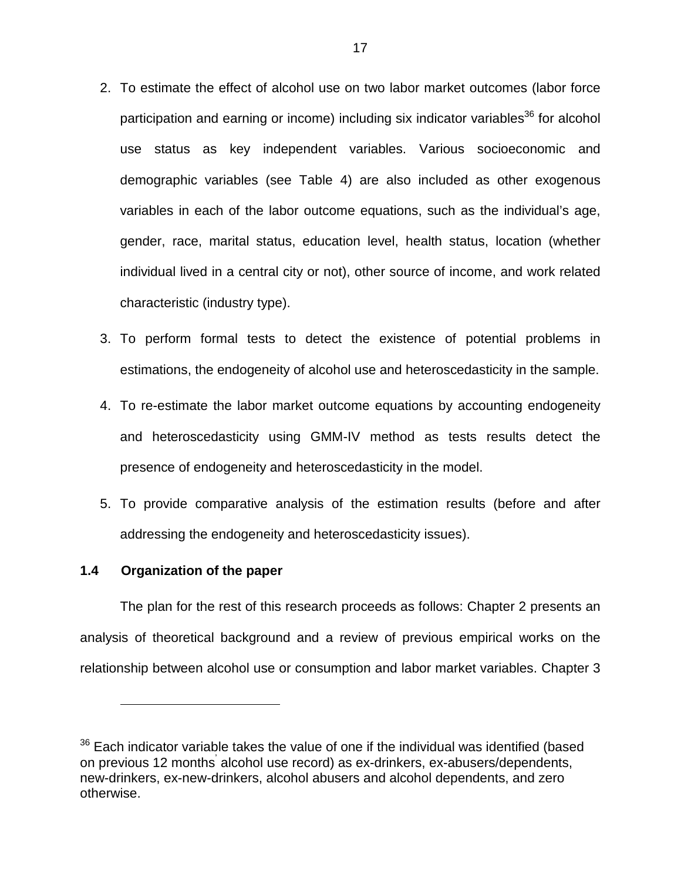2. To estimate the effect of alcohol use on two labor market outcomes (labor force participation and earning or income) including six indicator variables[36] for alcohol use status as key independent variables. Various socioeconomic and demographic variables (see Table 4) are also included as other exogenous variables in each of the labor outcome equations, such as the individual's age, gender, race, marital status, education level, health status, location (whether individual lived in a central city or not), other source of income, and work related characteristic (industry type).
3. To perform formal tests to detect the existence of potential problems in estimations, the endogeneity of alcohol use and heteroscedasticity in the sample.
4. To re-estimate the labor market outcome equations by accounting endogeneity and heteroscedasticity using GMM-IV method as tests results detect the presence of endogeneity and heteroscedasticity in the model.
5. To provide comparative analysis of the estimation results (before and after addressing the endogeneity and heteroscedasticity issues).

### 1.4 Organization of the paper

The plan for the rest of this research proceeds as follows: Chapter 2 presents an analysis of theoretical background and a review of previous empirical works on the relationship between alcohol use or consumption and labor market variables. Chapter 3

---

[36] Each indicator variable takes the value of one if the individual was identified (based on previous 12 months' alcohol use record) as ex-drinkers, ex-abusers/dependents, new-drinkers, ex-new-drinkers, alcohol abusers and alcohol dependents, and zero otherwise.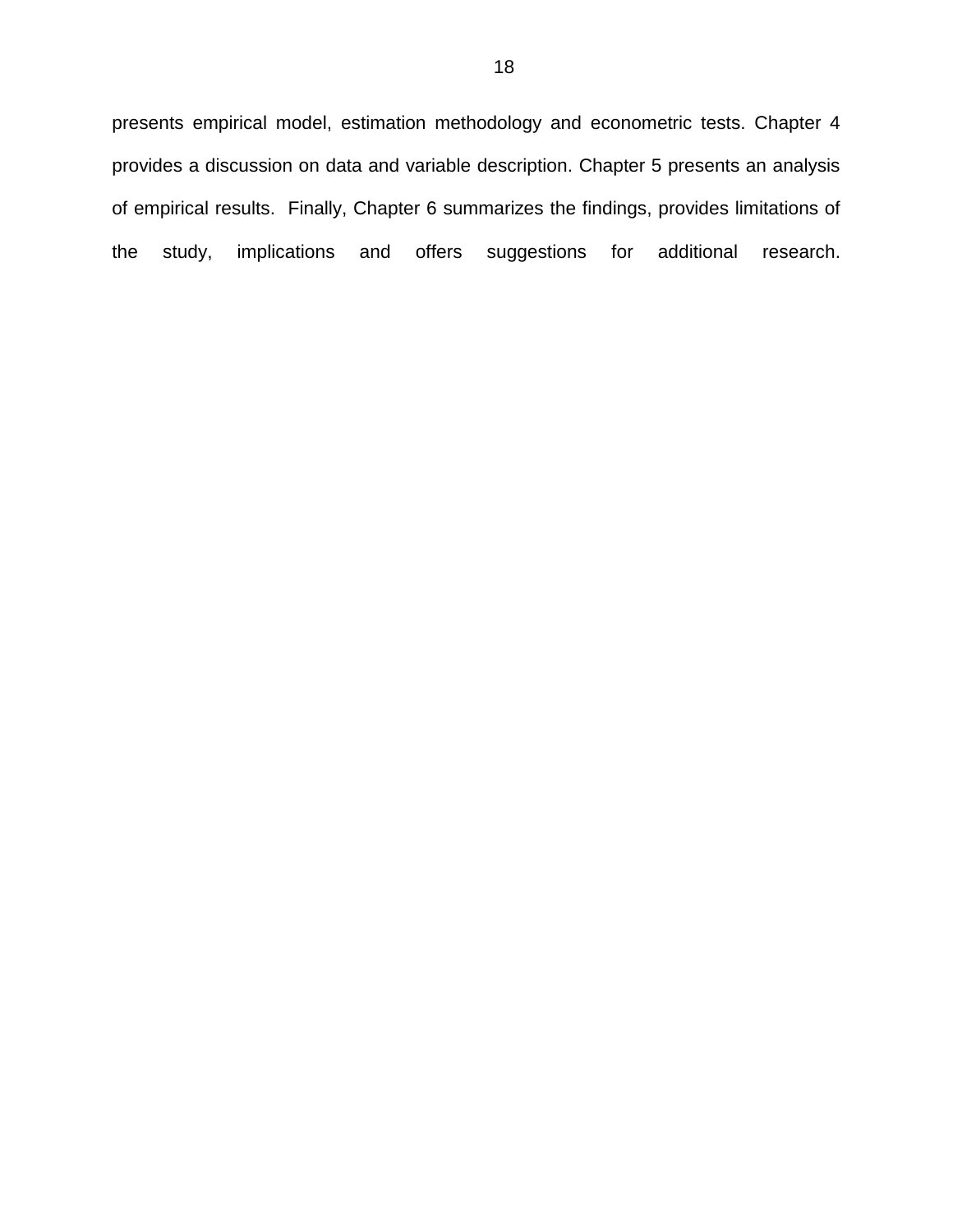presents empirical model, estimation methodology and econometric tests. Chapter 4 provides a discussion on data and variable description. Chapter 5 presents an analysis of empirical results. Finally, Chapter 6 summarizes the findings, provides limitations of the study, implications and offers suggestions for additional research.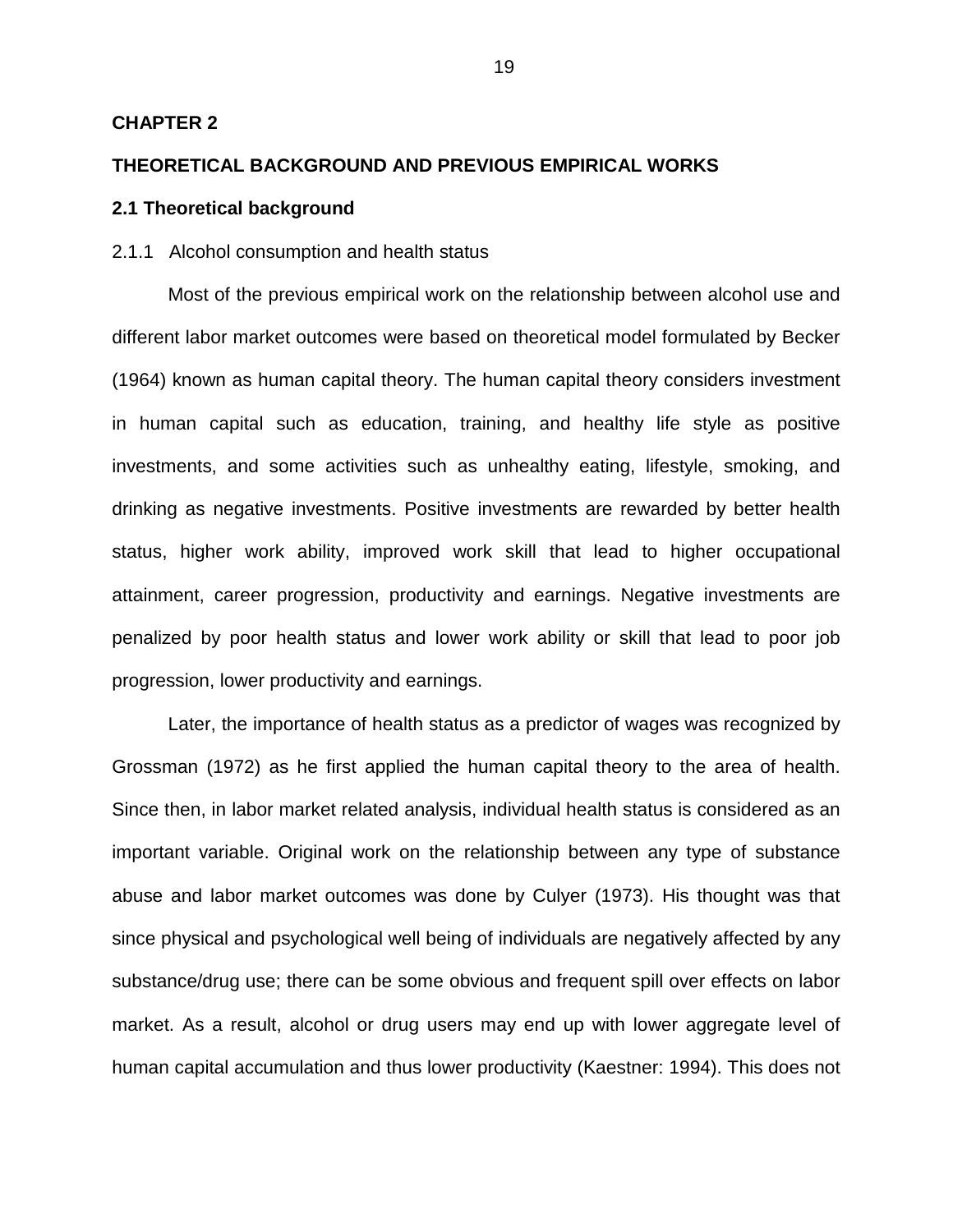# CHAPTER 2

# THEORETICAL BACKGROUND AND PREVIOUS EMPIRICAL WORKS

## 2.1 Theoretical background

### 2.1.1 Alcohol consumption and health status

Most of the previous empirical work on the relationship between alcohol use and different labor market outcomes were based on theoretical model formulated by Becker (1964) known as human capital theory. The human capital theory considers investment in human capital such as education, training, and healthy life style as positive investments, and some activities such as unhealthy eating, lifestyle, smoking, and drinking as negative investments. Positive investments are rewarded by better health status, higher work ability, improved work skill that lead to higher occupational attainment, career progression, productivity and earnings. Negative investments are penalized by poor health status and lower work ability or skill that lead to poor job progression, lower productivity and earnings.

Later, the importance of health status as a predictor of wages was recognized by Grossman (1972) as he first applied the human capital theory to the area of health. Since then, in labor market related analysis, individual health status is considered as an important variable. Original work on the relationship between any type of substance abuse and labor market outcomes was done by Culyer (1973). His thought was that since physical and psychological well being of individuals are negatively affected by any substance/drug use; there can be some obvious and frequent spill over effects on labor market. As a result, alcohol or drug users may end up with lower aggregate level of human capital accumulation and thus lower productivity (Kaestner: 1994). This does not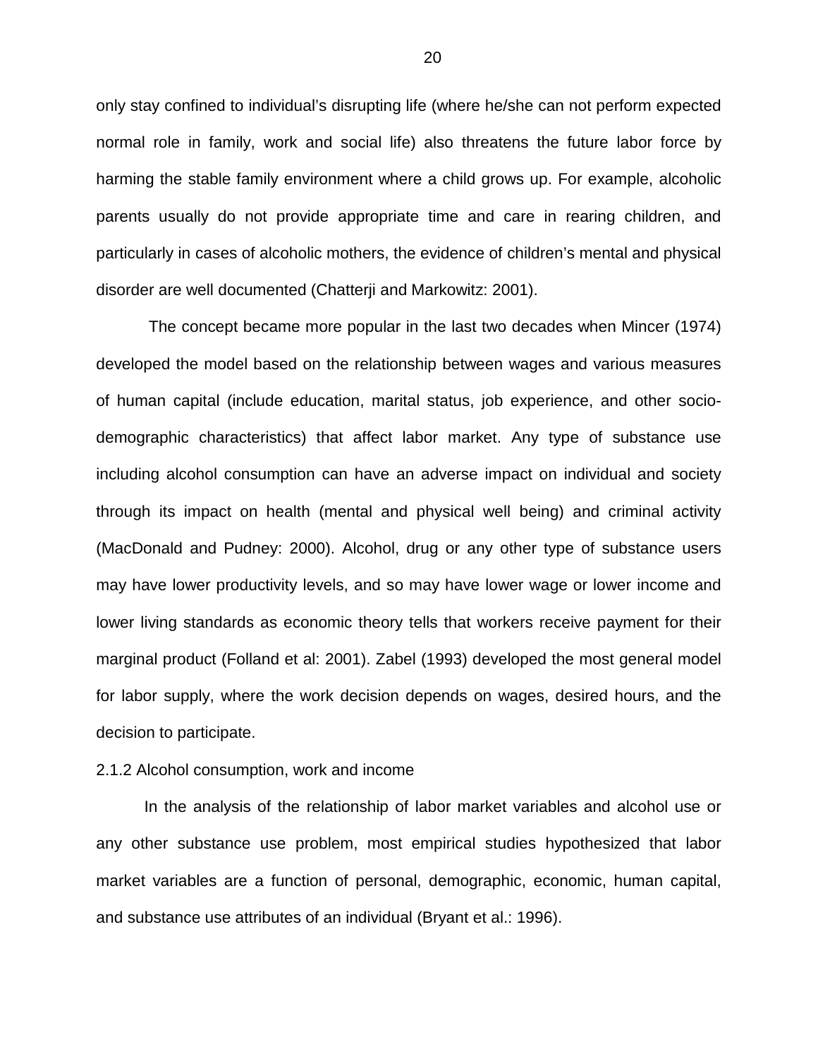only stay confined to individual's disrupting life (where he/she can not perform expected normal role in family, work and social life) also threatens the future labor force by harming the stable family environment where a child grows up. For example, alcoholic parents usually do not provide appropriate time and care in rearing children, and particularly in cases of alcoholic mothers, the evidence of children's mental and physical disorder are well documented (Chatterji and Markowitz: 2001).

The concept became more popular in the last two decades when Mincer (1974) developed the model based on the relationship between wages and various measures of human capital (include education, marital status, job experience, and other socio-demographic characteristics) that affect labor market. Any type of substance use including alcohol consumption can have an adverse impact on individual and society through its impact on health (mental and physical well being) and criminal activity (MacDonald and Pudney: 2000). Alcohol, drug or any other type of substance users may have lower productivity levels, and so may have lower wage or lower income and lower living standards as economic theory tells that workers receive payment for their marginal product (Folland et al: 2001). Zabel (1993) developed the most general model for labor supply, where the work decision depends on wages, desired hours, and the decision to participate.

### 2.1.2 Alcohol consumption, work and income

In the analysis of the relationship of labor market variables and alcohol use or any other substance use problem, most empirical studies hypothesized that labor market variables are a function of personal, demographic, economic, human capital, and substance use attributes of an individual (Bryant et al.: 1996).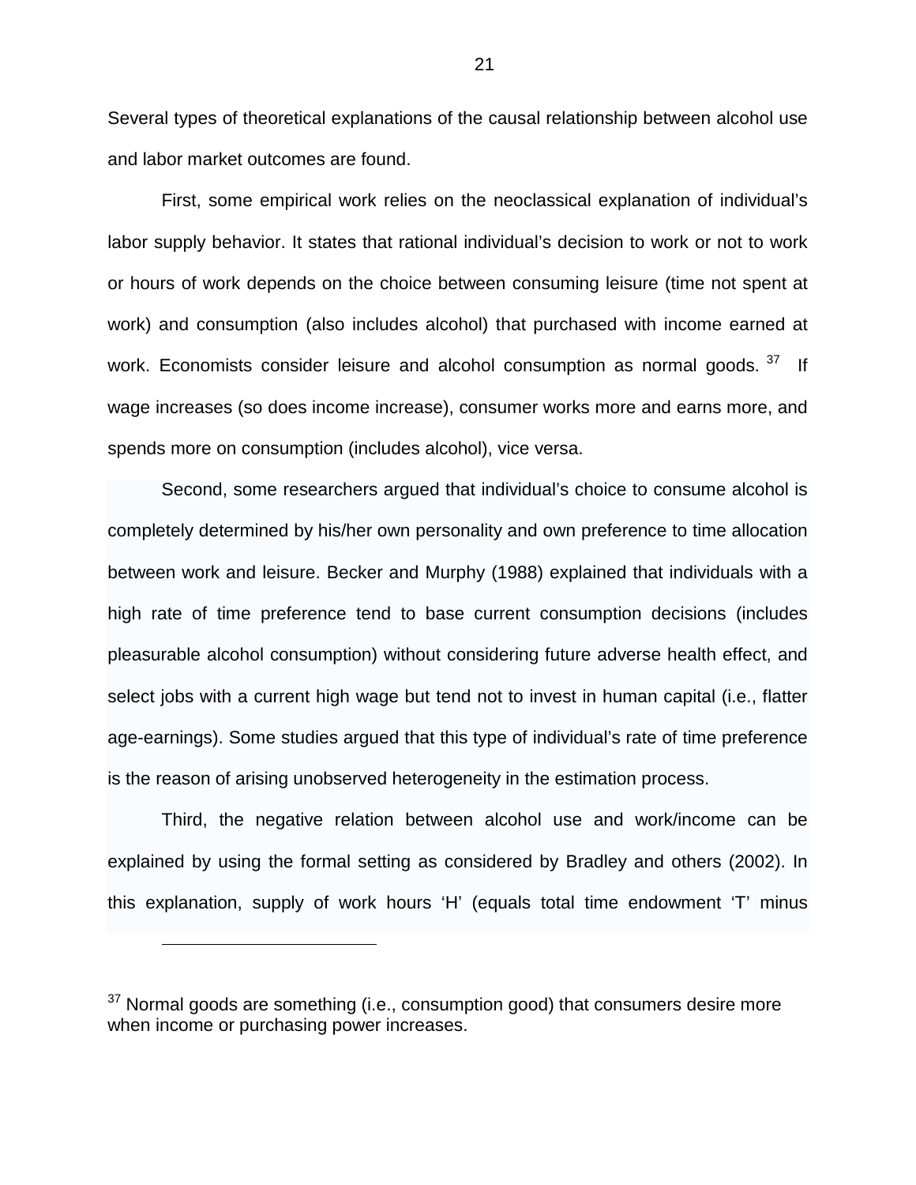Several types of theoretical explanations of the causal relationship between alcohol use and labor market outcomes are found.

First, some empirical work relies on the neoclassical explanation of individual's labor supply behavior. It states that rational individual's decision to work or not to work or hours of work depends on the choice between consuming leisure (time not spent at work) and consumption (also includes alcohol) that purchased with income earned at work. Economists consider leisure and alcohol consumption as normal goods. [37] If wage increases (so does income increase), consumer works more and earns more, and spends more on consumption (includes alcohol), vice versa.

Second, some researchers argued that individual's choice to consume alcohol is completely determined by his/her own personality and own preference to time allocation between work and leisure. Becker and Murphy (1988) explained that individuals with a high rate of time preference tend to base current consumption decisions (includes pleasurable alcohol consumption) without considering future adverse health effect, and select jobs with a current high wage but tend not to invest in human capital (i.e., flatter age-earnings). Some studies argued that this type of individual's rate of time preference is the reason of arising unobserved heterogeneity in the estimation process.

Third, the negative relation between alcohol use and work/income can be explained by using the formal setting as considered by Bradley and others (2002). In this explanation, supply of work hours 'H' (equals total time endowment 'T' minus

---

[37] Normal goods are something (i.e., consumption good) that consumers desire more when income or purchasing power increases.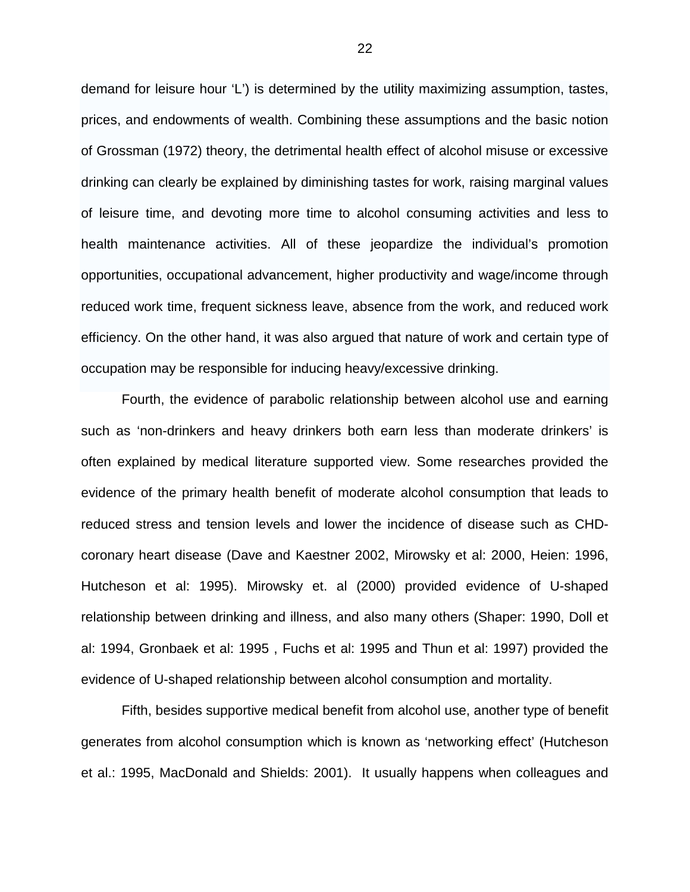demand for leisure hour ‘L’) is determined by the utility maximizing assumption, tastes, prices, and endowments of wealth. Combining these assumptions and the basic notion of Grossman (1972) theory, the detrimental health effect of alcohol misuse or excessive drinking can clearly be explained by diminishing tastes for work, raising marginal values of leisure time, and devoting more time to alcohol consuming activities and less to health maintenance activities. All of these jeopardize the individual’s promotion opportunities, occupational advancement, higher productivity and wage/income through reduced work time, frequent sickness leave, absence from the work, and reduced work efficiency. On the other hand, it was also argued that nature of work and certain type of occupation may be responsible for inducing heavy/excessive drinking.

Fourth, the evidence of parabolic relationship between alcohol use and earning such as ‘non-drinkers and heavy drinkers both earn less than moderate drinkers’ is often explained by medical literature supported view. Some researches provided the evidence of the primary health benefit of moderate alcohol consumption that leads to reduced stress and tension levels and lower the incidence of disease such as CHD-coronary heart disease (Dave and Kaestner 2002, Mirowsky et al: 2000, Heien: 1996, Hutcheson et al: 1995). Mirowsky et. al (2000) provided evidence of U-shaped relationship between drinking and illness, and also many others (Shaper: 1990, Doll et al: 1994, Gronbaek et al: 1995 , Fuchs et al: 1995 and Thun et al: 1997) provided the evidence of U-shaped relationship between alcohol consumption and mortality.

Fifth, besides supportive medical benefit from alcohol use, another type of benefit generates from alcohol consumption which is known as ‘networking effect’ (Hutcheson et al.: 1995, MacDonald and Shields: 2001). It usually happens when colleagues and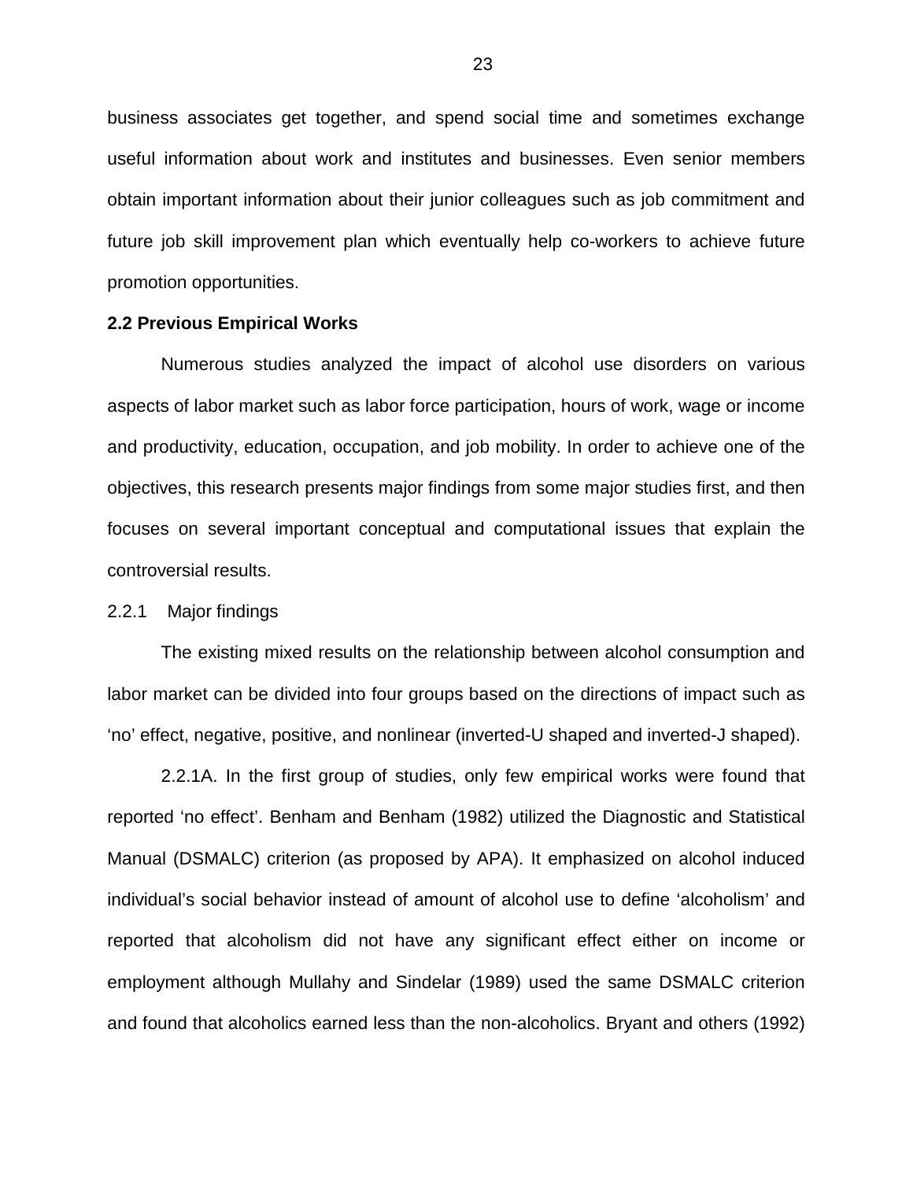business associates get together, and spend social time and sometimes exchange useful information about work and institutes and businesses. Even senior members obtain important information about their junior colleagues such as job commitment and future job skill improvement plan which eventually help co-workers to achieve future promotion opportunities.

**2.2 Previous Empirical Works**

Numerous studies analyzed the impact of alcohol use disorders on various aspects of labor market such as labor force participation, hours of work, wage or income and productivity, education, occupation, and job mobility. In order to achieve one of the objectives, this research presents major findings from some major studies first, and then focuses on several important conceptual and computational issues that explain the controversial results.

2.2.1 Major findings

The existing mixed results on the relationship between alcohol consumption and labor market can be divided into four groups based on the directions of impact such as 'no' effect, negative, positive, and nonlinear (inverted-U shaped and inverted-J shaped).

2.2.1A. In the first group of studies, only few empirical works were found that reported 'no effect'. Benham and Benham (1982) utilized the Diagnostic and Statistical Manual (DSMALC) criterion (as proposed by APA). It emphasized on alcohol induced individual's social behavior instead of amount of alcohol use to define 'alcoholism' and reported that alcoholism did not have any significant effect either on income or employment although Mullahy and Sindelar (1989) used the same DSMALC criterion and found that alcoholics earned less than the non-alcoholics. Bryant and others (1992)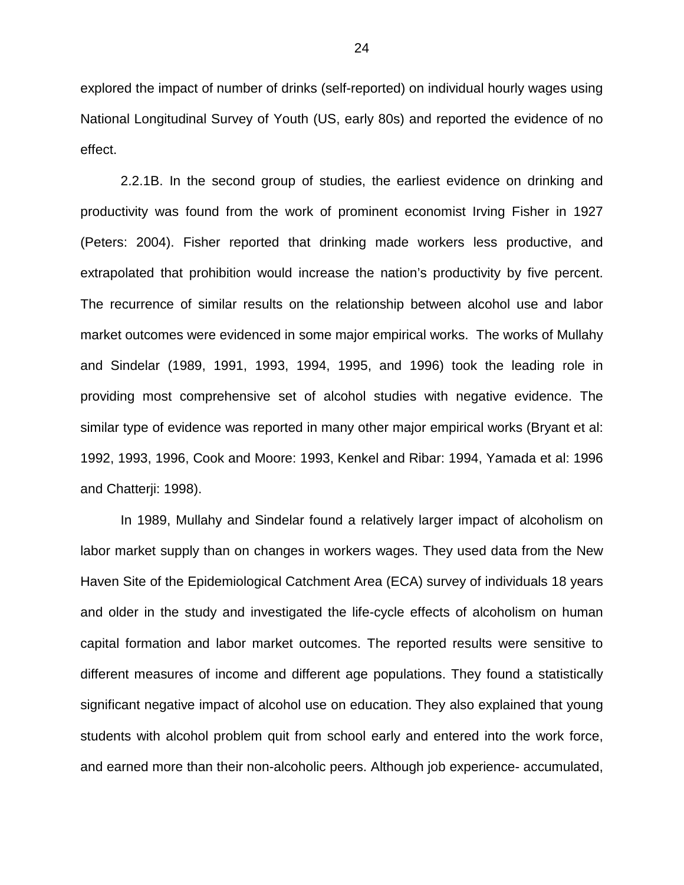explored the impact of number of drinks (self-reported) on individual hourly wages using National Longitudinal Survey of Youth (US, early 80s) and reported the evidence of no effect.

2.2.1B. In the second group of studies, the earliest evidence on drinking and productivity was found from the work of prominent economist Irving Fisher in 1927 (Peters: 2004). Fisher reported that drinking made workers less productive, and extrapolated that prohibition would increase the nation's productivity by five percent. The recurrence of similar results on the relationship between alcohol use and labor market outcomes were evidenced in some major empirical works. The works of Mullahy and Sindelar (1989, 1991, 1993, 1994, 1995, and 1996) took the leading role in providing most comprehensive set of alcohol studies with negative evidence. The similar type of evidence was reported in many other major empirical works (Bryant et al: 1992, 1993, 1996, Cook and Moore: 1993, Kenkel and Ribar: 1994, Yamada et al: 1996 and Chatterji: 1998).

In 1989, Mullahy and Sindelar found a relatively larger impact of alcoholism on labor market supply than on changes in workers wages. They used data from the New Haven Site of the Epidemiological Catchment Area (ECA) survey of individuals 18 years and older in the study and investigated the life-cycle effects of alcoholism on human capital formation and labor market outcomes. The reported results were sensitive to different measures of income and different age populations. They found a statistically significant negative impact of alcohol use on education. They also explained that young students with alcohol problem quit from school early and entered into the work force, and earned more than their non-alcoholic peers. Although job experience- accumulated,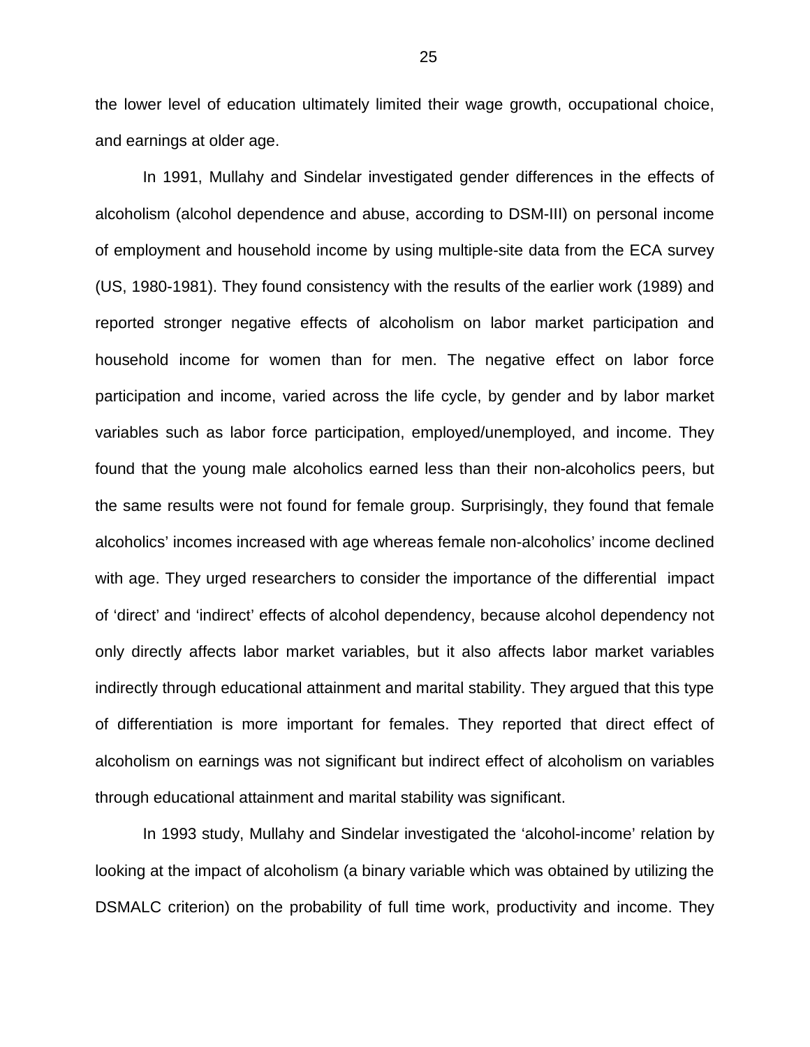the lower level of education ultimately limited their wage growth, occupational choice, and earnings at older age.

In 1991, Mullahy and Sindelar investigated gender differences in the effects of alcoholism (alcohol dependence and abuse, according to DSM-III) on personal income of employment and household income by using multiple-site data from the ECA survey (US, 1980-1981). They found consistency with the results of the earlier work (1989) and reported stronger negative effects of alcoholism on labor market participation and household income for women than for men. The negative effect on labor force participation and income, varied across the life cycle, by gender and by labor market variables such as labor force participation, employed/unemployed, and income. They found that the young male alcoholics earned less than their non-alcoholics peers, but the same results were not found for female group. Surprisingly, they found that female alcoholics' incomes increased with age whereas female non-alcoholics' income declined with age. They urged researchers to consider the importance of the differential impact of 'direct' and 'indirect' effects of alcohol dependency, because alcohol dependency not only directly affects labor market variables, but it also affects labor market variables indirectly through educational attainment and marital stability. They argued that this type of differentiation is more important for females. They reported that direct effect of alcoholism on earnings was not significant but indirect effect of alcoholism on variables through educational attainment and marital stability was significant.

In 1993 study, Mullahy and Sindelar investigated the 'alcohol-income' relation by looking at the impact of alcoholism (a binary variable which was obtained by utilizing the DSMALC criterion) on the probability of full time work, productivity and income. They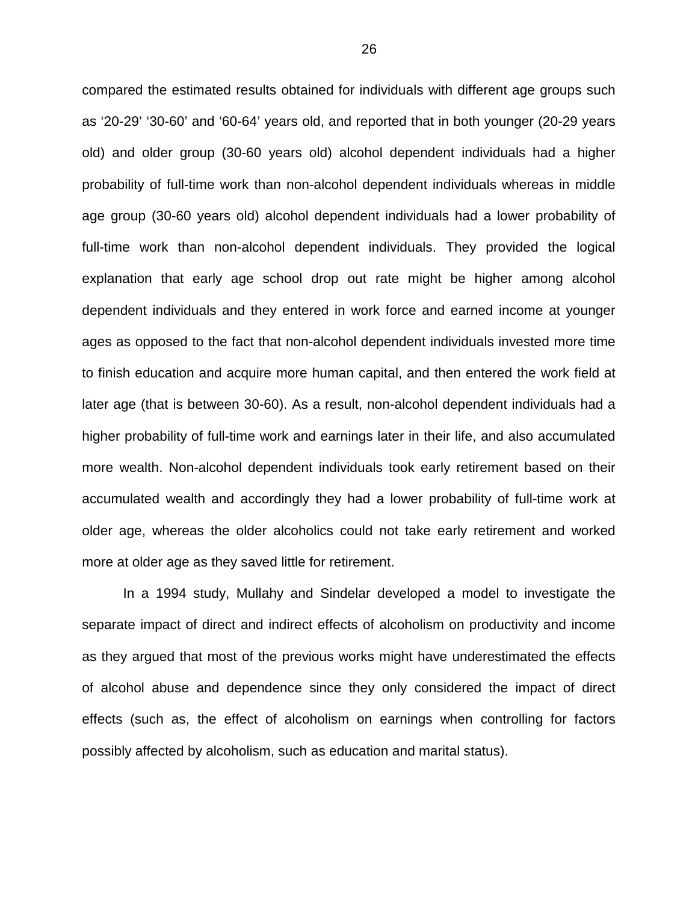compared the estimated results obtained for individuals with different age groups such as '20-29' '30-60' and '60-64' years old, and reported that in both younger (20-29 years old) and older group (30-60 years old) alcohol dependent individuals had a higher probability of full-time work than non-alcohol dependent individuals whereas in middle age group (30-60 years old) alcohol dependent individuals had a lower probability of full-time work than non-alcohol dependent individuals. They provided the logical explanation that early age school drop out rate might be higher among alcohol dependent individuals and they entered in work force and earned income at younger ages as opposed to the fact that non-alcohol dependent individuals invested more time to finish education and acquire more human capital, and then entered the work field at later age (that is between 30-60). As a result, non-alcohol dependent individuals had a higher probability of full-time work and earnings later in their life, and also accumulated more wealth. Non-alcohol dependent individuals took early retirement based on their accumulated wealth and accordingly they had a lower probability of full-time work at older age, whereas the older alcoholics could not take early retirement and worked more at older age as they saved little for retirement.

In a 1994 study, Mullahy and Sindelar developed a model to investigate the separate impact of direct and indirect effects of alcoholism on productivity and income as they argued that most of the previous works might have underestimated the effects of alcohol abuse and dependence since they only considered the impact of direct effects (such as, the effect of alcoholism on earnings when controlling for factors possibly affected by alcoholism, such as education and marital status).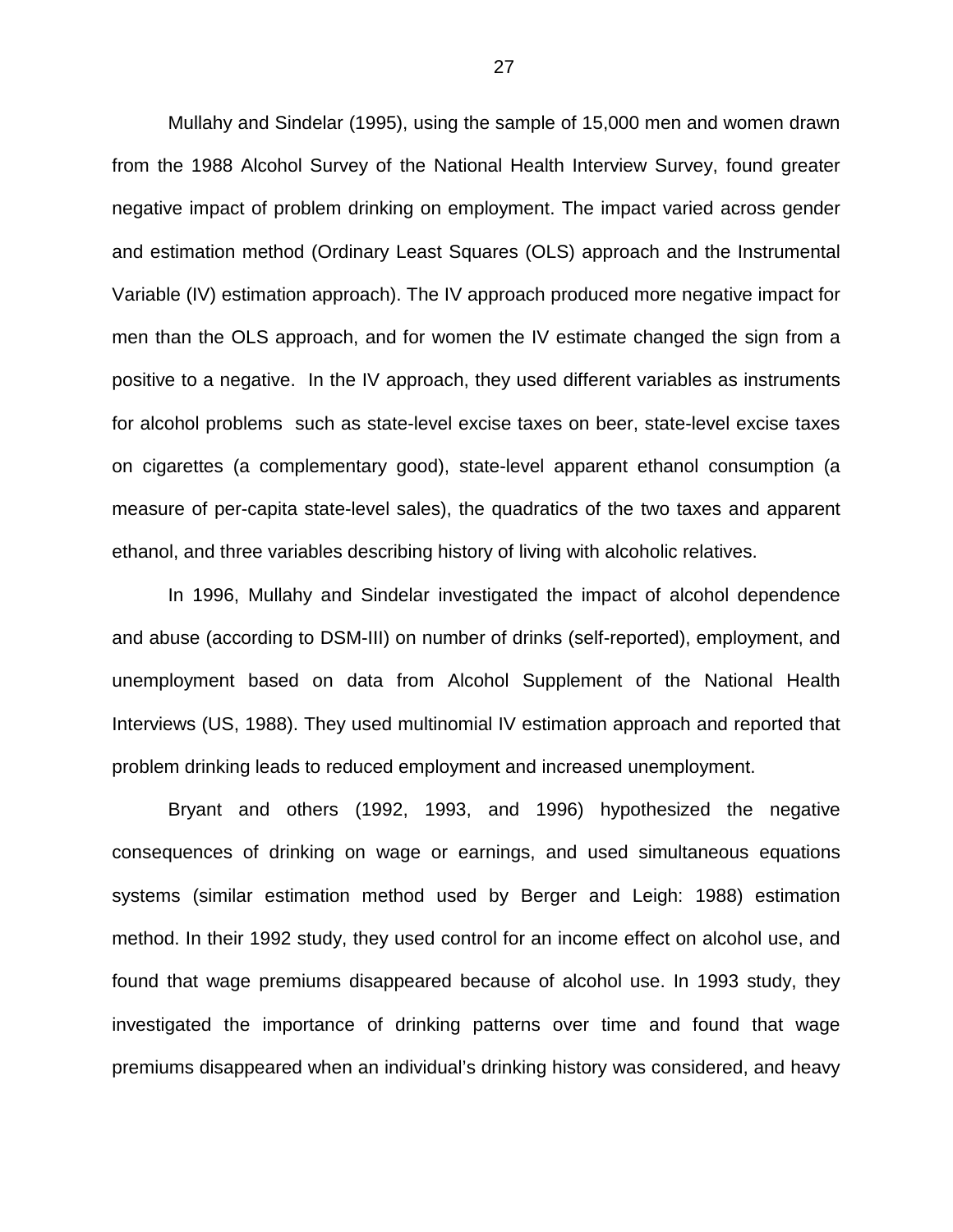Mullahy and Sindelar (1995), using the sample of 15,000 men and women drawn from the 1988 Alcohol Survey of the National Health Interview Survey, found greater negative impact of problem drinking on employment. The impact varied across gender and estimation method (Ordinary Least Squares (OLS) approach and the Instrumental Variable (IV) estimation approach). The IV approach produced more negative impact for men than the OLS approach, and for women the IV estimate changed the sign from a positive to a negative. In the IV approach, they used different variables as instruments for alcohol problems such as state-level excise taxes on beer, state-level excise taxes on cigarettes (a complementary good), state-level apparent ethanol consumption (a measure of per-capita state-level sales), the quadratics of the two taxes and apparent ethanol, and three variables describing history of living with alcoholic relatives.

In 1996, Mullahy and Sindelar investigated the impact of alcohol dependence and abuse (according to DSM-III) on number of drinks (self-reported), employment, and unemployment based on data from Alcohol Supplement of the National Health Interviews (US, 1988). They used multinomial IV estimation approach and reported that problem drinking leads to reduced employment and increased unemployment.

Bryant and others (1992, 1993, and 1996) hypothesized the negative consequences of drinking on wage or earnings, and used simultaneous equations systems (similar estimation method used by Berger and Leigh: 1988) estimation method. In their 1992 study, they used control for an income effect on alcohol use, and found that wage premiums disappeared because of alcohol use. In 1993 study, they investigated the importance of drinking patterns over time and found that wage premiums disappeared when an individual's drinking history was considered, and heavy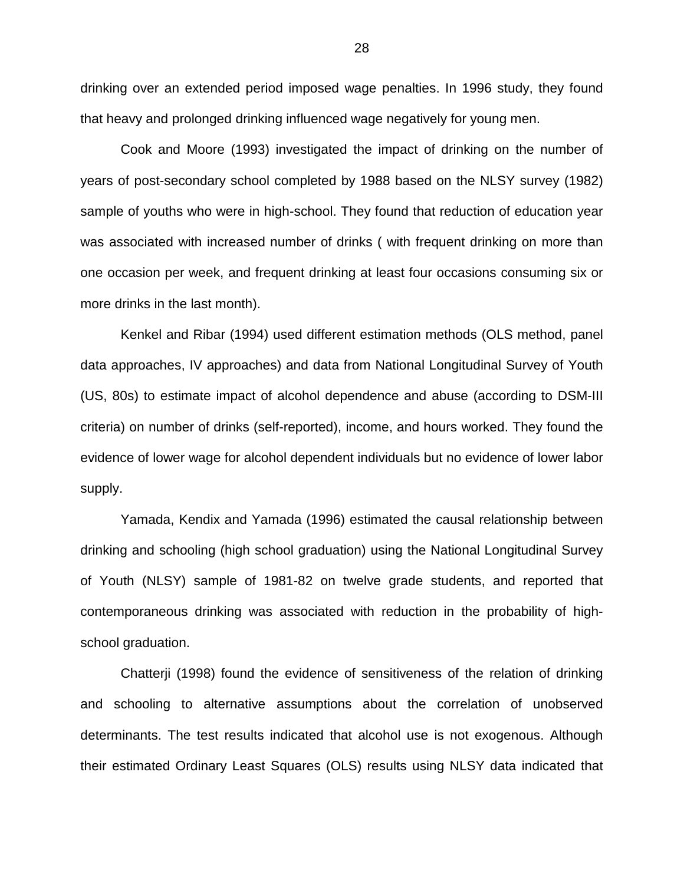drinking over an extended period imposed wage penalties. In 1996 study, they found that heavy and prolonged drinking influenced wage negatively for young men.

Cook and Moore (1993) investigated the impact of drinking on the number of years of post-secondary school completed by 1988 based on the NLSY survey (1982) sample of youths who were in high-school. They found that reduction of education year was associated with increased number of drinks ( with frequent drinking on more than one occasion per week, and frequent drinking at least four occasions consuming six or more drinks in the last month).

Kenkel and Ribar (1994) used different estimation methods (OLS method, panel data approaches, IV approaches) and data from National Longitudinal Survey of Youth (US, 80s) to estimate impact of alcohol dependence and abuse (according to DSM-III criteria) on number of drinks (self-reported), income, and hours worked. They found the evidence of lower wage for alcohol dependent individuals but no evidence of lower labor supply.

Yamada, Kendix and Yamada (1996) estimated the causal relationship between drinking and schooling (high school graduation) using the National Longitudinal Survey of Youth (NLSY) sample of 1981-82 on twelve grade students, and reported that contemporaneous drinking was associated with reduction in the probability of high-school graduation.

Chatterji (1998) found the evidence of sensitiveness of the relation of drinking and schooling to alternative assumptions about the correlation of unobserved determinants. The test results indicated that alcohol use is not exogenous. Although their estimated Ordinary Least Squares (OLS) results using NLSY data indicated that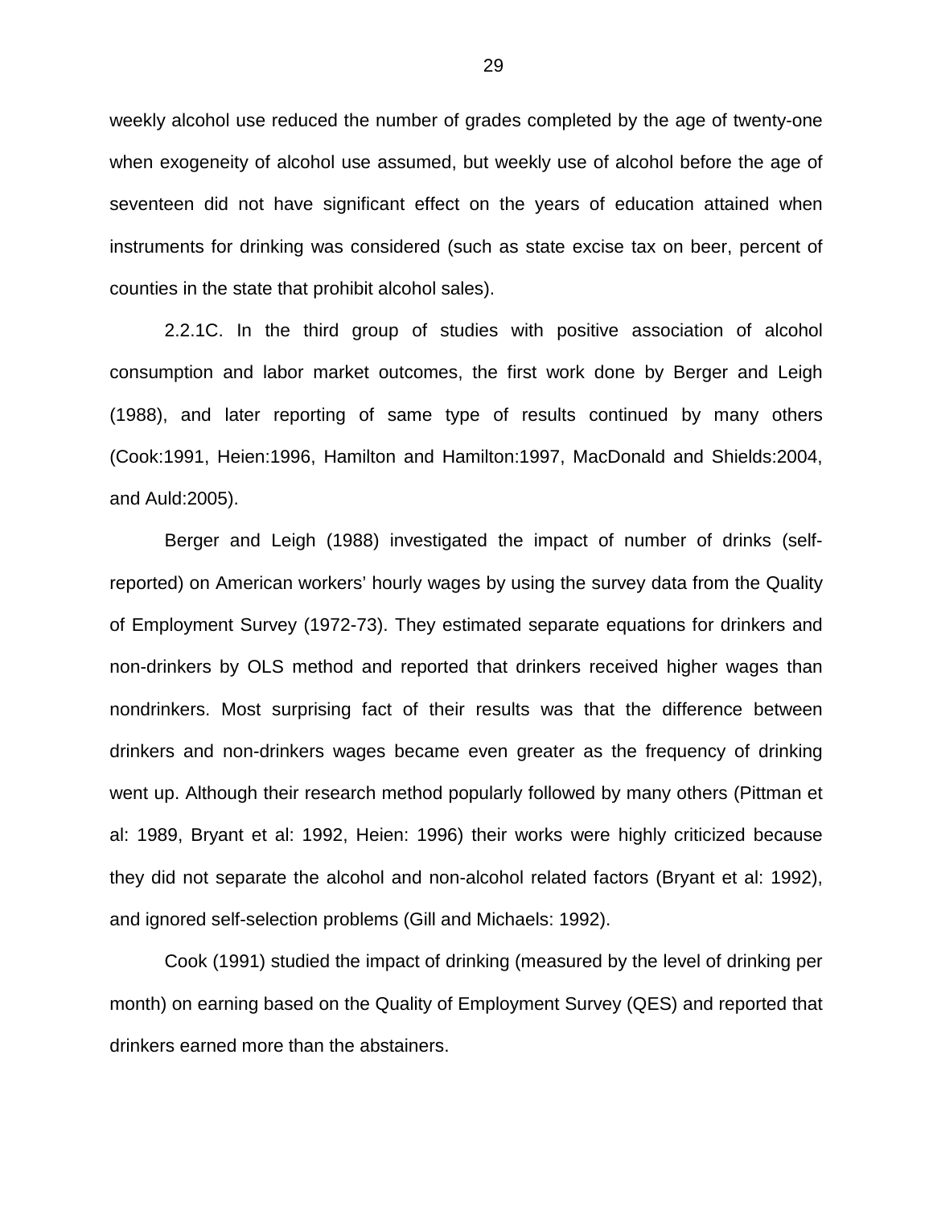weekly alcohol use reduced the number of grades completed by the age of twenty-one when exogeneity of alcohol use assumed, but weekly use of alcohol before the age of seventeen did not have significant effect on the years of education attained when instruments for drinking was considered (such as state excise tax on beer, percent of counties in the state that prohibit alcohol sales).

2.2.1C. In the third group of studies with positive association of alcohol consumption and labor market outcomes, the first work done by Berger and Leigh (1988), and later reporting of same type of results continued by many others (Cook:1991, Heien:1996, Hamilton and Hamilton:1997, MacDonald and Shields:2004, and Auld:2005).

Berger and Leigh (1988) investigated the impact of number of drinks (self-reported) on American workers' hourly wages by using the survey data from the Quality of Employment Survey (1972-73). They estimated separate equations for drinkers and non-drinkers by OLS method and reported that drinkers received higher wages than nondrinkers. Most surprising fact of their results was that the difference between drinkers and non-drinkers wages became even greater as the frequency of drinking went up. Although their research method popularly followed by many others (Pittman et al: 1989, Bryant et al: 1992, Heien: 1996) their works were highly criticized because they did not separate the alcohol and non-alcohol related factors (Bryant et al: 1992), and ignored self-selection problems (Gill and Michaels: 1992).

Cook (1991) studied the impact of drinking (measured by the level of drinking per month) on earning based on the Quality of Employment Survey (QES) and reported that drinkers earned more than the abstainers.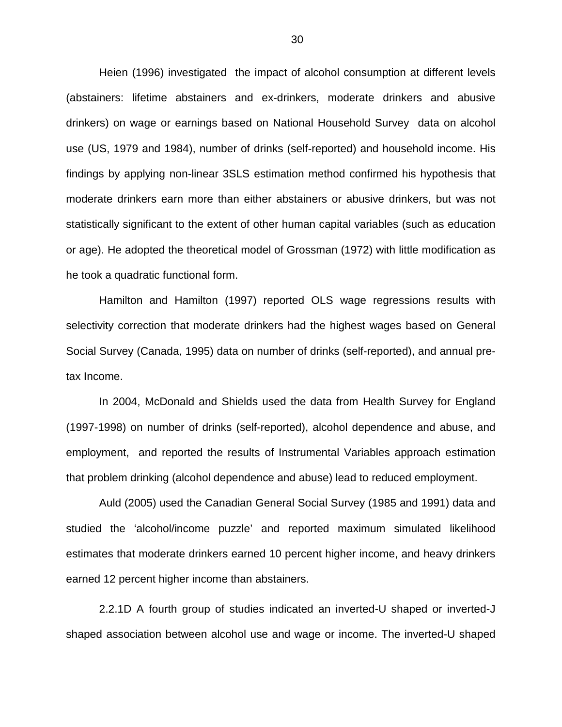Heien (1996) investigated the impact of alcohol consumption at different levels (abstainers: lifetime abstainers and ex-drinkers, moderate drinkers and abusive drinkers) on wage or earnings based on National Household Survey data on alcohol use (US, 1979 and 1984), number of drinks (self-reported) and household income. His findings by applying non-linear 3SLS estimation method confirmed his hypothesis that moderate drinkers earn more than either abstainers or abusive drinkers, but was not statistically significant to the extent of other human capital variables (such as education or age). He adopted the theoretical model of Grossman (1972) with little modification as he took a quadratic functional form.

Hamilton and Hamilton (1997) reported OLS wage regressions results with selectivity correction that moderate drinkers had the highest wages based on General Social Survey (Canada, 1995) data on number of drinks (self-reported), and annual pre-tax Income.

In 2004, McDonald and Shields used the data from Health Survey for England (1997-1998) on number of drinks (self-reported), alcohol dependence and abuse, and employment, and reported the results of Instrumental Variables approach estimation that problem drinking (alcohol dependence and abuse) lead to reduced employment.

Auld (2005) used the Canadian General Social Survey (1985 and 1991) data and studied the 'alcohol/income puzzle' and reported maximum simulated likelihood estimates that moderate drinkers earned 10 percent higher income, and heavy drinkers earned 12 percent higher income than abstainers.

2.2.1D A fourth group of studies indicated an inverted-U shaped or inverted-J shaped association between alcohol use and wage or income. The inverted-U shaped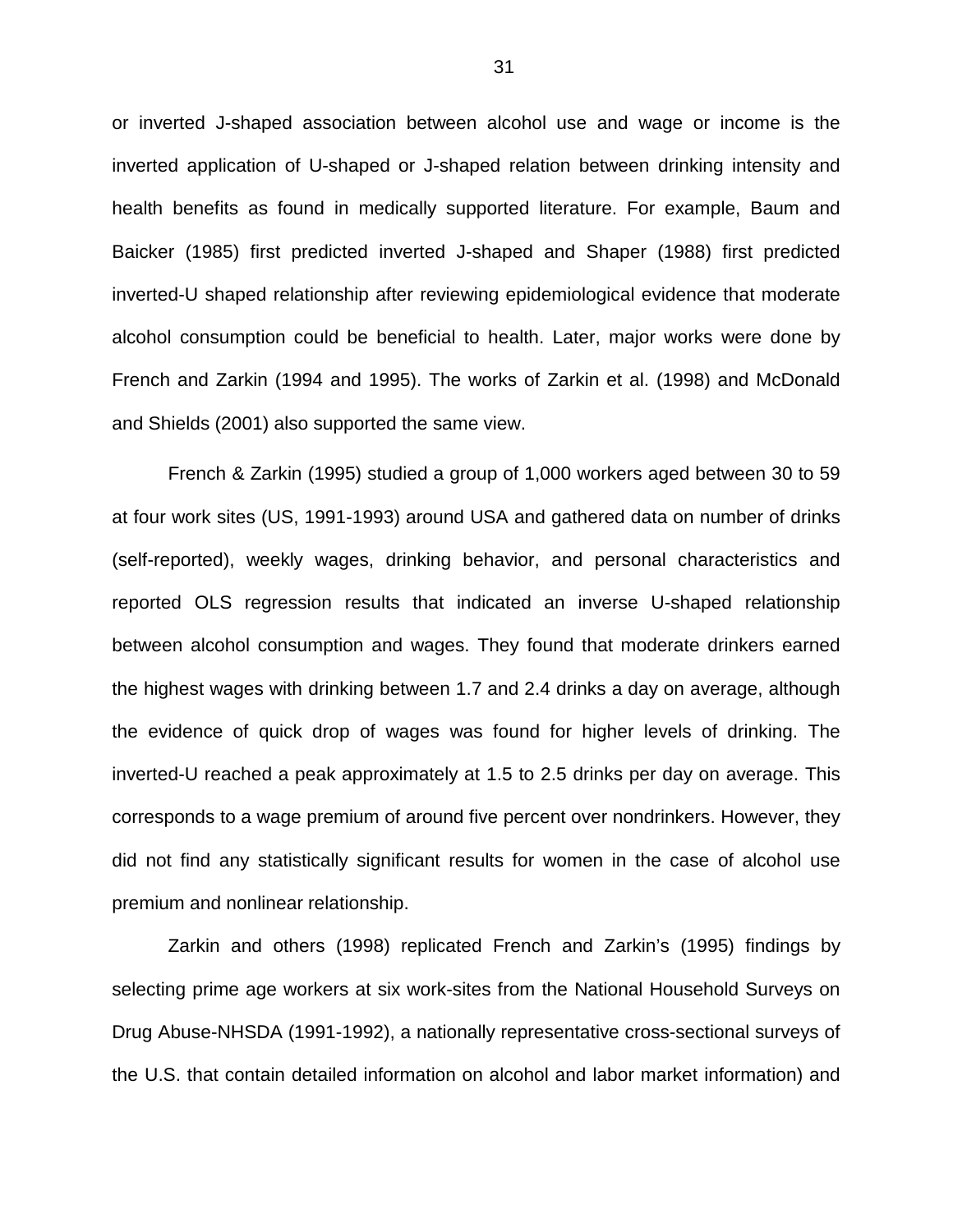or inverted J-shaped association between alcohol use and wage or income is the inverted application of U-shaped or J-shaped relation between drinking intensity and health benefits as found in medically supported literature. For example, Baum and Baicker (1985) first predicted inverted J-shaped and Shaper (1988) first predicted inverted-U shaped relationship after reviewing epidemiological evidence that moderate alcohol consumption could be beneficial to health. Later, major works were done by French and Zarkin (1994 and 1995). The works of Zarkin et al. (1998) and McDonald and Shields (2001) also supported the same view.

French & Zarkin (1995) studied a group of 1,000 workers aged between 30 to 59 at four work sites (US, 1991-1993) around USA and gathered data on number of drinks (self-reported), weekly wages, drinking behavior, and personal characteristics and reported OLS regression results that indicated an inverse U-shaped relationship between alcohol consumption and wages. They found that moderate drinkers earned the highest wages with drinking between 1.7 and 2.4 drinks a day on average, although the evidence of quick drop of wages was found for higher levels of drinking. The inverted-U reached a peak approximately at 1.5 to 2.5 drinks per day on average. This corresponds to a wage premium of around five percent over nondrinkers. However, they did not find any statistically significant results for women in the case of alcohol use premium and nonlinear relationship.

Zarkin and others (1998) replicated French and Zarkin's (1995) findings by selecting prime age workers at six work-sites from the National Household Surveys on Drug Abuse-NHSDA (1991-1992), a nationally representative cross-sectional surveys of the U.S. that contain detailed information on alcohol and labor market information) and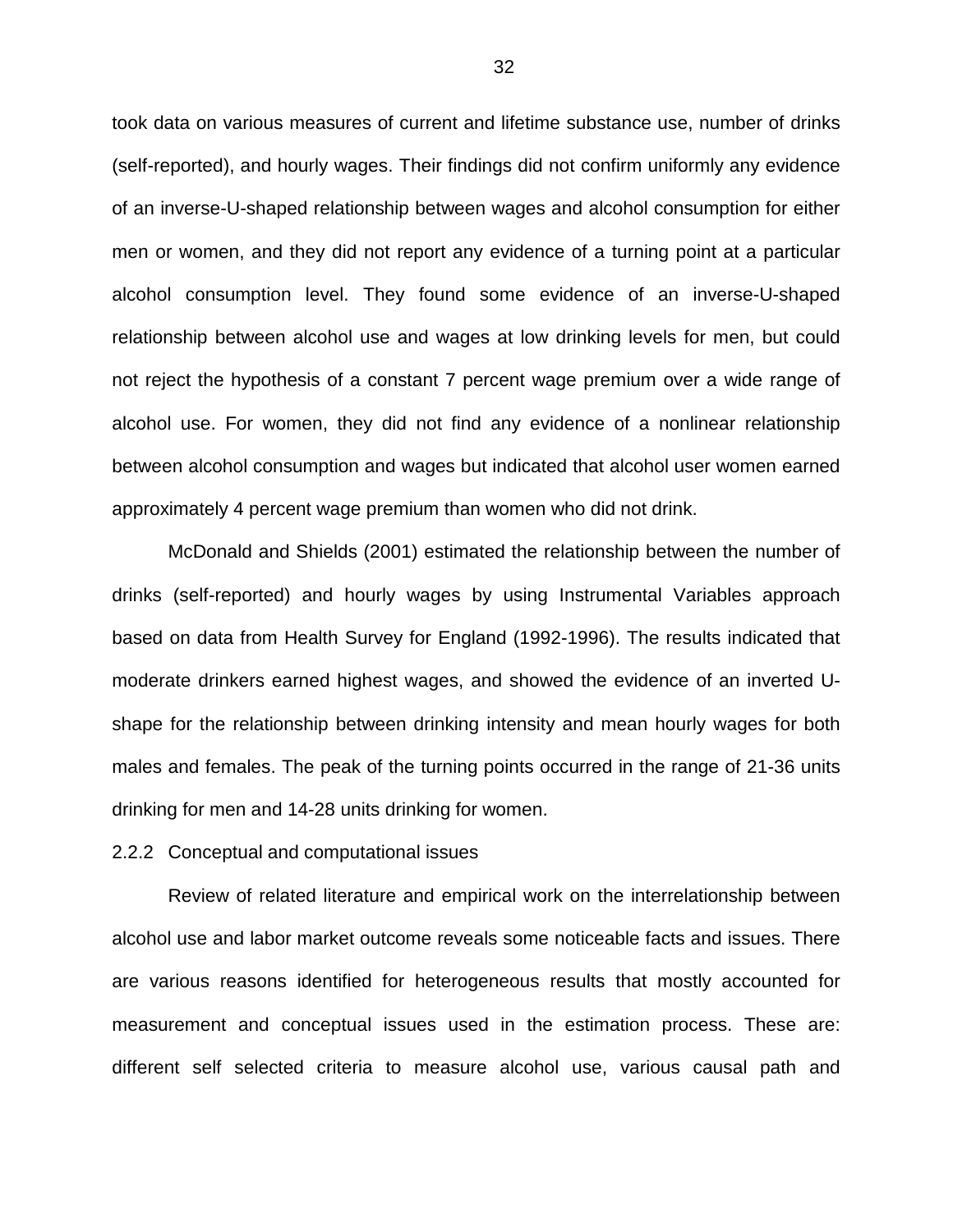took data on various measures of current and lifetime substance use, number of drinks (self-reported), and hourly wages. Their findings did not confirm uniformly any evidence of an inverse-U-shaped relationship between wages and alcohol consumption for either men or women, and they did not report any evidence of a turning point at a particular alcohol consumption level. They found some evidence of an inverse-U-shaped relationship between alcohol use and wages at low drinking levels for men, but could not reject the hypothesis of a constant 7 percent wage premium over a wide range of alcohol use. For women, they did not find any evidence of a nonlinear relationship between alcohol consumption and wages but indicated that alcohol user women earned approximately 4 percent wage premium than women who did not drink.

McDonald and Shields (2001) estimated the relationship between the number of drinks (self-reported) and hourly wages by using Instrumental Variables approach based on data from Health Survey for England (1992-1996). The results indicated that moderate drinkers earned highest wages, and showed the evidence of an inverted U-shape for the relationship between drinking intensity and mean hourly wages for both males and females. The peak of the turning points occurred in the range of 21-36 units drinking for men and 14-28 units drinking for women.

### 2.2.2 Conceptual and computational issues

Review of related literature and empirical work on the interrelationship between alcohol use and labor market outcome reveals some noticeable facts and issues. There are various reasons identified for heterogeneous results that mostly accounted for measurement and conceptual issues used in the estimation process. These are: different self selected criteria to measure alcohol use, various causal path and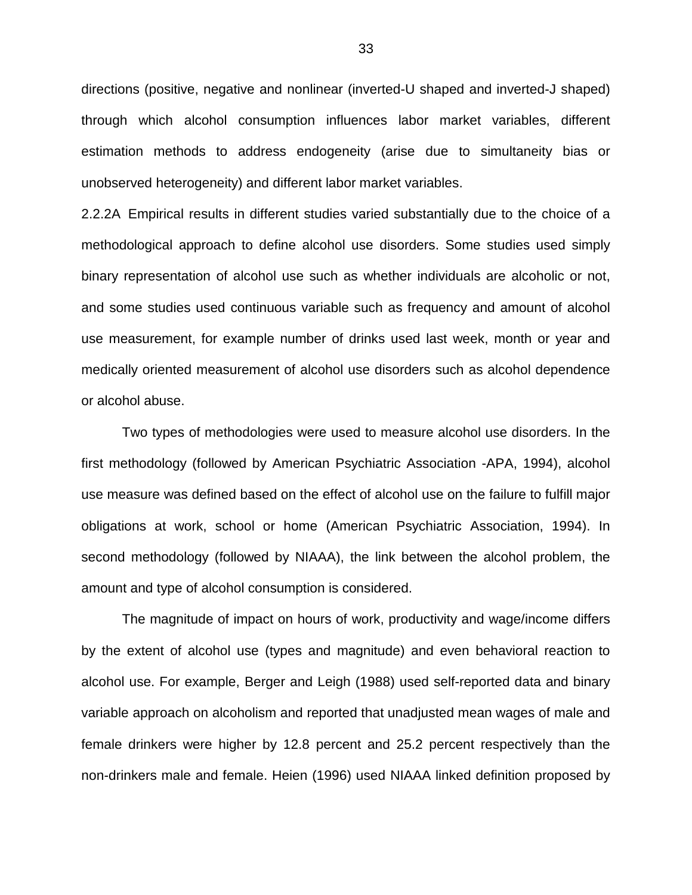directions (positive, negative and nonlinear (inverted-U shaped and inverted-J shaped) through which alcohol consumption influences labor market variables, different estimation methods to address endogeneity (arise due to simultaneity bias or unobserved heterogeneity) and different labor market variables.

2.2.2A Empirical results in different studies varied substantially due to the choice of a methodological approach to define alcohol use disorders. Some studies used simply binary representation of alcohol use such as whether individuals are alcoholic or not, and some studies used continuous variable such as frequency and amount of alcohol use measurement, for example number of drinks used last week, month or year and medically oriented measurement of alcohol use disorders such as alcohol dependence or alcohol abuse.

Two types of methodologies were used to measure alcohol use disorders. In the first methodology (followed by American Psychiatric Association -APA, 1994), alcohol use measure was defined based on the effect of alcohol use on the failure to fulfill major obligations at work, school or home (American Psychiatric Association, 1994). In second methodology (followed by NIAAA), the link between the alcohol problem, the amount and type of alcohol consumption is considered.

The magnitude of impact on hours of work, productivity and wage/income differs by the extent of alcohol use (types and magnitude) and even behavioral reaction to alcohol use. For example, Berger and Leigh (1988) used self-reported data and binary variable approach on alcoholism and reported that unadjusted mean wages of male and female drinkers were higher by 12.8 percent and 25.2 percent respectively than the non-drinkers male and female. Heien (1996) used NIAAA linked definition proposed by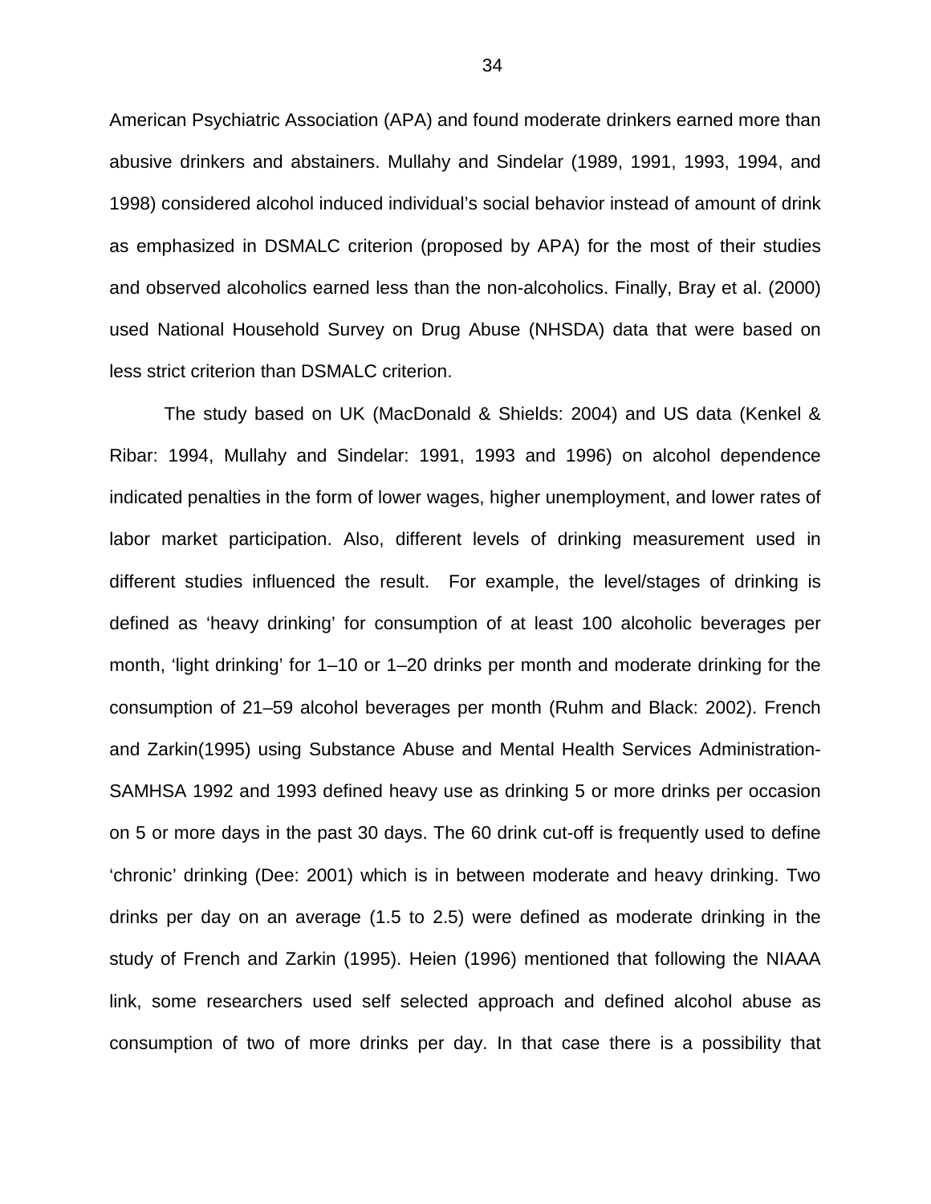American Psychiatric Association (APA) and found moderate drinkers earned more than abusive drinkers and abstainers. Mullahy and Sindelar (1989, 1991, 1993, 1994, and 1998) considered alcohol induced individual's social behavior instead of amount of drink as emphasized in DSMALC criterion (proposed by APA) for the most of their studies and observed alcoholics earned less than the non-alcoholics. Finally, Bray et al. (2000) used National Household Survey on Drug Abuse (NHSDA) data that were based on less strict criterion than DSMALC criterion.

The study based on UK (MacDonald & Shields: 2004) and US data (Kenkel & Ribar: 1994, Mullahy and Sindelar: 1991, 1993 and 1996) on alcohol dependence indicated penalties in the form of lower wages, higher unemployment, and lower rates of labor market participation. Also, different levels of drinking measurement used in different studies influenced the result. For example, the level/stages of drinking is defined as 'heavy drinking' for consumption of at least 100 alcoholic beverages per month, 'light drinking' for 1–10 or 1–20 drinks per month and moderate drinking for the consumption of 21–59 alcohol beverages per month (Ruhm and Black: 2002). French and Zarkin(1995) using Substance Abuse and Mental Health Services Administration-SAMHSA 1992 and 1993 defined heavy use as drinking 5 or more drinks per occasion on 5 or more days in the past 30 days. The 60 drink cut-off is frequently used to define 'chronic' drinking (Dee: 2001) which is in between moderate and heavy drinking. Two drinks per day on an average (1.5 to 2.5) were defined as moderate drinking in the study of French and Zarkin (1995). Heien (1996) mentioned that following the NIAAA link, some researchers used self selected approach and defined alcohol abuse as consumption of two of more drinks per day. In that case there is a possibility that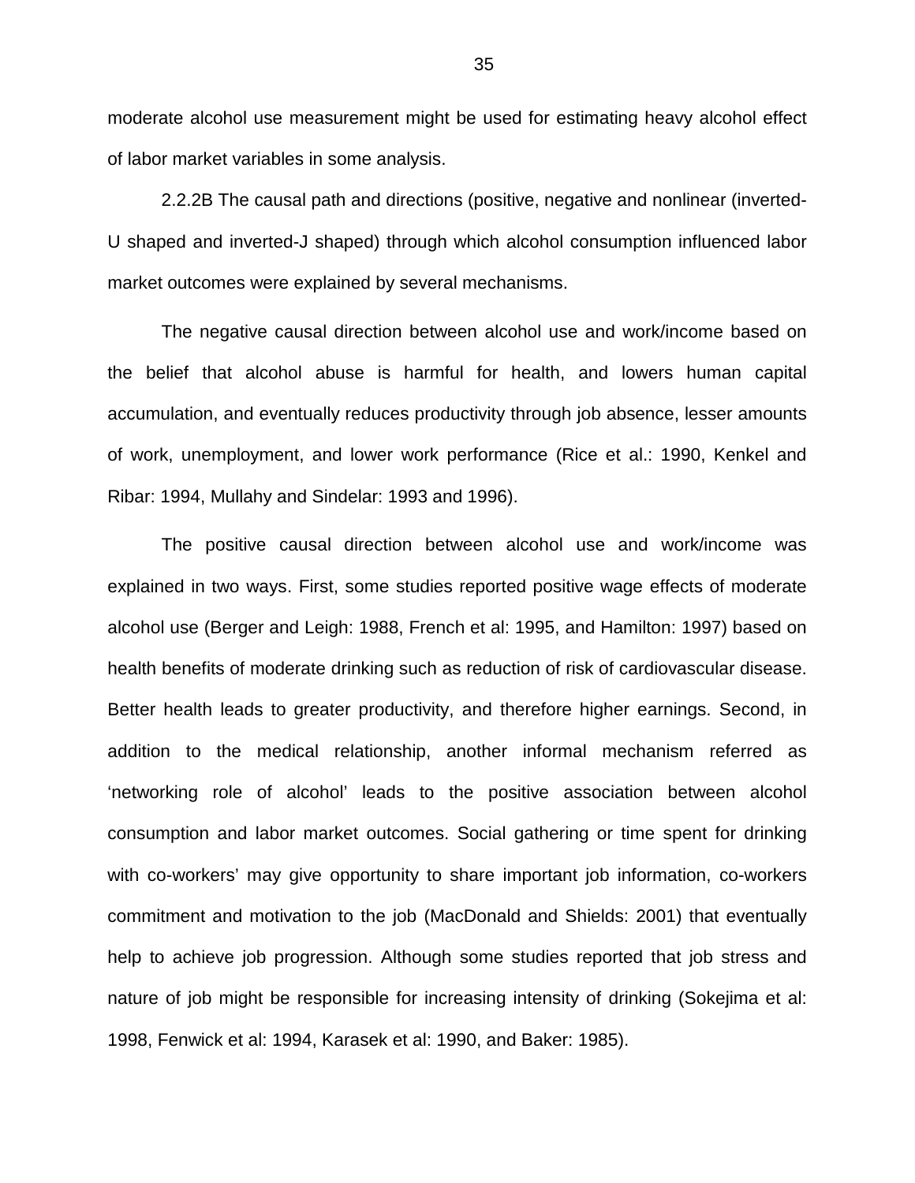moderate alcohol use measurement might be used for estimating heavy alcohol effect of labor market variables in some analysis.

2.2.2B The causal path and directions (positive, negative and nonlinear (inverted-U shaped and inverted-J shaped) through which alcohol consumption influenced labor market outcomes were explained by several mechanisms.

The negative causal direction between alcohol use and work/income based on the belief that alcohol abuse is harmful for health, and lowers human capital accumulation, and eventually reduces productivity through job absence, lesser amounts of work, unemployment, and lower work performance (Rice et al.: 1990, Kenkel and Ribar: 1994, Mullahy and Sindelar: 1993 and 1996).

The positive causal direction between alcohol use and work/income was explained in two ways. First, some studies reported positive wage effects of moderate alcohol use (Berger and Leigh: 1988, French et al: 1995, and Hamilton: 1997) based on health benefits of moderate drinking such as reduction of risk of cardiovascular disease. Better health leads to greater productivity, and therefore higher earnings. Second, in addition to the medical relationship, another informal mechanism referred as 'networking role of alcohol' leads to the positive association between alcohol consumption and labor market outcomes. Social gathering or time spent for drinking with co-workers' may give opportunity to share important job information, co-workers commitment and motivation to the job (MacDonald and Shields: 2001) that eventually help to achieve job progression. Although some studies reported that job stress and nature of job might be responsible for increasing intensity of drinking (Sokejima et al: 1998, Fenwick et al: 1994, Karasek et al: 1990, and Baker: 1985).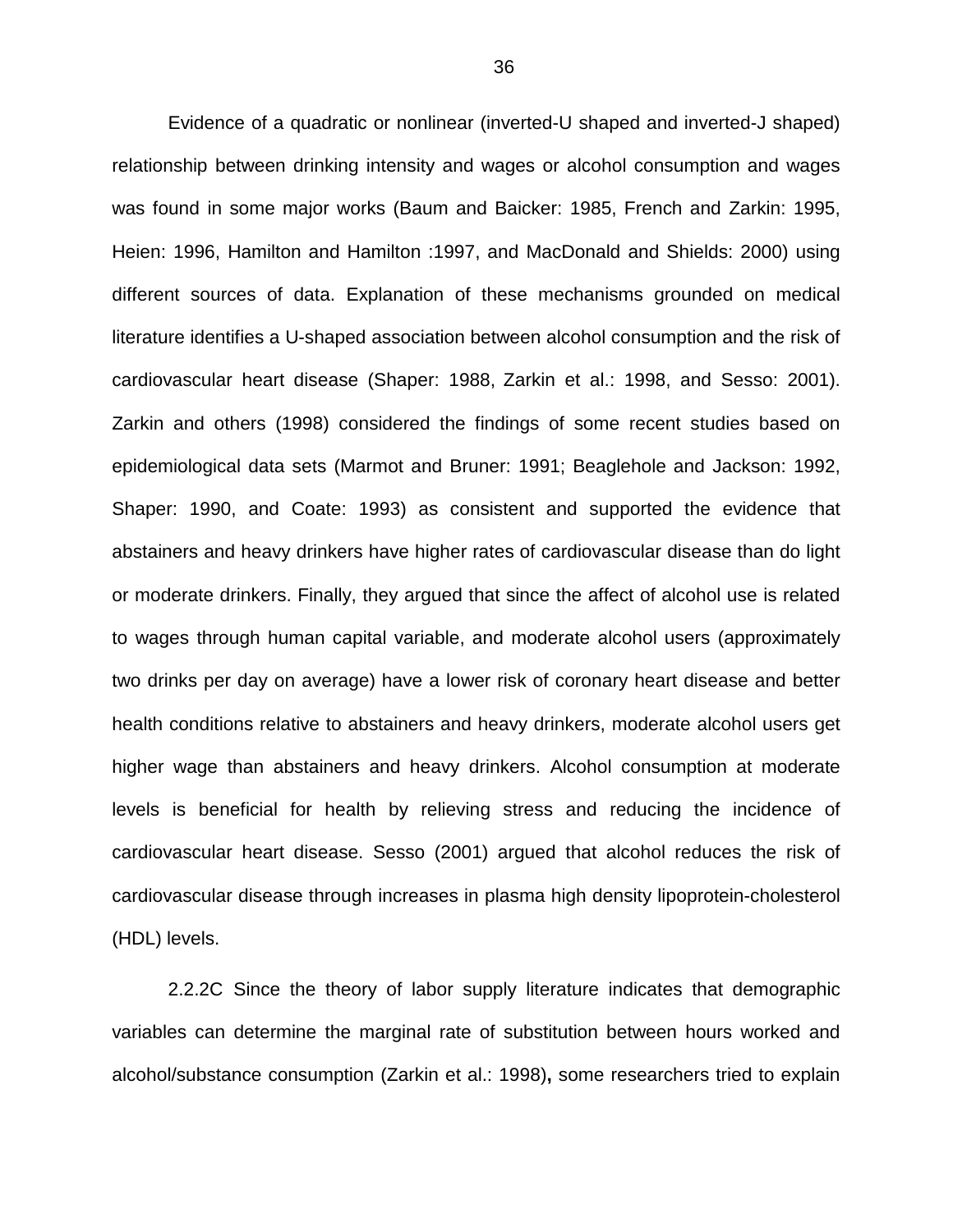Evidence of a quadratic or nonlinear (inverted-U shaped and inverted-J shaped) relationship between drinking intensity and wages or alcohol consumption and wages was found in some major works (Baum and Baicker: 1985, French and Zarkin: 1995, Heien: 1996, Hamilton and Hamilton :1997, and MacDonald and Shields: 2000) using different sources of data. Explanation of these mechanisms grounded on medical literature identifies a U-shaped association between alcohol consumption and the risk of cardiovascular heart disease (Shaper: 1988, Zarkin et al.: 1998, and Sesso: 2001). Zarkin and others (1998) considered the findings of some recent studies based on epidemiological data sets (Marmot and Bruner: 1991; Beaglehole and Jackson: 1992, Shaper: 1990, and Coate: 1993) as consistent and supported the evidence that abstainers and heavy drinkers have higher rates of cardiovascular disease than do light or moderate drinkers. Finally, they argued that since the affect of alcohol use is related to wages through human capital variable, and moderate alcohol users (approximately two drinks per day on average) have a lower risk of coronary heart disease and better health conditions relative to abstainers and heavy drinkers, moderate alcohol users get higher wage than abstainers and heavy drinkers. Alcohol consumption at moderate levels is beneficial for health by relieving stress and reducing the incidence of cardiovascular heart disease. Sesso (2001) argued that alcohol reduces the risk of cardiovascular disease through increases in plasma high density lipoprotein-cholesterol (HDL) levels.

2.2.2C Since the theory of labor supply literature indicates that demographic variables can determine the marginal rate of substitution between hours worked and alcohol/substance consumption (Zarkin et al.: 1998)**,** some researchers tried to explain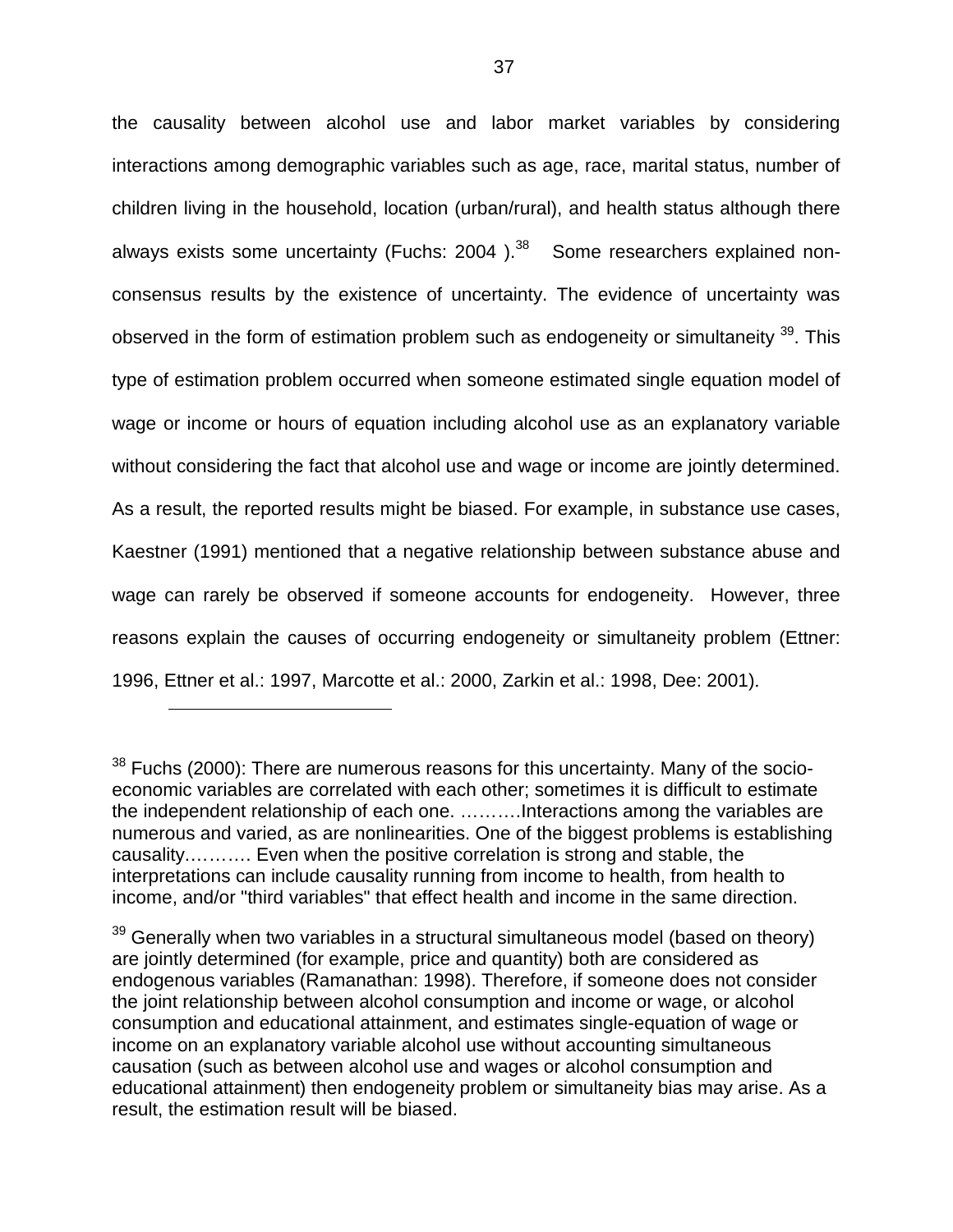the causality between alcohol use and labor market variables by considering interactions among demographic variables such as age, race, marital status, number of children living in the household, location (urban/rural), and health status although there always exists some uncertainty (Fuchs: 2004 ).[38] Some researchers explained non-consensus results by the existence of uncertainty. The evidence of uncertainty was observed in the form of estimation problem such as endogeneity or simultaneity [39]. This type of estimation problem occurred when someone estimated single equation model of wage or income or hours of equation including alcohol use as an explanatory variable without considering the fact that alcohol use and wage or income are jointly determined. As a result, the reported results might be biased. For example, in substance use cases, Kaestner (1991) mentioned that a negative relationship between substance abuse and wage can rarely be observed if someone accounts for endogeneity. However, three reasons explain the causes of occurring endogeneity or simultaneity problem (Ettner: 1996, Ettner et al.: 1997, Marcotte et al.: 2000, Zarkin et al.: 1998, Dee: 2001).

---

[38] Fuchs (2000): There are numerous reasons for this uncertainty. Many of the socio-economic variables are correlated with each other; sometimes it is difficult to estimate the independent relationship of each one. ……….Interactions among the variables are numerous and varied, as are nonlinearities. One of the biggest problems is establishing causality………. Even when the positive correlation is strong and stable, the interpretations can include causality running from income to health, from health to income, and/or "third variables" that effect health and income in the same direction.

[39] Generally when two variables in a structural simultaneous model (based on theory) are jointly determined (for example, price and quantity) both are considered as endogenous variables (Ramanathan: 1998). Therefore, if someone does not consider the joint relationship between alcohol consumption and income or wage, or alcohol consumption and educational attainment, and estimates single-equation of wage or income on an explanatory variable alcohol use without accounting simultaneous causation (such as between alcohol use and wages or alcohol consumption and educational attainment) then endogeneity problem or simultaneity bias may arise. As a result, the estimation result will be biased.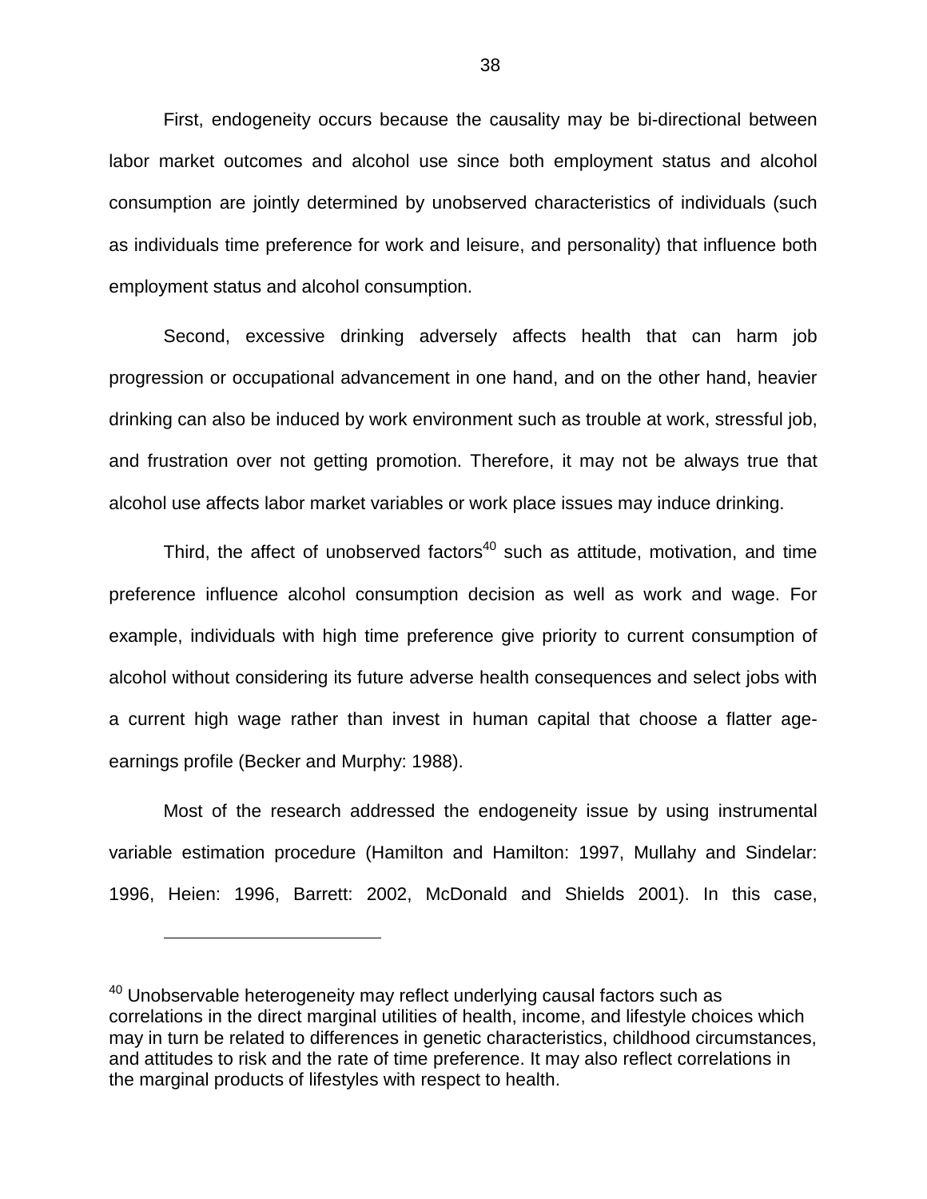First, endogeneity occurs because the causality may be bi-directional between labor market outcomes and alcohol use since both employment status and alcohol consumption are jointly determined by unobserved characteristics of individuals (such as individuals time preference for work and leisure, and personality) that influence both employment status and alcohol consumption.

Second, excessive drinking adversely affects health that can harm job progression or occupational advancement in one hand, and on the other hand, heavier drinking can also be induced by work environment such as trouble at work, stressful job, and frustration over not getting promotion. Therefore, it may not be always true that alcohol use affects labor market variables or work place issues may induce drinking.

Third, the affect of unobserved factors[40] such as attitude, motivation, and time preference influence alcohol consumption decision as well as work and wage. For example, individuals with high time preference give priority to current consumption of alcohol without considering its future adverse health consequences and select jobs with a current high wage rather than invest in human capital that choose a flatter age-earnings profile (Becker and Murphy: 1988).

Most of the research addressed the endogeneity issue by using instrumental variable estimation procedure (Hamilton and Hamilton: 1997, Mullahy and Sindelar: 1996, Heien: 1996, Barrett: 2002, McDonald and Shields 2001). In this case,

---

[40] Unobservable heterogeneity may reflect underlying causal factors such as correlations in the direct marginal utilities of health, income, and lifestyle choices which may in turn be related to differences in genetic characteristics, childhood circumstances, and attitudes to risk and the rate of time preference. It may also reflect correlations in the marginal products of lifestyles with respect to health.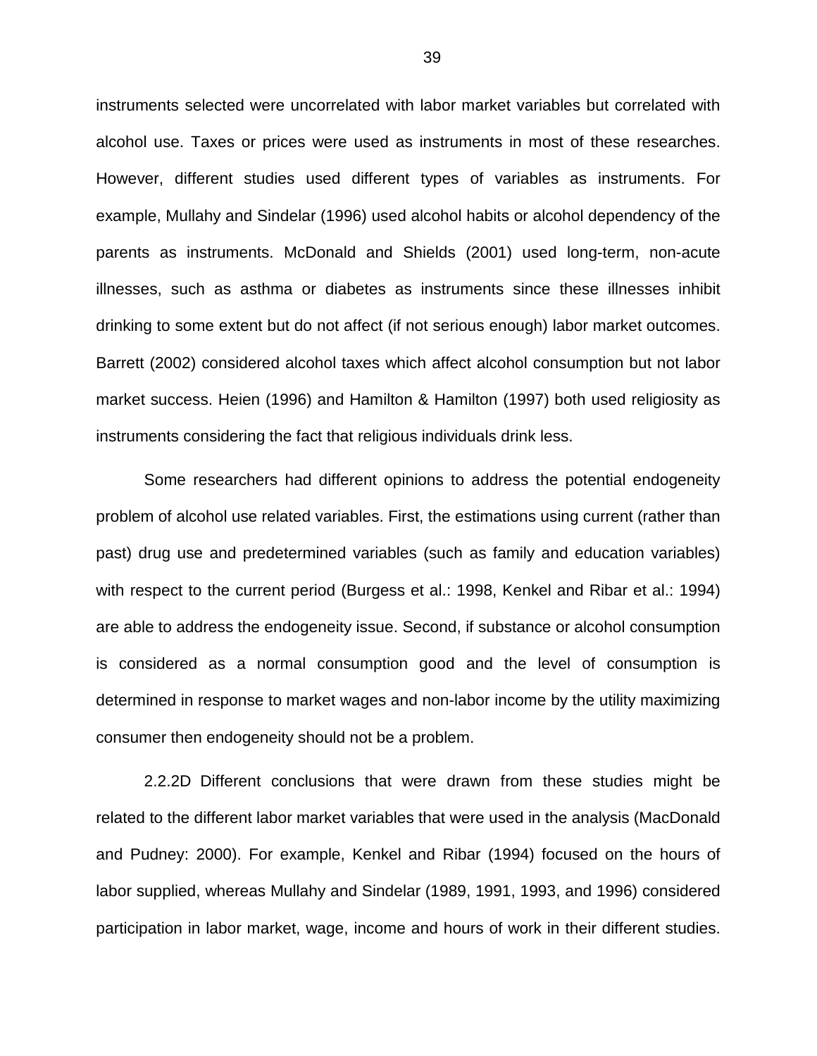instruments selected were uncorrelated with labor market variables but correlated with alcohol use. Taxes or prices were used as instruments in most of these researches. However, different studies used different types of variables as instruments. For example, Mullahy and Sindelar (1996) used alcohol habits or alcohol dependency of the parents as instruments. McDonald and Shields (2001) used long-term, non-acute illnesses, such as asthma or diabetes as instruments since these illnesses inhibit drinking to some extent but do not affect (if not serious enough) labor market outcomes. Barrett (2002) considered alcohol taxes which affect alcohol consumption but not labor market success. Heien (1996) and Hamilton & Hamilton (1997) both used religiosity as instruments considering the fact that religious individuals drink less.

Some researchers had different opinions to address the potential endogeneity problem of alcohol use related variables. First, the estimations using current (rather than past) drug use and predetermined variables (such as family and education variables) with respect to the current period (Burgess et al.: 1998, Kenkel and Ribar et al.: 1994) are able to address the endogeneity issue. Second, if substance or alcohol consumption is considered as a normal consumption good and the level of consumption is determined in response to market wages and non-labor income by the utility maximizing consumer then endogeneity should not be a problem.

2.2.2D Different conclusions that were drawn from these studies might be related to the different labor market variables that were used in the analysis (MacDonald and Pudney: 2000). For example, Kenkel and Ribar (1994) focused on the hours of labor supplied, whereas Mullahy and Sindelar (1989, 1991, 1993, and 1996) considered participation in labor market, wage, income and hours of work in their different studies.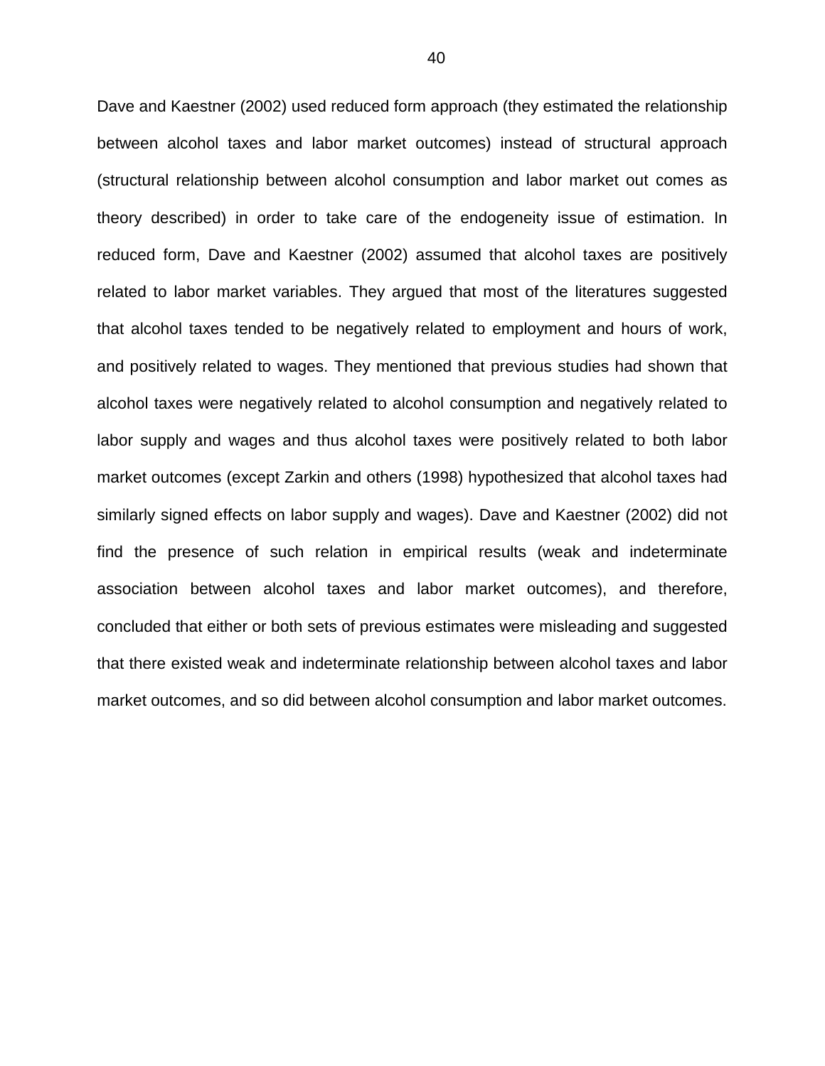Dave and Kaestner (2002) used reduced form approach (they estimated the relationship between alcohol taxes and labor market outcomes) instead of structural approach (structural relationship between alcohol consumption and labor market out comes as theory described) in order to take care of the endogeneity issue of estimation. In reduced form, Dave and Kaestner (2002) assumed that alcohol taxes are positively related to labor market variables. They argued that most of the literatures suggested that alcohol taxes tended to be negatively related to employment and hours of work, and positively related to wages. They mentioned that previous studies had shown that alcohol taxes were negatively related to alcohol consumption and negatively related to labor supply and wages and thus alcohol taxes were positively related to both labor market outcomes (except Zarkin and others (1998) hypothesized that alcohol taxes had similarly signed effects on labor supply and wages). Dave and Kaestner (2002) did not find the presence of such relation in empirical results (weak and indeterminate association between alcohol taxes and labor market outcomes), and therefore, concluded that either or both sets of previous estimates were misleading and suggested that there existed weak and indeterminate relationship between alcohol taxes and labor market outcomes, and so did between alcohol consumption and labor market outcomes.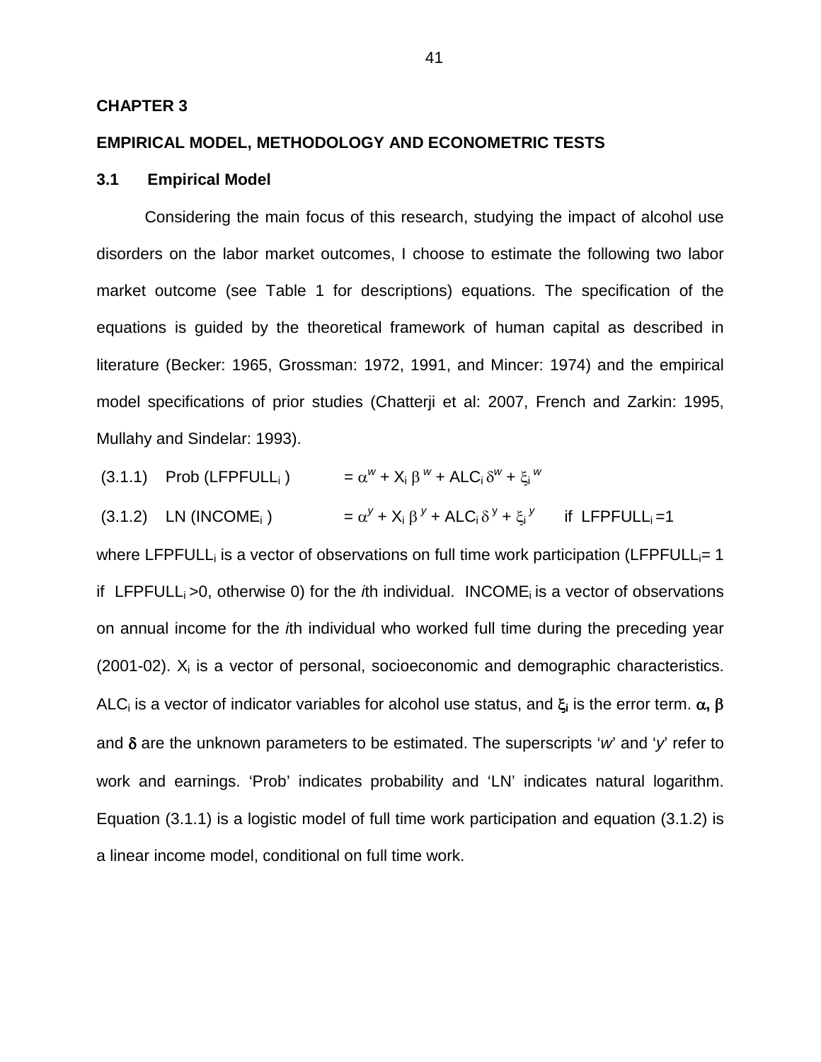**CHAPTER 3**

**EMPIRICAL MODEL, METHODOLOGY AND ECONOMETRIC TESTS**

### 3.1 Empirical Model

Considering the main focus of this research, studying the impact of alcohol use disorders on the labor market outcomes, I choose to estimate the following two labor market outcome (see Table 1 for descriptions) equations. The specification of the equations is guided by the theoretical framework of human capital as described in literature (Becker: 1965, Grossman: 1972, 1991, and Mincer: 1974) and the empirical model specifications of prior studies (Chatterji et al: 2007, French and Zarkin: 1995, Mullahy and Sindelar: 1993).

(3.1.1) $\text{Prob}(LFPFULL_i) = \alpha^w + X_i \beta^w + ALC_i \delta^w + \xi_i^w$

(3.1.2) $\text{LN}(INCOME_i) = \alpha^y + X_i \beta^y + ALC_i \delta^y + \xi_i^y \quad \text{if } LFPFULL_i = 1$

where $LFPFULL_i$ is a vector of observations on full time work participation ($LFPFULL_i = 1$ if $LFPFULL_i > 0$, otherwise 0) for the *i*th individual. $INCOME_i$ is a vector of observations on annual income for the *i*th individual who worked full time during the preceding year (2001-02). $X_i$ is a vector of personal, socioeconomic and demographic characteristics. $ALC_i$ is a vector of indicator variables for alcohol use status, and $\xi_i$ is the error term. $\alpha$, $\beta$ and $\delta$ are the unknown parameters to be estimated. The superscripts '*w*' and '*y*' refer to work and earnings. 'Prob' indicates probability and 'LN' indicates natural logarithm. Equation (3.1.1) is a logistic model of full time work participation and equation (3.1.2) is a linear income model, conditional on full time work.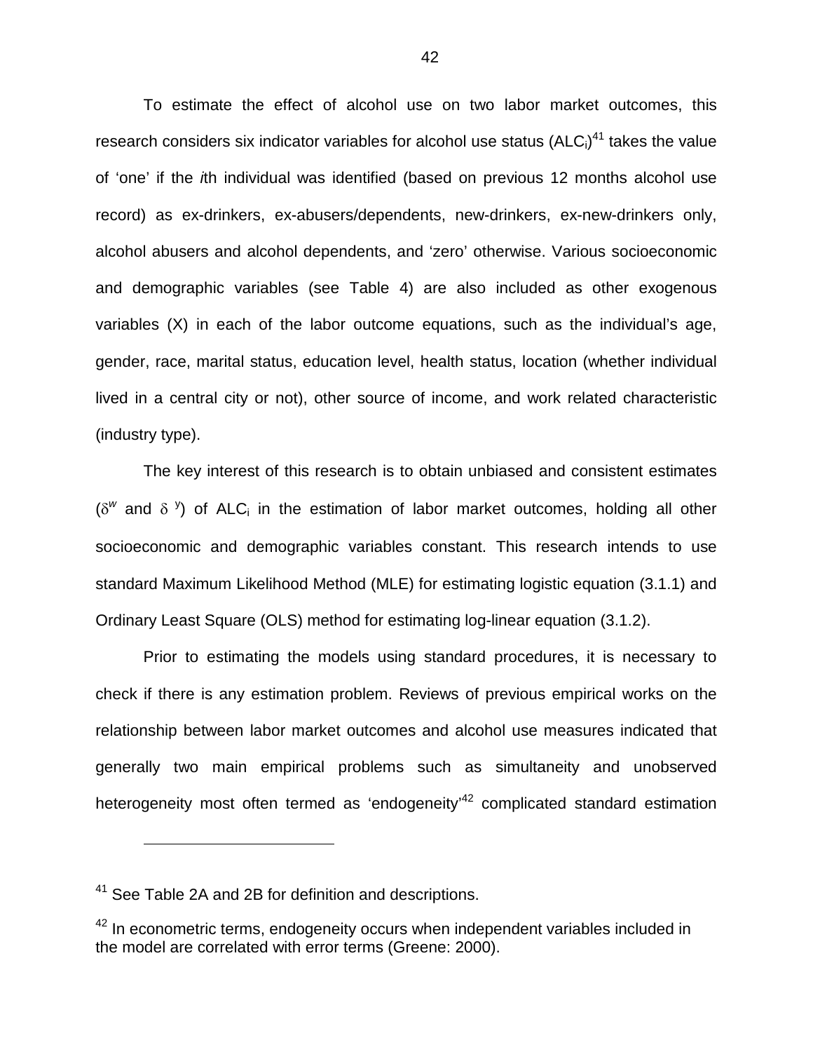To estimate the effect of alcohol use on two labor market outcomes, this research considers six indicator variables for alcohol use status ($ALC_i$)[41] takes the value of 'one' if the *i*th individual was identified (based on previous 12 months alcohol use record) as ex-drinkers, ex-abusers/dependents, new-drinkers, ex-new-drinkers only, alcohol abusers and alcohol dependents, and 'zero' otherwise. Various socioeconomic and demographic variables (see Table 4) are also included as other exogenous variables (X) in each of the labor outcome equations, such as the individual's age, gender, race, marital status, education level, health status, location (whether individual lived in a central city or not), other source of income, and work related characteristic (industry type).

The key interest of this research is to obtain unbiased and consistent estimates ($\delta^{w}$ and $\delta^{y}$) of $ALC_i$ in the estimation of labor market outcomes, holding all other socioeconomic and demographic variables constant. This research intends to use standard Maximum Likelihood Method (MLE) for estimating logistic equation (3.1.1) and Ordinary Least Square (OLS) method for estimating log-linear equation (3.1.2).

Prior to estimating the models using standard procedures, it is necessary to check if there is any estimation problem. Reviews of previous empirical works on the relationship between labor market outcomes and alcohol use measures indicated that generally two main empirical problems such as simultaneity and unobserved heterogeneity most often termed as 'endogeneity'[42] complicated standard estimation

---

[41] See Table 2A and 2B for definition and descriptions.

[42] In econometric terms, endogeneity occurs when independent variables included in the model are correlated with error terms (Greene: 2000).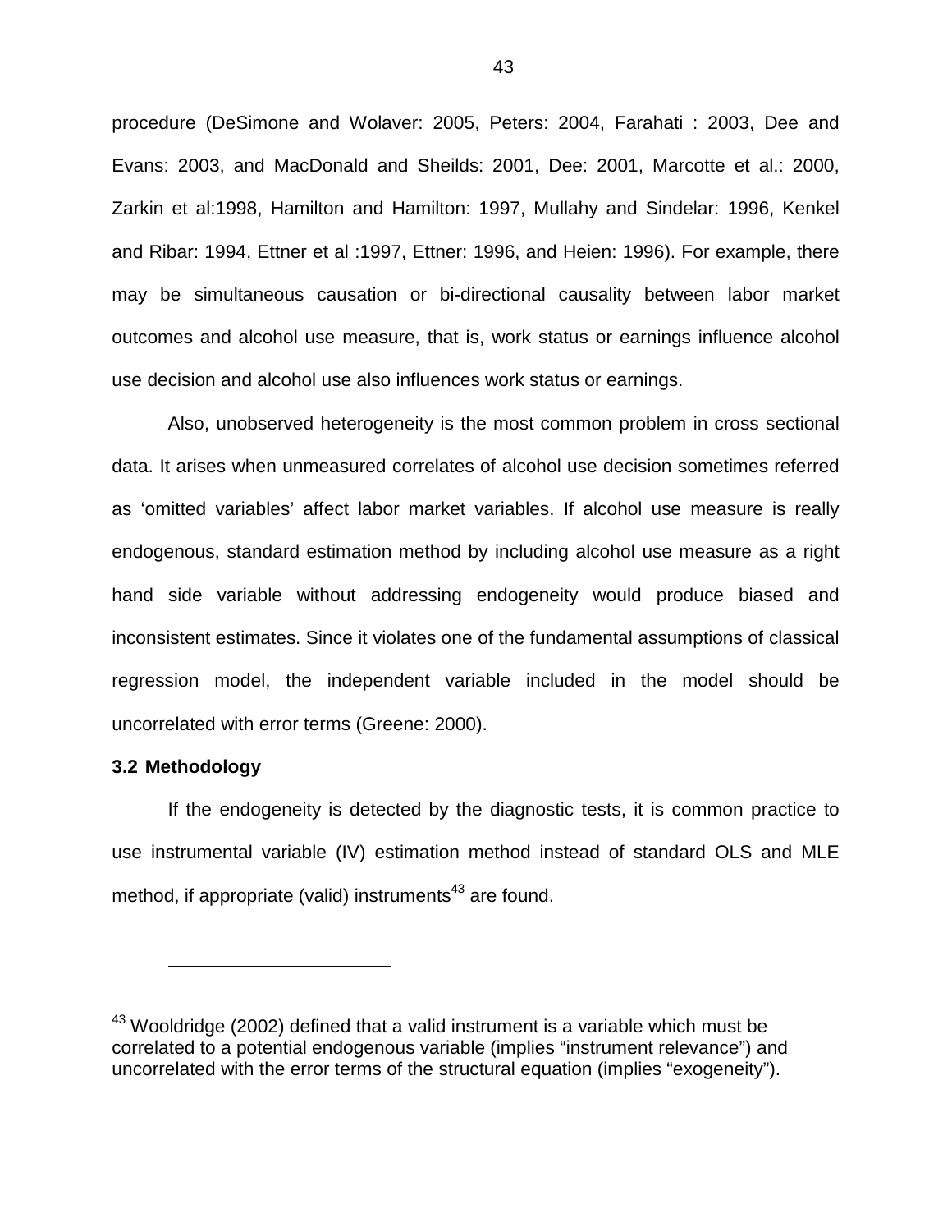procedure (DeSimone and Wolaver: 2005, Peters: 2004, Farahati : 2003, Dee and Evans: 2003, and MacDonald and Sheilds: 2001, Dee: 2001, Marcotte et al.: 2000, Zarkin et al:1998, Hamilton and Hamilton: 1997, Mullahy and Sindelar: 1996, Kenkel and Ribar: 1994, Ettner et al :1997, Ettner: 1996, and Heien: 1996). For example, there may be simultaneous causation or bi-directional causality between labor market outcomes and alcohol use measure, that is, work status or earnings influence alcohol use decision and alcohol use also influences work status or earnings.

Also, unobserved heterogeneity is the most common problem in cross sectional data. It arises when unmeasured correlates of alcohol use decision sometimes referred as 'omitted variables' affect labor market variables. If alcohol use measure is really endogenous, standard estimation method by including alcohol use measure as a right hand side variable without addressing endogeneity would produce biased and inconsistent estimates. Since it violates one of the fundamental assumptions of classical regression model, the independent variable included in the model should be uncorrelated with error terms (Greene: 2000).

### 3.2 Methodology

If the endogeneity is detected by the diagnostic tests, it is common practice to use instrumental variable (IV) estimation method instead of standard OLS and MLE method, if appropriate (valid) instruments[43] are found.

---

[43] Wooldridge (2002) defined that a valid instrument is a variable which must be correlated to a potential endogenous variable (implies "instrument relevance") and uncorrelated with the error terms of the structural equation (implies "exogeneity").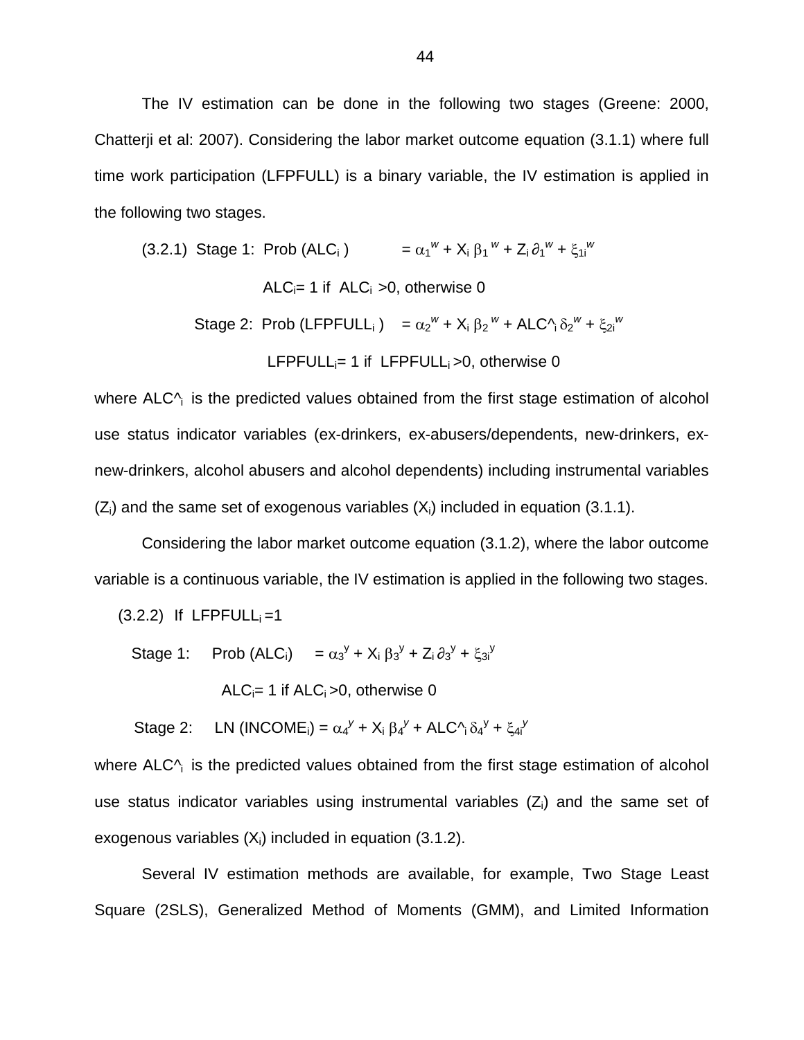The IV estimation can be done in the following two stages (Greene: 2000, Chatterji et al: 2007). Considering the labor market outcome equation (3.1.1) where full time work participation (LFPFULL) is a binary variable, the IV estimation is applied in the following two stages.

(3.2.1) Stage 1: $\text{Prob}(ALC_i) = \alpha_1^w + X_i \beta_1^w + Z_i \partial_1^w + \xi_{1i}^w$

$ALC_i = 1$ if $ALC_i > 0$, otherwise 0

Stage 2: $\text{Prob}(LFPFULL_i) = \alpha_2^w + X_i \beta_2^w + ALC\hat{}_i \delta_2^w + \xi_{2i}^w$

$LFPFULL_i = 1$ if $LFPFULL_i > 0$, otherwise 0

where $ALC\hat{}_i$ is the predicted values obtained from the first stage estimation of alcohol use status indicator variables (ex-drinkers, ex-abusers/dependents, new-drinkers, ex-new-drinkers, alcohol abusers and alcohol dependents) including instrumental variables ($Z_i$) and the same set of exogenous variables ($X_i$) included in equation (3.1.1).

Considering the labor market outcome equation (3.1.2), where the labor outcome variable is a continuous variable, the IV estimation is applied in the following two stages.

(3.2.2) If $LFPFULL_i = 1$

Stage 1: $\text{Prob}(ALC_i) = \alpha_3^y + X_i \beta_3^y + Z_i \partial_3^y + \xi_{3i}^y$

$ALC_i = 1$ if $ALC_i > 0$, otherwise 0

Stage 2: $\text{LN}(INCOME_i) = \alpha_4^y + X_i \beta_4^y + ALC\hat{}_i \delta_4^y + \xi_{4i}^y$

where $ALC\hat{}_i$ is the predicted values obtained from the first stage estimation of alcohol use status indicator variables using instrumental variables ($Z_i$) and the same set of exogenous variables ($X_i$) included in equation (3.1.2).

Several IV estimation methods are available, for example, Two Stage Least Square (2SLS), Generalized Method of Moments (GMM), and Limited Information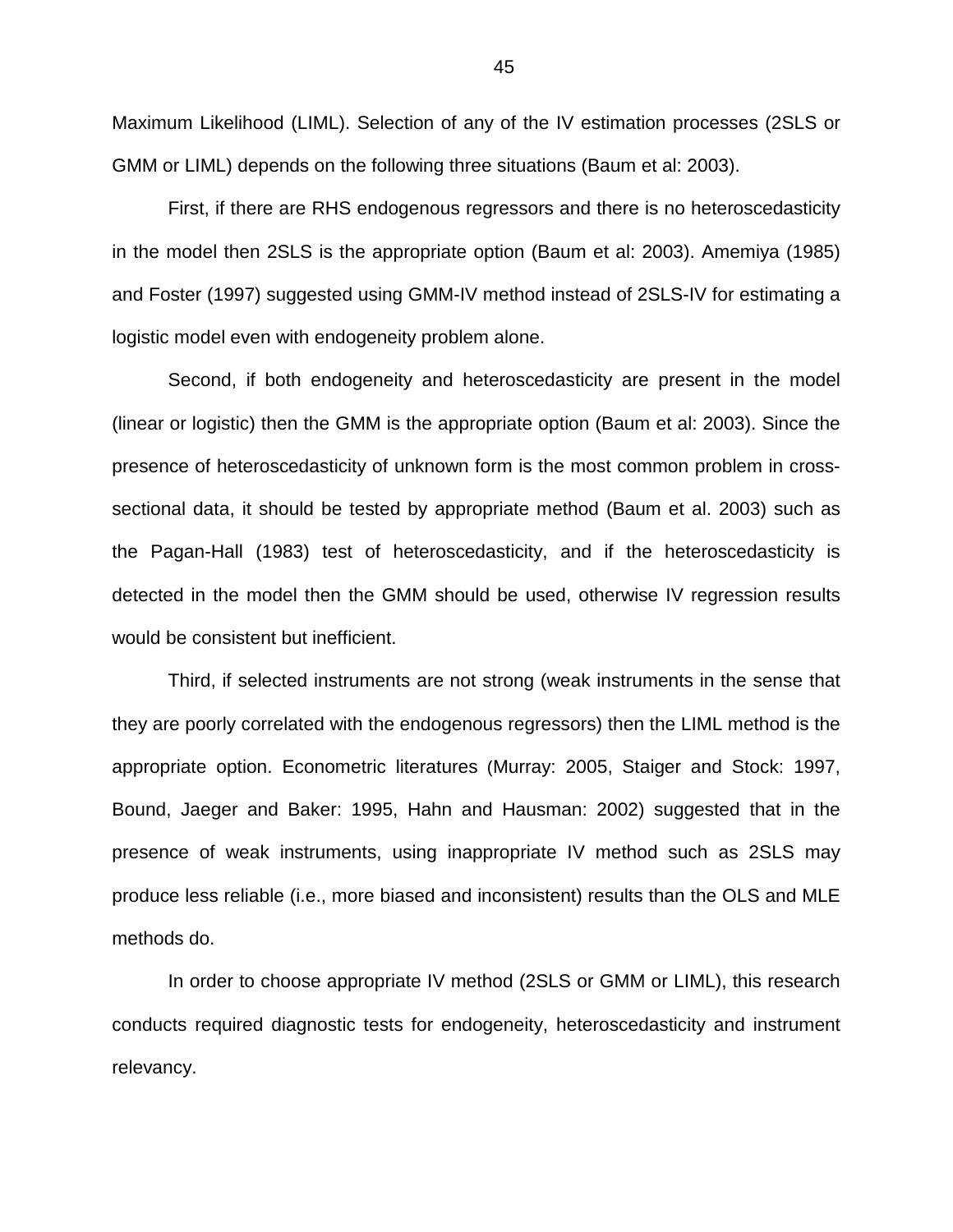Maximum Likelihood (LIML). Selection of any of the IV estimation processes (2SLS or GMM or LIML) depends on the following three situations (Baum et al: 2003).

First, if there are RHS endogenous regressors and there is no heteroscedasticity in the model then 2SLS is the appropriate option (Baum et al: 2003). Amemiya (1985) and Foster (1997) suggested using GMM-IV method instead of 2SLS-IV for estimating a logistic model even with endogeneity problem alone.

Second, if both endogeneity and heteroscedasticity are present in the model (linear or logistic) then the GMM is the appropriate option (Baum et al: 2003). Since the presence of heteroscedasticity of unknown form is the most common problem in cross-sectional data, it should be tested by appropriate method (Baum et al. 2003) such as the Pagan-Hall (1983) test of heteroscedasticity, and if the heteroscedasticity is detected in the model then the GMM should be used, otherwise IV regression results would be consistent but inefficient.

Third, if selected instruments are not strong (weak instruments in the sense that they are poorly correlated with the endogenous regressors) then the LIML method is the appropriate option. Econometric literatures (Murray: 2005, Staiger and Stock: 1997, Bound, Jaeger and Baker: 1995, Hahn and Hausman: 2002) suggested that in the presence of weak instruments, using inappropriate IV method such as 2SLS may produce less reliable (i.e., more biased and inconsistent) results than the OLS and MLE methods do.

In order to choose appropriate IV method (2SLS or GMM or LIML), this research conducts required diagnostic tests for endogeneity, heteroscedasticity and instrument relevancy.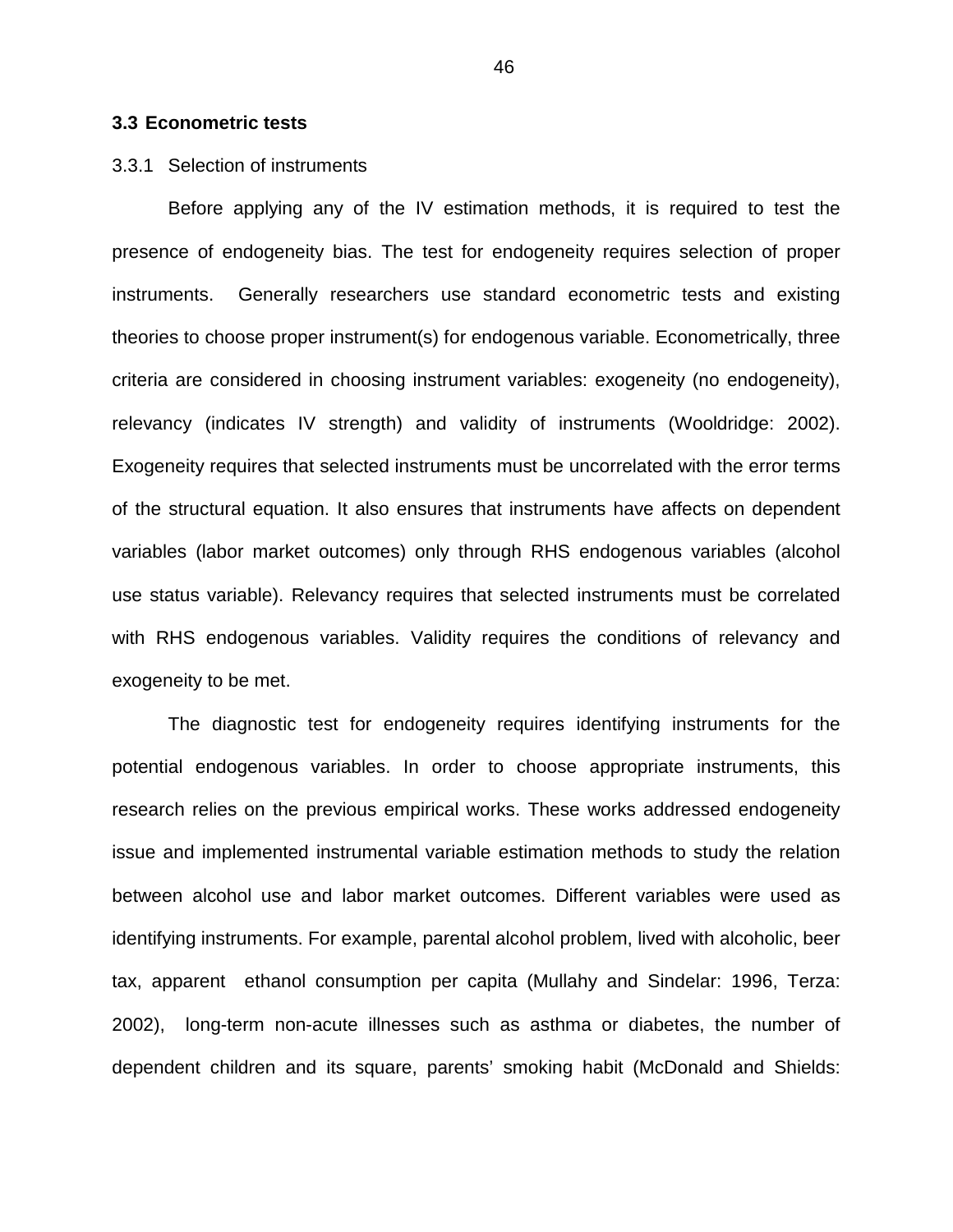## 3.3 Econometric tests

### 3.3.1 Selection of instruments

Before applying any of the IV estimation methods, it is required to test the presence of endogeneity bias. The test for endogeneity requires selection of proper instruments. Generally researchers use standard econometric tests and existing theories to choose proper instrument(s) for endogenous variable. Econometrically, three criteria are considered in choosing instrument variables: exogeneity (no endogeneity), relevancy (indicates IV strength) and validity of instruments (Wooldridge: 2002). Exogeneity requires that selected instruments must be uncorrelated with the error terms of the structural equation. It also ensures that instruments have affects on dependent variables (labor market outcomes) only through RHS endogenous variables (alcohol use status variable). Relevancy requires that selected instruments must be correlated with RHS endogenous variables. Validity requires the conditions of relevancy and exogeneity to be met.

The diagnostic test for endogeneity requires identifying instruments for the potential endogenous variables. In order to choose appropriate instruments, this research relies on the previous empirical works. These works addressed endogeneity issue and implemented instrumental variable estimation methods to study the relation between alcohol use and labor market outcomes. Different variables were used as identifying instruments. For example, parental alcohol problem, lived with alcoholic, beer tax, apparent ethanol consumption per capita (Mullahy and Sindelar: 1996, Terza: 2002), long-term non-acute illnesses such as asthma or diabetes, the number of dependent children and its square, parents' smoking habit (McDonald and Shields: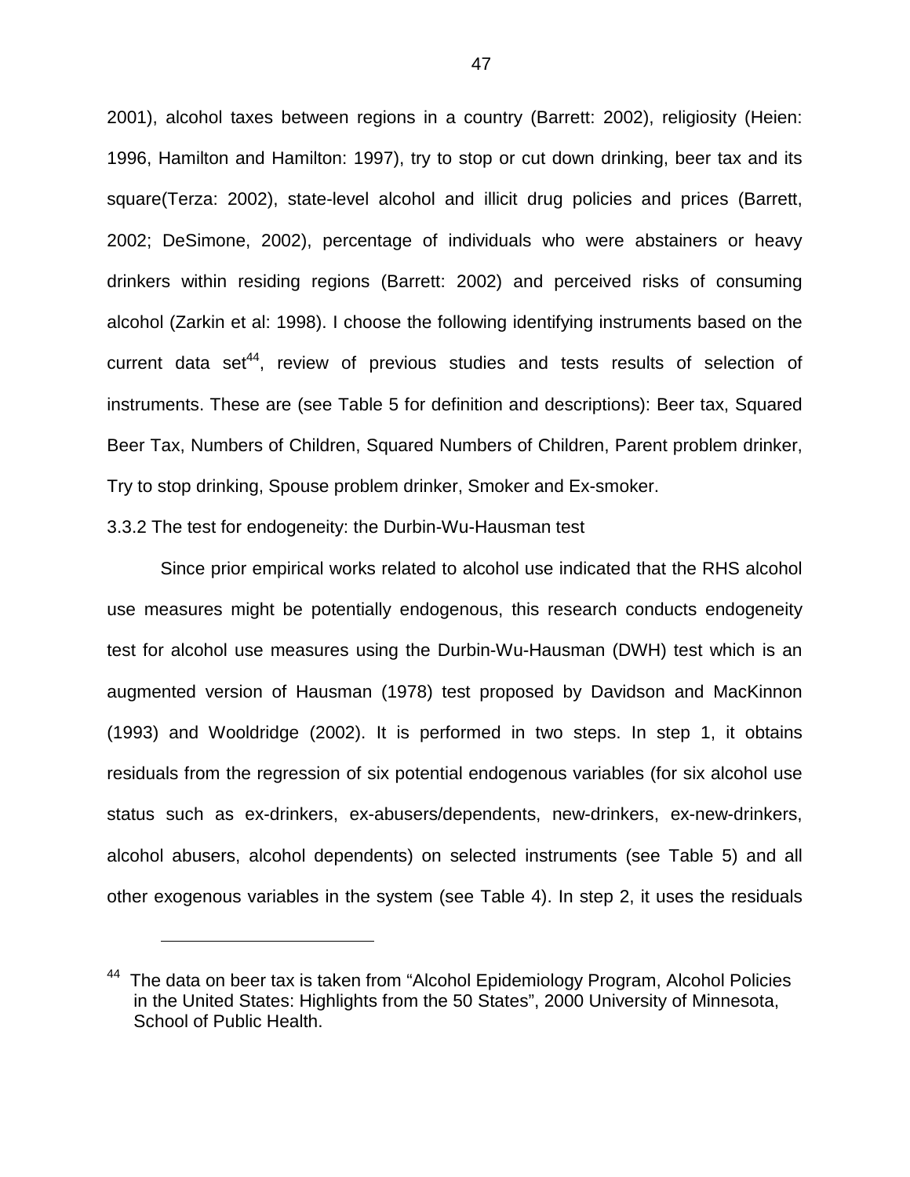2001), alcohol taxes between regions in a country (Barrett: 2002), religiosity (Heien: 1996, Hamilton and Hamilton: 1997), try to stop or cut down drinking, beer tax and its square(Terza: 2002), state-level alcohol and illicit drug policies and prices (Barrett, 2002; DeSimone, 2002), percentage of individuals who were abstainers or heavy drinkers within residing regions (Barrett: 2002) and perceived risks of consuming alcohol (Zarkin et al: 1998). I choose the following identifying instruments based on the current data set[44], review of previous studies and tests results of selection of instruments. These are (see Table 5 for definition and descriptions): Beer tax, Squared Beer Tax, Numbers of Children, Squared Numbers of Children, Parent problem drinker, Try to stop drinking, Spouse problem drinker, Smoker and Ex-smoker.

### 3.3.2 The test for endogeneity: the Durbin-Wu-Hausman test

Since prior empirical works related to alcohol use indicated that the RHS alcohol use measures might be potentially endogenous, this research conducts endogeneity test for alcohol use measures using the Durbin-Wu-Hausman (DWH) test which is an augmented version of Hausman (1978) test proposed by Davidson and MacKinnon (1993) and Wooldridge (2002). It is performed in two steps. In step 1, it obtains residuals from the regression of six potential endogenous variables (for six alcohol use status such as ex-drinkers, ex-abusers/dependents, new-drinkers, ex-new-drinkers, alcohol abusers, alcohol dependents) on selected instruments (see Table 5) and all other exogenous variables in the system (see Table 4). In step 2, it uses the residuals

---

[44] The data on beer tax is taken from "Alcohol Epidemiology Program, Alcohol Policies in the United States: Highlights from the 50 States", 2000 University of Minnesota, School of Public Health.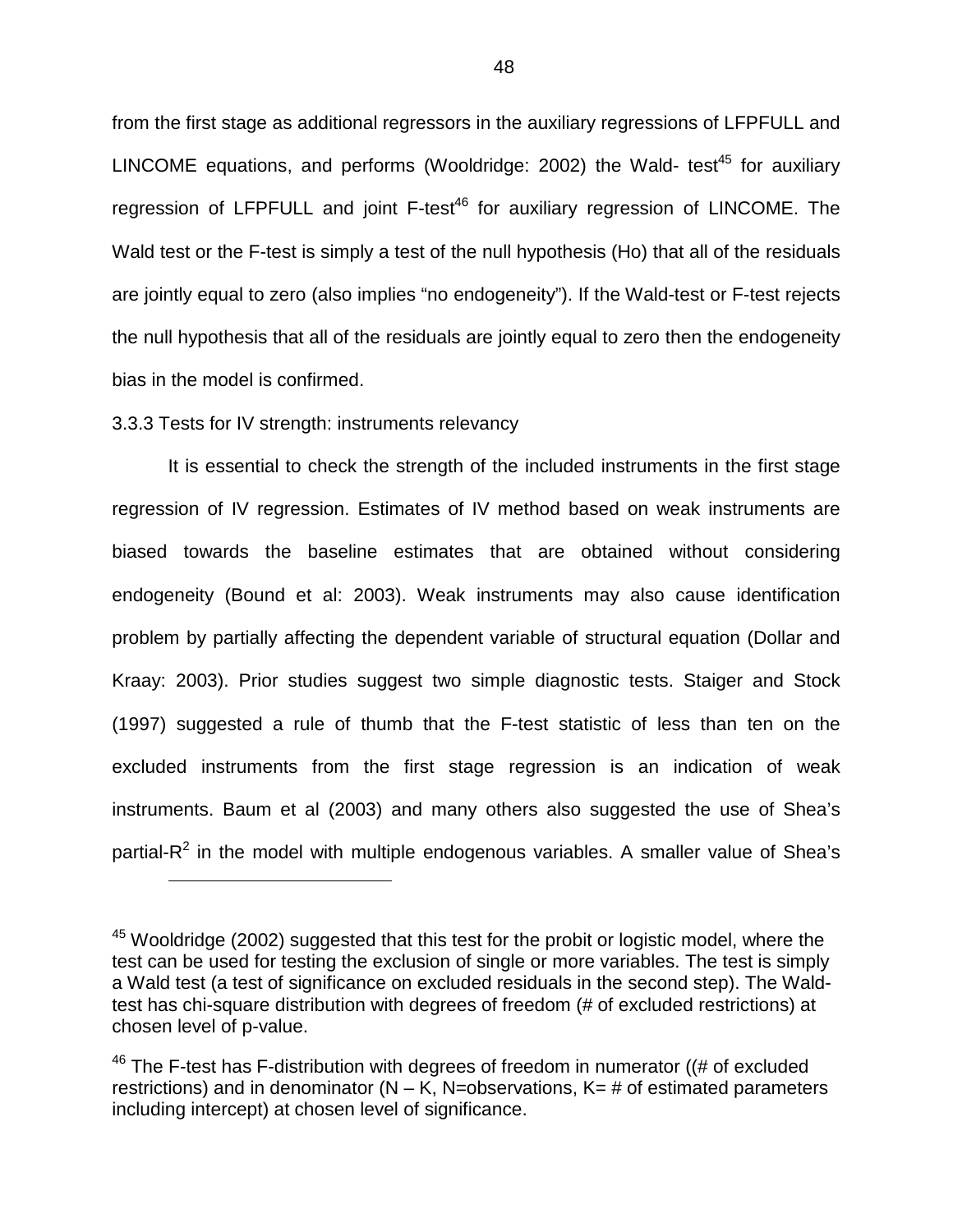from the first stage as additional regressors in the auxiliary regressions of LFPFULL and LINCOME equations, and performs (Wooldridge: 2002) the Wald- test[45] for auxiliary regression of LFPFULL and joint F-test[46] for auxiliary regression of LINCOME. The Wald test or the F-test is simply a test of the null hypothesis (Ho) that all of the residuals are jointly equal to zero (also implies "no endogeneity"). If the Wald-test or F-test rejects the null hypothesis that all of the residuals are jointly equal to zero then the endogeneity bias in the model is confirmed.

### 3.3.3 Tests for IV strength: instruments relevancy

It is essential to check the strength of the included instruments in the first stage regression of IV regression. Estimates of IV method based on weak instruments are biased towards the baseline estimates that are obtained without considering endogeneity (Bound et al: 2003). Weak instruments may also cause identification problem by partially affecting the dependent variable of structural equation (Dollar and Kraay: 2003). Prior studies suggest two simple diagnostic tests. Staiger and Stock (1997) suggested a rule of thumb that the F-test statistic of less than ten on the excluded instruments from the first stage regression is an indication of weak instruments. Baum et al (2003) and many others also suggested the use of Shea's partial-$R^2$ in the model with multiple endogenous variables. A smaller value of Shea's

---

[45] Wooldridge (2002) suggested that this test for the probit or logistic model, where the test can be used for testing the exclusion of single or more variables. The test is simply a Wald test (a test of significance on excluded residuals in the second step). The Wald-test has chi-square distribution with degrees of freedom (# of excluded restrictions) at chosen level of p-value.

[46] The F-test has F-distribution with degrees of freedom in numerator ((# of excluded restrictions) and in denominator (N – K, N=observations, K= # of estimated parameters including intercept) at chosen level of significance.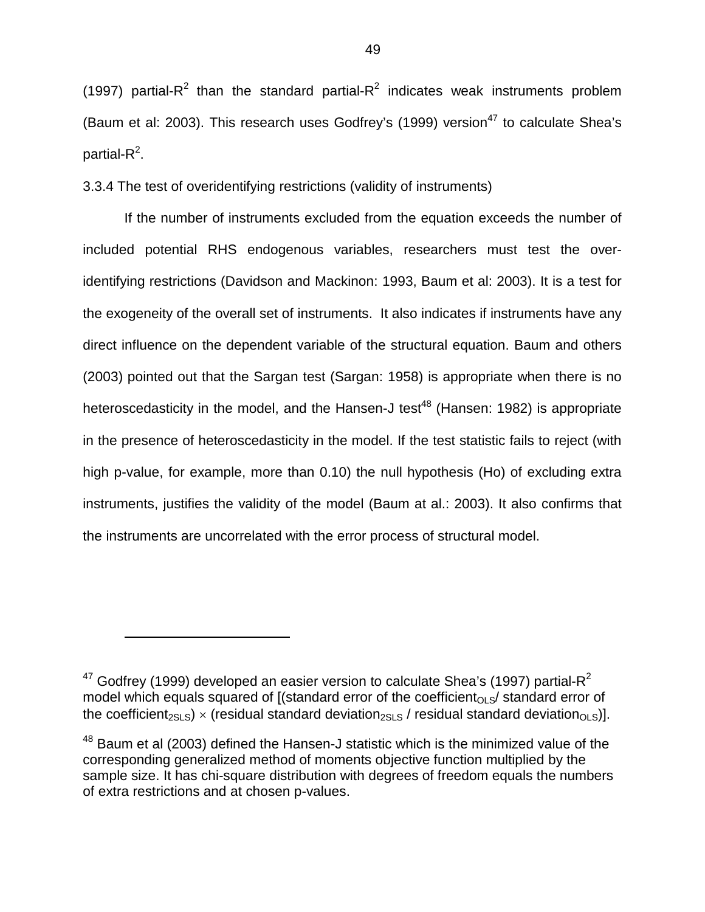(1997) partial-$R^2$ than the standard partial-$R^2$ indicates weak instruments problem (Baum et al: 2003). This research uses Godfrey's (1999) version[47] to calculate Shea's partial-$R^2$.

### 3.3.4 The test of overidentifying restrictions (validity of instruments)

If the number of instruments excluded from the equation exceeds the number of included potential RHS endogenous variables, researchers must test the over-identifying restrictions (Davidson and Mackinon: 1993, Baum et al: 2003). It is a test for the exogeneity of the overall set of instruments. It also indicates if instruments have any direct influence on the dependent variable of the structural equation. Baum and others (2003) pointed out that the Sargan test (Sargan: 1958) is appropriate when there is no heteroscedasticity in the model, and the Hansen-J test[48] (Hansen: 1982) is appropriate in the presence of heteroscedasticity in the model. If the test statistic fails to reject (with high p-value, for example, more than 0.10) the null hypothesis (Ho) of excluding extra instruments, justifies the validity of the model (Baum at al.: 2003). It also confirms that the instruments are uncorrelated with the error process of structural model.

---

[47] Godfrey (1999) developed an easier version to calculate Shea's (1997) partial-$R^2$ model which equals squared of [(standard error of the coefficient$_{OLS}$/ standard error of the coefficient$_{2SLS}$) $\times$ (residual standard deviation$_{2SLS}$ / residual standard deviation$_{OLS}$)].

[48] Baum et al (2003) defined the Hansen-J statistic which is the minimized value of the corresponding generalized method of moments objective function multiplied by the sample size. It has chi-square distribution with degrees of freedom equals the numbers of extra restrictions and at chosen p-values.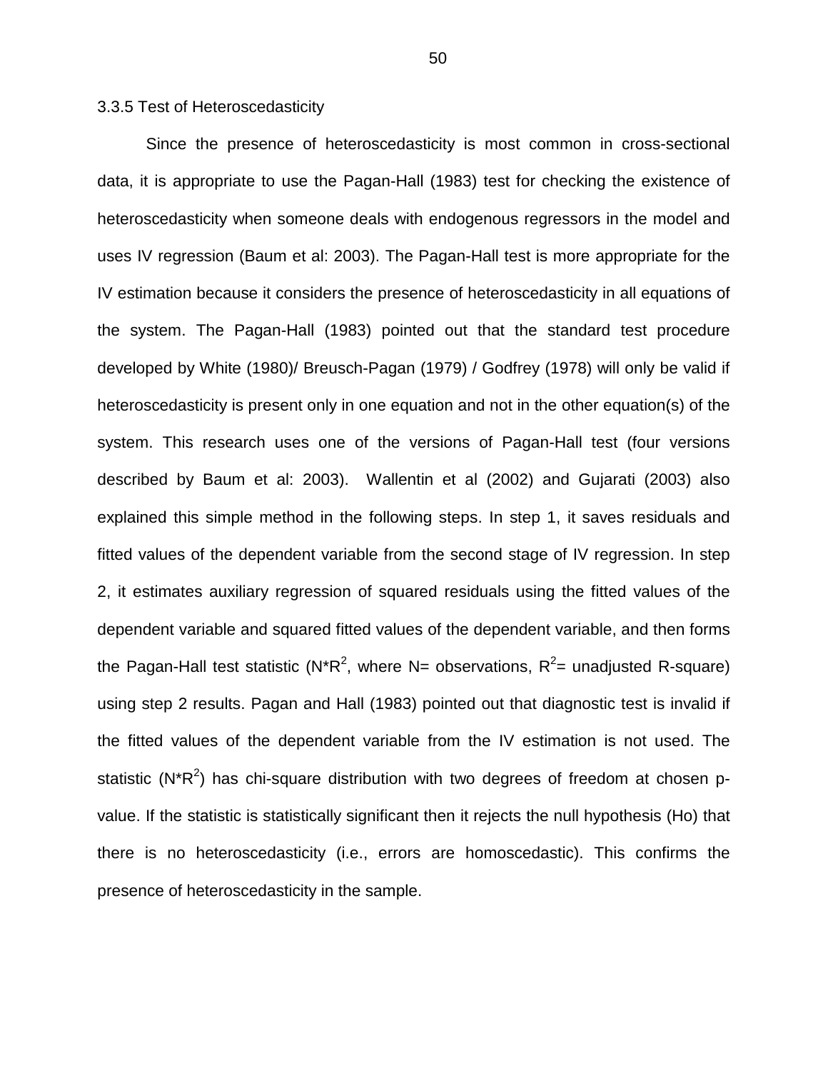### 3.3.5 Test of Heteroscedasticity

Since the presence of heteroscedasticity is most common in cross-sectional data, it is appropriate to use the Pagan-Hall (1983) test for checking the existence of heteroscedasticity when someone deals with endogenous regressors in the model and uses IV regression (Baum et al: 2003). The Pagan-Hall test is more appropriate for the IV estimation because it considers the presence of heteroscedasticity in all equations of the system. The Pagan-Hall (1983) pointed out that the standard test procedure developed by White (1980)/ Breusch-Pagan (1979) / Godfrey (1978) will only be valid if heteroscedasticity is present only in one equation and not in the other equation(s) of the system. This research uses one of the versions of Pagan-Hall test (four versions described by Baum et al: 2003). Wallentin et al (2002) and Gujarati (2003) also explained this simple method in the following steps. In step 1, it saves residuals and fitted values of the dependent variable from the second stage of IV regression. In step 2, it estimates auxiliary regression of squared residuals using the fitted values of the dependent variable and squared fitted values of the dependent variable, and then forms the Pagan-Hall test statistic ($N*R^2$, where N= observations, $R^2$= unadjusted R-square) using step 2 results. Pagan and Hall (1983) pointed out that diagnostic test is invalid if the fitted values of the dependent variable from the IV estimation is not used. The statistic ($N*R^2$) has chi-square distribution with two degrees of freedom at chosen p-value. If the statistic is statistically significant then it rejects the null hypothesis (Ho) that there is no heteroscedasticity (i.e., errors are homoscedastic). This confirms the presence of heteroscedasticity in the sample.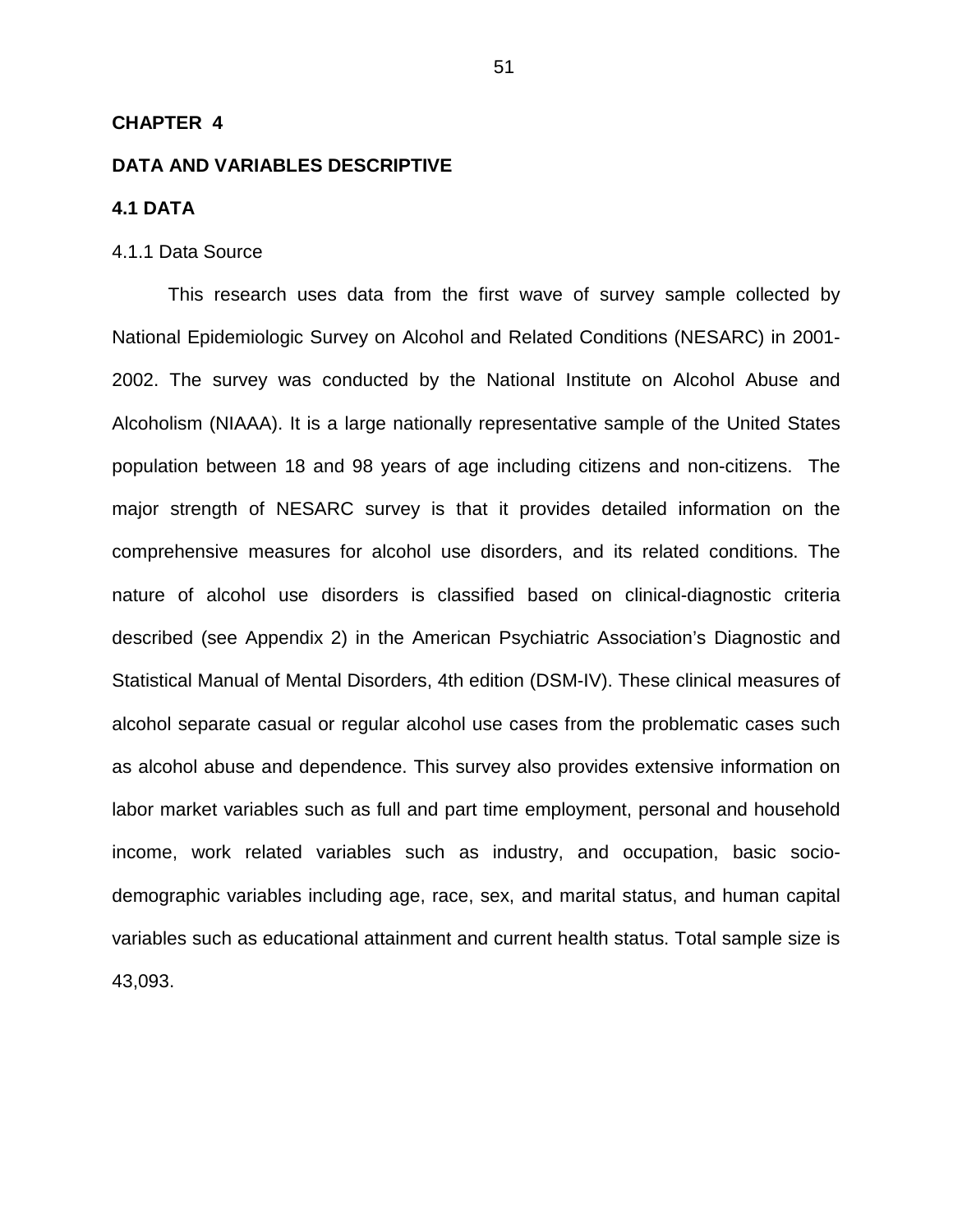# CHAPTER 4

# DATA AND VARIABLES DESCRIPTIVE

## 4.1 DATA

### 4.1.1 Data Source

This research uses data from the first wave of survey sample collected by National Epidemiologic Survey on Alcohol and Related Conditions (NESARC) in 2001-2002. The survey was conducted by the National Institute on Alcohol Abuse and Alcoholism (NIAAA). It is a large nationally representative sample of the United States population between 18 and 98 years of age including citizens and non-citizens. The major strength of NESARC survey is that it provides detailed information on the comprehensive measures for alcohol use disorders, and its related conditions. The nature of alcohol use disorders is classified based on clinical-diagnostic criteria described (see Appendix 2) in the American Psychiatric Association's Diagnostic and Statistical Manual of Mental Disorders, 4th edition (DSM-IV). These clinical measures of alcohol separate casual or regular alcohol use cases from the problematic cases such as alcohol abuse and dependence. This survey also provides extensive information on labor market variables such as full and part time employment, personal and household income, work related variables such as industry, and occupation, basic socio-demographic variables including age, race, sex, and marital status, and human capital variables such as educational attainment and current health status. Total sample size is 43,093.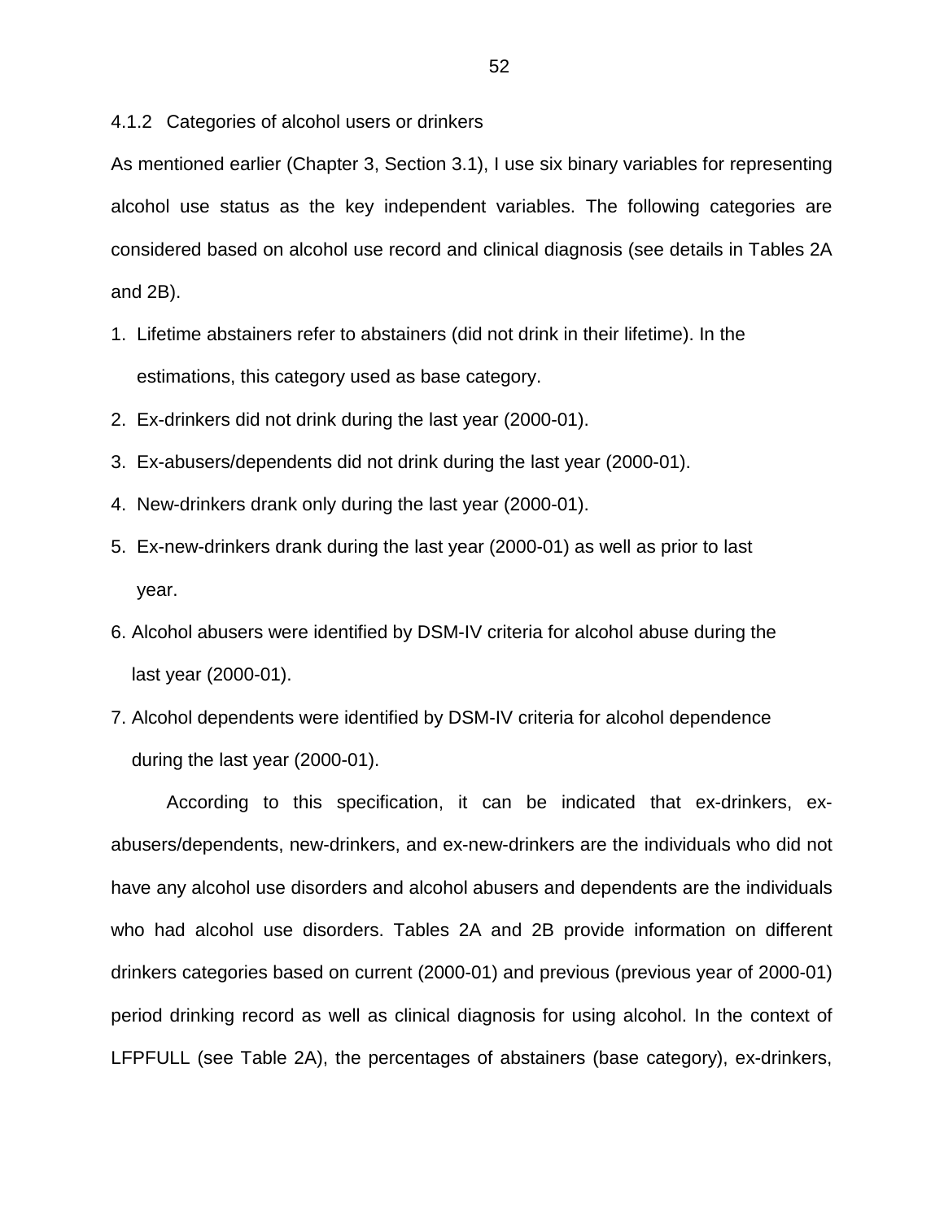#### 4.1.2 Categories of alcohol users or drinkers

As mentioned earlier (Chapter 3, Section 3.1), I use six binary variables for representing alcohol use status as the key independent variables. The following categories are considered based on alcohol use record and clinical diagnosis (see details in Tables 2A and 2B).

1. Lifetime abstainers refer to abstainers (did not drink in their lifetime). In the estimations, this category used as base category.
2. Ex-drinkers did not drink during the last year (2000-01).
3. Ex-abusers/dependents did not drink during the last year (2000-01).
4. New-drinkers drank only during the last year (2000-01).
5. Ex-new-drinkers drank during the last year (2000-01) as well as prior to last year.
6. Alcohol abusers were identified by DSM-IV criteria for alcohol abuse during the last year (2000-01).
7. Alcohol dependents were identified by DSM-IV criteria for alcohol dependence during the last year (2000-01).

According to this specification, it can be indicated that ex-drinkers, ex-abusers/dependents, new-drinkers, and ex-new-drinkers are the individuals who did not have any alcohol use disorders and alcohol abusers and dependents are the individuals who had alcohol use disorders. Tables 2A and 2B provide information on different drinkers categories based on current (2000-01) and previous (previous year of 2000-01) period drinking record as well as clinical diagnosis for using alcohol. In the context of LFPFULL (see Table 2A), the percentages of abstainers (base category), ex-drinkers,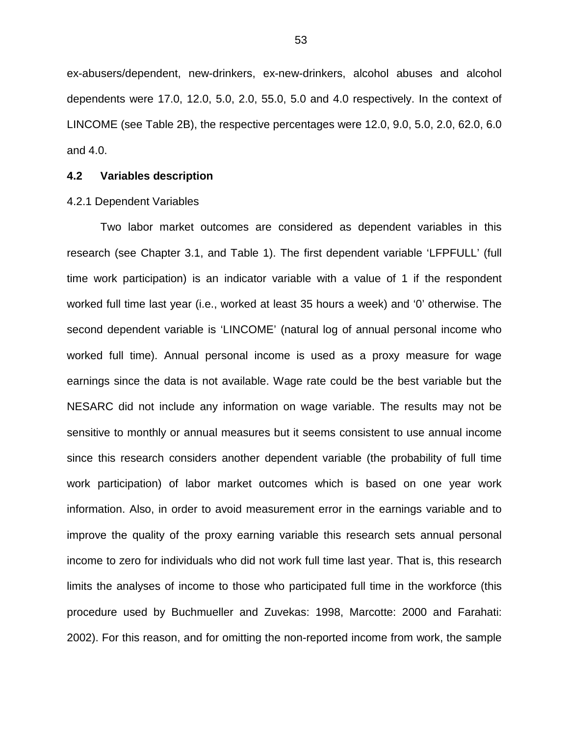ex-abusers/dependent, new-drinkers, ex-new-drinkers, alcohol abuses and alcohol dependents were 17.0, 12.0, 5.0, 2.0, 55.0, 5.0 and 4.0 respectively. In the context of LINCOME (see Table 2B), the respective percentages were 12.0, 9.0, 5.0, 2.0, 62.0, 6.0 and 4.0.

## 4.2 Variables description

### 4.2.1 Dependent Variables

Two labor market outcomes are considered as dependent variables in this research (see Chapter 3.1, and Table 1). The first dependent variable 'LFPFULL' (full time work participation) is an indicator variable with a value of 1 if the respondent worked full time last year (i.e., worked at least 35 hours a week) and '0' otherwise. The second dependent variable is 'LINCOME' (natural log of annual personal income who worked full time). Annual personal income is used as a proxy measure for wage earnings since the data is not available. Wage rate could be the best variable but the NESARC did not include any information on wage variable. The results may not be sensitive to monthly or annual measures but it seems consistent to use annual income since this research considers another dependent variable (the probability of full time work participation) of labor market outcomes which is based on one year work information. Also, in order to avoid measurement error in the earnings variable and to improve the quality of the proxy earning variable this research sets annual personal income to zero for individuals who did not work full time last year. That is, this research limits the analyses of income to those who participated full time in the workforce (this procedure used by Buchmueller and Zuvekas: 1998, Marcotte: 2000 and Farahati: 2002). For this reason, and for omitting the non-reported income from work, the sample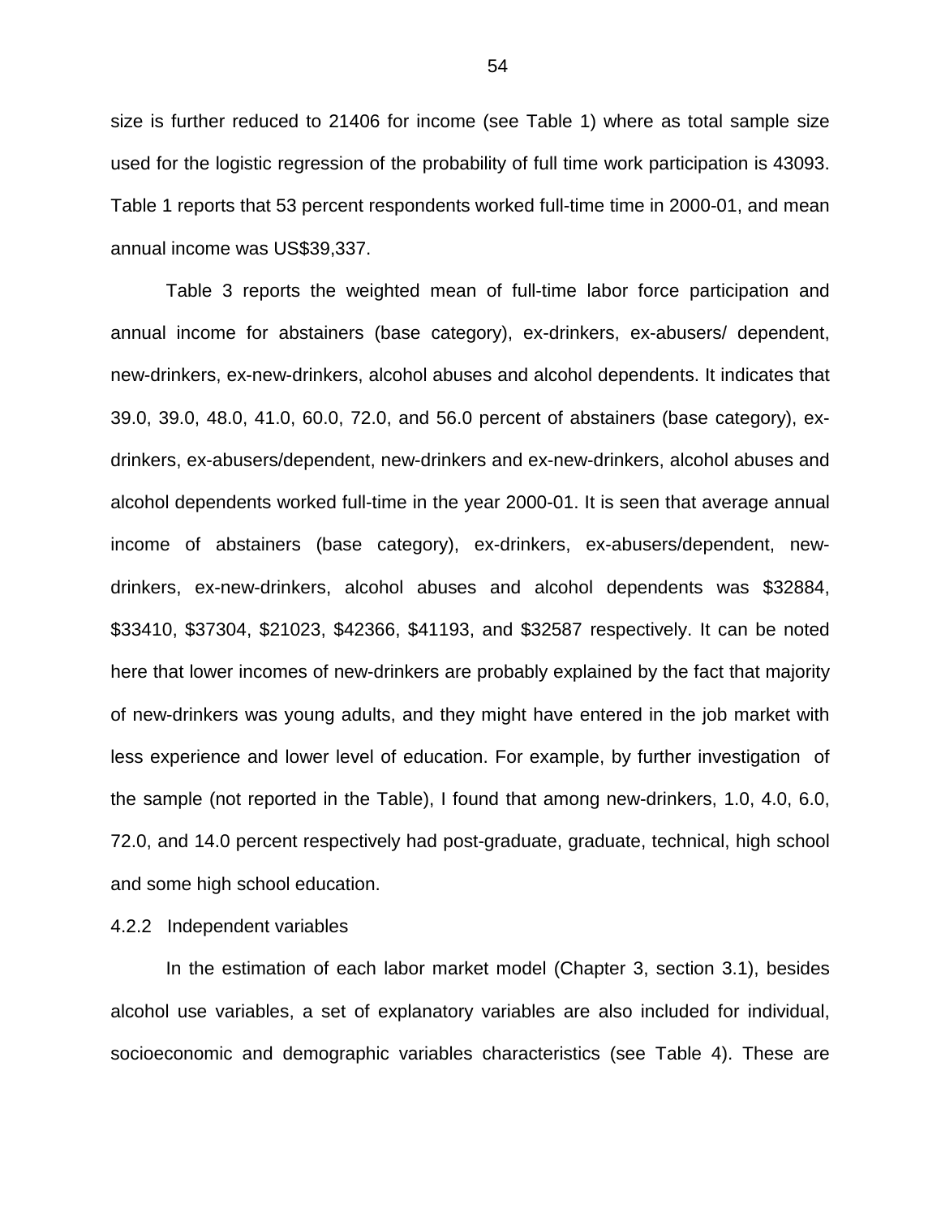size is further reduced to 21406 for income (see Table 1) where as total sample size used for the logistic regression of the probability of full time work participation is 43093. Table 1 reports that 53 percent respondents worked full-time time in 2000-01, and mean annual income was US$39,337.

Table 3 reports the weighted mean of full-time labor force participation and annual income for abstainers (base category), ex-drinkers, ex-abusers/ dependent, new-drinkers, ex-new-drinkers, alcohol abuses and alcohol dependents. It indicates that 39.0, 39.0, 48.0, 41.0, 60.0, 72.0, and 56.0 percent of abstainers (base category), ex-drinkers, ex-abusers/dependent, new-drinkers and ex-new-drinkers, alcohol abuses and alcohol dependents worked full-time in the year 2000-01. It is seen that average annual income of abstainers (base category), ex-drinkers, ex-abusers/dependent, new-drinkers, ex-new-drinkers, alcohol abuses and alcohol dependents was $32884, $33410, $37304, $21023, $42366, $41193, and $32587 respectively. It can be noted here that lower incomes of new-drinkers are probably explained by the fact that majority of new-drinkers was young adults, and they might have entered in the job market with less experience and lower level of education. For example, by further investigation of the sample (not reported in the Table), I found that among new-drinkers, 1.0, 4.0, 6.0, 72.0, and 14.0 percent respectively had post-graduate, graduate, technical, high school and some high school education.

#### 4.2.2 Independent variables

In the estimation of each labor market model (Chapter 3, section 3.1), besides alcohol use variables, a set of explanatory variables are also included for individual, socioeconomic and demographic variables characteristics (see Table 4). These are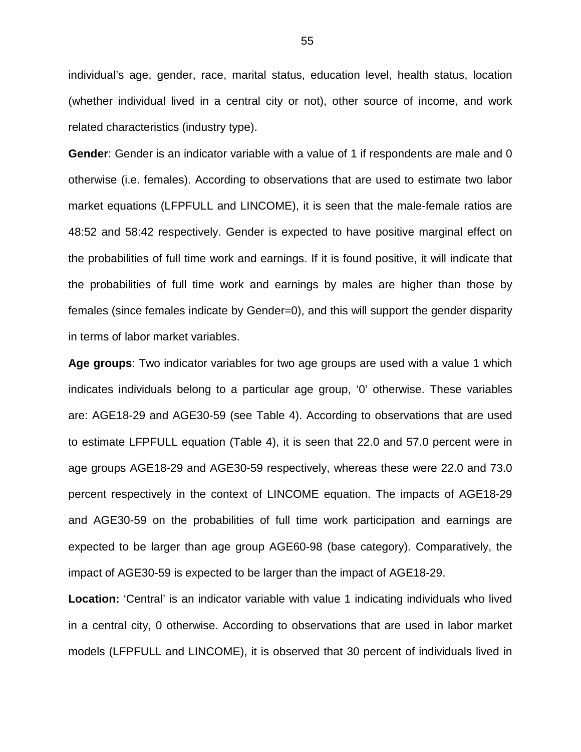individual's age, gender, race, marital status, education level, health status, location (whether individual lived in a central city or not), other source of income, and work related characteristics (industry type).

**Gender**: Gender is an indicator variable with a value of 1 if respondents are male and 0 otherwise (i.e. females). According to observations that are used to estimate two labor market equations (LFPFULL and LINCOME), it is seen that the male-female ratios are 48:52 and 58:42 respectively. Gender is expected to have positive marginal effect on the probabilities of full time work and earnings. If it is found positive, it will indicate that the probabilities of full time work and earnings by males are higher than those by females (since females indicate by Gender=0), and this will support the gender disparity in terms of labor market variables.

**Age groups**: Two indicator variables for two age groups are used with a value 1 which indicates individuals belong to a particular age group, '0' otherwise. These variables are: AGE18-29 and AGE30-59 (see Table 4). According to observations that are used to estimate LFPFULL equation (Table 4), it is seen that 22.0 and 57.0 percent were in age groups AGE18-29 and AGE30-59 respectively, whereas these were 22.0 and 73.0 percent respectively in the context of LINCOME equation. The impacts of AGE18-29 and AGE30-59 on the probabilities of full time work participation and earnings are expected to be larger than age group AGE60-98 (base category). Comparatively, the impact of AGE30-59 is expected to be larger than the impact of AGE18-29.

**Location:** 'Central' is an indicator variable with value 1 indicating individuals who lived in a central city, 0 otherwise. According to observations that are used in labor market models (LFPFULL and LINCOME), it is observed that 30 percent of individuals lived in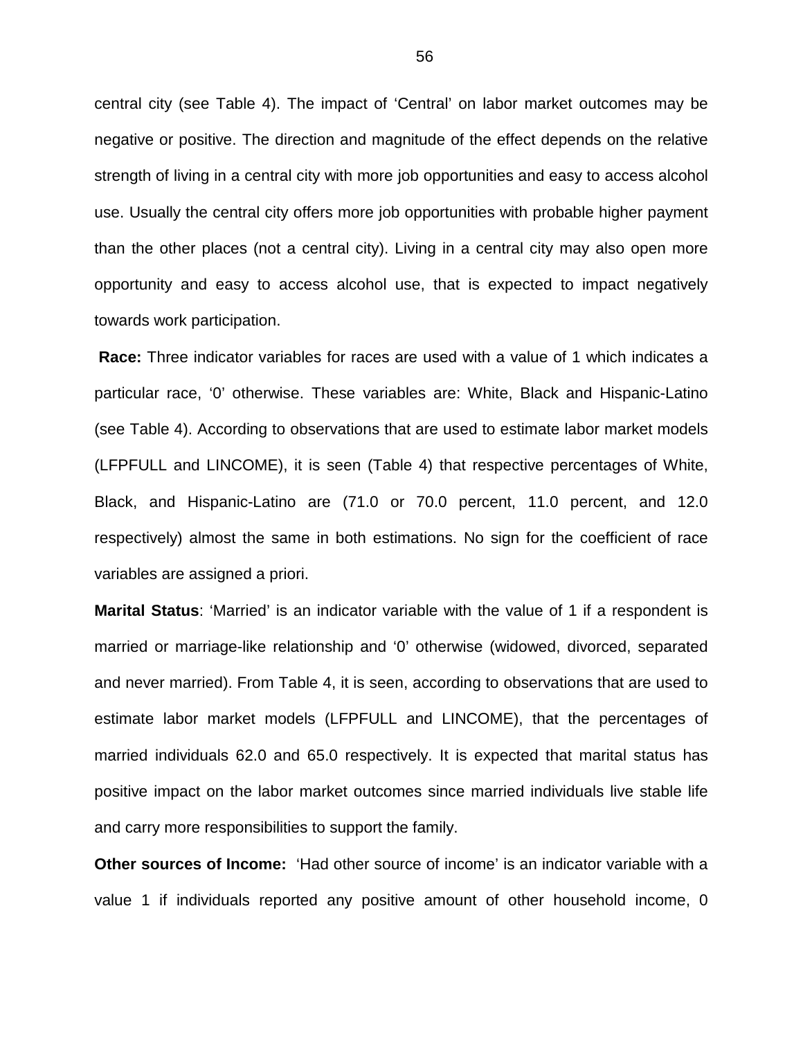central city (see Table 4). The impact of 'Central' on labor market outcomes may be negative or positive. The direction and magnitude of the effect depends on the relative strength of living in a central city with more job opportunities and easy to access alcohol use. Usually the central city offers more job opportunities with probable higher payment than the other places (not a central city). Living in a central city may also open more opportunity and easy to access alcohol use, that is expected to impact negatively towards work participation.

**Race:** Three indicator variables for races are used with a value of 1 which indicates a particular race, '0' otherwise. These variables are: White, Black and Hispanic-Latino (see Table 4). According to observations that are used to estimate labor market models (LFPFULL and LINCOME), it is seen (Table 4) that respective percentages of White, Black, and Hispanic-Latino are (71.0 or 70.0 percent, 11.0 percent, and 12.0 respectively) almost the same in both estimations. No sign for the coefficient of race variables are assigned a priori.

**Marital Status**: 'Married' is an indicator variable with the value of 1 if a respondent is married or marriage-like relationship and '0' otherwise (widowed, divorced, separated and never married). From Table 4, it is seen, according to observations that are used to estimate labor market models (LFPFULL and LINCOME), that the percentages of married individuals 62.0 and 65.0 respectively. It is expected that marital status has positive impact on the labor market outcomes since married individuals live stable life and carry more responsibilities to support the family.

**Other sources of Income:** 'Had other source of income' is an indicator variable with a value 1 if individuals reported any positive amount of other household income, 0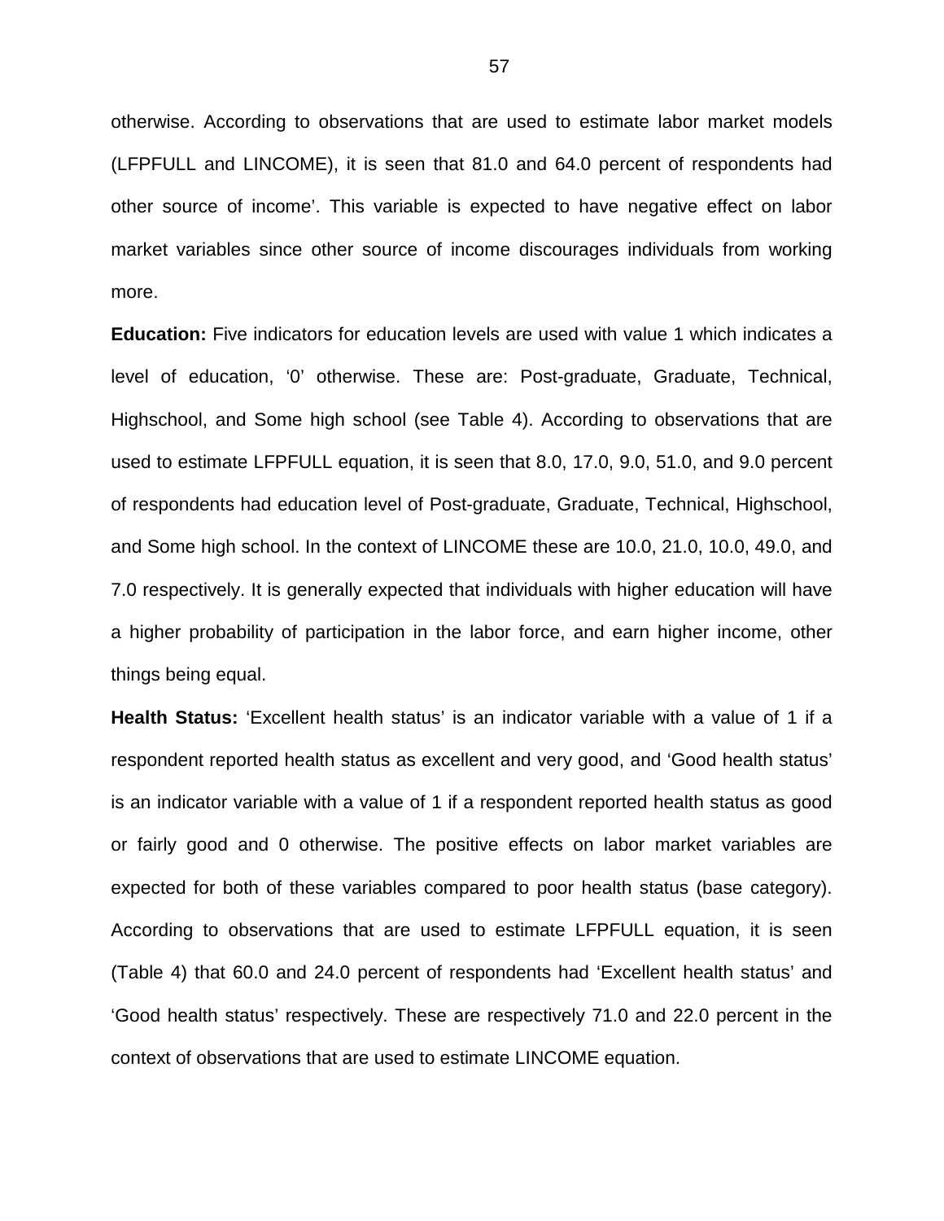otherwise. According to observations that are used to estimate labor market models (LFPFULL and LINCOME), it is seen that 81.0 and 64.0 percent of respondents had other source of income'. This variable is expected to have negative effect on labor market variables since other source of income discourages individuals from working more.

**Education:** Five indicators for education levels are used with value 1 which indicates a level of education, '0' otherwise. These are: Post-graduate, Graduate, Technical, Highschool, and Some high school (see Table 4). According to observations that are used to estimate LFPFULL equation, it is seen that 8.0, 17.0, 9.0, 51.0, and 9.0 percent of respondents had education level of Post-graduate, Graduate, Technical, Highschool, and Some high school. In the context of LINCOME these are 10.0, 21.0, 10.0, 49.0, and 7.0 respectively. It is generally expected that individuals with higher education will have a higher probability of participation in the labor force, and earn higher income, other things being equal.

**Health Status:** 'Excellent health status' is an indicator variable with a value of 1 if a respondent reported health status as excellent and very good, and 'Good health status' is an indicator variable with a value of 1 if a respondent reported health status as good or fairly good and 0 otherwise. The positive effects on labor market variables are expected for both of these variables compared to poor health status (base category). According to observations that are used to estimate LFPFULL equation, it is seen (Table 4) that 60.0 and 24.0 percent of respondents had 'Excellent health status' and 'Good health status' respectively. These are respectively 71.0 and 22.0 percent in the context of observations that are used to estimate LINCOME equation.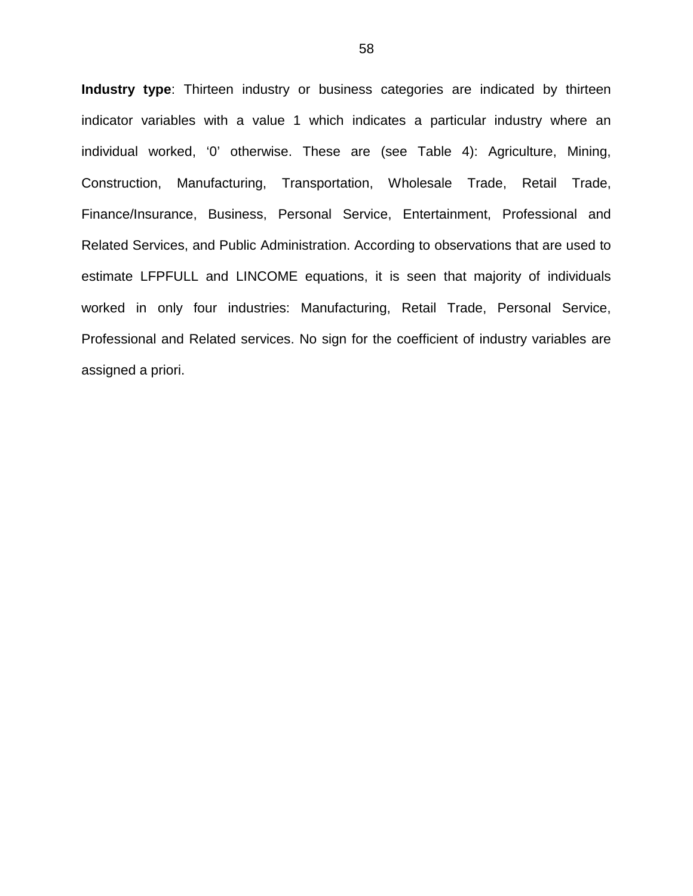**Industry type**: Thirteen industry or business categories are indicated by thirteen indicator variables with a value 1 which indicates a particular industry where an individual worked, '0' otherwise. These are (see Table 4): Agriculture, Mining, Construction, Manufacturing, Transportation, Wholesale Trade, Retail Trade, Finance/Insurance, Business, Personal Service, Entertainment, Professional and Related Services, and Public Administration. According to observations that are used to estimate LFPFULL and LINCOME equations, it is seen that majority of individuals worked in only four industries: Manufacturing, Retail Trade, Personal Service, Professional and Related services. No sign for the coefficient of industry variables are assigned a priori.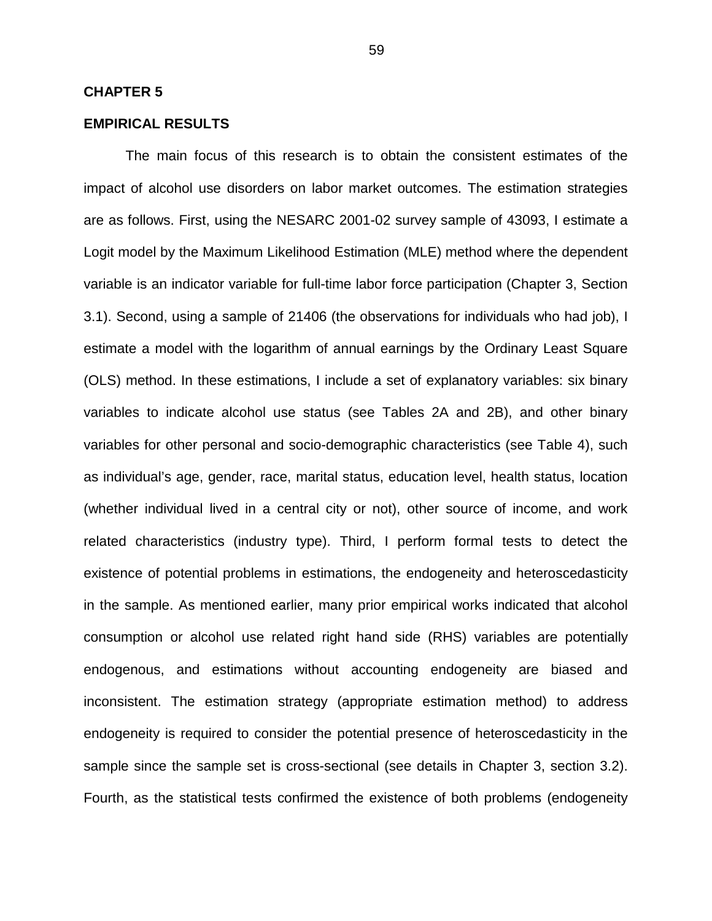# CHAPTER 5

## EMPIRICAL RESULTS

The main focus of this research is to obtain the consistent estimates of the impact of alcohol use disorders on labor market outcomes. The estimation strategies are as follows. First, using the NESARC 2001-02 survey sample of 43093, I estimate a Logit model by the Maximum Likelihood Estimation (MLE) method where the dependent variable is an indicator variable for full-time labor force participation (Chapter 3, Section 3.1). Second, using a sample of 21406 (the observations for individuals who had job), I estimate a model with the logarithm of annual earnings by the Ordinary Least Square (OLS) method. In these estimations, I include a set of explanatory variables: six binary variables to indicate alcohol use status (see Tables 2A and 2B), and other binary variables for other personal and socio-demographic characteristics (see Table 4), such as individual's age, gender, race, marital status, education level, health status, location (whether individual lived in a central city or not), other source of income, and work related characteristics (industry type). Third, I perform formal tests to detect the existence of potential problems in estimations, the endogeneity and heteroscedasticity in the sample. As mentioned earlier, many prior empirical works indicated that alcohol consumption or alcohol use related right hand side (RHS) variables are potentially endogenous, and estimations without accounting endogeneity are biased and inconsistent. The estimation strategy (appropriate estimation method) to address endogeneity is required to consider the potential presence of heteroscedasticity in the sample since the sample set is cross-sectional (see details in Chapter 3, section 3.2). Fourth, as the statistical tests confirmed the existence of both problems (endogeneity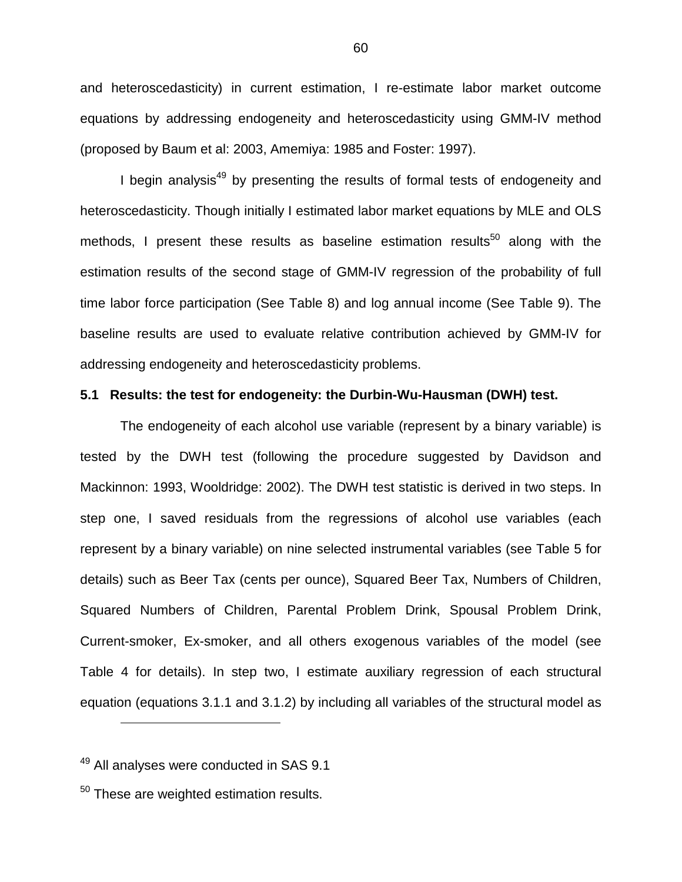and heteroscedasticity) in current estimation, I re-estimate labor market outcome equations by addressing endogeneity and heteroscedasticity using GMM-IV method (proposed by Baum et al: 2003, Amemiya: 1985 and Foster: 1997).

I begin analysis[49] by presenting the results of formal tests of endogeneity and heteroscedasticity. Though initially I estimated labor market equations by MLE and OLS methods, I present these results as baseline estimation results[50] along with the estimation results of the second stage of GMM-IV regression of the probability of full time labor force participation (See Table 8) and log annual income (See Table 9). The baseline results are used to evaluate relative contribution achieved by GMM-IV for addressing endogeneity and heteroscedasticity problems.

### 5.1 Results: the test for endogeneity: the Durbin-Wu-Hausman (DWH) test.

The endogeneity of each alcohol use variable (represent by a binary variable) is tested by the DWH test (following the procedure suggested by Davidson and Mackinnon: 1993, Wooldridge: 2002). The DWH test statistic is derived in two steps. In step one, I saved residuals from the regressions of alcohol use variables (each represent by a binary variable) on nine selected instrumental variables (see Table 5 for details) such as Beer Tax (cents per ounce), Squared Beer Tax, Numbers of Children, Squared Numbers of Children, Parental Problem Drink, Spousal Problem Drink, Current-smoker, Ex-smoker, and all others exogenous variables of the model (see Table 4 for details). In step two, I estimate auxiliary regression of each structural equation (equations 3.1.1 and 3.1.2) by including all variables of the structural model as

---

[49] All analyses were conducted in SAS 9.1

[50] These are weighted estimation results.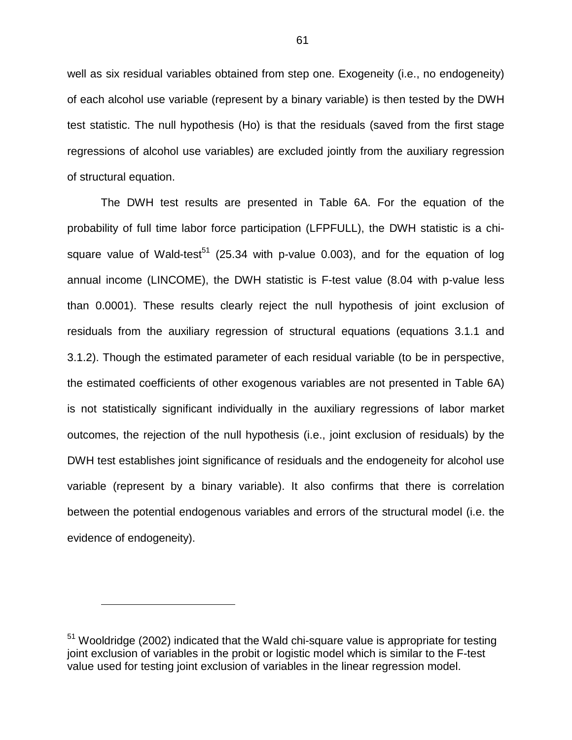well as six residual variables obtained from step one. Exogeneity (i.e., no endogeneity) of each alcohol use variable (represent by a binary variable) is then tested by the DWH test statistic. The null hypothesis (Ho) is that the residuals (saved from the first stage regressions of alcohol use variables) are excluded jointly from the auxiliary regression of structural equation.

The DWH test results are presented in Table 6A. For the equation of the probability of full time labor force participation (LFPFULL), the DWH statistic is a chi-square value of Wald-test[51] (25.34 with p-value 0.003), and for the equation of log annual income (LINCOME), the DWH statistic is F-test value (8.04 with p-value less than 0.0001). These results clearly reject the null hypothesis of joint exclusion of residuals from the auxiliary regression of structural equations (equations 3.1.1 and 3.1.2). Though the estimated parameter of each residual variable (to be in perspective, the estimated coefficients of other exogenous variables are not presented in Table 6A) is not statistically significant individually in the auxiliary regressions of labor market outcomes, the rejection of the null hypothesis (i.e., joint exclusion of residuals) by the DWH test establishes joint significance of residuals and the endogeneity for alcohol use variable (represent by a binary variable). It also confirms that there is correlation between the potential endogenous variables and errors of the structural model (i.e. the evidence of endogeneity).

---

[51] Wooldridge (2002) indicated that the Wald chi-square value is appropriate for testing joint exclusion of variables in the probit or logistic model which is similar to the F-test value used for testing joint exclusion of variables in the linear regression model.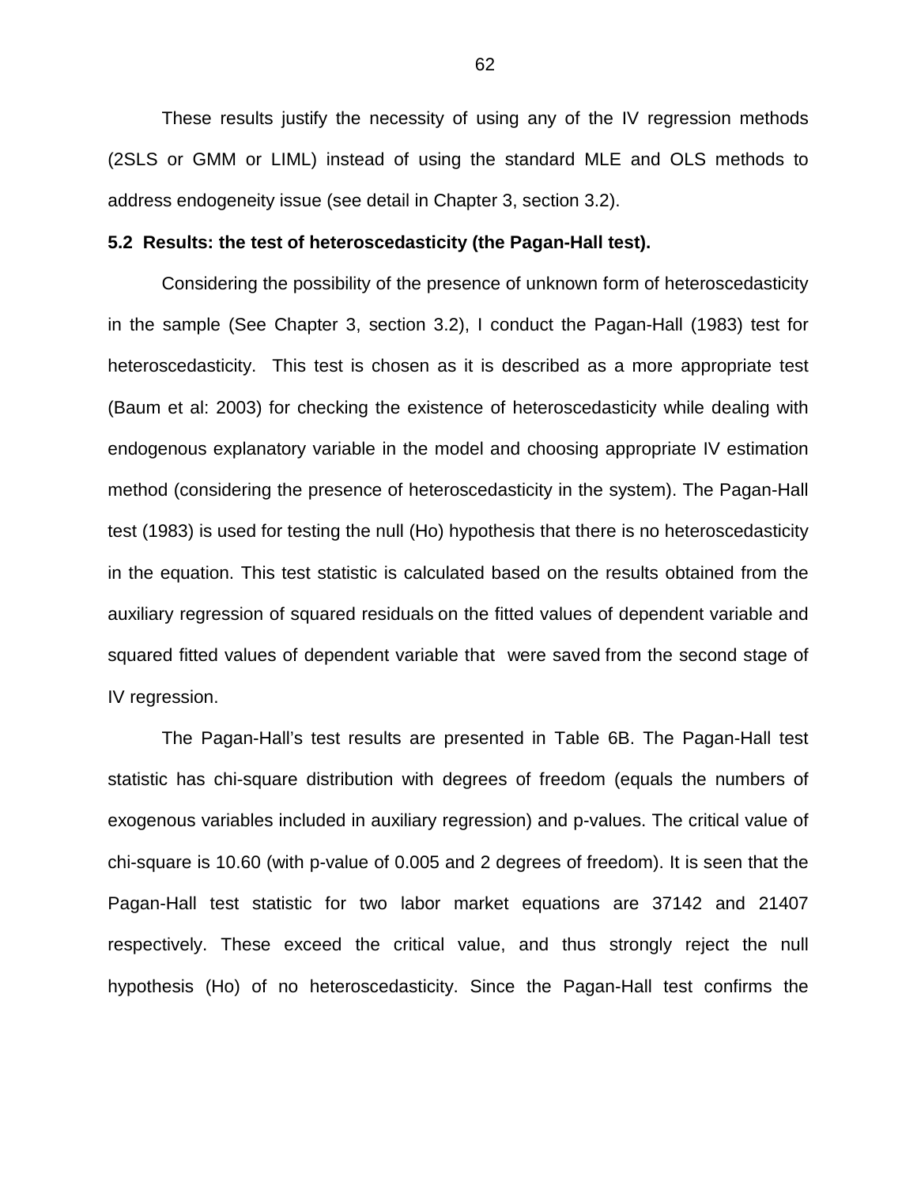These results justify the necessity of using any of the IV regression methods (2SLS or GMM or LIML) instead of using the standard MLE and OLS methods to address endogeneity issue (see detail in Chapter 3, section 3.2).

**5.2 Results: the test of heteroscedasticity (the Pagan-Hall test).**

Considering the possibility of the presence of unknown form of heteroscedasticity in the sample (See Chapter 3, section 3.2), I conduct the Pagan-Hall (1983) test for heteroscedasticity. This test is chosen as it is described as a more appropriate test (Baum et al: 2003) for checking the existence of heteroscedasticity while dealing with endogenous explanatory variable in the model and choosing appropriate IV estimation method (considering the presence of heteroscedasticity in the system). The Pagan-Hall test (1983) is used for testing the null (Ho) hypothesis that there is no heteroscedasticity in the equation. This test statistic is calculated based on the results obtained from the auxiliary regression of squared residuals on the fitted values of dependent variable and squared fitted values of dependent variable that were saved from the second stage of IV regression.

The Pagan-Hall's test results are presented in Table 6B. The Pagan-Hall test statistic has chi-square distribution with degrees of freedom (equals the numbers of exogenous variables included in auxiliary regression) and p-values. The critical value of chi-square is 10.60 (with p-value of 0.005 and 2 degrees of freedom). It is seen that the Pagan-Hall test statistic for two labor market equations are 37142 and 21407 respectively. These exceed the critical value, and thus strongly reject the null hypothesis (Ho) of no heteroscedasticity. Since the Pagan-Hall test confirms the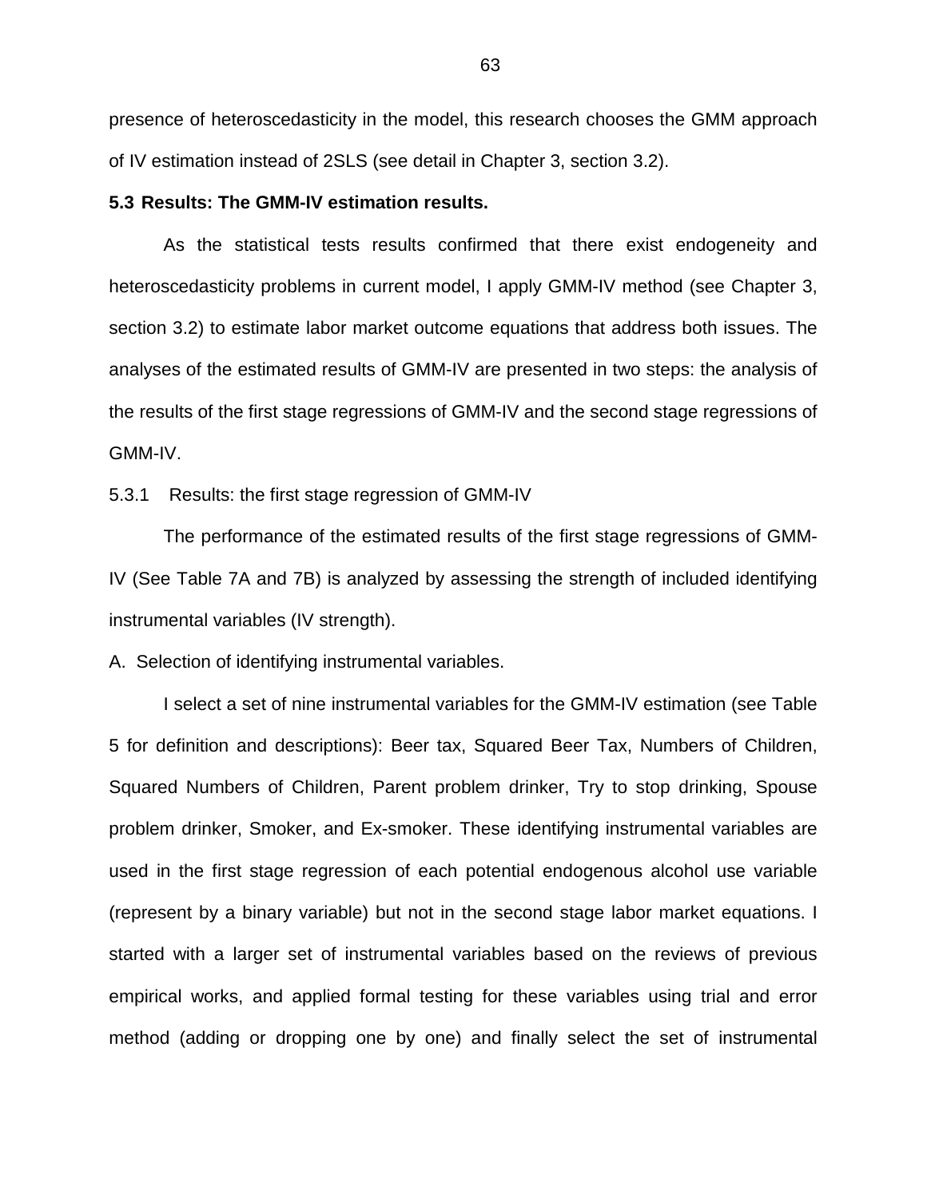presence of heteroscedasticity in the model, this research chooses the GMM approach of IV estimation instead of 2SLS (see detail in Chapter 3, section 3.2).

### 5.3 Results: The GMM-IV estimation results.

As the statistical tests results confirmed that there exist endogeneity and heteroscedasticity problems in current model, I apply GMM-IV method (see Chapter 3, section 3.2) to estimate labor market outcome equations that address both issues. The analyses of the estimated results of GMM-IV are presented in two steps: the analysis of the results of the first stage regressions of GMM-IV and the second stage regressions of GMM-IV.

5.3.1 Results: the first stage regression of GMM-IV

The performance of the estimated results of the first stage regressions of GMM-IV (See Table 7A and 7B) is analyzed by assessing the strength of included identifying instrumental variables (IV strength).

A. Selection of identifying instrumental variables.

I select a set of nine instrumental variables for the GMM-IV estimation (see Table 5 for definition and descriptions): Beer tax, Squared Beer Tax, Numbers of Children, Squared Numbers of Children, Parent problem drinker, Try to stop drinking, Spouse problem drinker, Smoker, and Ex-smoker. These identifying instrumental variables are used in the first stage regression of each potential endogenous alcohol use variable (represent by a binary variable) but not in the second stage labor market equations. I started with a larger set of instrumental variables based on the reviews of previous empirical works, and applied formal testing for these variables using trial and error method (adding or dropping one by one) and finally select the set of instrumental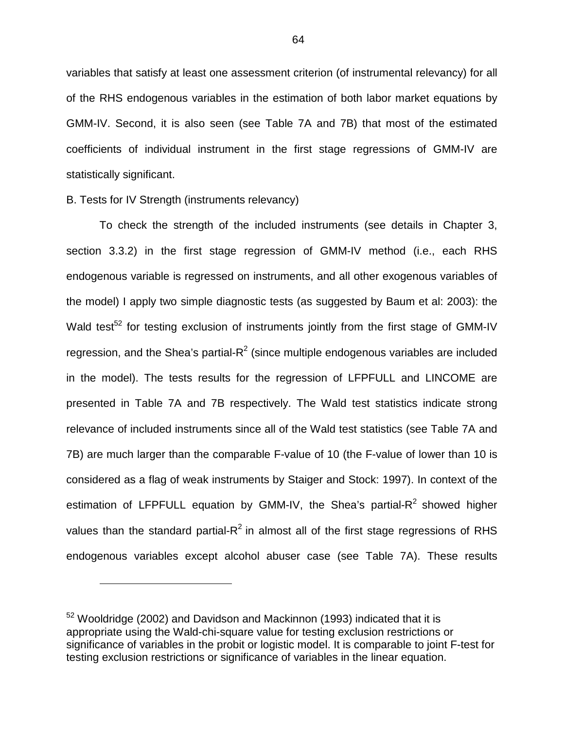variables that satisfy at least one assessment criterion (of instrumental relevancy) for all of the RHS endogenous variables in the estimation of both labor market equations by GMM-IV. Second, it is also seen (see Table 7A and 7B) that most of the estimated coefficients of individual instrument in the first stage regressions of GMM-IV are statistically significant.

B. Tests for IV Strength (instruments relevancy)

To check the strength of the included instruments (see details in Chapter 3, section 3.3.2) in the first stage regression of GMM-IV method (i.e., each RHS endogenous variable is regressed on instruments, and all other exogenous variables of the model) I apply two simple diagnostic tests (as suggested by Baum et al: 2003): the Wald test[52] for testing exclusion of instruments jointly from the first stage of GMM-IV regression, and the Shea's partial-$R^2$ (since multiple endogenous variables are included in the model). The tests results for the regression of LFPFULL and LINCOME are presented in Table 7A and 7B respectively. The Wald test statistics indicate strong relevance of included instruments since all of the Wald test statistics (see Table 7A and 7B) are much larger than the comparable F-value of 10 (the F-value of lower than 10 is considered as a flag of weak instruments by Staiger and Stock: 1997). In context of the estimation of LFPFULL equation by GMM-IV, the Shea's partial-$R^2$ showed higher values than the standard partial-$R^2$ in almost all of the first stage regressions of RHS endogenous variables except alcohol abuser case (see Table 7A). These results

---

[52] Wooldridge (2002) and Davidson and Mackinnon (1993) indicated that it is appropriate using the Wald-chi-square value for testing exclusion restrictions or significance of variables in the probit or logistic model. It is comparable to joint F-test for testing exclusion restrictions or significance of variables in the linear equation.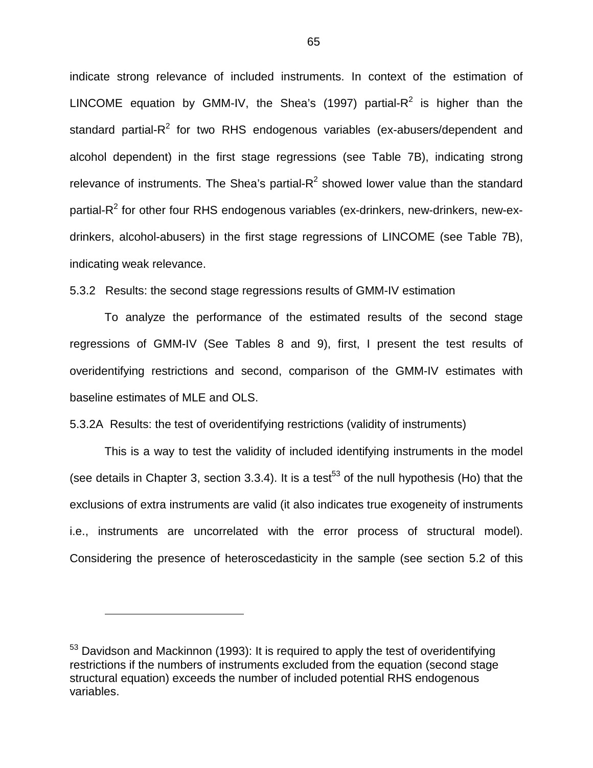indicate strong relevance of included instruments. In context of the estimation of LINCOME equation by GMM-IV, the Shea's (1997) partial-$R^2$ is higher than the standard partial-$R^2$ for two RHS endogenous variables (ex-abusers/dependent and alcohol dependent) in the first stage regressions (see Table 7B), indicating strong relevance of instruments. The Shea's partial-$R^2$ showed lower value than the standard partial-$R^2$ for other four RHS endogenous variables (ex-drinkers, new-drinkers, new-ex-drinkers, alcohol-abusers) in the first stage regressions of LINCOME (see Table 7B), indicating weak relevance.

### 5.3.2 Results: the second stage regressions results of GMM-IV estimation

To analyze the performance of the estimated results of the second stage regressions of GMM-IV (See Tables 8 and 9), first, I present the test results of overidentifying restrictions and second, comparison of the GMM-IV estimates with baseline estimates of MLE and OLS.

#### 5.3.2A Results: the test of overidentifying restrictions (validity of instruments)

This is a way to test the validity of included identifying instruments in the model (see details in Chapter 3, section 3.3.4). It is a test[53] of the null hypothesis (Ho) that the exclusions of extra instruments are valid (it also indicates true exogeneity of instruments i.e., instruments are uncorrelated with the error process of structural model). Considering the presence of heteroscedasticity in the sample (see section 5.2 of this

---

[53] Davidson and Mackinnon (1993): It is required to apply the test of overidentifying restrictions if the numbers of instruments excluded from the equation (second stage structural equation) exceeds the number of included potential RHS endogenous variables.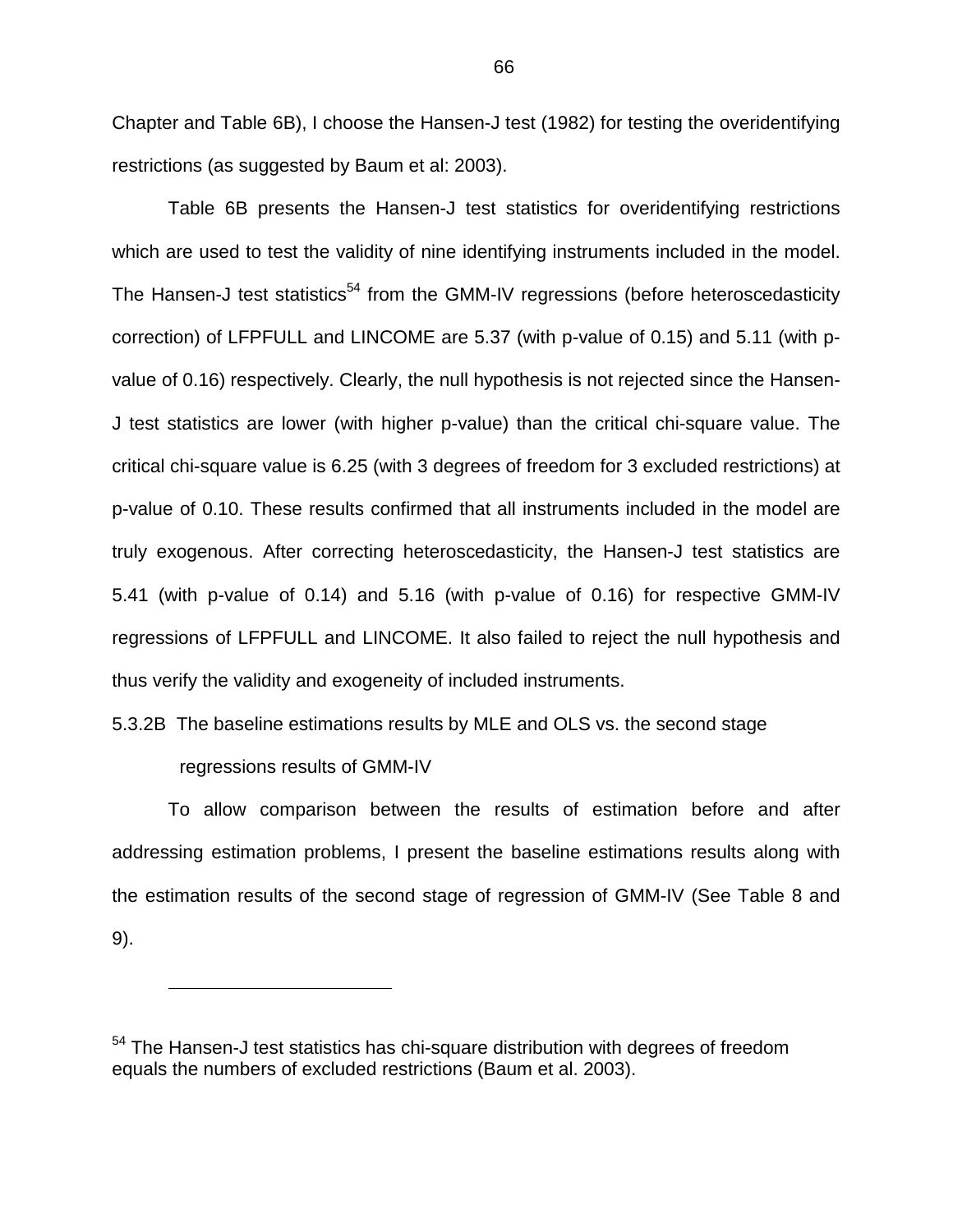Chapter and Table 6B), I choose the Hansen-J test (1982) for testing the overidentifying restrictions (as suggested by Baum et al: 2003).

Table 6B presents the Hansen-J test statistics for overidentifying restrictions which are used to test the validity of nine identifying instruments included in the model. The Hansen-J test statistics[54] from the GMM-IV regressions (before heteroscedasticity correction) of LFPFULL and LINCOME are 5.37 (with p-value of 0.15) and 5.11 (with p-value of 0.16) respectively. Clearly, the null hypothesis is not rejected since the Hansen-J test statistics are lower (with higher p-value) than the critical chi-square value. The critical chi-square value is 6.25 (with 3 degrees of freedom for 3 excluded restrictions) at p-value of 0.10. These results confirmed that all instruments included in the model are truly exogenous. After correcting heteroscedasticity, the Hansen-J test statistics are 5.41 (with p-value of 0.14) and 5.16 (with p-value of 0.16) for respective GMM-IV regressions of LFPFULL and LINCOME. It also failed to reject the null hypothesis and thus verify the validity and exogeneity of included instruments.

### 5.3.2B The baseline estimations results by MLE and OLS vs. the second stage regressions results of GMM-IV

To allow comparison between the results of estimation before and after addressing estimation problems, I present the baseline estimations results along with the estimation results of the second stage of regression of GMM-IV (See Table 8 and 9).

---

[54] The Hansen-J test statistics has chi-square distribution with degrees of freedom equals the numbers of excluded restrictions (Baum et al. 2003).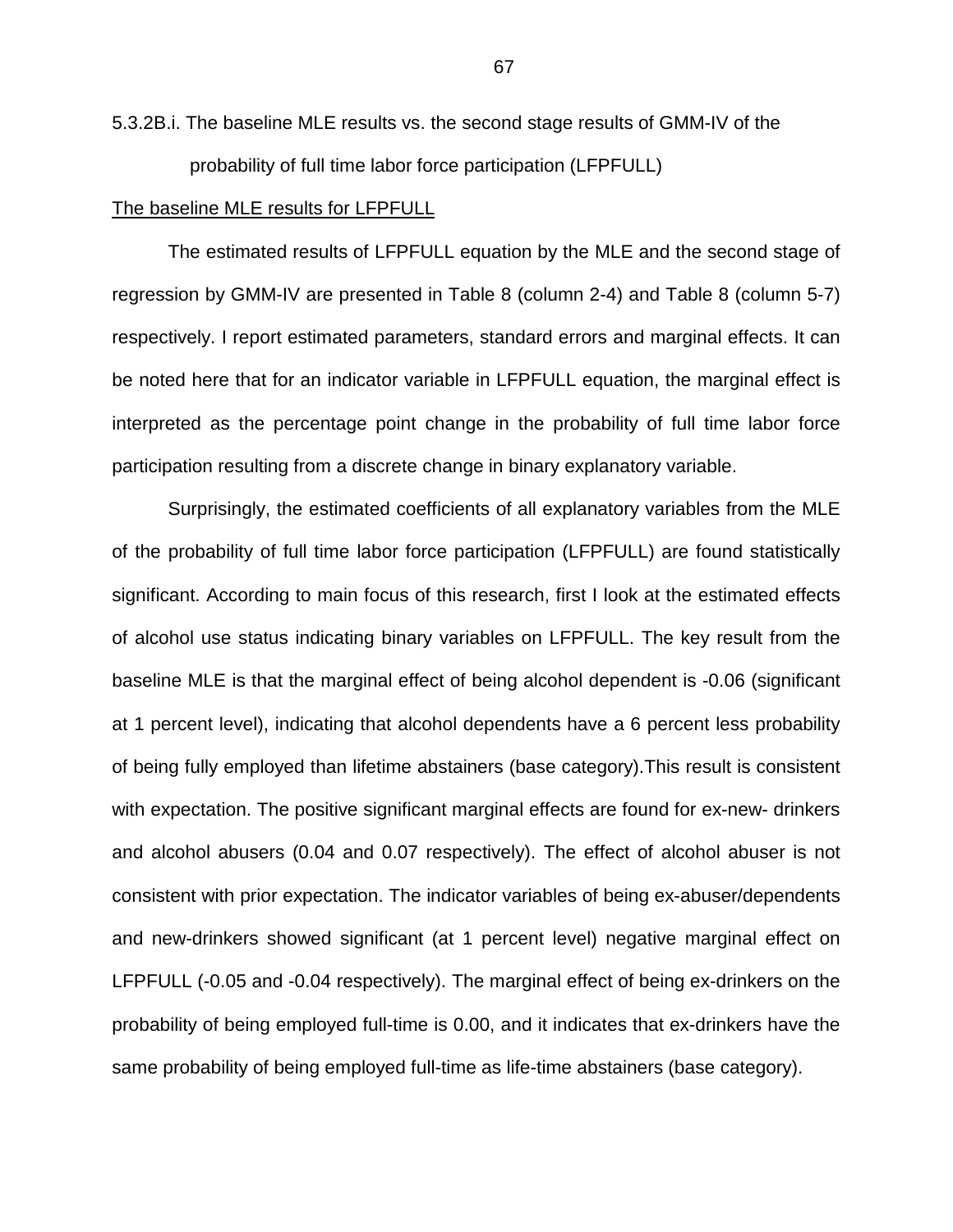5.3.2B.i. The baseline MLE results vs. the second stage results of GMM-IV of the probability of full time labor force participation (LFPFULL)

<u>The baseline MLE results for LFPFULL</u>

The estimated results of LFPFULL equation by the MLE and the second stage of regression by GMM-IV are presented in Table 8 (column 2-4) and Table 8 (column 5-7) respectively. I report estimated parameters, standard errors and marginal effects. It can be noted here that for an indicator variable in LFPFULL equation, the marginal effect is interpreted as the percentage point change in the probability of full time labor force participation resulting from a discrete change in binary explanatory variable.

Surprisingly, the estimated coefficients of all explanatory variables from the MLE of the probability of full time labor force participation (LFPFULL) are found statistically significant. According to main focus of this research, first I look at the estimated effects of alcohol use status indicating binary variables on LFPFULL. The key result from the baseline MLE is that the marginal effect of being alcohol dependent is -0.06 (significant at 1 percent level), indicating that alcohol dependents have a 6 percent less probability of being fully employed than lifetime abstainers (base category).This result is consistent with expectation. The positive significant marginal effects are found for ex-new- drinkers and alcohol abusers (0.04 and 0.07 respectively). The effect of alcohol abuser is not consistent with prior expectation. The indicator variables of being ex-abuser/dependents and new-drinkers showed significant (at 1 percent level) negative marginal effect on LFPFULL (-0.05 and -0.04 respectively). The marginal effect of being ex-drinkers on the probability of being employed full-time is 0.00, and it indicates that ex-drinkers have the same probability of being employed full-time as life-time abstainers (base category).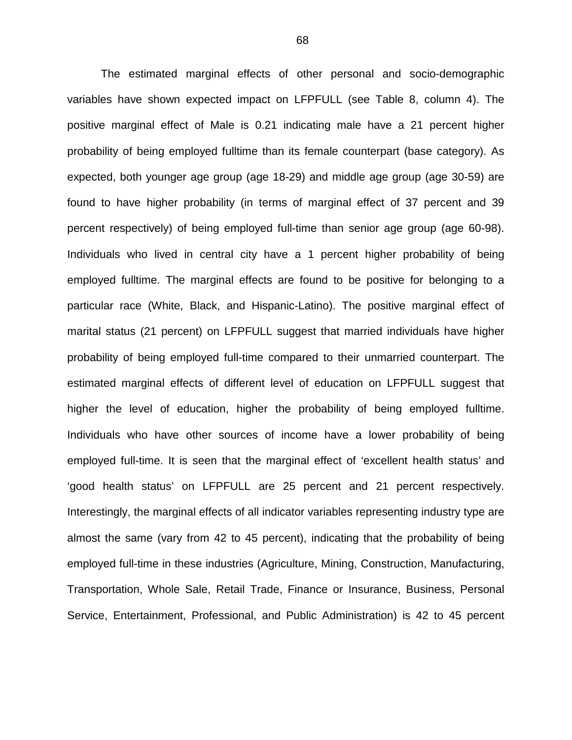The estimated marginal effects of other personal and socio-demographic variables have shown expected impact on LFPFULL (see Table 8, column 4). The positive marginal effect of Male is 0.21 indicating male have a 21 percent higher probability of being employed fulltime than its female counterpart (base category). As expected, both younger age group (age 18-29) and middle age group (age 30-59) are found to have higher probability (in terms of marginal effect of 37 percent and 39 percent respectively) of being employed full-time than senior age group (age 60-98). Individuals who lived in central city have a 1 percent higher probability of being employed fulltime. The marginal effects are found to be positive for belonging to a particular race (White, Black, and Hispanic-Latino). The positive marginal effect of marital status (21 percent) on LFPFULL suggest that married individuals have higher probability of being employed full-time compared to their unmarried counterpart. The estimated marginal effects of different level of education on LFPFULL suggest that higher the level of education, higher the probability of being employed fulltime. Individuals who have other sources of income have a lower probability of being employed full-time. It is seen that the marginal effect of 'excellent health status' and 'good health status' on LFPFULL are 25 percent and 21 percent respectively. Interestingly, the marginal effects of all indicator variables representing industry type are almost the same (vary from 42 to 45 percent), indicating that the probability of being employed full-time in these industries (Agriculture, Mining, Construction, Manufacturing, Transportation, Whole Sale, Retail Trade, Finance or Insurance, Business, Personal Service, Entertainment, Professional, and Public Administration) is 42 to 45 percent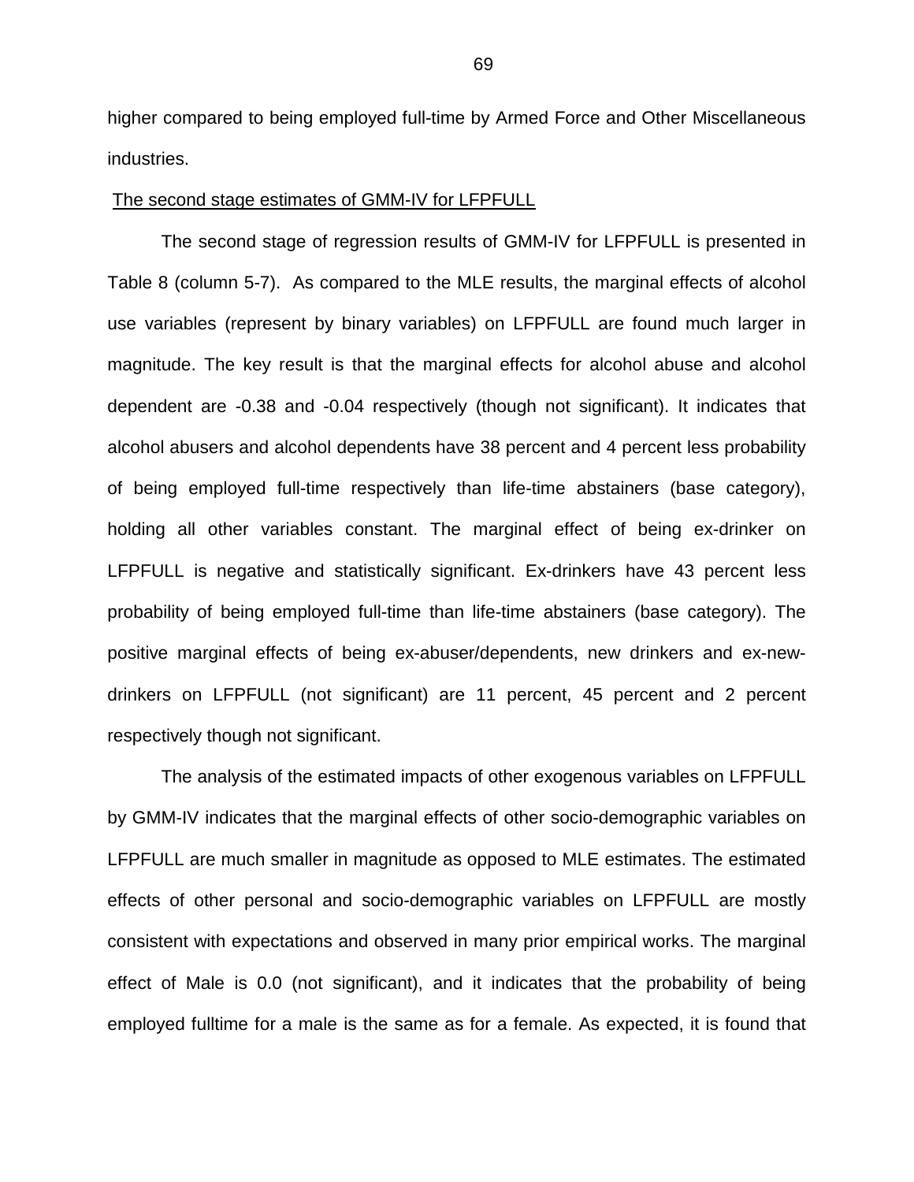higher compared to being employed full-time by Armed Force and Other Miscellaneous industries.

The second stage estimates of GMM-IV for LFPFULL

The second stage of regression results of GMM-IV for LFPFULL is presented in Table 8 (column 5-7). As compared to the MLE results, the marginal effects of alcohol use variables (represent by binary variables) on LFPFULL are found much larger in magnitude. The key result is that the marginal effects for alcohol abuse and alcohol dependent are -0.38 and -0.04 respectively (though not significant). It indicates that alcohol abusers and alcohol dependents have 38 percent and 4 percent less probability of being employed full-time respectively than life-time abstainers (base category), holding all other variables constant. The marginal effect of being ex-drinker on LFPFULL is negative and statistically significant. Ex-drinkers have 43 percent less probability of being employed full-time than life-time abstainers (base category). The positive marginal effects of being ex-abuser/dependents, new drinkers and ex-new-drinkers on LFPFULL (not significant) are 11 percent, 45 percent and 2 percent respectively though not significant.

The analysis of the estimated impacts of other exogenous variables on LFPFULL by GMM-IV indicates that the marginal effects of other socio-demographic variables on LFPFULL are much smaller in magnitude as opposed to MLE estimates. The estimated effects of other personal and socio-demographic variables on LFPFULL are mostly consistent with expectations and observed in many prior empirical works. The marginal effect of Male is 0.0 (not significant), and it indicates that the probability of being employed fulltime for a male is the same as for a female. As expected, it is found that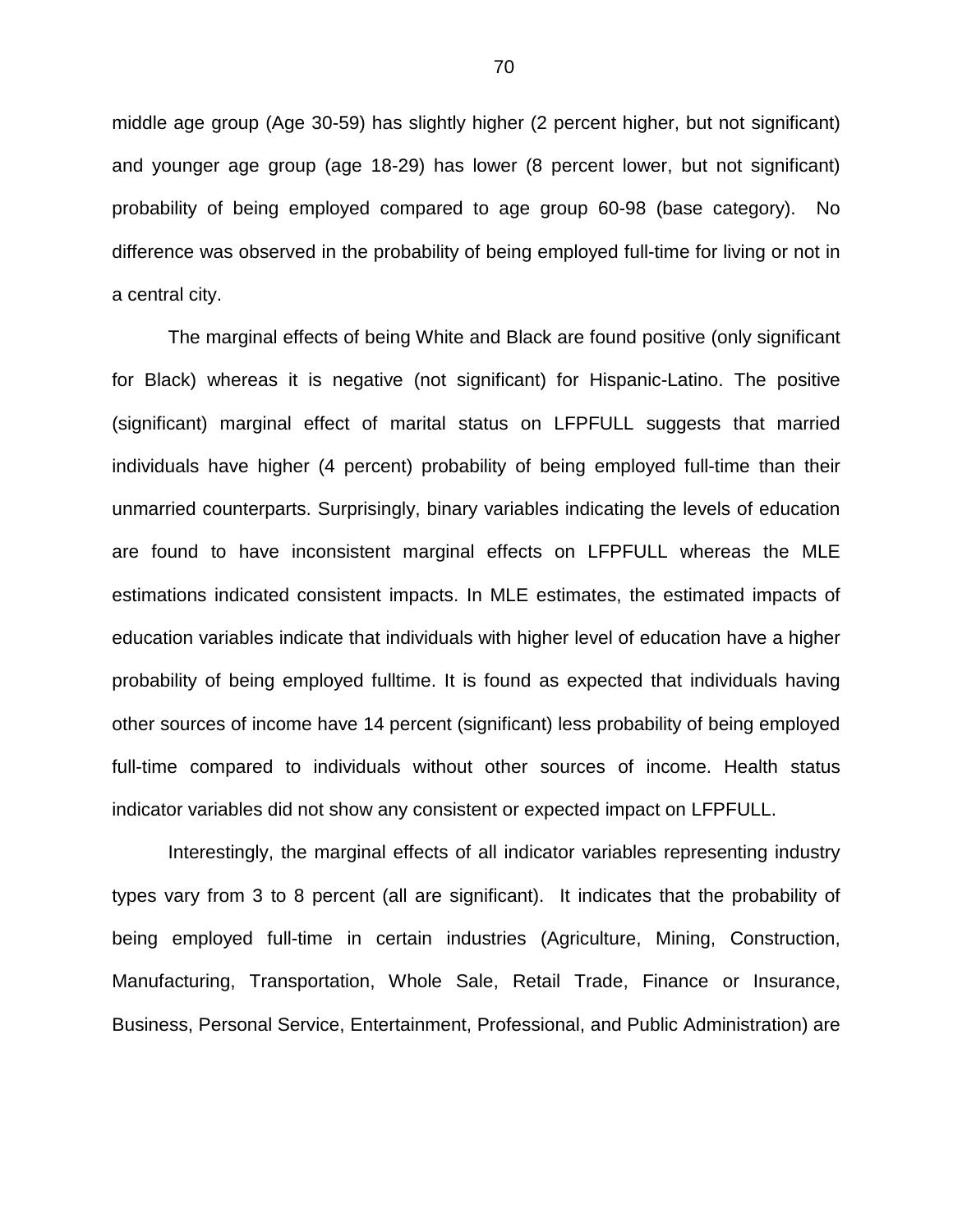middle age group (Age 30-59) has slightly higher (2 percent higher, but not significant) and younger age group (age 18-29) has lower (8 percent lower, but not significant) probability of being employed compared to age group 60-98 (base category). No difference was observed in the probability of being employed full-time for living or not in a central city.

The marginal effects of being White and Black are found positive (only significant for Black) whereas it is negative (not significant) for Hispanic-Latino. The positive (significant) marginal effect of marital status on LFPFULL suggests that married individuals have higher (4 percent) probability of being employed full-time than their unmarried counterparts. Surprisingly, binary variables indicating the levels of education are found to have inconsistent marginal effects on LFPFULL whereas the MLE estimations indicated consistent impacts. In MLE estimates, the estimated impacts of education variables indicate that individuals with higher level of education have a higher probability of being employed fulltime. It is found as expected that individuals having other sources of income have 14 percent (significant) less probability of being employed full-time compared to individuals without other sources of income. Health status indicator variables did not show any consistent or expected impact on LFPFULL.

Interestingly, the marginal effects of all indicator variables representing industry types vary from 3 to 8 percent (all are significant). It indicates that the probability of being employed full-time in certain industries (Agriculture, Mining, Construction, Manufacturing, Transportation, Whole Sale, Retail Trade, Finance or Insurance, Business, Personal Service, Entertainment, Professional, and Public Administration) are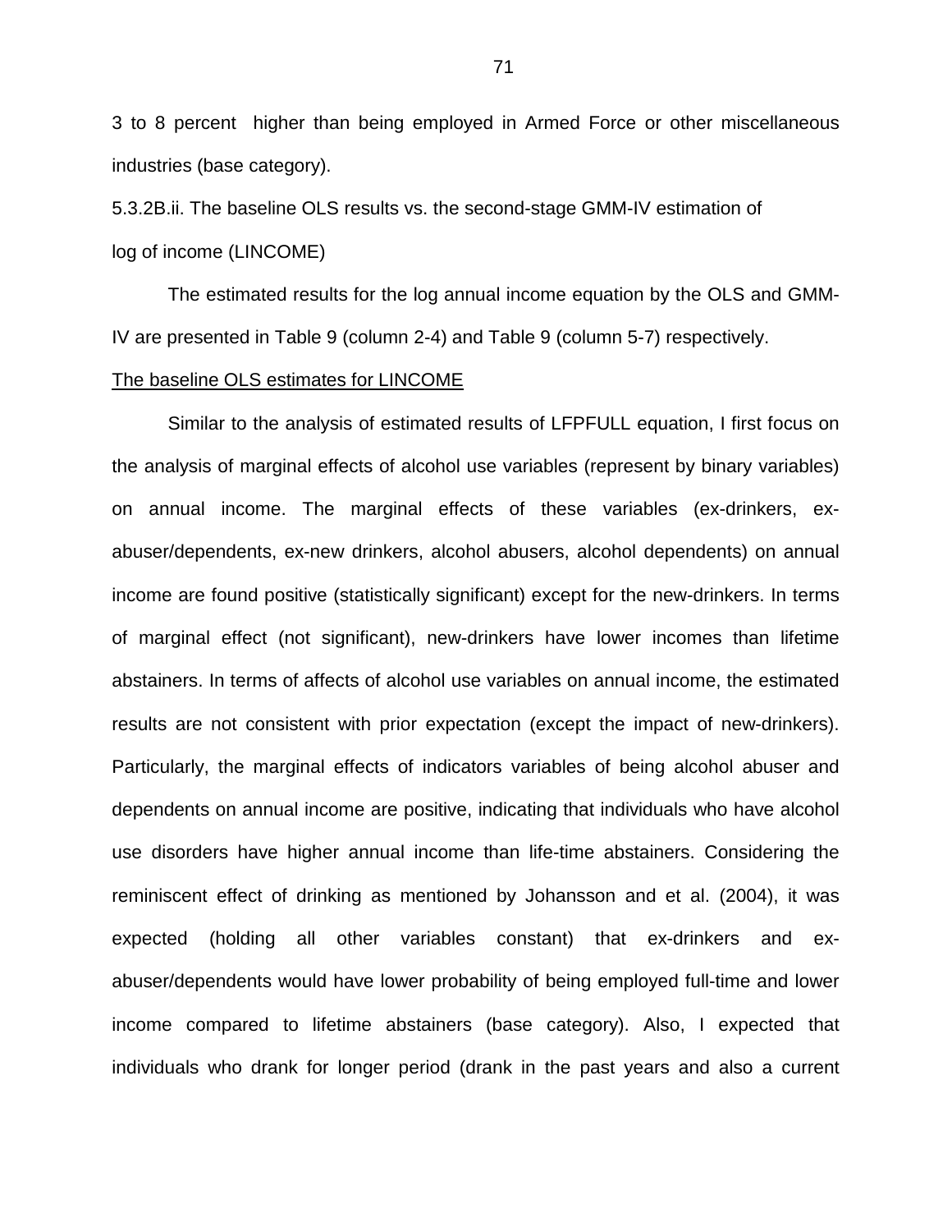3 to 8 percent higher than being employed in Armed Force or other miscellaneous industries (base category).

5.3.2B.ii. The baseline OLS results vs. the second-stage GMM-IV estimation of log of income (LINCOME)

The estimated results for the log annual income equation by the OLS and GMM-IV are presented in Table 9 (column 2-4) and Table 9 (column 5-7) respectively.

<u>The baseline OLS estimates for LINCOME</u>

Similar to the analysis of estimated results of LFPFULL equation, I first focus on the analysis of marginal effects of alcohol use variables (represent by binary variables) on annual income. The marginal effects of these variables (ex-drinkers, ex-abuser/dependents, ex-new drinkers, alcohol abusers, alcohol dependents) on annual income are found positive (statistically significant) except for the new-drinkers. In terms of marginal effect (not significant), new-drinkers have lower incomes than lifetime abstainers. In terms of affects of alcohol use variables on annual income, the estimated results are not consistent with prior expectation (except the impact of new-drinkers). Particularly, the marginal effects of indicators variables of being alcohol abuser and dependents on annual income are positive, indicating that individuals who have alcohol use disorders have higher annual income than life-time abstainers. Considering the reminiscent effect of drinking as mentioned by Johansson and et al. (2004), it was expected (holding all other variables constant) that ex-drinkers and ex-abuser/dependents would have lower probability of being employed full-time and lower income compared to lifetime abstainers (base category). Also, I expected that individuals who drank for longer period (drank in the past years and also a current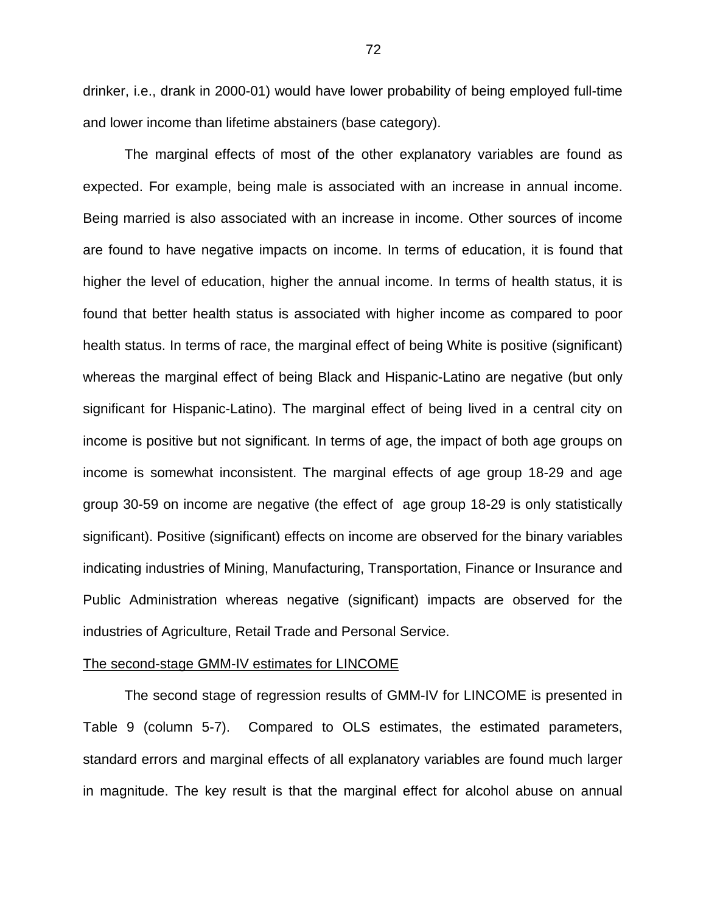drinker, i.e., drank in 2000-01) would have lower probability of being employed full-time and lower income than lifetime abstainers (base category).

The marginal effects of most of the other explanatory variables are found as expected. For example, being male is associated with an increase in annual income. Being married is also associated with an increase in income. Other sources of income are found to have negative impacts on income. In terms of education, it is found that higher the level of education, higher the annual income. In terms of health status, it is found that better health status is associated with higher income as compared to poor health status. In terms of race, the marginal effect of being White is positive (significant) whereas the marginal effect of being Black and Hispanic-Latino are negative (but only significant for Hispanic-Latino). The marginal effect of being lived in a central city on income is positive but not significant. In terms of age, the impact of both age groups on income is somewhat inconsistent. The marginal effects of age group 18-29 and age group 30-59 on income are negative (the effect of age group 18-29 is only statistically significant). Positive (significant) effects on income are observed for the binary variables indicating industries of Mining, Manufacturing, Transportation, Finance or Insurance and Public Administration whereas negative (significant) impacts are observed for the industries of Agriculture, Retail Trade and Personal Service.

<u>The second-stage GMM-IV estimates for LINCOME</u>

The second stage of regression results of GMM-IV for LINCOME is presented in Table 9 (column 5-7). Compared to OLS estimates, the estimated parameters, standard errors and marginal effects of all explanatory variables are found much larger in magnitude. The key result is that the marginal effect for alcohol abuse on annual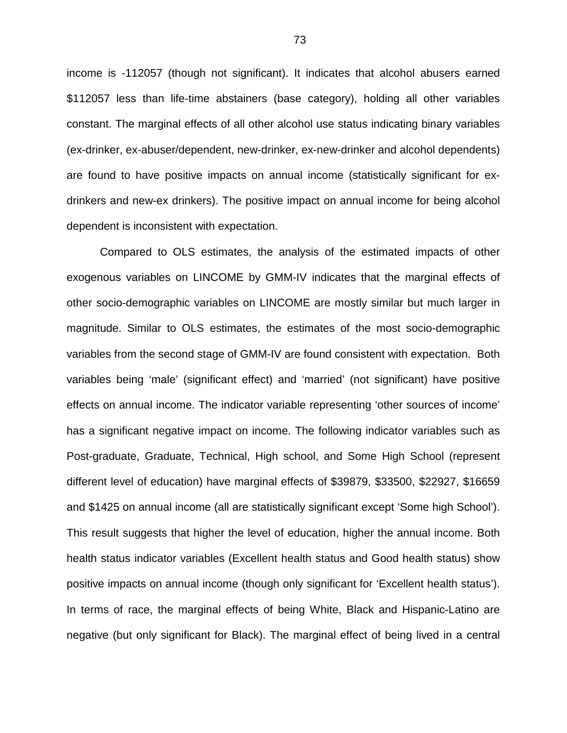income is -112057 (though not significant). It indicates that alcohol abusers earned $112057 less than life-time abstainers (base category), holding all other variables constant. The marginal effects of all other alcohol use status indicating binary variables (ex-drinker, ex-abuser/dependent, new-drinker, ex-new-drinker and alcohol dependents) are found to have positive impacts on annual income (statistically significant for ex-drinkers and new-ex drinkers). The positive impact on annual income for being alcohol dependent is inconsistent with expectation.

Compared to OLS estimates, the analysis of the estimated impacts of other exogenous variables on LINCOME by GMM-IV indicates that the marginal effects of other socio-demographic variables on LINCOME are mostly similar but much larger in magnitude. Similar to OLS estimates, the estimates of the most socio-demographic variables from the second stage of GMM-IV are found consistent with expectation. Both variables being 'male' (significant effect) and 'married' (not significant) have positive effects on annual income. The indicator variable representing 'other sources of income' has a significant negative impact on income. The following indicator variables such as Post-graduate, Graduate, Technical, High school, and Some High School (represent different level of education) have marginal effects of $39879, $33500, $22927, $16659 and $1425 on annual income (all are statistically significant except 'Some high School'). This result suggests that higher the level of education, higher the annual income. Both health status indicator variables (Excellent health status and Good health status) show positive impacts on annual income (though only significant for 'Excellent health status'). In terms of race, the marginal effects of being White, Black and Hispanic-Latino are negative (but only significant for Black). The marginal effect of being lived in a central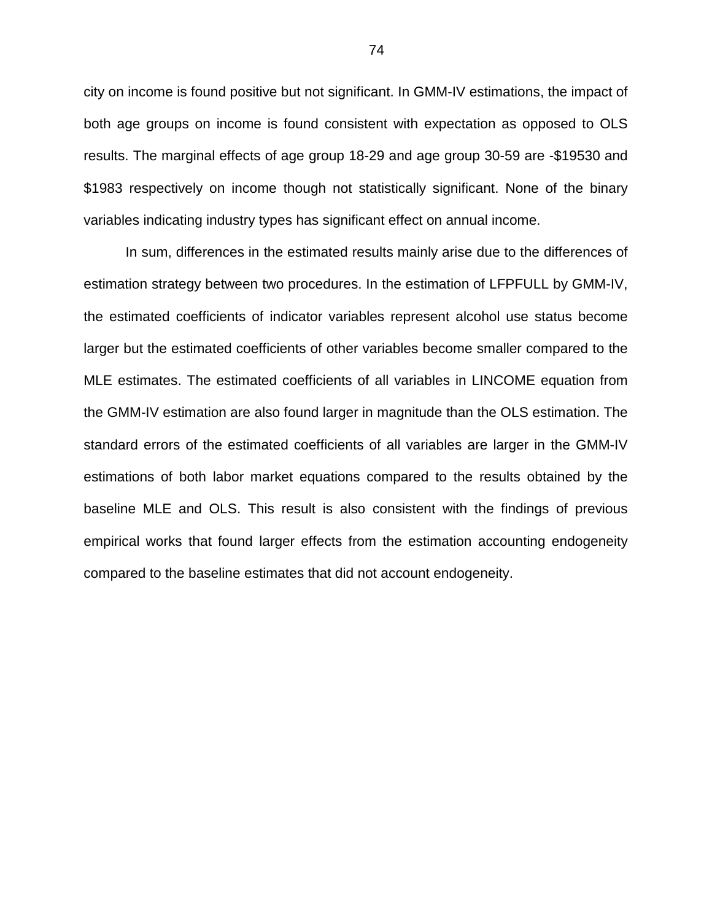city on income is found positive but not significant. In GMM-IV estimations, the impact of both age groups on income is found consistent with expectation as opposed to OLS results. The marginal effects of age group 18-29 and age group 30-59 are -$19530 and $1983 respectively on income though not statistically significant. None of the binary variables indicating industry types has significant effect on annual income.

In sum, differences in the estimated results mainly arise due to the differences of estimation strategy between two procedures. In the estimation of LFPFULL by GMM-IV, the estimated coefficients of indicator variables represent alcohol use status become larger but the estimated coefficients of other variables become smaller compared to the MLE estimates. The estimated coefficients of all variables in LINCOME equation from the GMM-IV estimation are also found larger in magnitude than the OLS estimation. The standard errors of the estimated coefficients of all variables are larger in the GMM-IV estimations of both labor market equations compared to the results obtained by the baseline MLE and OLS. This result is also consistent with the findings of previous empirical works that found larger effects from the estimation accounting endogeneity compared to the baseline estimates that did not account endogeneity.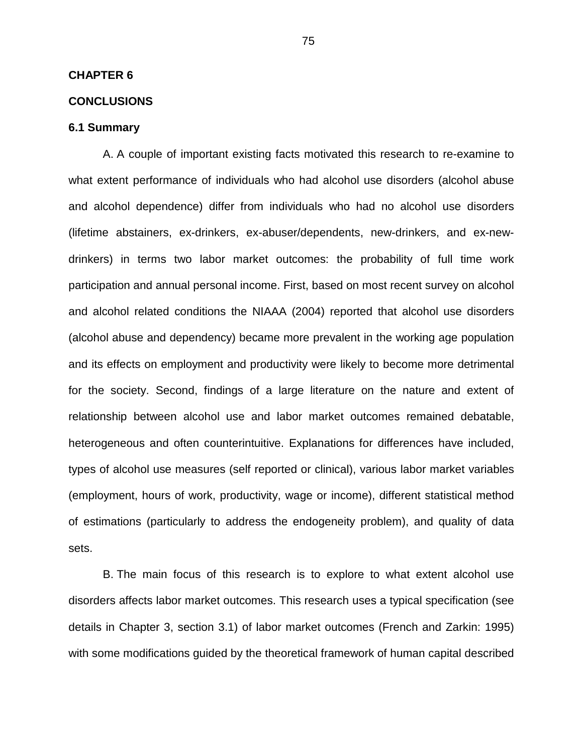# CHAPTER 6

# CONCLUSIONS

## 6.1 Summary

A. A couple of important existing facts motivated this research to re-examine to what extent performance of individuals who had alcohol use disorders (alcohol abuse and alcohol dependence) differ from individuals who had no alcohol use disorders (lifetime abstainers, ex-drinkers, ex-abuser/dependents, new-drinkers, and ex-new-drinkers) in terms two labor market outcomes: the probability of full time work participation and annual personal income. First, based on most recent survey on alcohol and alcohol related conditions the NIAAA (2004) reported that alcohol use disorders (alcohol abuse and dependency) became more prevalent in the working age population and its effects on employment and productivity were likely to become more detrimental for the society. Second, findings of a large literature on the nature and extent of relationship between alcohol use and labor market outcomes remained debatable, heterogeneous and often counterintuitive. Explanations for differences have included, types of alcohol use measures (self reported or clinical), various labor market variables (employment, hours of work, productivity, wage or income), different statistical method of estimations (particularly to address the endogeneity problem), and quality of data sets.

B. The main focus of this research is to explore to what extent alcohol use disorders affects labor market outcomes. This research uses a typical specification (see details in Chapter 3, section 3.1) of labor market outcomes (French and Zarkin: 1995) with some modifications guided by the theoretical framework of human capital described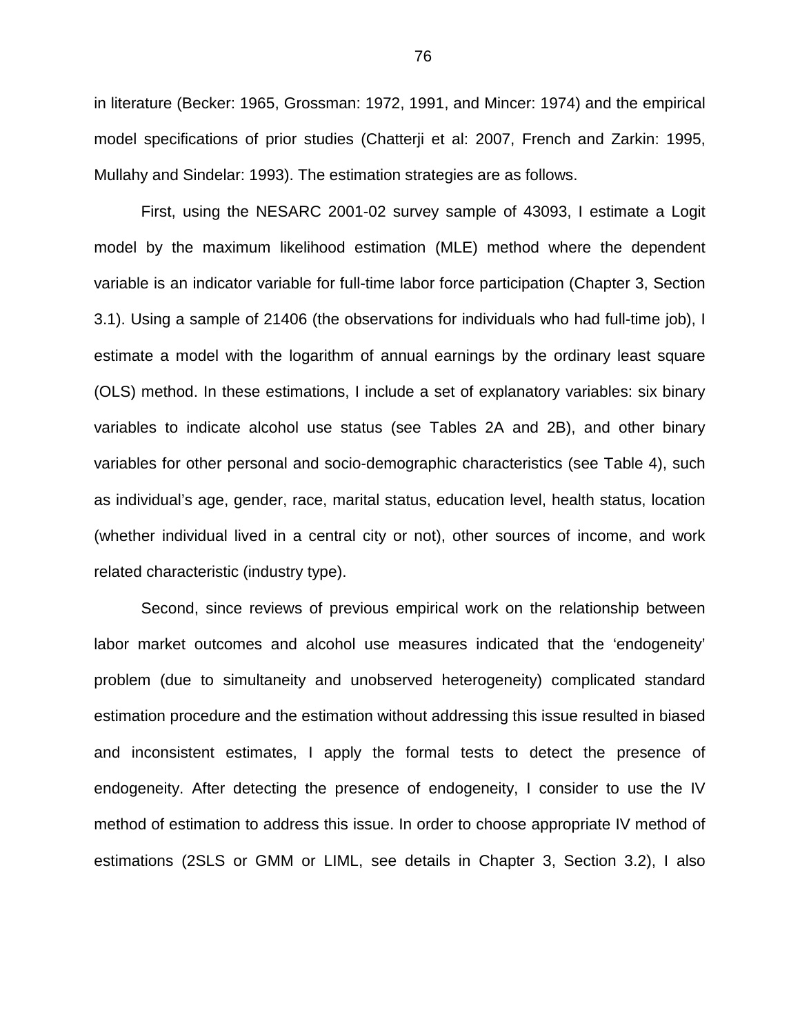in literature (Becker: 1965, Grossman: 1972, 1991, and Mincer: 1974) and the empirical model specifications of prior studies (Chatterji et al: 2007, French and Zarkin: 1995, Mullahy and Sindelar: 1993). The estimation strategies are as follows.

First, using the NESARC 2001-02 survey sample of 43093, I estimate a Logit model by the maximum likelihood estimation (MLE) method where the dependent variable is an indicator variable for full-time labor force participation (Chapter 3, Section 3.1). Using a sample of 21406 (the observations for individuals who had full-time job), I estimate a model with the logarithm of annual earnings by the ordinary least square (OLS) method. In these estimations, I include a set of explanatory variables: six binary variables to indicate alcohol use status (see Tables 2A and 2B), and other binary variables for other personal and socio-demographic characteristics (see Table 4), such as individual's age, gender, race, marital status, education level, health status, location (whether individual lived in a central city or not), other sources of income, and work related characteristic (industry type).

Second, since reviews of previous empirical work on the relationship between labor market outcomes and alcohol use measures indicated that the 'endogeneity' problem (due to simultaneity and unobserved heterogeneity) complicated standard estimation procedure and the estimation without addressing this issue resulted in biased and inconsistent estimates, I apply the formal tests to detect the presence of endogeneity. After detecting the presence of endogeneity, I consider to use the IV method of estimation to address this issue. In order to choose appropriate IV method of estimations (2SLS or GMM or LIML, see details in Chapter 3, Section 3.2), I also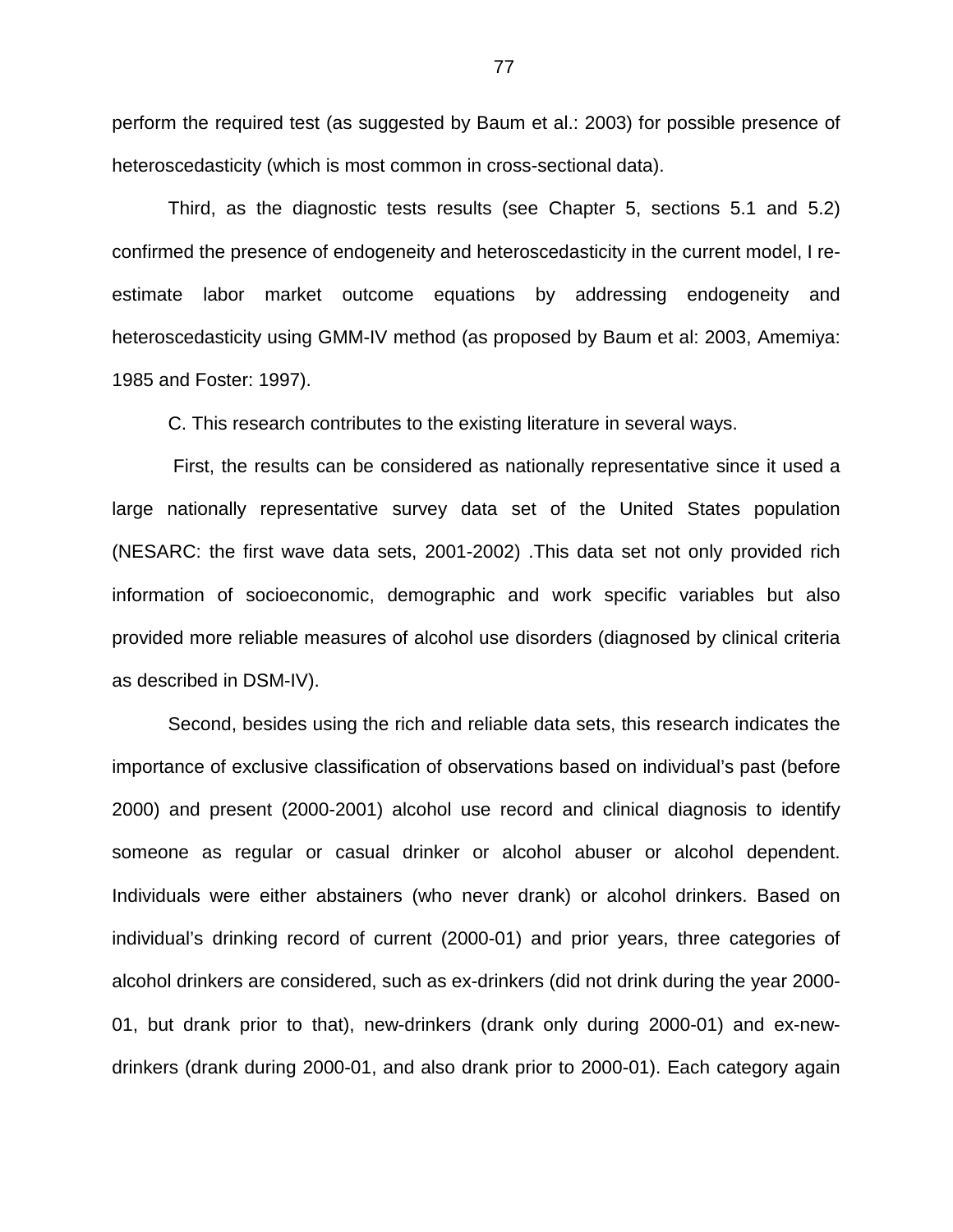perform the required test (as suggested by Baum et al.: 2003) for possible presence of heteroscedasticity (which is most common in cross-sectional data).

Third, as the diagnostic tests results (see Chapter 5, sections 5.1 and 5.2) confirmed the presence of endogeneity and heteroscedasticity in the current model, I re-estimate labor market outcome equations by addressing endogeneity and heteroscedasticity using GMM-IV method (as proposed by Baum et al: 2003, Amemiya: 1985 and Foster: 1997).

C. This research contributes to the existing literature in several ways.

First, the results can be considered as nationally representative since it used a large nationally representative survey data set of the United States population (NESARC: the first wave data sets, 2001-2002) .This data set not only provided rich information of socioeconomic, demographic and work specific variables but also provided more reliable measures of alcohol use disorders (diagnosed by clinical criteria as described in DSM-IV).

Second, besides using the rich and reliable data sets, this research indicates the importance of exclusive classification of observations based on individual's past (before 2000) and present (2000-2001) alcohol use record and clinical diagnosis to identify someone as regular or casual drinker or alcohol abuser or alcohol dependent. Individuals were either abstainers (who never drank) or alcohol drinkers. Based on individual's drinking record of current (2000-01) and prior years, three categories of alcohol drinkers are considered, such as ex-drinkers (did not drink during the year 2000-01, but drank prior to that), new-drinkers (drank only during 2000-01) and ex-new-drinkers (drank during 2000-01, and also drank prior to 2000-01). Each category again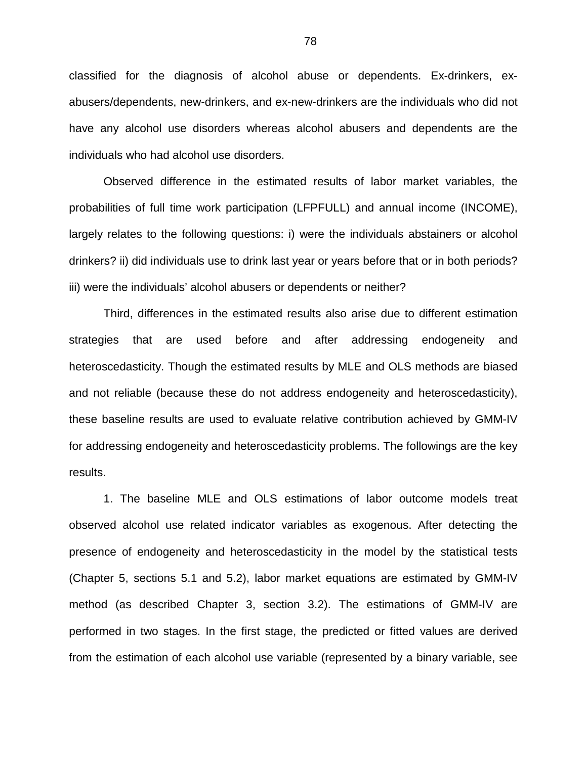classified for the diagnosis of alcohol abuse or dependents. Ex-drinkers, ex-abusers/dependents, new-drinkers, and ex-new-drinkers are the individuals who did not have any alcohol use disorders whereas alcohol abusers and dependents are the individuals who had alcohol use disorders.

Observed difference in the estimated results of labor market variables, the probabilities of full time work participation (LFPFULL) and annual income (INCOME), largely relates to the following questions: i) were the individuals abstainers or alcohol drinkers? ii) did individuals use to drink last year or years before that or in both periods? iii) were the individuals' alcohol abusers or dependents or neither?

Third, differences in the estimated results also arise due to different estimation strategies that are used before and after addressing endogeneity and heteroscedasticity. Though the estimated results by MLE and OLS methods are biased and not reliable (because these do not address endogeneity and heteroscedasticity), these baseline results are used to evaluate relative contribution achieved by GMM-IV for addressing endogeneity and heteroscedasticity problems. The followings are the key results.

1. The baseline MLE and OLS estimations of labor outcome models treat observed alcohol use related indicator variables as exogenous. After detecting the presence of endogeneity and heteroscedasticity in the model by the statistical tests (Chapter 5, sections 5.1 and 5.2), labor market equations are estimated by GMM-IV method (as described Chapter 3, section 3.2). The estimations of GMM-IV are performed in two stages. In the first stage, the predicted or fitted values are derived from the estimation of each alcohol use variable (represented by a binary variable, see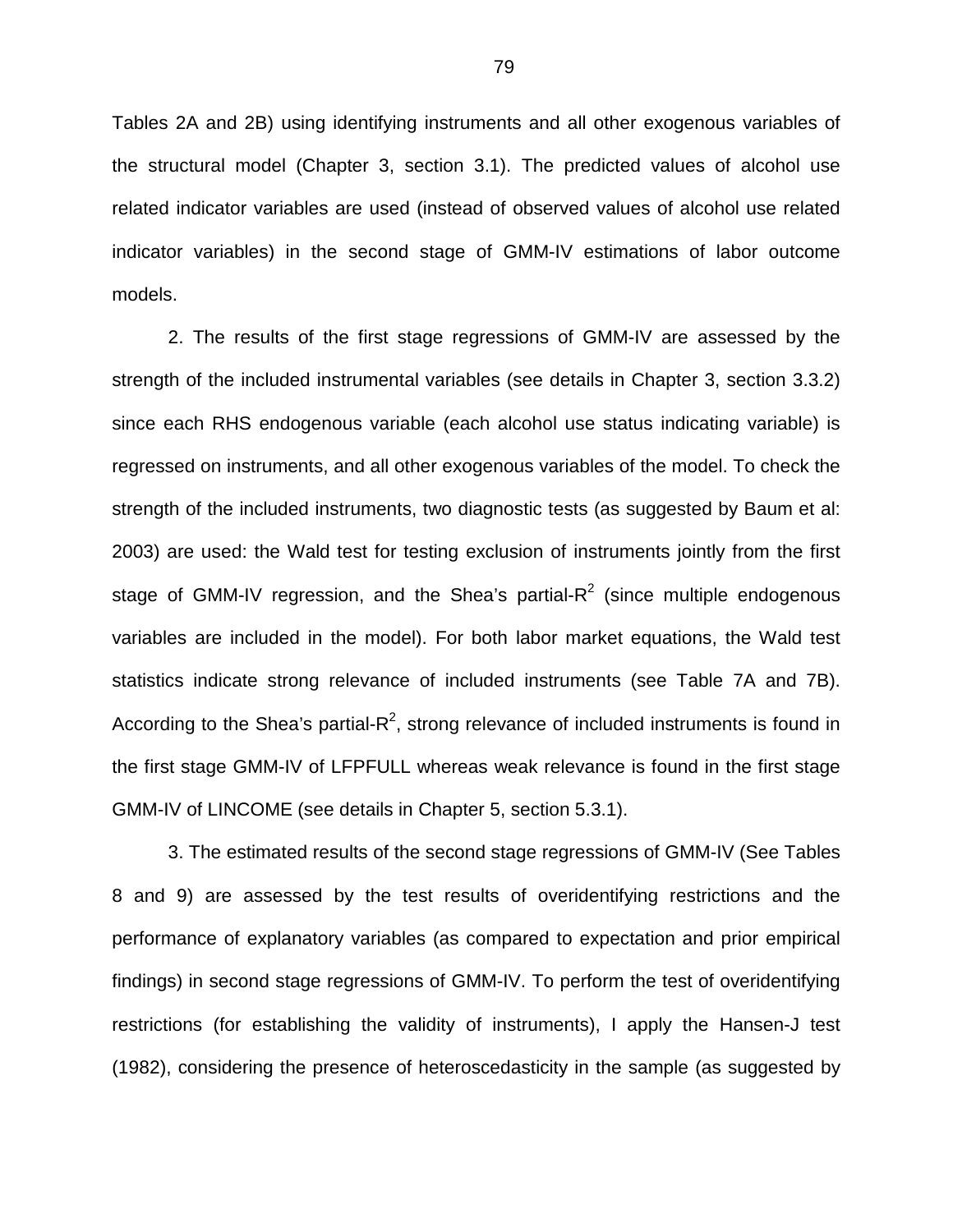Tables 2A and 2B) using identifying instruments and all other exogenous variables of the structural model (Chapter 3, section 3.1). The predicted values of alcohol use related indicator variables are used (instead of observed values of alcohol use related indicator variables) in the second stage of GMM-IV estimations of labor outcome models.

2. The results of the first stage regressions of GMM-IV are assessed by the strength of the included instrumental variables (see details in Chapter 3, section 3.3.2) since each RHS endogenous variable (each alcohol use status indicating variable) is regressed on instruments, and all other exogenous variables of the model. To check the strength of the included instruments, two diagnostic tests (as suggested by Baum et al: 2003) are used: the Wald test for testing exclusion of instruments jointly from the first stage of GMM-IV regression, and the Shea's partial-$R^2$ (since multiple endogenous variables are included in the model). For both labor market equations, the Wald test statistics indicate strong relevance of included instruments (see Table 7A and 7B). According to the Shea's partial-$R^2$, strong relevance of included instruments is found in the first stage GMM-IV of LFPFULL whereas weak relevance is found in the first stage GMM-IV of LINCOME (see details in Chapter 5, section 5.3.1).

3. The estimated results of the second stage regressions of GMM-IV (See Tables 8 and 9) are assessed by the test results of overidentifying restrictions and the performance of explanatory variables (as compared to expectation and prior empirical findings) in second stage regressions of GMM-IV. To perform the test of overidentifying restrictions (for establishing the validity of instruments), I apply the Hansen-J test (1982), considering the presence of heteroscedasticity in the sample (as suggested by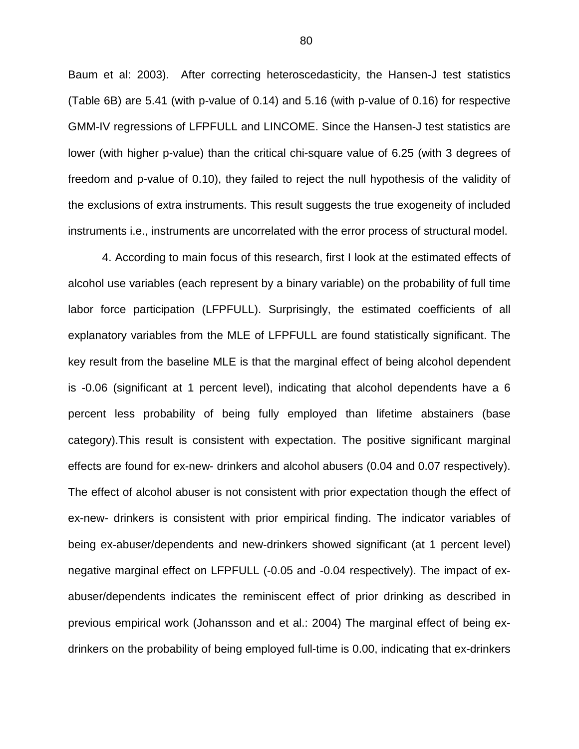Baum et al: 2003). After correcting heteroscedasticity, the Hansen-J test statistics (Table 6B) are 5.41 (with p-value of 0.14) and 5.16 (with p-value of 0.16) for respective GMM-IV regressions of LFPFULL and LINCOME. Since the Hansen-J test statistics are lower (with higher p-value) than the critical chi-square value of 6.25 (with 3 degrees of freedom and p-value of 0.10), they failed to reject the null hypothesis of the validity of the exclusions of extra instruments. This result suggests the true exogeneity of included instruments i.e., instruments are uncorrelated with the error process of structural model.

4. According to main focus of this research, first I look at the estimated effects of alcohol use variables (each represent by a binary variable) on the probability of full time labor force participation (LFPFULL). Surprisingly, the estimated coefficients of all explanatory variables from the MLE of LFPFULL are found statistically significant. The key result from the baseline MLE is that the marginal effect of being alcohol dependent is -0.06 (significant at 1 percent level), indicating that alcohol dependents have a 6 percent less probability of being fully employed than lifetime abstainers (base category).This result is consistent with expectation. The positive significant marginal effects are found for ex-new- drinkers and alcohol abusers (0.04 and 0.07 respectively). The effect of alcohol abuser is not consistent with prior expectation though the effect of ex-new- drinkers is consistent with prior empirical finding. The indicator variables of being ex-abuser/dependents and new-drinkers showed significant (at 1 percent level) negative marginal effect on LFPFULL (-0.05 and -0.04 respectively). The impact of ex-abuser/dependents indicates the reminiscent effect of prior drinking as described in previous empirical work (Johansson and et al.: 2004) The marginal effect of being ex-drinkers on the probability of being employed full-time is 0.00, indicating that ex-drinkers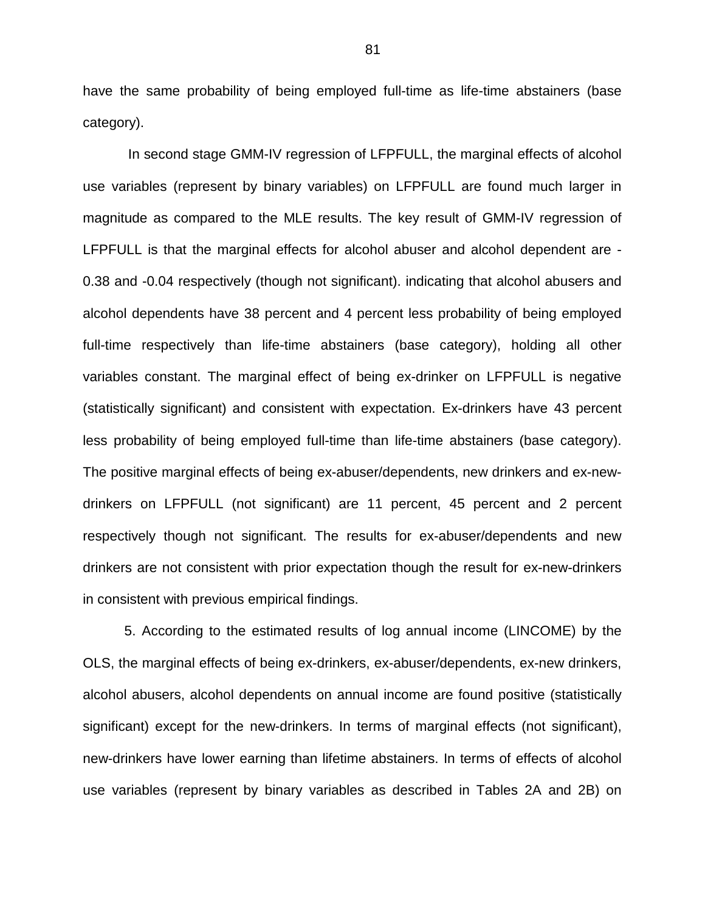have the same probability of being employed full-time as life-time abstainers (base category).

In second stage GMM-IV regression of LFPFULL, the marginal effects of alcohol use variables (represent by binary variables) on LFPFULL are found much larger in magnitude as compared to the MLE results. The key result of GMM-IV regression of LFPFULL is that the marginal effects for alcohol abuser and alcohol dependent are -0.38 and -0.04 respectively (though not significant). indicating that alcohol abusers and alcohol dependents have 38 percent and 4 percent less probability of being employed full-time respectively than life-time abstainers (base category), holding all other variables constant. The marginal effect of being ex-drinker on LFPFULL is negative (statistically significant) and consistent with expectation. Ex-drinkers have 43 percent less probability of being employed full-time than life-time abstainers (base category). The positive marginal effects of being ex-abuser/dependents, new drinkers and ex-new-drinkers on LFPFULL (not significant) are 11 percent, 45 percent and 2 percent respectively though not significant. The results for ex-abuser/dependents and new drinkers are not consistent with prior expectation though the result for ex-new-drinkers in consistent with previous empirical findings.

5. According to the estimated results of log annual income (LINCOME) by the OLS, the marginal effects of being ex-drinkers, ex-abuser/dependents, ex-new drinkers, alcohol abusers, alcohol dependents on annual income are found positive (statistically significant) except for the new-drinkers. In terms of marginal effects (not significant), new-drinkers have lower earning than lifetime abstainers. In terms of effects of alcohol use variables (represent by binary variables as described in Tables 2A and 2B) on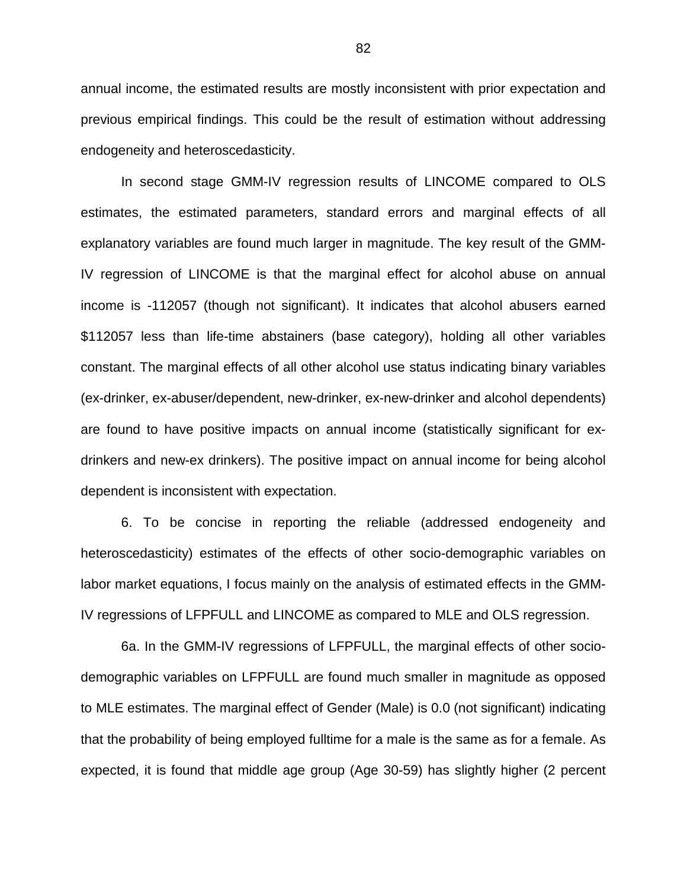annual income, the estimated results are mostly inconsistent with prior expectation and previous empirical findings. This could be the result of estimation without addressing endogeneity and heteroscedasticity.

In second stage GMM-IV regression results of LINCOME compared to OLS estimates, the estimated parameters, standard errors and marginal effects of all explanatory variables are found much larger in magnitude. The key result of the GMM-IV regression of LINCOME is that the marginal effect for alcohol abuse on annual income is -112057 (though not significant). It indicates that alcohol abusers earned $112057 less than life-time abstainers (base category), holding all other variables constant. The marginal effects of all other alcohol use status indicating binary variables (ex-drinker, ex-abuser/dependent, new-drinker, ex-new-drinker and alcohol dependents) are found to have positive impacts on annual income (statistically significant for ex-drinkers and new-ex drinkers). The positive impact on annual income for being alcohol dependent is inconsistent with expectation.

6. To be concise in reporting the reliable (addressed endogeneity and heteroscedasticity) estimates of the effects of other socio-demographic variables on labor market equations, I focus mainly on the analysis of estimated effects in the GMM-IV regressions of LFPFULL and LINCOME as compared to MLE and OLS regression.

6a. In the GMM-IV regressions of LFPFULL, the marginal effects of other socio-demographic variables on LFPFULL are found much smaller in magnitude as opposed to MLE estimates. The marginal effect of Gender (Male) is 0.0 (not significant) indicating that the probability of being employed fulltime for a male is the same as for a female. As expected, it is found that middle age group (Age 30-59) has slightly higher (2 percent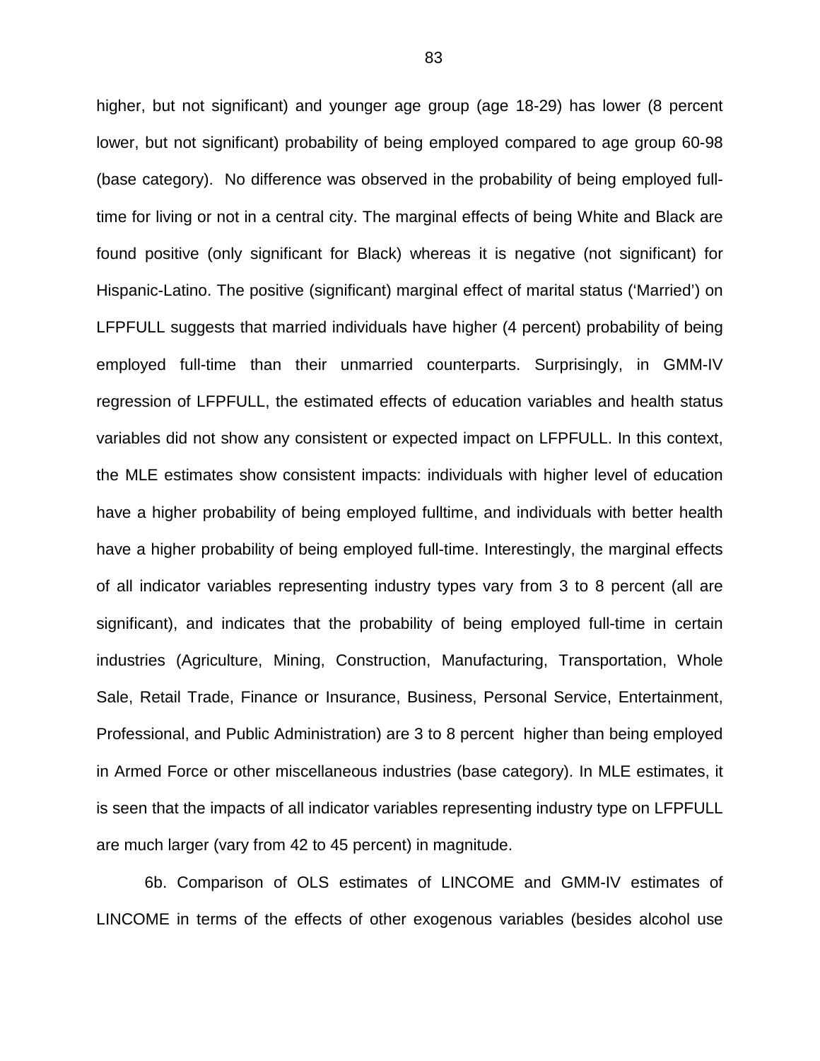higher, but not significant) and younger age group (age 18-29) has lower (8 percent lower, but not significant) probability of being employed compared to age group 60-98 (base category). No difference was observed in the probability of being employed full-time for living or not in a central city. The marginal effects of being White and Black are found positive (only significant for Black) whereas it is negative (not significant) for Hispanic-Latino. The positive (significant) marginal effect of marital status ('Married') on LFPFULL suggests that married individuals have higher (4 percent) probability of being employed full-time than their unmarried counterparts. Surprisingly, in GMM-IV regression of LFPFULL, the estimated effects of education variables and health status variables did not show any consistent or expected impact on LFPFULL. In this context, the MLE estimates show consistent impacts: individuals with higher level of education have a higher probability of being employed fulltime, and individuals with better health have a higher probability of being employed full-time. Interestingly, the marginal effects of all indicator variables representing industry types vary from 3 to 8 percent (all are significant), and indicates that the probability of being employed full-time in certain industries (Agriculture, Mining, Construction, Manufacturing, Transportation, Whole Sale, Retail Trade, Finance or Insurance, Business, Personal Service, Entertainment, Professional, and Public Administration) are 3 to 8 percent higher than being employed in Armed Force or other miscellaneous industries (base category). In MLE estimates, it is seen that the impacts of all indicator variables representing industry type on LFPFULL are much larger (vary from 42 to 45 percent) in magnitude.

6b. Comparison of OLS estimates of LINCOME and GMM-IV estimates of LINCOME in terms of the effects of other exogenous variables (besides alcohol use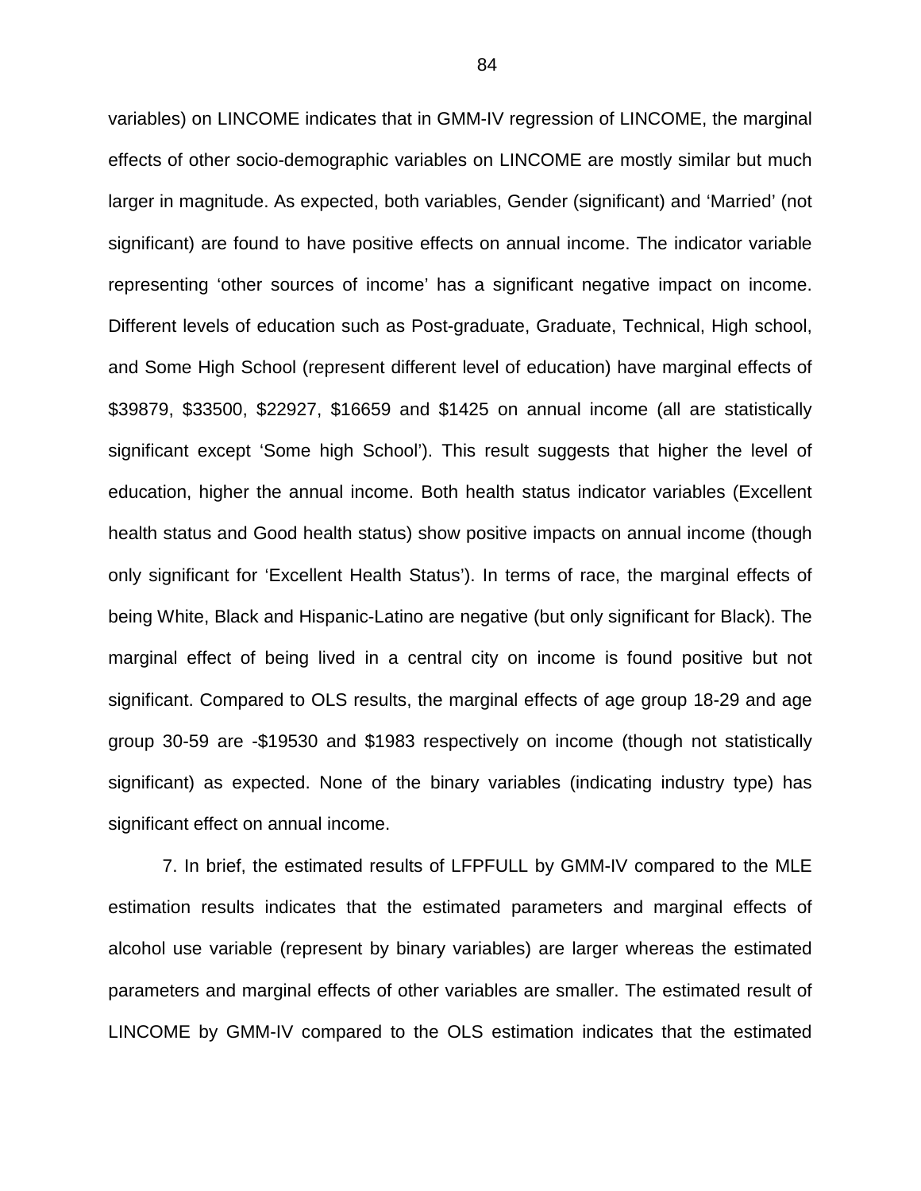variables) on LINCOME indicates that in GMM-IV regression of LINCOME, the marginal effects of other socio-demographic variables on LINCOME are mostly similar but much larger in magnitude. As expected, both variables, Gender (significant) and 'Married' (not significant) are found to have positive effects on annual income. The indicator variable representing 'other sources of income' has a significant negative impact on income. Different levels of education such as Post-graduate, Graduate, Technical, High school, and Some High School (represent different level of education) have marginal effects of $39879, $33500, $22927, $16659 and $1425 on annual income (all are statistically significant except 'Some high School'). This result suggests that higher the level of education, higher the annual income. Both health status indicator variables (Excellent health status and Good health status) show positive impacts on annual income (though only significant for 'Excellent Health Status'). In terms of race, the marginal effects of being White, Black and Hispanic-Latino are negative (but only significant for Black). The marginal effect of being lived in a central city on income is found positive but not significant. Compared to OLS results, the marginal effects of age group 18-29 and age group 30-59 are -$19530 and $1983 respectively on income (though not statistically significant) as expected. None of the binary variables (indicating industry type) has significant effect on annual income.

7. In brief, the estimated results of LFPFULL by GMM-IV compared to the MLE estimation results indicates that the estimated parameters and marginal effects of alcohol use variable (represent by binary variables) are larger whereas the estimated parameters and marginal effects of other variables are smaller. The estimated result of LINCOME by GMM-IV compared to the OLS estimation indicates that the estimated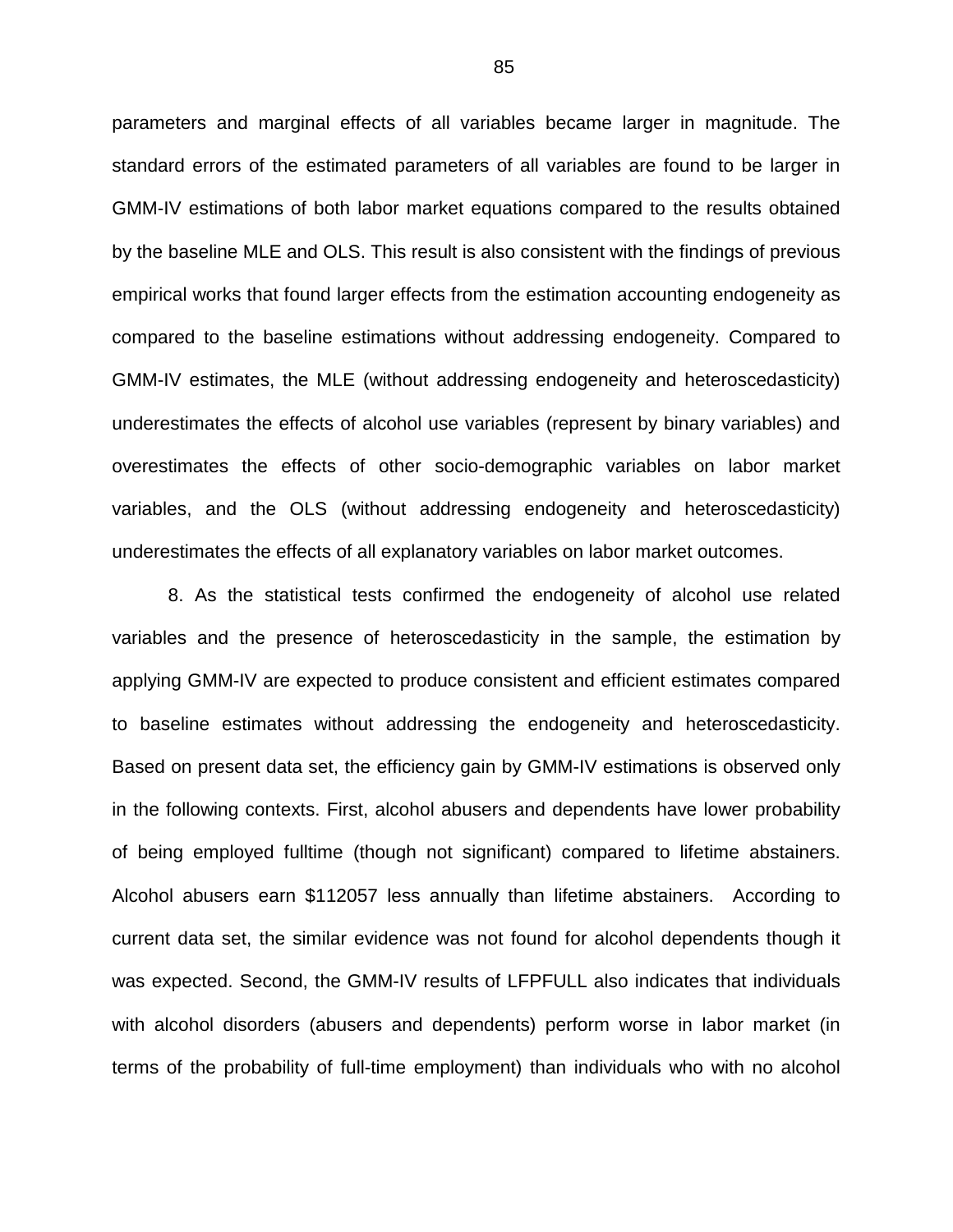parameters and marginal effects of all variables became larger in magnitude. The standard errors of the estimated parameters of all variables are found to be larger in GMM-IV estimations of both labor market equations compared to the results obtained by the baseline MLE and OLS. This result is also consistent with the findings of previous empirical works that found larger effects from the estimation accounting endogeneity as compared to the baseline estimations without addressing endogeneity. Compared to GMM-IV estimates, the MLE (without addressing endogeneity and heteroscedasticity) underestimates the effects of alcohol use variables (represent by binary variables) and overestimates the effects of other socio-demographic variables on labor market variables, and the OLS (without addressing endogeneity and heteroscedasticity) underestimates the effects of all explanatory variables on labor market outcomes.

8. As the statistical tests confirmed the endogeneity of alcohol use related variables and the presence of heteroscedasticity in the sample, the estimation by applying GMM-IV are expected to produce consistent and efficient estimates compared to baseline estimates without addressing the endogeneity and heteroscedasticity. Based on present data set, the efficiency gain by GMM-IV estimations is observed only in the following contexts. First, alcohol abusers and dependents have lower probability of being employed fulltime (though not significant) compared to lifetime abstainers. Alcohol abusers earn $112057 less annually than lifetime abstainers. According to current data set, the similar evidence was not found for alcohol dependents though it was expected. Second, the GMM-IV results of LFPFULL also indicates that individuals with alcohol disorders (abusers and dependents) perform worse in labor market (in terms of the probability of full-time employment) than individuals who with no alcohol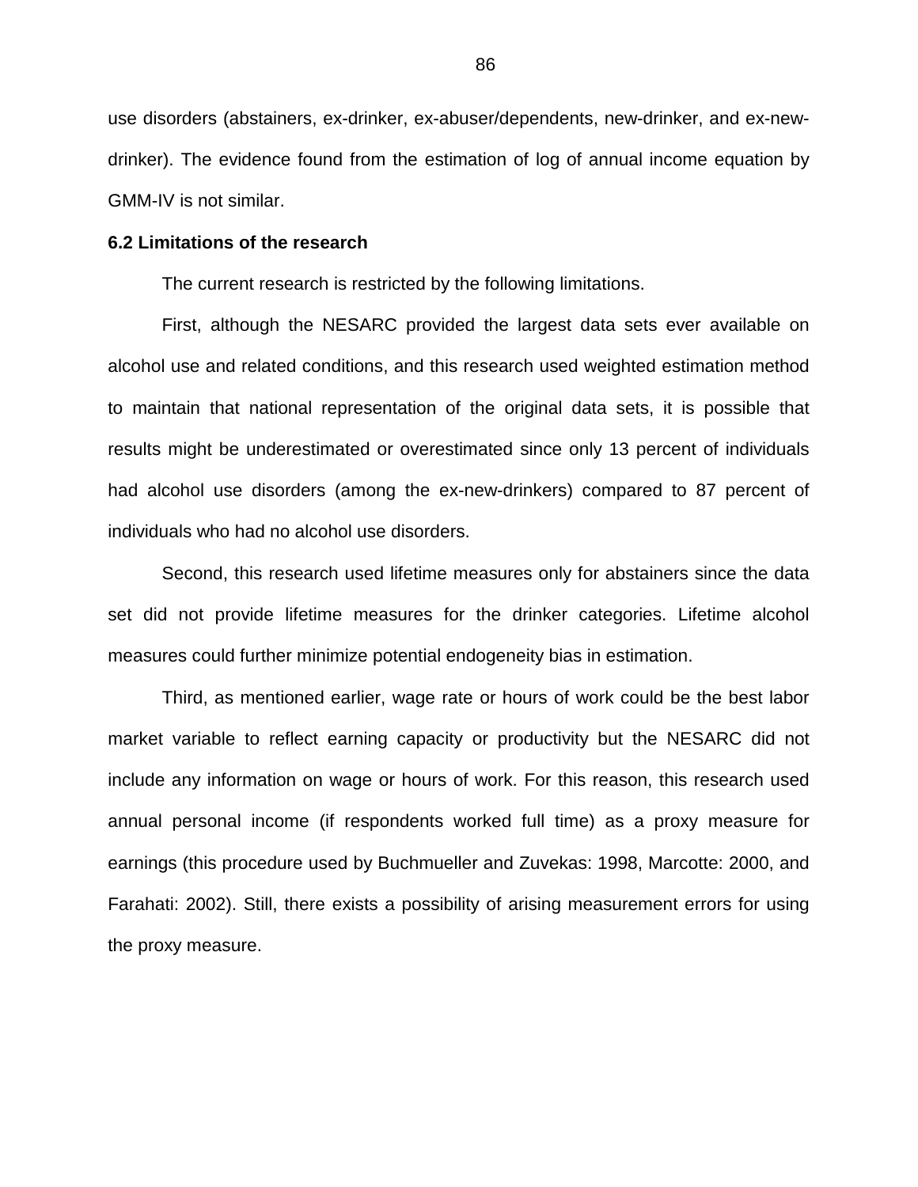use disorders (abstainers, ex-drinker, ex-abuser/dependents, new-drinker, and ex-new-drinker). The evidence found from the estimation of log of annual income equation by GMM-IV is not similar.

### 6.2 Limitations of the research

The current research is restricted by the following limitations.

First, although the NESARC provided the largest data sets ever available on alcohol use and related conditions, and this research used weighted estimation method to maintain that national representation of the original data sets, it is possible that results might be underestimated or overestimated since only 13 percent of individuals had alcohol use disorders (among the ex-new-drinkers) compared to 87 percent of individuals who had no alcohol use disorders.

Second, this research used lifetime measures only for abstainers since the data set did not provide lifetime measures for the drinker categories. Lifetime alcohol measures could further minimize potential endogeneity bias in estimation.

Third, as mentioned earlier, wage rate or hours of work could be the best labor market variable to reflect earning capacity or productivity but the NESARC did not include any information on wage or hours of work. For this reason, this research used annual personal income (if respondents worked full time) as a proxy measure for earnings (this procedure used by Buchmueller and Zuvekas: 1998, Marcotte: 2000, and Farahati: 2002). Still, there exists a possibility of arising measurement errors for using the proxy measure.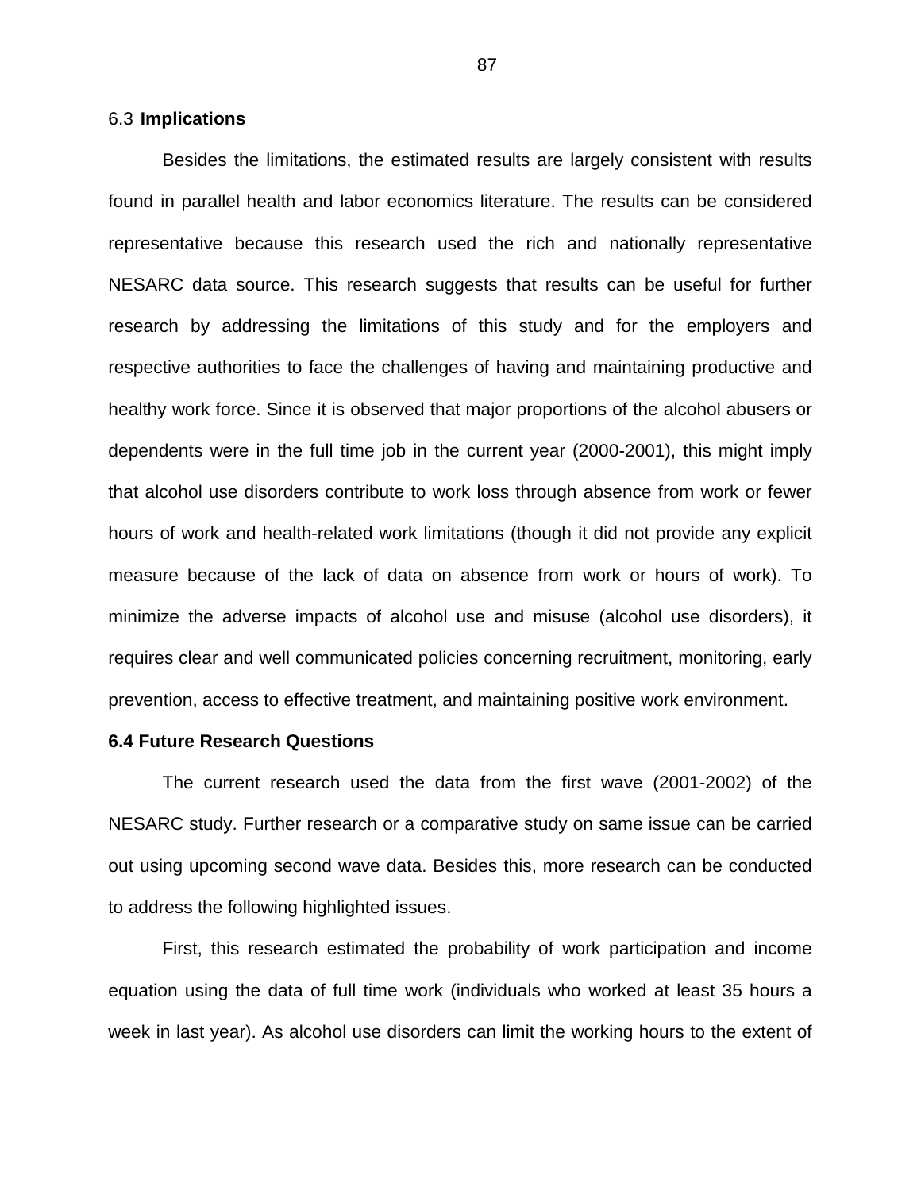### 6.3 **Implications**

Besides the limitations, the estimated results are largely consistent with results found in parallel health and labor economics literature. The results can be considered representative because this research used the rich and nationally representative NESARC data source. This research suggests that results can be useful for further research by addressing the limitations of this study and for the employers and respective authorities to face the challenges of having and maintaining productive and healthy work force. Since it is observed that major proportions of the alcohol abusers or dependents were in the full time job in the current year (2000-2001), this might imply that alcohol use disorders contribute to work loss through absence from work or fewer hours of work and health-related work limitations (though it did not provide any explicit measure because of the lack of data on absence from work or hours of work). To minimize the adverse impacts of alcohol use and misuse (alcohol use disorders), it requires clear and well communicated policies concerning recruitment, monitoring, early prevention, access to effective treatment, and maintaining positive work environment.

### 6.4 Future Research Questions

The current research used the data from the first wave (2001-2002) of the NESARC study. Further research or a comparative study on same issue can be carried out using upcoming second wave data. Besides this, more research can be conducted to address the following highlighted issues.

First, this research estimated the probability of work participation and income equation using the data of full time work (individuals who worked at least 35 hours a week in last year). As alcohol use disorders can limit the working hours to the extent of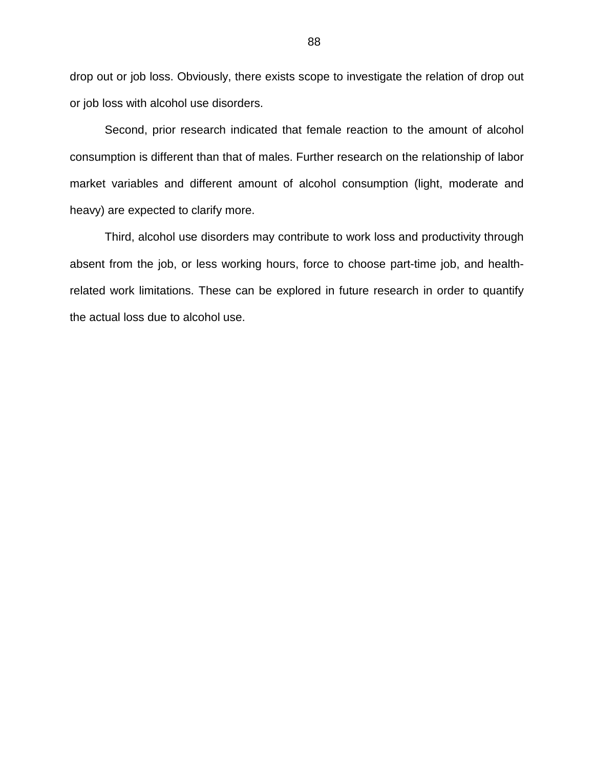drop out or job loss. Obviously, there exists scope to investigate the relation of drop out or job loss with alcohol use disorders.

Second, prior research indicated that female reaction to the amount of alcohol consumption is different than that of males. Further research on the relationship of labor market variables and different amount of alcohol consumption (light, moderate and heavy) are expected to clarify more.

Third, alcohol use disorders may contribute to work loss and productivity through absent from the job, or less working hours, force to choose part-time job, and health-related work limitations. These can be explored in future research in order to quantify the actual loss due to alcohol use.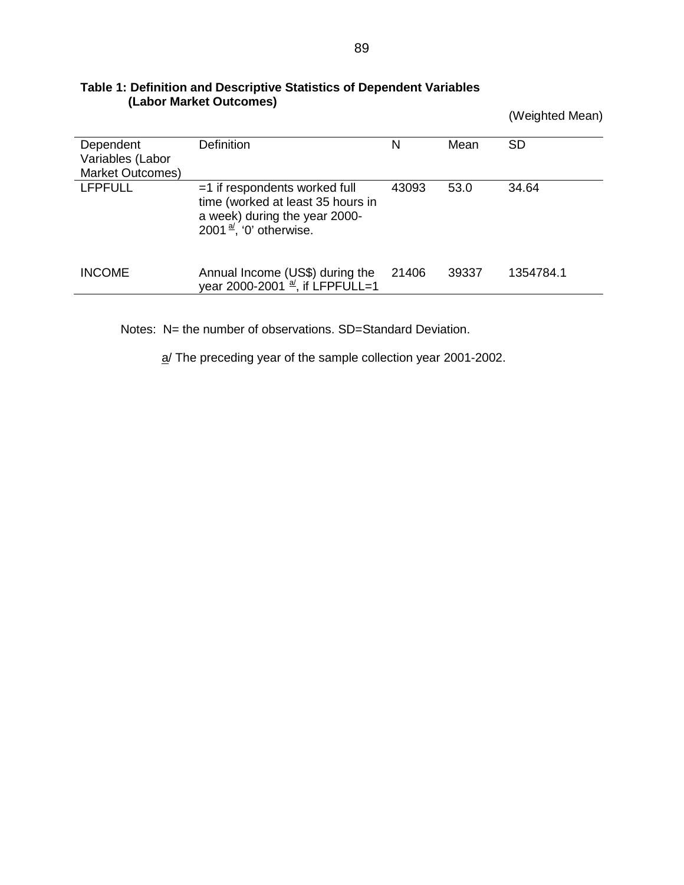**Table 1: Definition and Descriptive Statistics of Dependent Variables (Labor Market Outcomes)**

(Weighted Mean)

| Dependent Variables (Labor Market Outcomes) | Definition | N | Mean | SD |
|---|---|---|---|---|
| LFPFULL | =1 if respondents worked full time (worked at least 35 hours in a week) during the year 2000-2001 [a/], '0' otherwise. | 43093 | 53.0 | 34.64 |
| INCOME | Annual Income (US$) during the year 2000-2001 [a/], if LFPFULL=1 | 21406 | 39337 | 1354784.1 |

Notes: N= the number of observations. SD=Standard Deviation.

a/ The preceding year of the sample collection year 2001-2002.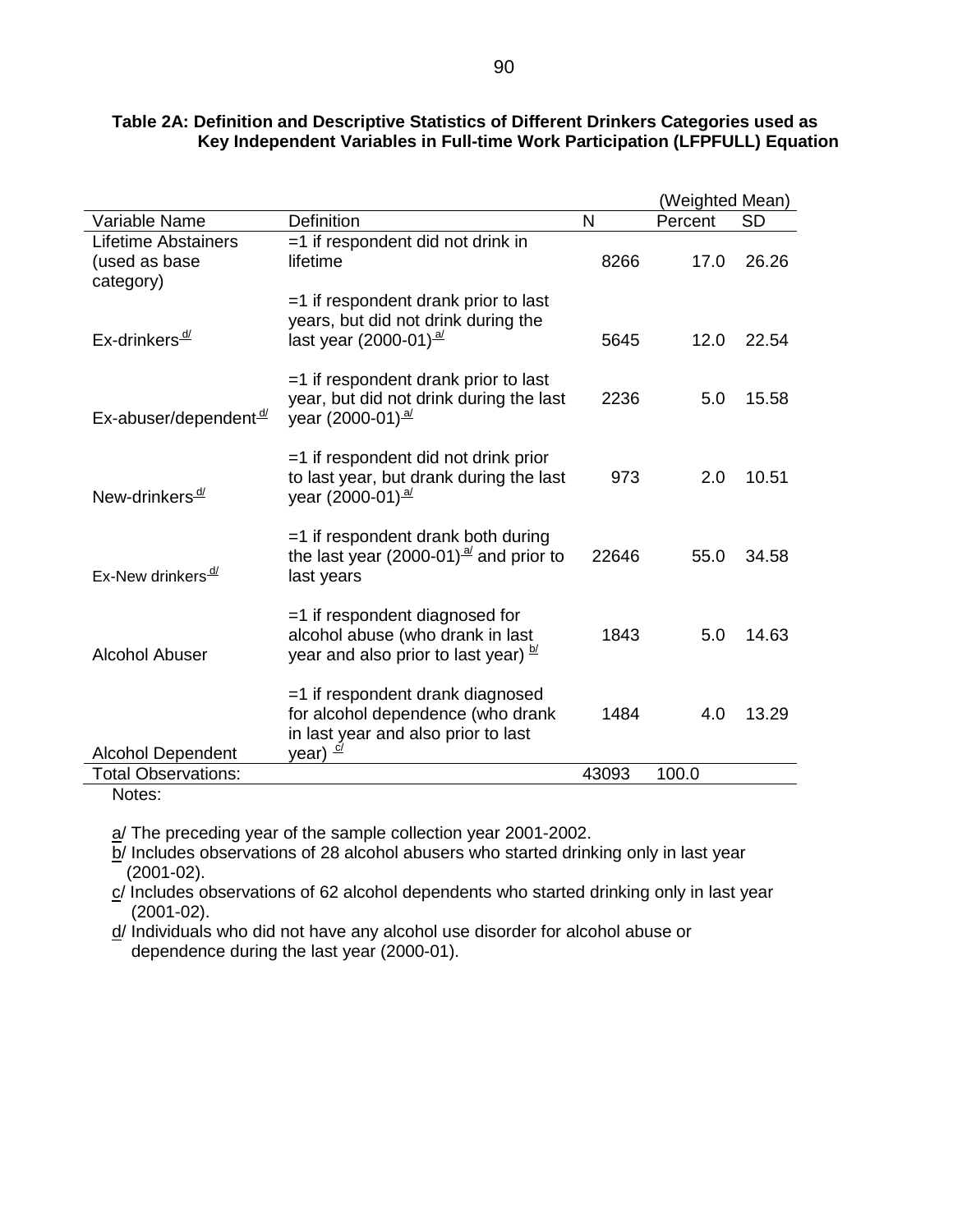**Table 2A: Definition and Descriptive Statistics of Different Drinkers Categories used as Key Independent Variables in Full-time Work Participation (LFPFULL) Equation**

| Variable Name | Definition | N | (Weighted Mean) Percent | SD |
|---|---|---|---|---|
| Lifetime Abstainers (used as base category) | =1 if respondent did not drink in lifetime | 8266 | 17.0 | 26.26 |
| Ex-drinkers [d/] | =1 if respondent drank prior to last years, but did not drink during the last year (2000-01) [a/] | 5645 | 12.0 | 22.54 |
| Ex-abuser/dependent [d/] | =1 if respondent drank prior to last year, but did not drink during the last year (2000-01) [a/] | 2236 | 5.0 | 15.58 |
| New-drinkers [d/] | =1 if respondent did not drink prior to last year, but drank during the last year (2000-01) [a/] | 973 | 2.0 | 10.51 |
| Ex-New drinkers [d/] | =1 if respondent drank both during the last year (2000-01) [a/] and prior to last years | 22646 | 55.0 | 34.58 |
| Alcohol Abuser | =1 if respondent diagnosed for alcohol abuse (who drank in last year and also prior to last year) [b/] | 1843 | 5.0 | 14.63 |
| Alcohol Dependent | =1 if respondent drank diagnosed for alcohol dependence (who drank in last year and also prior to last year) [c/] | 1484 | 4.0 | 13.29 |
| Total Observations: | | 43093 | 100.0 | |

Notes:

a/ The preceding year of the sample collection year 2001-2002.

b/ Includes observations of 28 alcohol abusers who started drinking only in last year (2001-02).

c/ Includes observations of 62 alcohol dependents who started drinking only in last year (2001-02).

d/ Individuals who did not have any alcohol use disorder for alcohol abuse or dependence during the last year (2000-01).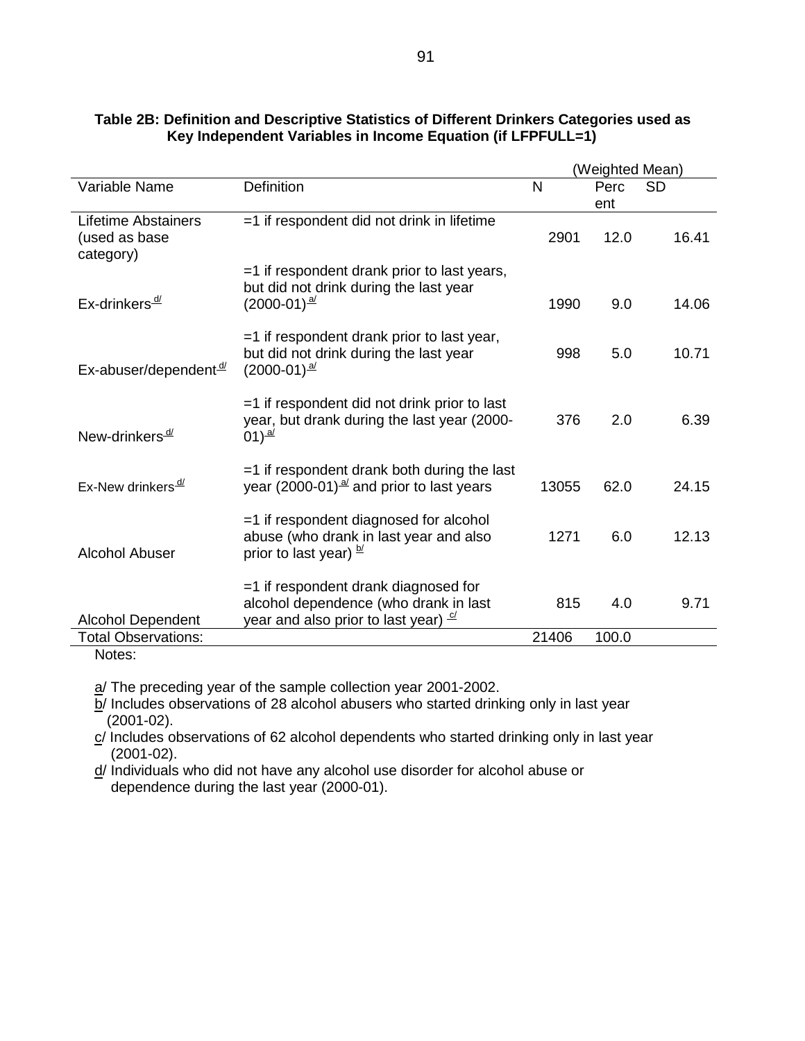**Table 2B: Definition and Descriptive Statistics of Different Drinkers Categories used as Key Independent Variables in Income Equation (if LFPFULL=1)**

| Variable Name | Definition | N | (Weighted Mean) Percent | SD |
|---|---|---|---|---|
| Lifetime Abstainers (used as base category) | =1 if respondent did not drink in lifetime | 2901 | 12.0 | 16.41 |
| Ex-drinkers[d/] | =1 if respondent drank prior to last years, but did not drink during the last year (2000-01)[a/] | 1990 | 9.0 | 14.06 |
| Ex-abuser/dependent[d/] | =1 if respondent drank prior to last year, but did not drink during the last year (2000-01)[a/] | 998 | 5.0 | 10.71 |
| New-drinkers[d/] | =1 if respondent did not drink prior to last year, but drank during the last year (2000-01)[a/] | 376 | 2.0 | 6.39 |
| Ex-New drinkers[d/] | =1 if respondent drank both during the last year (2000-01)[a/] and prior to last years | 13055 | 62.0 | 24.15 |
| Alcohol Abuser | =1 if respondent diagnosed for alcohol abuse (who drank in last year and also prior to last year) [b/] | 1271 | 6.0 | 12.13 |
| Alcohol Dependent | =1 if respondent drank diagnosed for alcohol dependence (who drank in last year and also prior to last year) [c/] | 815 | 4.0 | 9.71 |
| Total Observations: | | 21406 | 100.0 | |

Notes:

a/ The preceding year of the sample collection year 2001-2002.

b/ Includes observations of 28 alcohol abusers who started drinking only in last year (2001-02).

c/ Includes observations of 62 alcohol dependents who started drinking only in last year (2001-02).

d/ Individuals who did not have any alcohol use disorder for alcohol abuse or dependence during the last year (2000-01).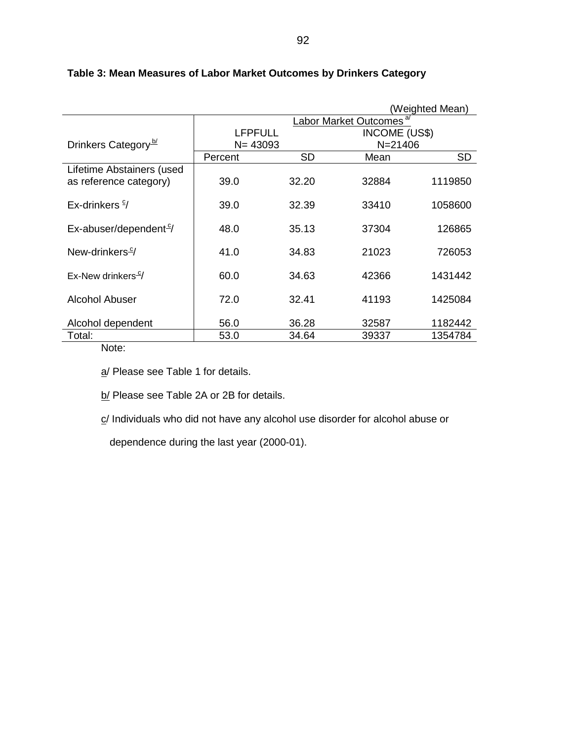**Table 3: Mean Measures of Labor Market Outcomes by Drinkers Category**

(Weighted Mean)

| Drinkers Category [b/] | Labor Market Outcomes [a/] | | | |
|---|---|---|---|---|
| | LFPFULL N= 43093 | | INCOME (US$) N=21406 | |
| | Percent | SD | Mean | SD |
| Lifetime Abstainers (used as reference category) | 39.0 | 32.20 | 32884 | 1119850 |
| Ex-drinkers [c/] | 39.0 | 32.39 | 33410 | 1058600 |
| Ex-abuser/dependent [c/] | 48.0 | 35.13 | 37304 | 126865 |
| New-drinkers [c/] | 41.0 | 34.83 | 21023 | 726053 |
| Ex-New drinkers [c/] | 60.0 | 34.63 | 42366 | 1431442 |
| Alcohol Abuser | 72.0 | 32.41 | 41193 | 1425084 |
| Alcohol dependent | 56.0 | 36.28 | 32587 | 1182442 |
| Total: | 53.0 | 34.64 | 39337 | 1354784 |

Note:

a/ Please see Table 1 for details.

b/ Please see Table 2A or 2B for details.

c/ Individuals who did not have any alcohol use disorder for alcohol abuse or dependence during the last year (2000-01).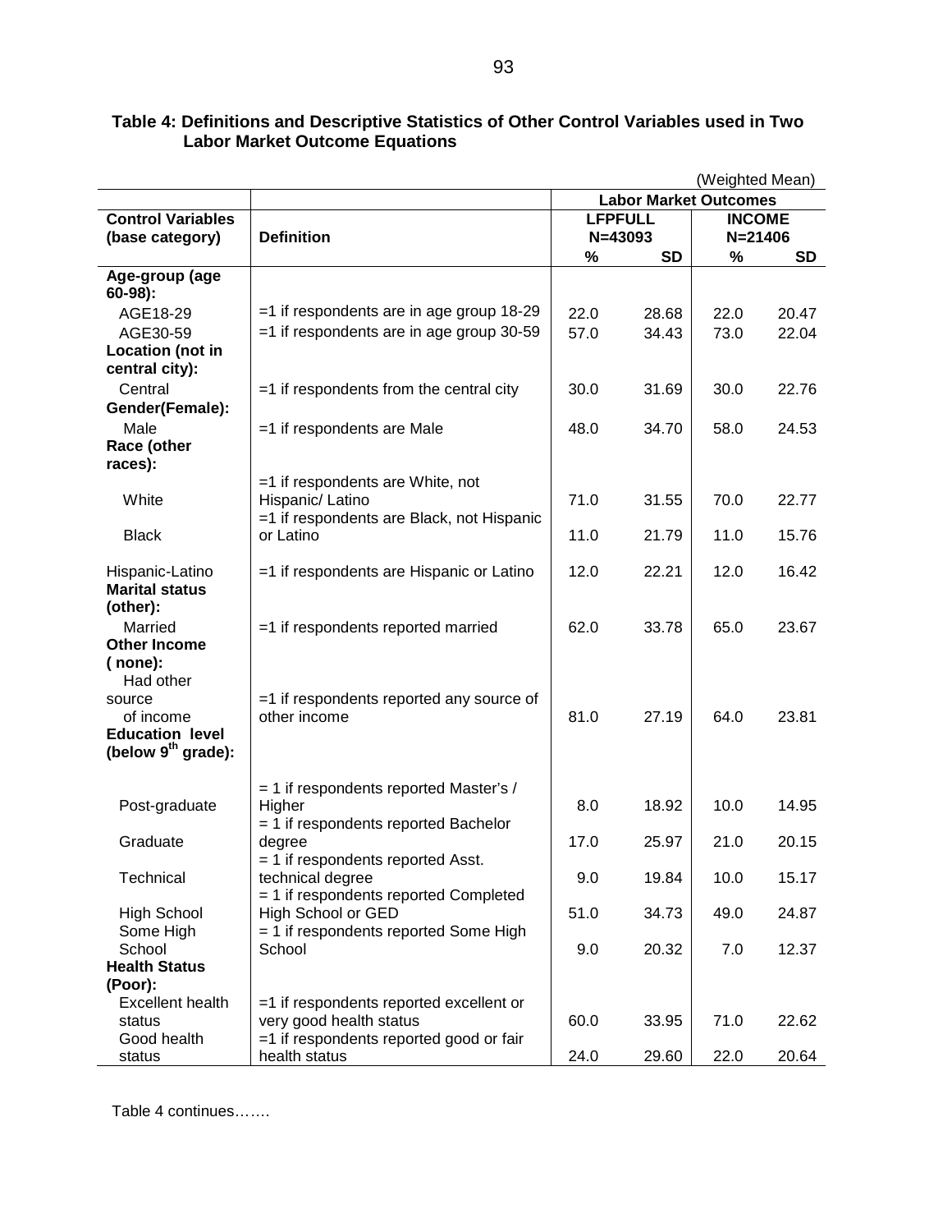**Table 4: Definitions and Descriptive Statistics of Other Control Variables used in Two Labor Market Outcome Equations**

(Weighted Mean)

| Control Variables (base category) | Definition | Labor Market Outcomes | | | |
|---|---|---|---|---|---|
| | | LFPFULL N=43093 | | INCOME N=21406 | |
| | | % | SD | % | SD |
| **Age-group (age 60-98):** | | | | | |
| AGE18-29 | =1 if respondents are in age group 18-29 | 22.0 | 28.68 | 22.0 | 20.47 |
| AGE30-59 | =1 if respondents are in age group 30-59 | 57.0 | 34.43 | 73.0 | 22.04 |
| **Location (not in central city):** | | | | | |
| Central | =1 if respondents from the central city | 30.0 | 31.69 | 30.0 | 22.76 |
| **Gender(Female):** | | | | | |
| Male | =1 if respondents are Male | 48.0 | 34.70 | 58.0 | 24.53 |
| **Race (other races):** | | | | | |
| White | =1 if respondents are White, not Hispanic/ Latino | 71.0 | 31.55 | 70.0 | 22.77 |
| Black | =1 if respondents are Black, not Hispanic or Latino | 11.0 | 21.79 | 11.0 | 15.76 |
| Hispanic-Latino | =1 if respondents are Hispanic or Latino | 12.0 | 22.21 | 12.0 | 16.42 |
| **Marital status (other):** | | | | | |
| Married | =1 if respondents reported married | 62.0 | 33.78 | 65.0 | 23.67 |
| **Other Income ( none):** | | | | | |
| Had other source of income | =1 if respondents reported any source of other income | 81.0 | 27.19 | 64.0 | 23.81 |
| **Education level (below 9th grade):** | | | | | |
| Post-graduate | = 1 if respondents reported Master's / Higher | 8.0 | 18.92 | 10.0 | 14.95 |
| Graduate | = 1 if respondents reported Bachelor degree | 17.0 | 25.97 | 21.0 | 20.15 |
| Technical | = 1 if respondents reported Asst. technical degree | 9.0 | 19.84 | 10.0 | 15.17 |
| High School | = 1 if respondents reported Completed High School or GED | 51.0 | 34.73 | 49.0 | 24.87 |
| Some High School | = 1 if respondents reported Some High School | 9.0 | 20.32 | 7.0 | 12.37 |
| **Health Status (Poor):** | | | | | |
| Excellent health status | =1 if respondents reported excellent or very good health status | 60.0 | 33.95 | 71.0 | 22.62 |
| Good health status | =1 if respondents reported good or fair health status | 24.0 | 29.60 | 22.0 | 20.64 |

Table 4 continues…….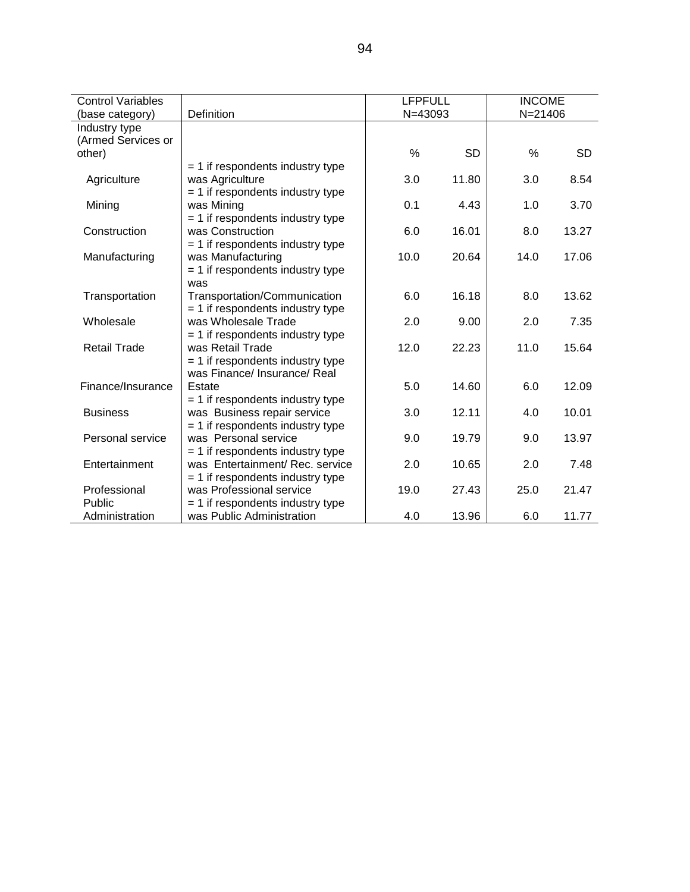| Control Variables (base category) | Definition | LFPFULL N=43093 | | INCOME N=21406 | |
|---|---|---|---|---|---|
| Industry type (Armed Services or other) | | % | SD | % | SD |
| Agriculture | = 1 if respondents industry type was Agriculture | 3.0 | 11.80 | 3.0 | 8.54 |
| Mining | = 1 if respondents industry type was Mining | 0.1 | 4.43 | 1.0 | 3.70 |
| Construction | = 1 if respondents industry type was Construction | 6.0 | 16.01 | 8.0 | 13.27 |
| Manufacturing | = 1 if respondents industry type was Manufacturing | 10.0 | 20.64 | 14.0 | 17.06 |
| Transportation | = 1 if respondents industry type was Transportation/Communication | 6.0 | 16.18 | 8.0 | 13.62 |
| Wholesale | = 1 if respondents industry type was Wholesale Trade | 2.0 | 9.00 | 2.0 | 7.35 |
| Retail Trade | = 1 if respondents industry type was Retail Trade | 12.0 | 22.23 | 11.0 | 15.64 |
| Finance/Insurance | = 1 if respondents industry type was Finance/ Insurance/ Real Estate | 5.0 | 14.60 | 6.0 | 12.09 |
| Business | = 1 if respondents industry type was Business repair service | 3.0 | 12.11 | 4.0 | 10.01 |
| Personal service | = 1 if respondents industry type was Personal service | 9.0 | 19.79 | 9.0 | 13.97 |
| Entertainment | = 1 if respondents industry type was Entertainment/ Rec. service | 2.0 | 10.65 | 2.0 | 7.48 |
| Professional | = 1 if respondents industry type was Professional service | 19.0 | 27.43 | 25.0 | 21.47 |
| Public Administration | = 1 if respondents industry type was Public Administration | 4.0 | 13.96 | 6.0 | 11.77 |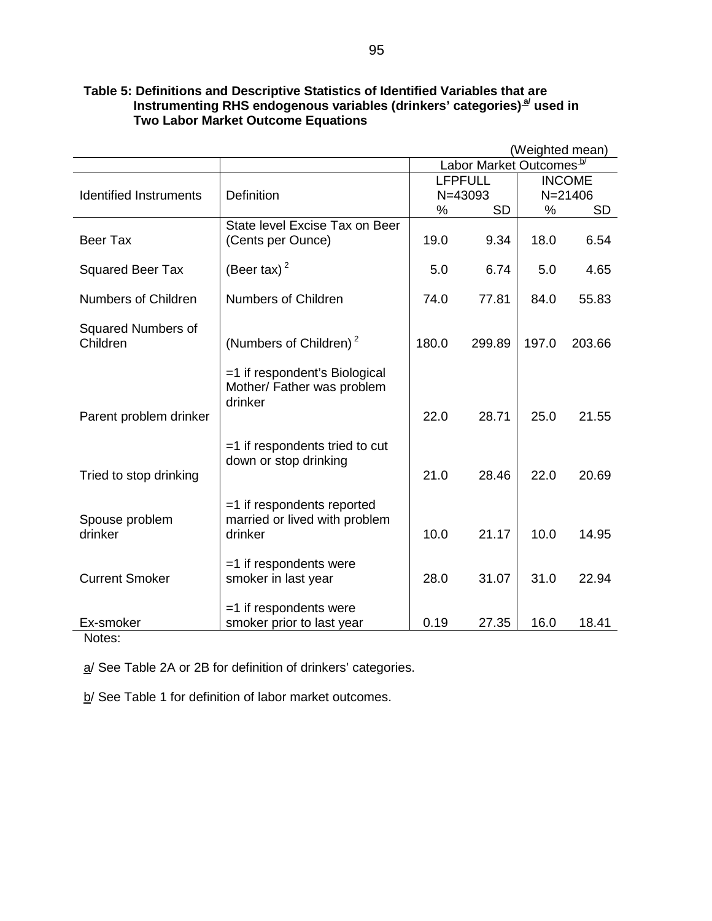**Table 5: Definitions and Descriptive Statistics of Identified Variables that are Instrumenting RHS endogenous variables (drinkers' categories)[a/] used in Two Labor Market Outcome Equations**

(Weighted mean)

| Identified Instruments | Definition | Labor Market Outcomes[b/] | | | |
|---|---|---|---|---|---|
| | | LFPFULL N=43093 | | INCOME N=21406 | |
| | | % | SD | % | SD |
| Beer Tax | State level Excise Tax on Beer (Cents per Ounce) | 19.0 | 9.34 | 18.0 | 6.54 |
| Squared Beer Tax | $(\text{Beer tax})^2$ | 5.0 | 6.74 | 5.0 | 4.65 |
| Numbers of Children | Numbers of Children | 74.0 | 77.81 | 84.0 | 55.83 |
| Squared Numbers of Children | $(\text{Numbers of Children})^2$ | 180.0 | 299.89 | 197.0 | 203.66 |
| Parent problem drinker | =1 if respondent's Biological Mother/ Father was problem drinker | 22.0 | 28.71 | 25.0 | 21.55 |
| Tried to stop drinking | =1 if respondents tried to cut down or stop drinking | 21.0 | 28.46 | 22.0 | 20.69 |
| Spouse problem drinker | =1 if respondents reported married or lived with problem drinker | 10.0 | 21.17 | 10.0 | 14.95 |
| Current Smoker | =1 if respondents were smoker in last year | 28.0 | 31.07 | 31.0 | 22.94 |
| Ex-smoker | =1 if respondents were smoker prior to last year | 0.19 | 27.35 | 16.0 | 18.41 |

Notes:

a/ See Table 2A or 2B for definition of drinkers' categories.

b/ See Table 1 for definition of labor market outcomes.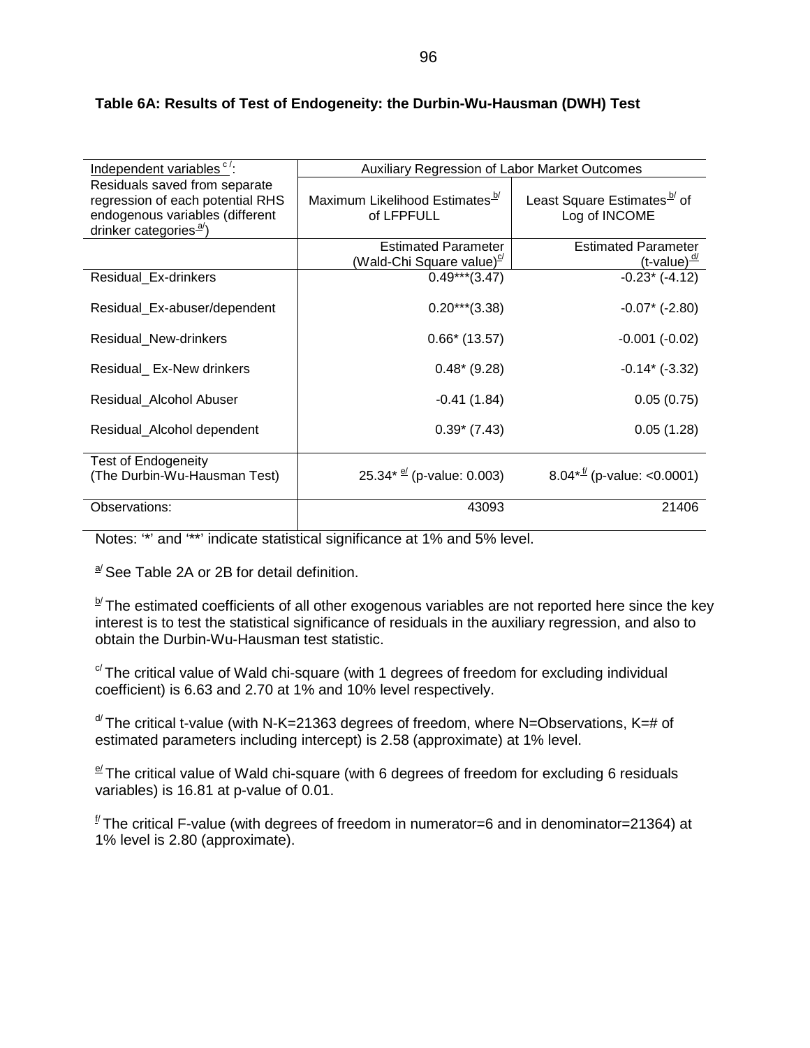**Table 6A: Results of Test of Endogeneity: the Durbin-Wu-Hausman (DWH) Test**

| Independent variables [c/]: | Auxiliary Regression of Labor Market Outcomes | |
|---|---|---|
| Residuals saved from separate regression of each potential RHS endogenous variables (different drinker categories [a/]) | Maximum Likelihood Estimates [b/] of LFPFULL | Least Square Estimates [b/] of Log of INCOME |
| | Estimated Parameter (Wald-Chi Square value) [c/] | Estimated Parameter (t-value) [d/] |
| Residual_Ex-drinkers | 0.49***(3.47) | -0.23* (-4.12) |
| Residual_Ex-abuser/dependent | 0.20***(3.38) | -0.07* (-2.80) |
| Residual_New-drinkers | 0.66* (13.57) | -0.001 (-0.02) |
| Residual_ Ex-New drinkers | 0.48* (9.28) | -0.14* (-3.32) |
| Residual_Alcohol Abuser | -0.41 (1.84) | 0.05 (0.75) |
| Residual_Alcohol dependent | 0.39* (7.43) | 0.05 (1.28) |
| Test of Endogeneity (The Durbin-Wu-Hausman Test) | 25.34* [e/] (p-value: 0.003) | 8.04* [f/] (p-value: <0.0001) |
| Observations: | 43093 | 21406 |

Notes: '*' and '**' indicate statistical significance at 1% and 5% level.

[a/] See Table 2A or 2B for detail definition.

[b/] The estimated coefficients of all other exogenous variables are not reported here since the key interest is to test the statistical significance of residuals in the auxiliary regression, and also to obtain the Durbin-Wu-Hausman test statistic.

[c/] The critical value of Wald chi-square (with 1 degrees of freedom for excluding individual coefficient) is 6.63 and 2.70 at 1% and 10% level respectively.

[d/] The critical t-value (with N-K=21363 degrees of freedom, where N=Observations, K=# of estimated parameters including intercept) is 2.58 (approximate) at 1% level.

[e/] The critical value of Wald chi-square (with 6 degrees of freedom for excluding 6 residuals variables) is 16.81 at p-value of 0.01.

[f/] The critical F-value (with degrees of freedom in numerator=6 and in denominator=21364) at 1% level is 2.80 (approximate).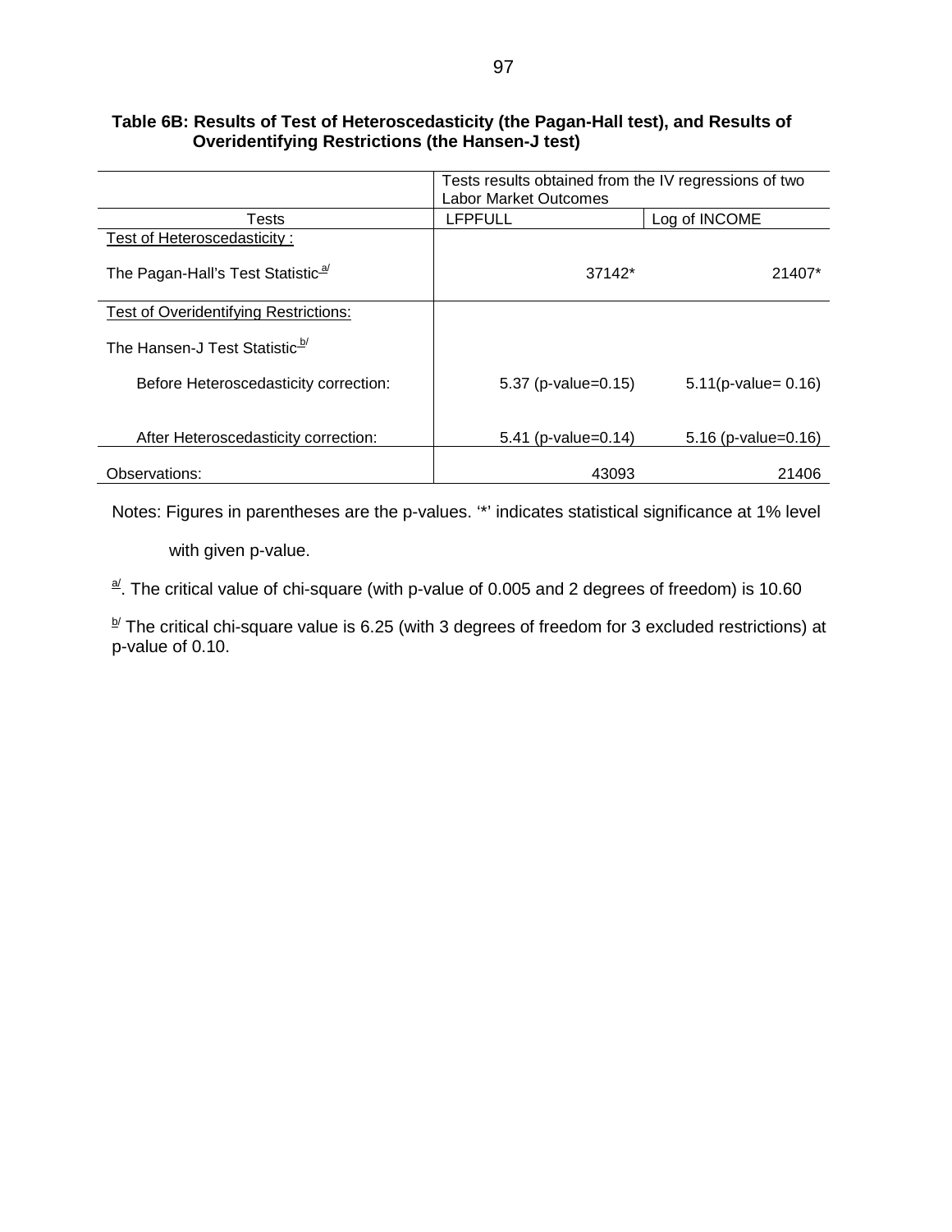**Table 6B: Results of Test of Heteroscedasticity (the Pagan-Hall test), and Results of Overidentifying Restrictions (the Hansen-J test)**

| | Tests results obtained from the IV regressions of two Labor Market Outcomes | |
|---|---|---|
| Tests | LFPFULL | Log of INCOME |
| Test of Heteroscedasticity : | | |
| The Pagan-Hall's Test Statistic[a/] | 37142* | 21407* |
| Test of Overidentifying Restrictions: | | |
| The Hansen-J Test Statistic[b/] | | |
| Before Heteroscedasticity correction: | 5.37 (p-value=0.15) | 5.11(p-value= 0.16) |
| After Heteroscedasticity correction: | 5.41 (p-value=0.14) | 5.16 (p-value=0.16) |
| Observations: | 43093 | 21406 |

Notes: Figures in parentheses are the p-values. '*' indicates statistical significance at 1% level with given p-value.

[a/]. The critical value of chi-square (with p-value of 0.005 and 2 degrees of freedom) is 10.60

[b/] The critical chi-square value is 6.25 (with 3 degrees of freedom for 3 excluded restrictions) at p-value of 0.10.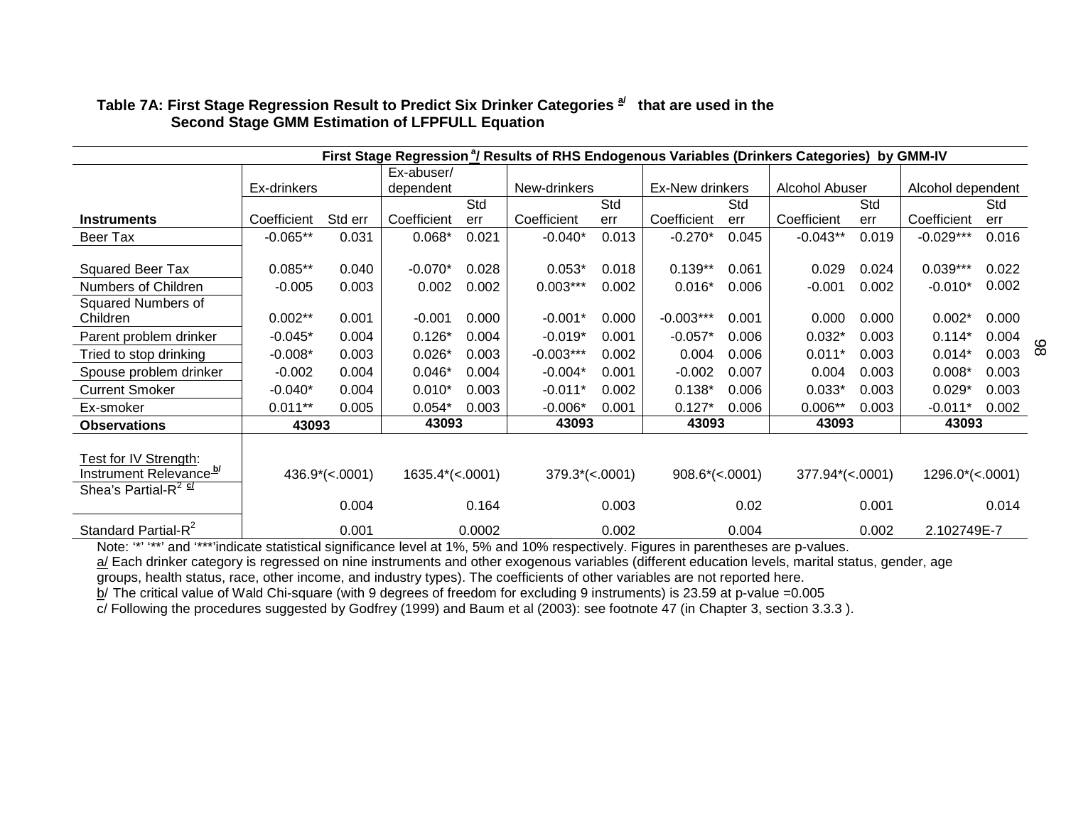**Table 7A: First Stage Regression Result to Predict Six Drinker Categories [a/] that are used in the Second Stage GMM Estimation of LFPFULL Equation**

| | First Stage Regression [a/] Results of RHS Endogenous Variables (Drinkers Categories) by GMM-IV | | | | | | | | | | | |
|---|---|---|---|---|---|---|---|---|---|---|---|---|
| | Ex-drinkers | | Ex-abuser/ dependent | | New-drinkers | | Ex-New drinkers | | Alcohol Abuser | | Alcohol dependent | |
| **Instruments** | Coefficient | Std err | Coefficient | Std err | Coefficient | Std err | Coefficient | Std err | Coefficient | Std err | Coefficient | Std err |
| Beer Tax | -0.065** | 0.031 | 0.068* | 0.021 | -0.040* | 0.013 | -0.270* | 0.045 | -0.043** | 0.019 | -0.029*** | 0.016 |
| Squared Beer Tax | 0.085** | 0.040 | -0.070* | 0.028 | 0.053* | 0.018 | 0.139** | 0.061 | 0.029 | 0.024 | 0.039*** | 0.022 |
| Numbers of Children | -0.005 | 0.003 | 0.002 | 0.002 | 0.003*** | 0.002 | 0.016* | 0.006 | -0.001 | 0.002 | -0.010* | 0.002 |
| Squared Numbers of Children | 0.002** | 0.001 | -0.001 | 0.000 | -0.001* | 0.000 | -0.003*** | 0.001 | 0.000 | 0.000 | 0.002* | 0.000 |
| Parent problem drinker | -0.045* | 0.004 | 0.126* | 0.004 | -0.019* | 0.001 | -0.057* | 0.006 | 0.032* | 0.003 | 0.114* | 0.004 |
| Tried to stop drinking | -0.008* | 0.003 | 0.026* | 0.003 | -0.003*** | 0.002 | 0.004 | 0.006 | 0.011* | 0.003 | 0.014* | 0.003 |
| Spouse problem drinker | -0.002 | 0.004 | 0.046* | 0.004 | -0.004* | 0.001 | -0.002 | 0.007 | 0.004 | 0.003 | 0.008* | 0.003 |
| Current Smoker | -0.040* | 0.004 | 0.010* | 0.003 | -0.011* | 0.002 | 0.138* | 0.006 | 0.033* | 0.003 | 0.029* | 0.003 |
| Ex-smoker | 0.011** | 0.005 | 0.054* | 0.003 | -0.006* | 0.001 | 0.127* | 0.006 | 0.006** | 0.003 | -0.011* | 0.002 |
| **Observations** | **43093** | | **43093** | | **43093** | | **43093** | | **43093** | | **43093** | |
| Test for IV Strength: Instrument Relevance [b/] | 436.9*(<.0001) | | 1635.4*(<.0001) | | 379.3*(<.0001) | | 908.6*(<.0001) | | 377.94*(<.0001) | | 1296.0*(<.0001) | |
| Shea's Partial-$R^2$ [c/] | 0.004 | | 0.164 | | 0.003 | | 0.02 | | 0.001 | | 0.014 | |
| Standard Partial-$R^2$ | 0.001 | | 0.0002 | | 0.002 | | 0.004 | | 0.002 | | 2.102749E-7 | |

Note: '*' '**' and '***'indicate statistical significance level at 1%, 5% and 10% respectively. Figures in parentheses are p-values.

a/ Each drinker category is regressed on nine instruments and other exogenous variables (different education levels, marital status, gender, age groups, health status, race, other income, and industry types). The coefficients of other variables are not reported here.

b/ The critical value of Wald Chi-square (with 9 degrees of freedom for excluding 9 instruments) is 23.59 at p-value =0.005

c/ Following the procedures suggested by Godfrey (1999) and Baum et al (2003): see footnote 47 (in Chapter 3, section 3.3.3 ).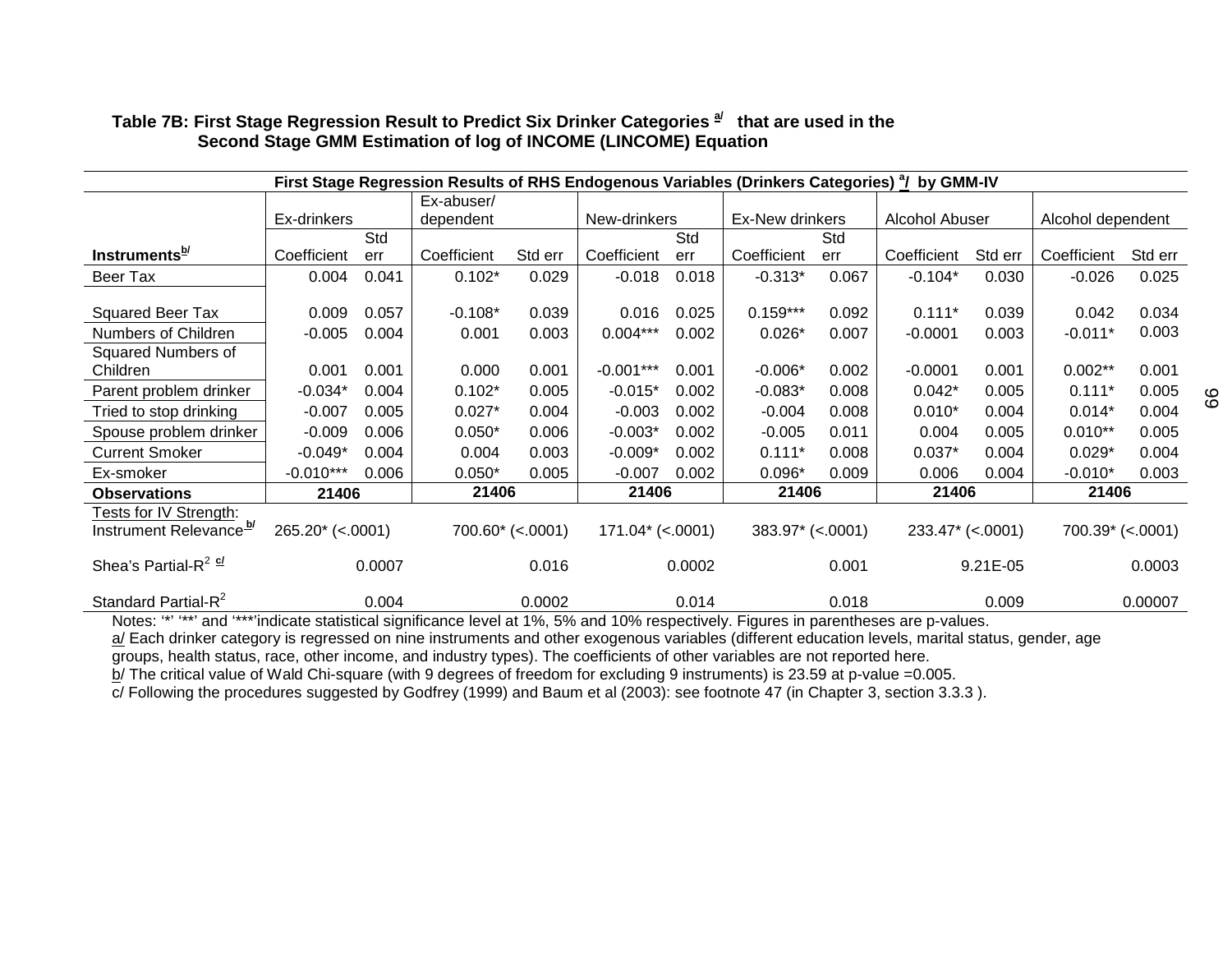**Table 7B: First Stage Regression Result to Predict Six Drinker Categories [a/] that are used in the Second Stage GMM Estimation of log of INCOME (LINCOME) Equation**

| First Stage Regression Results of RHS Endogenous Variables (Drinkers Categories) [a/] by GMM-IV | | | | | | | | | | | | |
|---|---|---|---|---|---|---|---|---|---|---|---|---|
| | Ex-drinkers | | Ex-abuser/ dependent | | New-drinkers | | Ex-New drinkers | | Alcohol Abuser | | Alcohol dependent | |
| **Instruments[b/]** | Coefficient | Std err | Coefficient | Std err | Coefficient | Std err | Coefficient | Std err | Coefficient | Std err | Coefficient | Std err |
| Beer Tax | 0.004 | 0.041 | 0.102* | 0.029 | -0.018 | 0.018 | -0.313* | 0.067 | -0.104* | 0.030 | -0.026 | 0.025 |
| Squared Beer Tax | 0.009 | 0.057 | -0.108* | 0.039 | 0.016 | 0.025 | 0.159*** | 0.092 | 0.111* | 0.039 | 0.042 | 0.034 |
| Numbers of Children | -0.005 | 0.004 | 0.001 | 0.003 | 0.004*** | 0.002 | 0.026* | 0.007 | -0.0001 | 0.003 | -0.011* | 0.003 |
| Squared Numbers of Children | 0.001 | 0.001 | 0.000 | 0.001 | -0.001*** | 0.001 | -0.006* | 0.002 | -0.0001 | 0.001 | 0.002** | 0.001 |
| Parent problem drinker | -0.034* | 0.004 | 0.102* | 0.005 | -0.015* | 0.002 | -0.083* | 0.008 | 0.042* | 0.005 | 0.111* | 0.005 |
| Tried to stop drinking | -0.007 | 0.005 | 0.027* | 0.004 | -0.003 | 0.002 | -0.004 | 0.008 | 0.010* | 0.004 | 0.014* | 0.004 |
| Spouse problem drinker | -0.009 | 0.006 | 0.050* | 0.006 | -0.003* | 0.002 | -0.005 | 0.011 | 0.004 | 0.005 | 0.010** | 0.005 |
| Current Smoker | -0.049* | 0.004 | 0.004 | 0.003 | -0.009* | 0.002 | 0.111* | 0.008 | 0.037* | 0.004 | 0.029* | 0.004 |
| Ex-smoker | -0.010*** | 0.006 | 0.050* | 0.005 | -0.007 | 0.002 | 0.096* | 0.009 | 0.006 | 0.004 | -0.010* | 0.003 |
| **Observations** | **21406** | | **21406** | | **21406** | | **21406** | | **21406** | | **21406** | |
| Tests for IV Strength: Instrument Relevance[b/] | 265.20* (<.0001) | | 700.60* (<.0001) | | 171.04* (<.0001) | | 383.97* (<.0001) | | 233.47* (<.0001) | | 700.39* (<.0001) | |
| Shea's Partial-$R^2$ [c/] | | 0.0007 | | 0.016 | | 0.0002 | | 0.001 | | 9.21E-05 | | 0.0003 |
| Standard Partial-$R^2$ | | 0.004 | | 0.0002 | | 0.014 | | 0.018 | | 0.009 | | 0.00007 |

Notes: '*' '**' and '***'indicate statistical significance level at 1%, 5% and 10% respectively. Figures in parentheses are p-values.

a/ Each drinker category is regressed on nine instruments and other exogenous variables (different education levels, marital status, gender, age groups, health status, race, other income, and industry types). The coefficients of other variables are not reported here.

b/ The critical value of Wald Chi-square (with 9 degrees of freedom for excluding 9 instruments) is 23.59 at p-value =0.005.

c/ Following the procedures suggested by Godfrey (1999) and Baum et al (2003): see footnote 47 (in Chapter 3, section 3.3.3 ).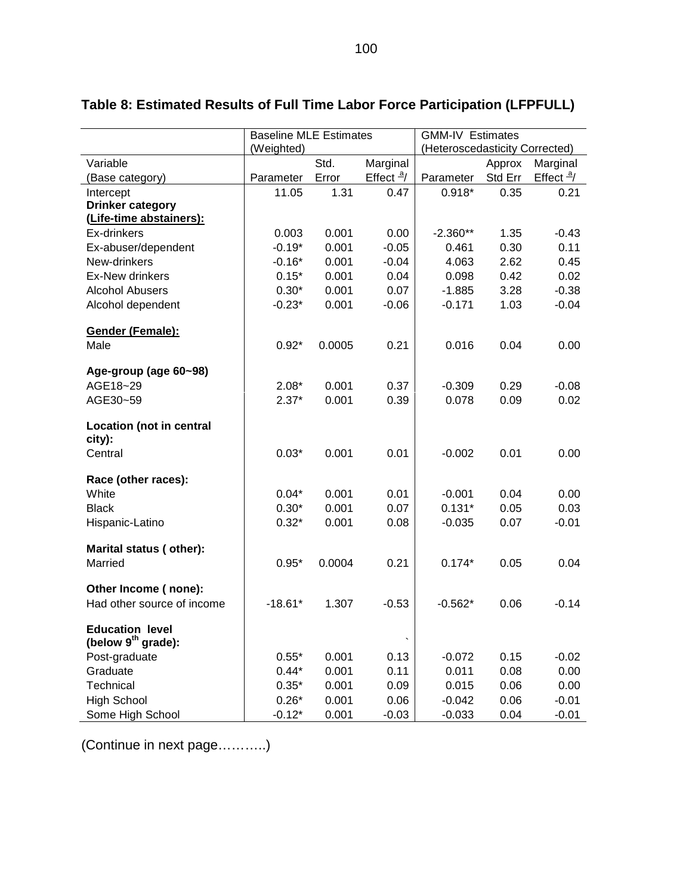**Table 8: Estimated Results of Full Time Labor Force Participation (LFPFULL)**

| | Baseline MLE Estimates (Weighted) | | | GMM-IV Estimates (Heteroscedasticity Corrected) | | |
|---|---|---|---|---|---|---|
| Variable (Base category) | Parameter | Std. Error | Marginal Effect [a]/ | Parameter | Approx Std Err | Marginal Effect [a]/ |
| Intercept | 11.05 | 1.31 | 0.47 | 0.918* | 0.35 | 0.21 |
| **Drinker category (Life-time abstainers):** | | | | | | |
| Ex-drinkers | 0.003 | 0.001 | 0.00 | -2.360** | 1.35 | -0.43 |
| Ex-abuser/dependent | -0.19* | 0.001 | -0.05 | 0.461 | 0.30 | 0.11 |
| New-drinkers | -0.16* | 0.001 | -0.04 | 4.063 | 2.62 | 0.45 |
| Ex-New drinkers | 0.15* | 0.001 | 0.04 | 0.098 | 0.42 | 0.02 |
| Alcohol Abusers | 0.30* | 0.001 | 0.07 | -1.885 | 3.28 | -0.38 |
| Alcohol dependent | -0.23* | 0.001 | -0.06 | -0.171 | 1.03 | -0.04 |
| **Gender (Female):** | | | | | | |
| Male | 0.92* | 0.0005 | 0.21 | 0.016 | 0.04 | 0.00 |
| **Age-group (age 60~98)** | | | | | | |
| AGE18~29 | 2.08* | 0.001 | 0.37 | -0.309 | 0.29 | -0.08 |
| AGE30~59 | 2.37* | 0.001 | 0.39 | 0.078 | 0.09 | 0.02 |
| **Location (not in central city):** | | | | | | |
| Central | 0.03* | 0.001 | 0.01 | -0.002 | 0.01 | 0.00 |
| **Race (other races):** | | | | | | |
| White | 0.04* | 0.001 | 0.01 | -0.001 | 0.04 | 0.00 |
| Black | 0.30* | 0.001 | 0.07 | 0.131* | 0.05 | 0.03 |
| Hispanic-Latino | 0.32* | 0.001 | 0.08 | -0.035 | 0.07 | -0.01 |
| **Marital status ( other):** | | | | | | |
| Married | 0.95* | 0.0004 | 0.21 | 0.174* | 0.05 | 0.04 |
| **Other Income ( none):** | | | | | | |
| Had other source of income | -18.61* | 1.307 | -0.53 | -0.562* | 0.06 | -0.14 |
| **Education level (below 9th grade):** | | | | | | |
| Post-graduate | 0.55* | 0.001 | 0.13 | -0.072 | 0.15 | -0.02 |
| Graduate | 0.44* | 0.001 | 0.11 | 0.011 | 0.08 | 0.00 |
| Technical | 0.35* | 0.001 | 0.09 | 0.015 | 0.06 | 0.00 |
| High School | 0.26* | 0.001 | 0.06 | -0.042 | 0.06 | -0.01 |
| Some High School | -0.12* | 0.001 | -0.03 | -0.033 | 0.04 | -0.01 |

(Continue in next page……….)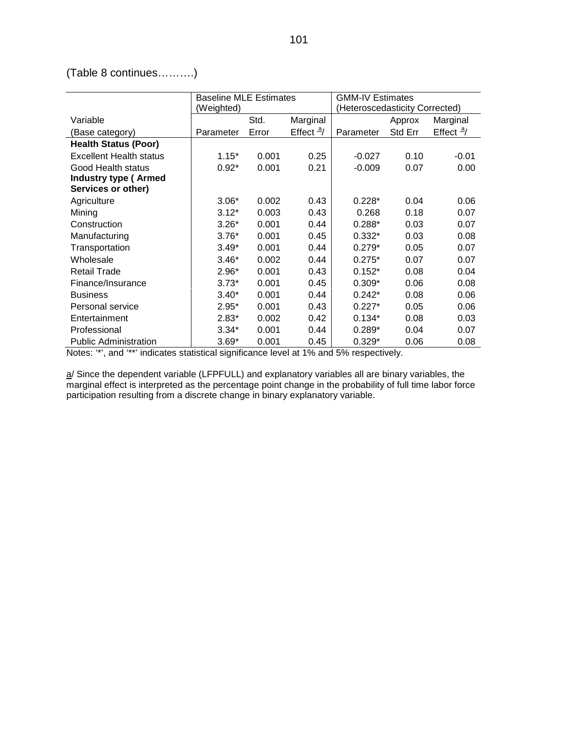(Table 8 continues……….)

| Variable (Base category) | Baseline MLE Estimates (Weighted) | | | GMM-IV Estimates (Heteroscedasticity Corrected) | | |
|---|---|---|---|---|---|---|
| | Parameter | Std. Error | Marginal Effect [a]/ | Parameter | Approx Std Err | Marginal Effect [a]/ |
| **Health Status (Poor)** | | | | | | |
| Excellent Health status | 1.15* | 0.001 | 0.25 | -0.027 | 0.10 | -0.01 |
| Good Health status | 0.92* | 0.001 | 0.21 | -0.009 | 0.07 | 0.00 |
| **Industry type ( Armed Services or other)** | | | | | | |
| Agriculture | 3.06* | 0.002 | 0.43 | 0.228* | 0.04 | 0.06 |
| Mining | 3.12* | 0.003 | 0.43 | 0.268 | 0.18 | 0.07 |
| Construction | 3.26* | 0.001 | 0.44 | 0.288* | 0.03 | 0.07 |
| Manufacturing | 3.76* | 0.001 | 0.45 | 0.332* | 0.03 | 0.08 |
| Transportation | 3.49* | 0.001 | 0.44 | 0.279* | 0.05 | 0.07 |
| Wholesale | 3.46* | 0.002 | 0.44 | 0.275* | 0.07 | 0.07 |
| Retail Trade | 2.96* | 0.001 | 0.43 | 0.152* | 0.08 | 0.04 |
| Finance/Insurance | 3.73* | 0.001 | 0.45 | 0.309* | 0.06 | 0.08 |
| Business | 3.40* | 0.001 | 0.44 | 0.242* | 0.08 | 0.06 |
| Personal service | 2.95* | 0.001 | 0.43 | 0.227* | 0.05 | 0.06 |
| Entertainment | 2.83* | 0.002 | 0.42 | 0.134* | 0.08 | 0.03 |
| Professional | 3.34* | 0.001 | 0.44 | 0.289* | 0.04 | 0.07 |
| Public Administration | 3.69* | 0.001 | 0.45 | 0.329* | 0.06 | 0.08 |

Notes: '*', and '**' indicates statistical significance level at 1% and 5% respectively.

a/ Since the dependent variable (LFPFULL) and explanatory variables all are binary variables, the marginal effect is interpreted as the percentage point change in the probability of full time labor force participation resulting from a discrete change in binary explanatory variable.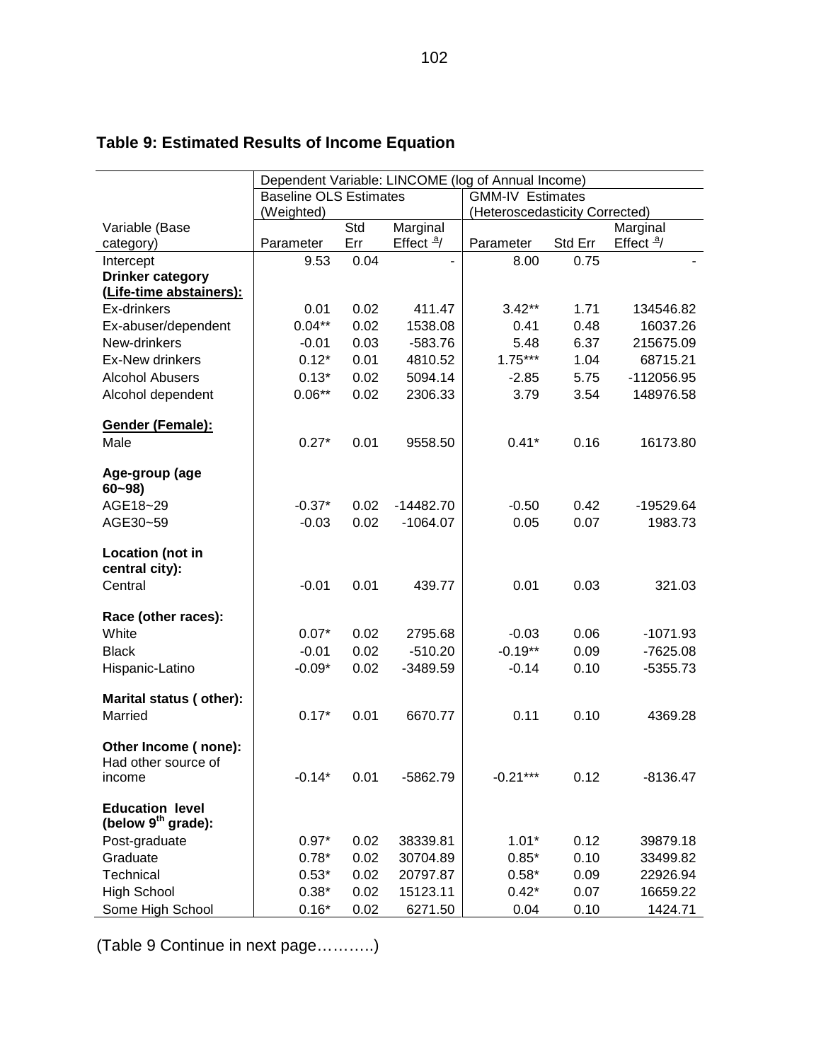**Table 9: Estimated Results of Income Equation**

| | Dependent Variable: LINCOME (log of Annual Income) | | | | | |
|---|---|---|---|---|---|---|
| | Baseline OLS Estimates (Weighted) | | | GMM-IV Estimates (Heteroscedasticity Corrected) | | |
| Variable (Base category) | Parameter | Std Err | Marginal Effect [a]/ | Parameter | Std Err | Marginal Effect [a]/ |
| Intercept | 9.53 | 0.04 | - | 8.00 | 0.75 | - |
| **Drinker category (Life-time abstainers):** | | | | | | |
| Ex-drinkers | 0.01 | 0.02 | 411.47 | 3.42** | 1.71 | 134546.82 |
| Ex-abuser/dependent | 0.04** | 0.02 | 1538.08 | 0.41 | 0.48 | 16037.26 |
| New-drinkers | -0.01 | 0.03 | -583.76 | 5.48 | 6.37 | 215675.09 |
| Ex-New drinkers | 0.12* | 0.01 | 4810.52 | 1.75*** | 1.04 | 68715.21 |
| Alcohol Abusers | 0.13* | 0.02 | 5094.14 | -2.85 | 5.75 | -112056.95 |
| Alcohol dependent | 0.06** | 0.02 | 2306.33 | 3.79 | 3.54 | 148976.58 |
| **Gender (Female):** | | | | | | |
| Male | 0.27* | 0.01 | 9558.50 | 0.41* | 0.16 | 16173.80 |
| **Age-group (age 60~98)** | | | | | | |
| AGE18~29 | -0.37* | 0.02 | -14482.70 | -0.50 | 0.42 | -19529.64 |
| AGE30~59 | -0.03 | 0.02 | -1064.07 | 0.05 | 0.07 | 1983.73 |
| **Location (not in central city):** | | | | | | |
| Central | -0.01 | 0.01 | 439.77 | 0.01 | 0.03 | 321.03 |
| **Race (other races):** | | | | | | |
| White | 0.07* | 0.02 | 2795.68 | -0.03 | 0.06 | -1071.93 |
| Black | -0.01 | 0.02 | -510.20 | -0.19** | 0.09 | -7625.08 |
| Hispanic-Latino | -0.09* | 0.02 | -3489.59 | -0.14 | 0.10 | -5355.73 |
| **Marital status ( other):** | | | | | | |
| Married | 0.17* | 0.01 | 6670.77 | 0.11 | 0.10 | 4369.28 |
| **Other Income ( none):** | | | | | | |
| Had other source of income | -0.14* | 0.01 | -5862.79 | -0.21*** | 0.12 | -8136.47 |
| **Education level (below 9$^{th}$ grade):** | | | | | | |
| Post-graduate | 0.97* | 0.02 | 38339.81 | 1.01* | 0.12 | 39879.18 |
| Graduate | 0.78* | 0.02 | 30704.89 | 0.85* | 0.10 | 33499.82 |
| Technical | 0.53* | 0.02 | 20797.87 | 0.58* | 0.09 | 22926.94 |
| High School | 0.38* | 0.02 | 15123.11 | 0.42* | 0.07 | 16659.22 |
| Some High School | 0.16* | 0.02 | 6271.50 | 0.04 | 0.10 | 1424.71 |

(Table 9 Continue in next page……….)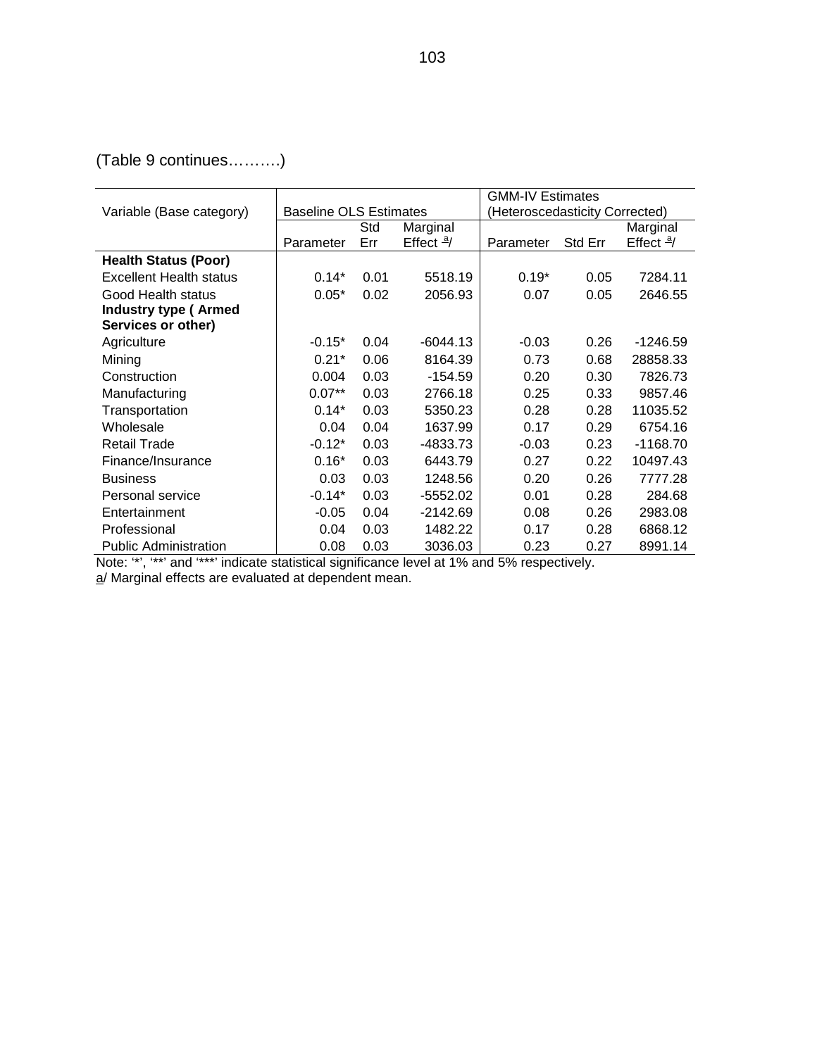(Table 9 continues……….)

| Variable (Base category) | Baseline OLS Estimates | | | GMM-IV Estimates (Heteroscedasticity Corrected) | | |
|---|---|---|---|---|---|---|
| | Parameter | Std Err | Marginal Effect a/ | Parameter | Std Err | Marginal Effect a/ |
| **Health Status (Poor)** | | | | | | |
| Excellent Health status | 0.14* | 0.01 | 5518.19 | 0.19* | 0.05 | 7284.11 |
| Good Health status | 0.05* | 0.02 | 2056.93 | 0.07 | 0.05 | 2646.55 |
| **Industry type ( Armed Services or other)** | | | | | | |
| Agriculture | -0.15* | 0.04 | -6044.13 | -0.03 | 0.26 | -1246.59 |
| Mining | 0.21* | 0.06 | 8164.39 | 0.73 | 0.68 | 28858.33 |
| Construction | 0.004 | 0.03 | -154.59 | 0.20 | 0.30 | 7826.73 |
| Manufacturing | 0.07** | 0.03 | 2766.18 | 0.25 | 0.33 | 9857.46 |
| Transportation | 0.14* | 0.03 | 5350.23 | 0.28 | 0.28 | 11035.52 |
| Wholesale | 0.04 | 0.04 | 1637.99 | 0.17 | 0.29 | 6754.16 |
| Retail Trade | -0.12* | 0.03 | -4833.73 | -0.03 | 0.23 | -1168.70 |
| Finance/Insurance | 0.16* | 0.03 | 6443.79 | 0.27 | 0.22 | 10497.43 |
| Business | 0.03 | 0.03 | 1248.56 | 0.20 | 0.26 | 7777.28 |
| Personal service | -0.14* | 0.03 | -5552.02 | 0.01 | 0.28 | 284.68 |
| Entertainment | -0.05 | 0.04 | -2142.69 | 0.08 | 0.26 | 2983.08 |
| Professional | 0.04 | 0.03 | 1482.22 | 0.17 | 0.28 | 6868.12 |
| Public Administration | 0.08 | 0.03 | 3036.03 | 0.23 | 0.27 | 8991.14 |

Note: '*', '**' and '***' indicate statistical significance level at 1% and 5% respectively.
a/ Marginal effects are evaluated at dependent mean.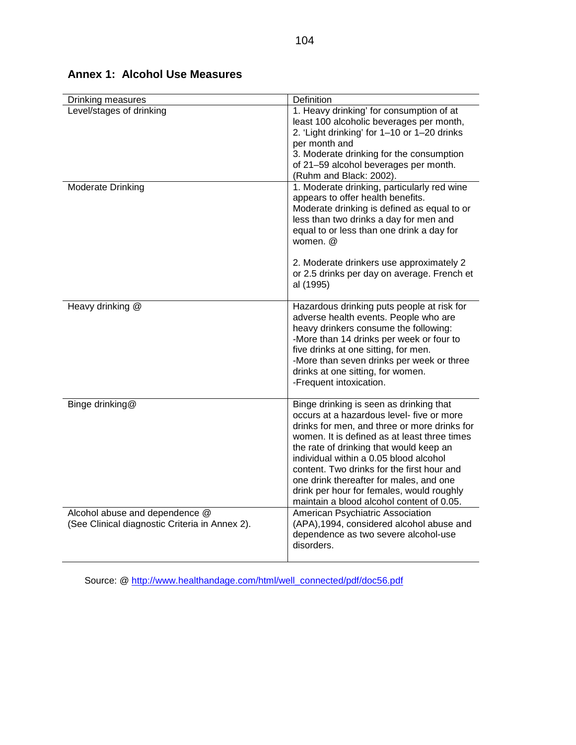## Annex 1: Alcohol Use Measures

| Drinking measures | Definition |
|---|---|
| Level/stages of drinking | 1. Heavy drinking' for consumption of at least 100 alcoholic beverages per month, 2. 'Light drinking' for 1–10 or 1–20 drinks per month and 3. Moderate drinking for the consumption of 21–59 alcohol beverages per month. (Ruhm and Black: 2002). |
| Moderate Drinking | 1. Moderate drinking, particularly red wine appears to offer health benefits. Moderate drinking is defined as equal to or less than two drinks a day for men and equal to or less than one drink a day for women. @<br><br>2. Moderate drinkers use approximately 2 or 2.5 drinks per day on average. French et al (1995) |
| Heavy drinking @ | Hazardous drinking puts people at risk for adverse health events. People who are heavy drinkers consume the following:<br>-More than 14 drinks per week or four to five drinks at one sitting, for men.<br>-More than seven drinks per week or three drinks at one sitting, for women.<br>-Frequent intoxication. |
| Binge drinking@ | Binge drinking is seen as drinking that occurs at a hazardous level- five or more drinks for men, and three or more drinks for women. It is defined as at least three times the rate of drinking that would keep an individual within a 0.05 blood alcohol content. Two drinks for the first hour and one drink thereafter for males, and one drink per hour for females, would roughly maintain a blood alcohol content of 0.05. |
| Alcohol abuse and dependence @<br>(See Clinical diagnostic Criteria in Annex 2). | American Psychiatric Association (APA),1994, considered alcohol abuse and dependence as two severe alcohol-use disorders. |

Source: @ http://www.healthandage.com/html/well_connected/pdf/doc56.pdf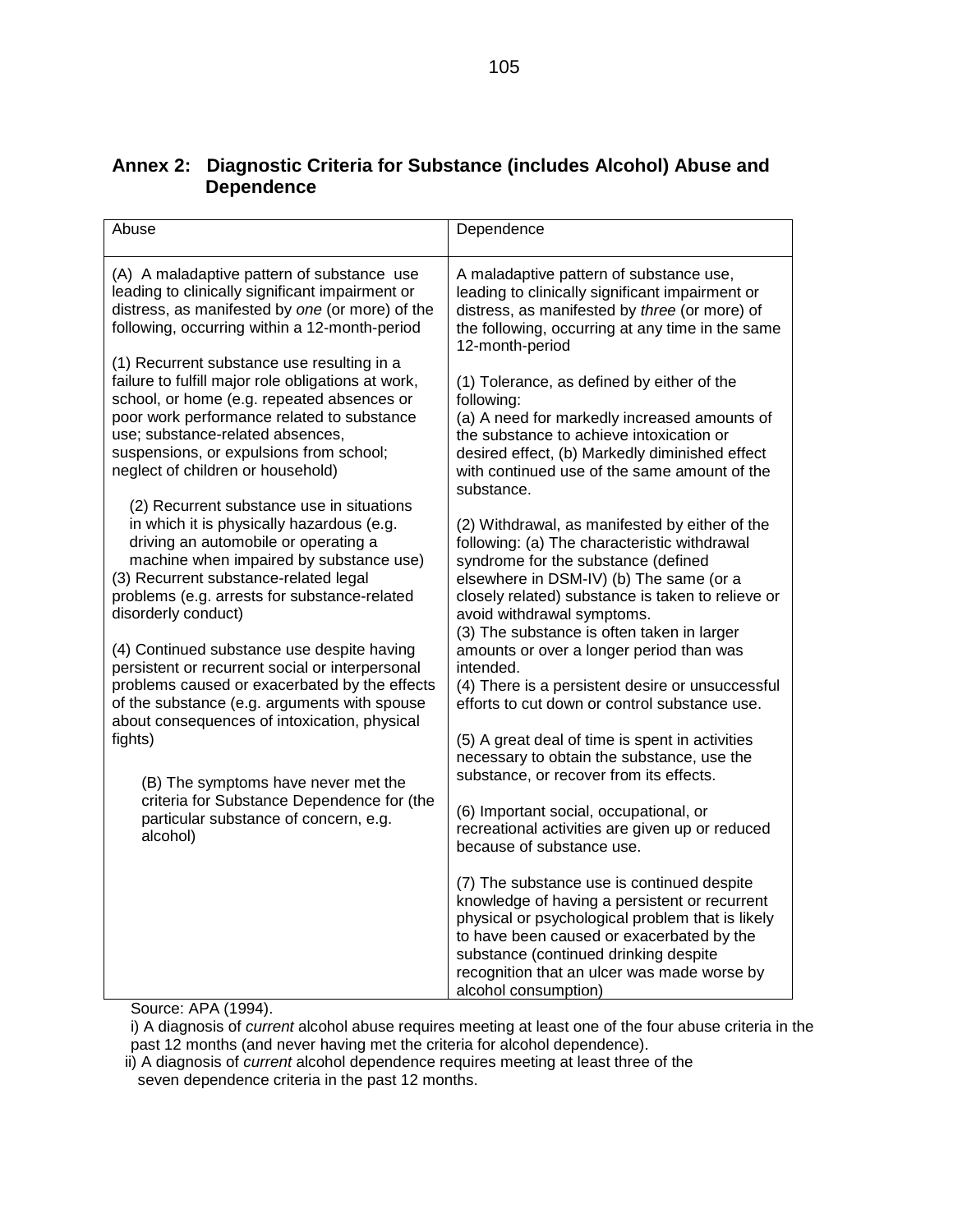## Annex 2: Diagnostic Criteria for Substance (includes Alcohol) Abuse and Dependence

| Abuse | Dependence |
|---|---|
| (A) A maladaptive pattern of substance use leading to clinically significant impairment or distress, as manifested by *one* (or more) of the following, occurring within a 12-month-period<br><br>(1) Recurrent substance use resulting in a failure to fulfill major role obligations at work, school, or home (e.g. repeated absences or poor work performance related to substance use; substance-related absences, suspensions, or expulsions from school; neglect of children or household)<br><br>(2) Recurrent substance use in situations in which it is physically hazardous (e.g. driving an automobile or operating a machine when impaired by substance use)<br>(3) Recurrent substance-related legal problems (e.g. arrests for substance-related disorderly conduct)<br><br>(4) Continued substance use despite having persistent or recurrent social or interpersonal problems caused or exacerbated by the effects of the substance (e.g. arguments with spouse about consequences of intoxication, physical fights)<br><br>(B) The symptoms have never met the criteria for Substance Dependence for (the particular substance of concern, e.g. alcohol) | A maladaptive pattern of substance use, leading to clinically significant impairment or distress, as manifested by *three* (or more) of the following, occurring at any time in the same 12-month-period<br><br>(1) Tolerance, as defined by either of the following:<br>(a) A need for markedly increased amounts of the substance to achieve intoxication or desired effect, (b) Markedly diminished effect with continued use of the same amount of the substance.<br><br>(2) Withdrawal, as manifested by either of the following: (a) The characteristic withdrawal syndrome for the substance (defined elsewhere in DSM-IV) (b) The same (or a closely related) substance is taken to relieve or avoid withdrawal symptoms.<br>(3) The substance is often taken in larger amounts or over a longer period than was intended.<br>(4) There is a persistent desire or unsuccessful efforts to cut down or control substance use.<br><br>(5) A great deal of time is spent in activities necessary to obtain the substance, use the substance, or recover from its effects.<br><br>(6) Important social, occupational, or recreational activities are given up or reduced because of substance use.<br><br>(7) The substance use is continued despite knowledge of having a persistent or recurrent physical or psychological problem that is likely to have been caused or exacerbated by the substance (continued drinking despite recognition that an ulcer was made worse by alcohol consumption) |

Source: APA (1994).

i) A diagnosis of *current* alcohol abuse requires meeting at least one of the four abuse criteria in the past 12 months (and never having met the criteria for alcohol dependence).

ii) A diagnosis of *current* alcohol dependence requires meeting at least three of the seven dependence criteria in the past 12 months.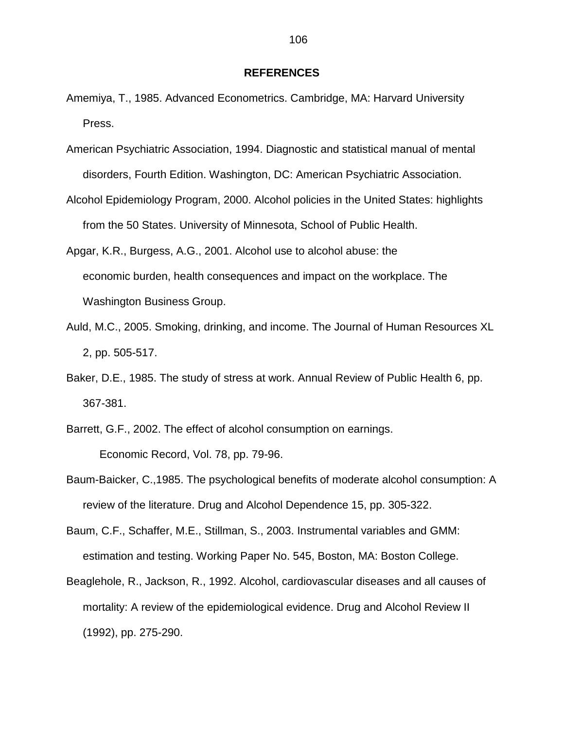## REFERENCES

Amemiya, T., 1985. Advanced Econometrics. Cambridge, MA: Harvard University Press.

American Psychiatric Association, 1994. Diagnostic and statistical manual of mental disorders, Fourth Edition. Washington, DC: American Psychiatric Association.

Alcohol Epidemiology Program, 2000. Alcohol policies in the United States: highlights from the 50 States. University of Minnesota, School of Public Health.

Apgar, K.R., Burgess, A.G., 2001. Alcohol use to alcohol abuse: the economic burden, health consequences and impact on the workplace. The Washington Business Group.

Auld, M.C., 2005. Smoking, drinking, and income. The Journal of Human Resources XL 2, pp. 505-517.

Baker, D.E., 1985. The study of stress at work. Annual Review of Public Health 6, pp. 367-381.

Barrett, G.F., 2002. The effect of alcohol consumption on earnings. Economic Record, Vol. 78, pp. 79-96.

Baum-Baicker, C.,1985. The psychological benefits of moderate alcohol consumption: A review of the literature. Drug and Alcohol Dependence 15, pp. 305-322.

Baum, C.F., Schaffer, M.E., Stillman, S., 2003. Instrumental variables and GMM: estimation and testing. Working Paper No. 545, Boston, MA: Boston College.

Beaglehole, R., Jackson, R., 1992. Alcohol, cardiovascular diseases and all causes of mortality: A review of the epidemiological evidence. Drug and Alcohol Review II (1992), pp. 275-290.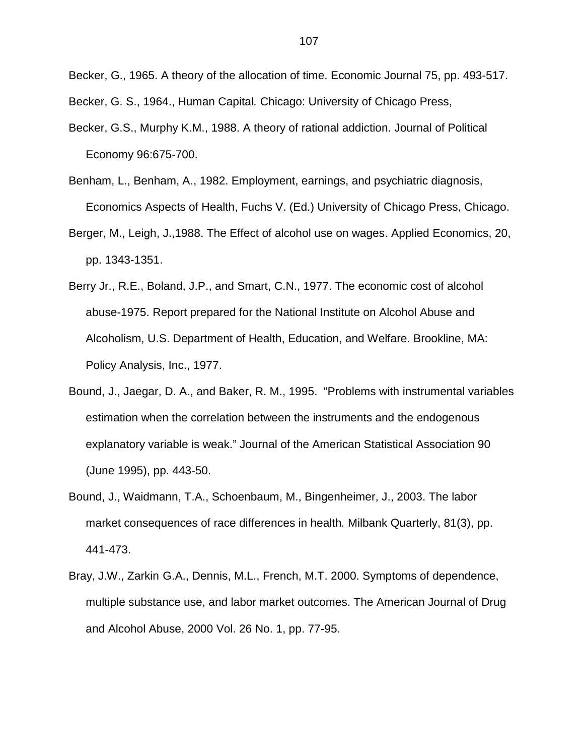Becker, G., 1965. A theory of the allocation of time. Economic Journal 75, pp. 493-517.

Becker, G. S., 1964., Human Capital*.* Chicago: University of Chicago Press,

Becker, G.S., Murphy K.M., 1988. A theory of rational addiction. Journal of Political Economy 96:675-700.

Benham, L., Benham, A., 1982. Employment, earnings, and psychiatric diagnosis, Economics Aspects of Health, Fuchs V. (Ed.) University of Chicago Press, Chicago.

Berger, M., Leigh, J.,1988. The Effect of alcohol use on wages. Applied Economics, 20, pp. 1343-1351.

Berry Jr., R.E., Boland, J.P., and Smart, C.N., 1977. The economic cost of alcohol abuse-1975. Report prepared for the National Institute on Alcohol Abuse and Alcoholism, U.S. Department of Health, Education, and Welfare. Brookline, MA: Policy Analysis, Inc., 1977.

Bound, J., Jaegar, D. A., and Baker, R. M., 1995. "Problems with instrumental variables estimation when the correlation between the instruments and the endogenous explanatory variable is weak." Journal of the American Statistical Association 90 (June 1995), pp. 443-50.

Bound, J., Waidmann, T.A., Schoenbaum, M., Bingenheimer, J., 2003. The labor market consequences of race differences in health*.* Milbank Quarterly, 81(3), pp. 441-473.

Bray, J.W., Zarkin G.A., Dennis, M.L., French, M.T. 2000. Symptoms of dependence, multiple substance use, and labor market outcomes. The American Journal of Drug and Alcohol Abuse, 2000 Vol. 26 No. 1, pp. 77-95.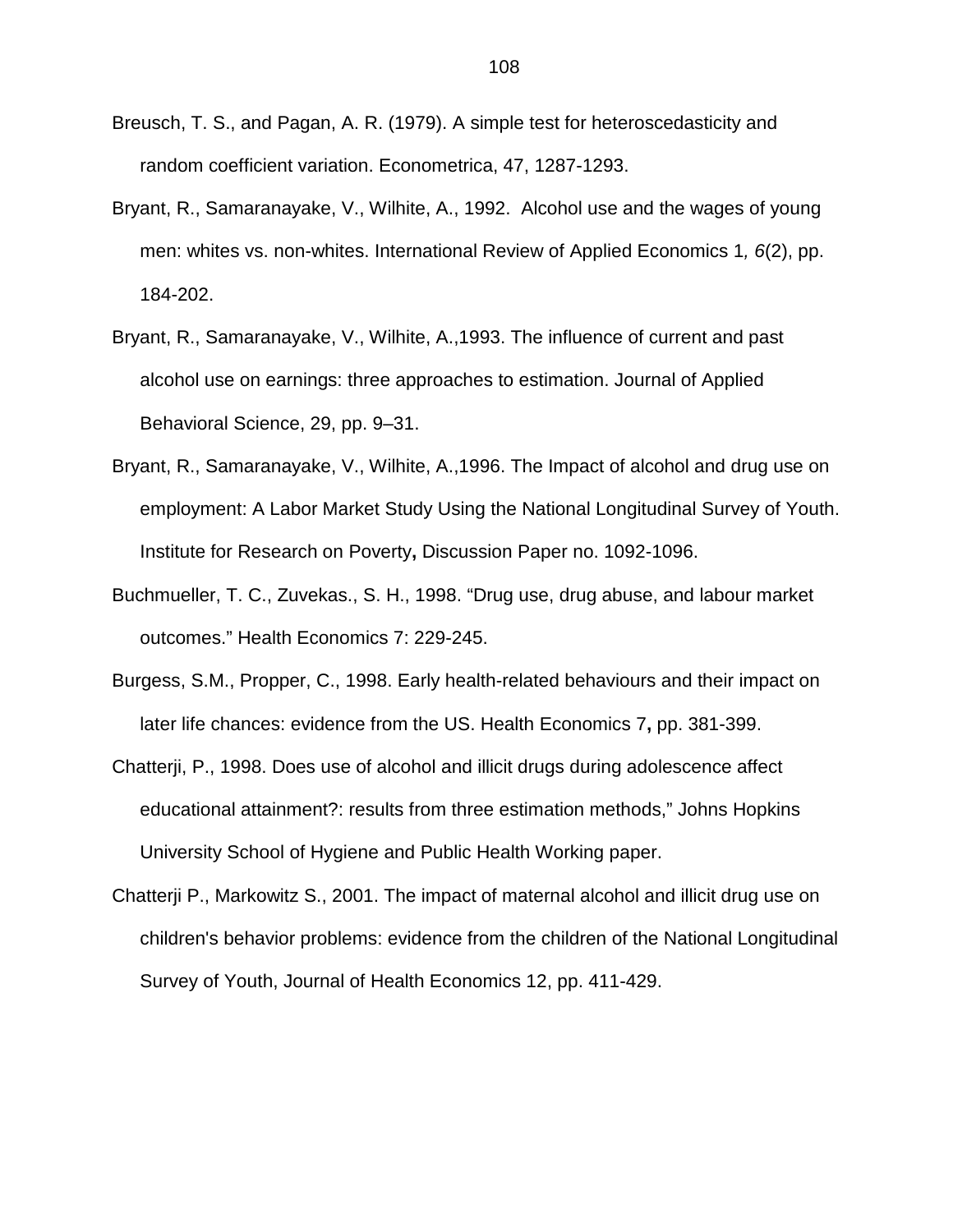Breusch, T. S., and Pagan, A. R. (1979). A simple test for heteroscedasticity and random coefficient variation. Econometrica, 47, 1287-1293.

Bryant, R., Samaranayake, V., Wilhite, A., 1992. Alcohol use and the wages of young men: whites vs. non-whites. International Review of Applied Economics 1*, 6*(2), pp. 184-202.

Bryant, R., Samaranayake, V., Wilhite, A.,1993. The influence of current and past alcohol use on earnings: three approaches to estimation. Journal of Applied Behavioral Science, 29, pp. 9–31.

Bryant, R., Samaranayake, V., Wilhite, A.,1996. The Impact of alcohol and drug use on employment: A Labor Market Study Using the National Longitudinal Survey of Youth. Institute for Research on Poverty**,** Discussion Paper no. 1092-1096.

Buchmueller, T. C., Zuvekas., S. H., 1998. "Drug use, drug abuse, and labour market outcomes." Health Economics 7: 229-245.

Burgess, S.M., Propper, C., 1998. Early health-related behaviours and their impact on later life chances: evidence from the US. Health Economics 7**,** pp. 381-399.

Chatterji, P., 1998. Does use of alcohol and illicit drugs during adolescence affect educational attainment?: results from three estimation methods," Johns Hopkins University School of Hygiene and Public Health Working paper.

Chatterji P., Markowitz S., 2001. The impact of maternal alcohol and illicit drug use on children's behavior problems: evidence from the children of the National Longitudinal Survey of Youth, Journal of Health Economics 12, pp. 411-429.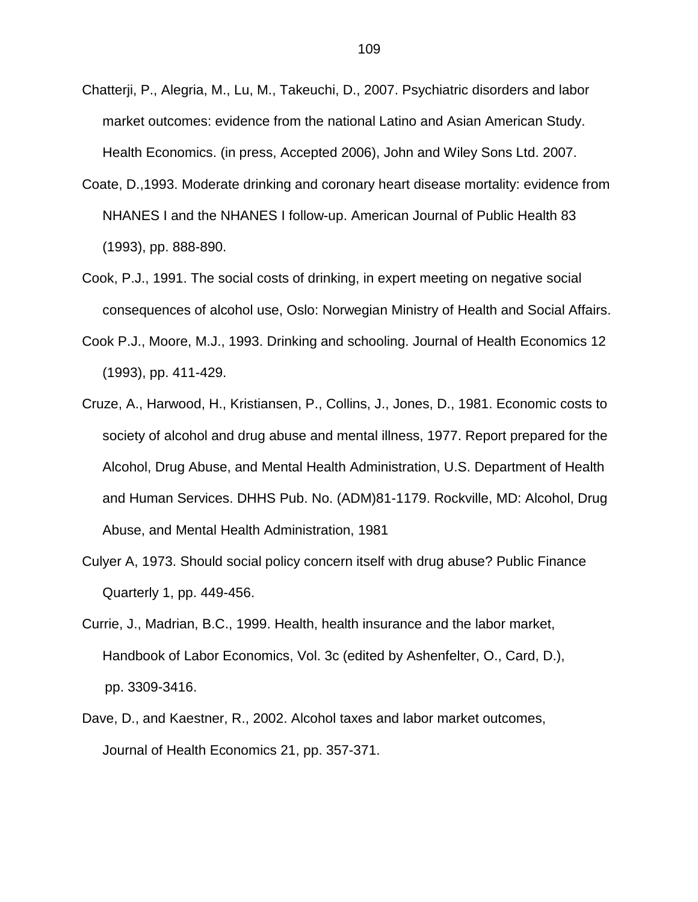Chatterji, P., Alegria, M., Lu, M., Takeuchi, D., 2007. Psychiatric disorders and labor market outcomes: evidence from the national Latino and Asian American Study. Health Economics. (in press, Accepted 2006), John and Wiley Sons Ltd. 2007.

Coate, D.,1993. Moderate drinking and coronary heart disease mortality: evidence from NHANES I and the NHANES I follow-up. American Journal of Public Health 83 (1993), pp. 888-890.

Cook, P.J., 1991. The social costs of drinking, in expert meeting on negative social consequences of alcohol use, Oslo: Norwegian Ministry of Health and Social Affairs.

Cook P.J., Moore, M.J., 1993. Drinking and schooling. Journal of Health Economics 12 (1993), pp. 411-429.

Cruze, A., Harwood, H., Kristiansen, P., Collins, J., Jones, D., 1981. Economic costs to society of alcohol and drug abuse and mental illness, 1977. Report prepared for the Alcohol, Drug Abuse, and Mental Health Administration, U.S. Department of Health and Human Services. DHHS Pub. No. (ADM)81-1179. Rockville, MD: Alcohol, Drug Abuse, and Mental Health Administration, 1981

Culyer A, 1973. Should social policy concern itself with drug abuse? Public Finance Quarterly 1, pp. 449-456.

Currie, J., Madrian, B.C., 1999. Health, health insurance and the labor market, Handbook of Labor Economics, Vol. 3c (edited by Ashenfelter, O., Card, D.), pp. 3309-3416.

Dave, D., and Kaestner, R., 2002. Alcohol taxes and labor market outcomes, Journal of Health Economics 21, pp. 357-371.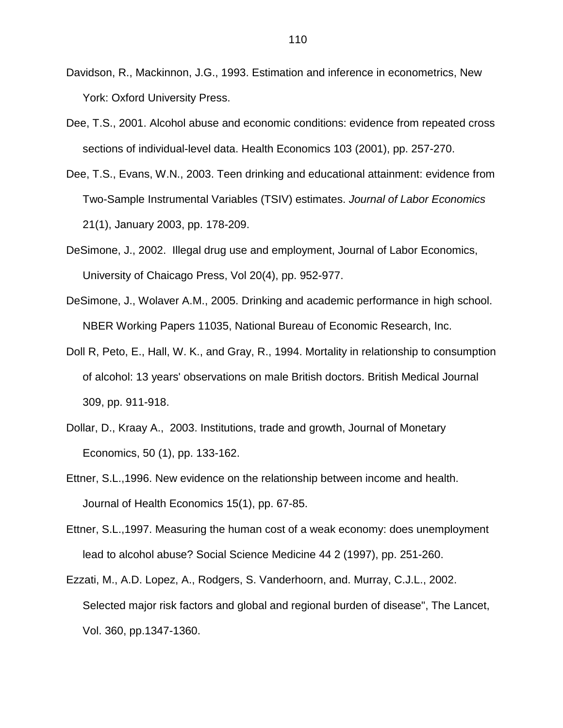Davidson, R., Mackinnon, J.G., 1993. Estimation and inference in econometrics, New York: Oxford University Press.

Dee, T.S., 2001. Alcohol abuse and economic conditions: evidence from repeated cross sections of individual-level data. Health Economics 103 (2001), pp. 257-270.

Dee, T.S., Evans, W.N., 2003. Teen drinking and educational attainment: evidence from Two-Sample Instrumental Variables (TSIV) estimates. *Journal of Labor Economics* 21(1), January 2003, pp. 178-209.

DeSimone, J., 2002. Illegal drug use and employment, Journal of Labor Economics, University of Chaicago Press, Vol 20(4), pp. 952-977.

DeSimone, J., Wolaver A.M., 2005. Drinking and academic performance in high school. NBER Working Papers 11035, National Bureau of Economic Research, Inc.

Doll R, Peto, E., Hall, W. K., and Gray, R., 1994. Mortality in relationship to consumption of alcohol: 13 years' observations on male British doctors. British Medical Journal 309, pp. 911-918.

Dollar, D., Kraay A., 2003. Institutions, trade and growth, Journal of Monetary Economics, 50 (1), pp. 133-162.

Ettner, S.L.,1996. New evidence on the relationship between income and health. Journal of Health Economics 15(1), pp. 67-85.

Ettner, S.L.,1997. Measuring the human cost of a weak economy: does unemployment lead to alcohol abuse? Social Science Medicine 44 2 (1997), pp. 251-260.

Ezzati, M., A.D. Lopez, A., Rodgers, S. Vanderhoorn, and. Murray, C.J.L., 2002. Selected major risk factors and global and regional burden of disease", The Lancet, Vol. 360, pp.1347-1360.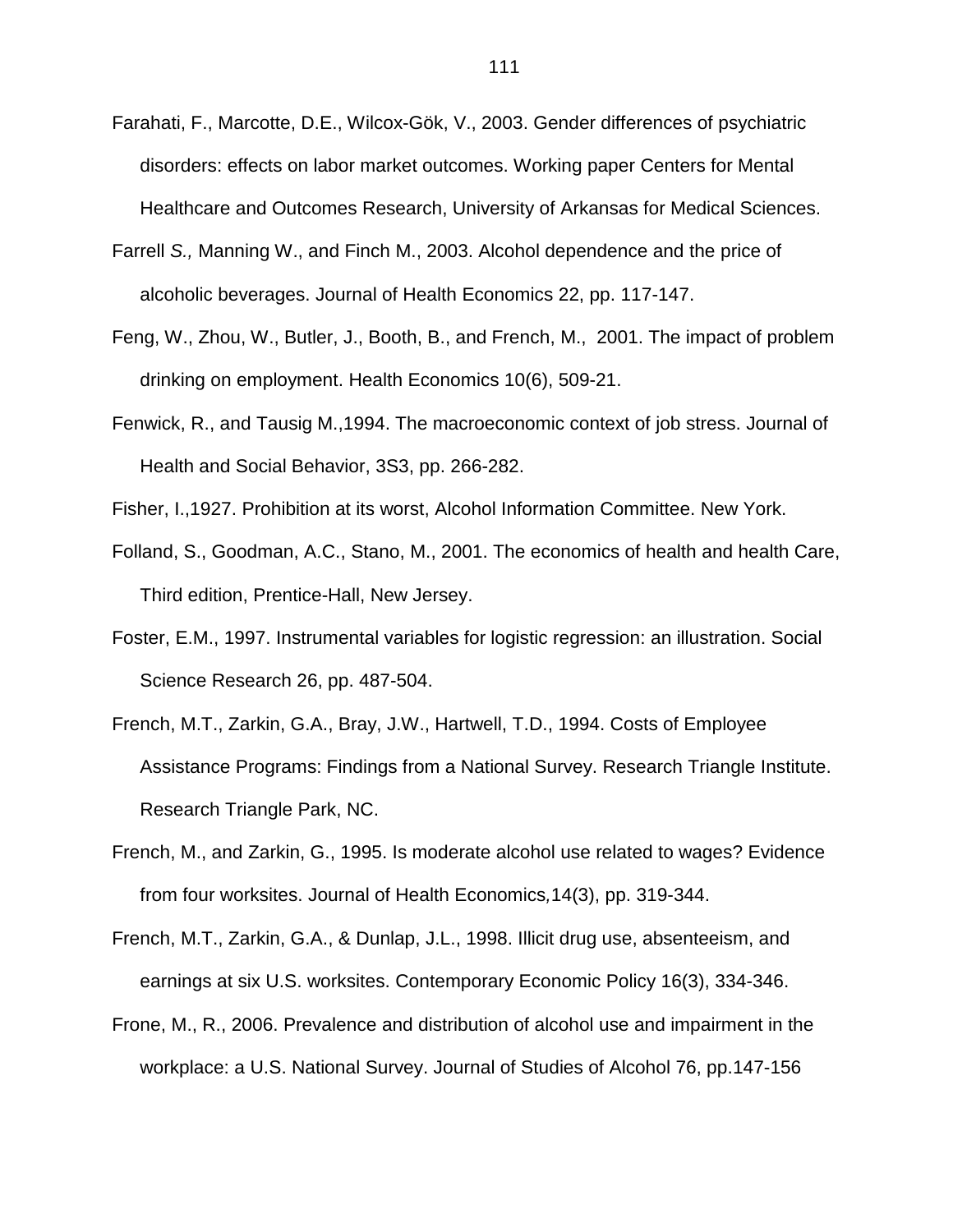Farahati, F., Marcotte, D.E., Wilcox-Gök, V., 2003. Gender differences of psychiatric disorders: effects on labor market outcomes. Working paper Centers for Mental Healthcare and Outcomes Research, University of Arkansas for Medical Sciences.

Farrell *S.,* Manning W., and Finch M., 2003. Alcohol dependence and the price of alcoholic beverages. Journal of Health Economics 22, pp. 117-147.

Feng, W., Zhou, W., Butler, J., Booth, B., and French, M., 2001. The impact of problem drinking on employment. Health Economics 10(6), 509-21.

Fenwick, R., and Tausig M.,1994. The macroeconomic context of job stress. Journal of Health and Social Behavior, 3S3, pp. 266-282.

Fisher, I.,1927. Prohibition at its worst, Alcohol Information Committee. New York.

Folland, S., Goodman, A.C., Stano, M., 2001. The economics of health and health Care, Third edition, Prentice-Hall, New Jersey.

Foster, E.M., 1997. Instrumental variables for logistic regression: an illustration. Social Science Research 26, pp. 487-504.

French, M.T., Zarkin, G.A., Bray, J.W., Hartwell, T.D., 1994. Costs of Employee Assistance Programs: Findings from a National Survey. Research Triangle Institute. Research Triangle Park, NC.

French, M., and Zarkin, G., 1995. Is moderate alcohol use related to wages? Evidence from four worksites. Journal of Health Economics*,*14(3), pp. 319-344.

French, M.T., Zarkin, G.A., & Dunlap, J.L., 1998. Illicit drug use, absenteeism, and earnings at six U.S. worksites. Contemporary Economic Policy 16(3), 334-346.

Frone, M., R., 2006. Prevalence and distribution of alcohol use and impairment in the workplace: a U.S. National Survey. Journal of Studies of Alcohol 76, pp.147-156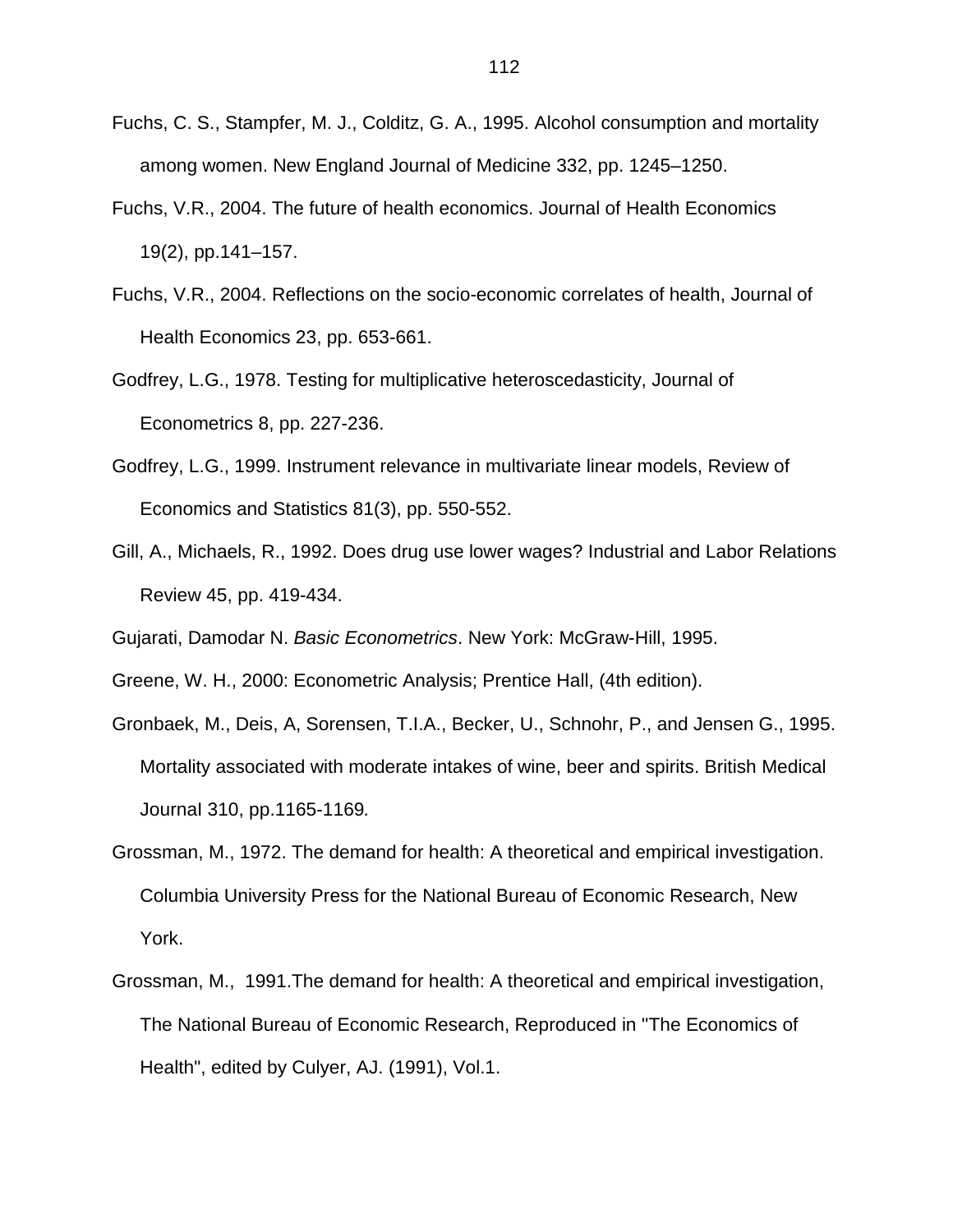Fuchs, C. S., Stampfer, M. J., Colditz, G. A., 1995. Alcohol consumption and mortality among women. New England Journal of Medicine 332, pp. 1245–1250.

Fuchs, V.R., 2004. The future of health economics. Journal of Health Economics 19(2), pp.141–157.

Fuchs, V.R., 2004. Reflections on the socio-economic correlates of health, Journal of Health Economics 23, pp. 653-661.

Godfrey, L.G., 1978. Testing for multiplicative heteroscedasticity, Journal of Econometrics 8, pp. 227-236.

Godfrey, L.G., 1999. Instrument relevance in multivariate linear models, Review of Economics and Statistics 81(3), pp. 550-552.

Gill, A., Michaels, R., 1992. Does drug use lower wages? Industrial and Labor Relations Review 45, pp. 419-434.

Gujarati, Damodar N. *Basic Econometrics*. New York: McGraw-Hill, 1995.

Greene, W. H., 2000: Econometric Analysis; Prentice Hall, (4th edition).

Gronbaek, M., Deis, A, Sorensen, T.I.A., Becker, U., Schnohr, P., and Jensen G., 1995. Mortality associated with moderate intakes of wine, beer and spirits. British Medical Journal 310, pp.1165-1169.

Grossman, M., 1972. The demand for health: A theoretical and empirical investigation. Columbia University Press for the National Bureau of Economic Research, New York.

Grossman, M., 1991.The demand for health: A theoretical and empirical investigation, The National Bureau of Economic Research, Reproduced in "The Economics of Health", edited by Culyer, AJ. (1991), Vol.1.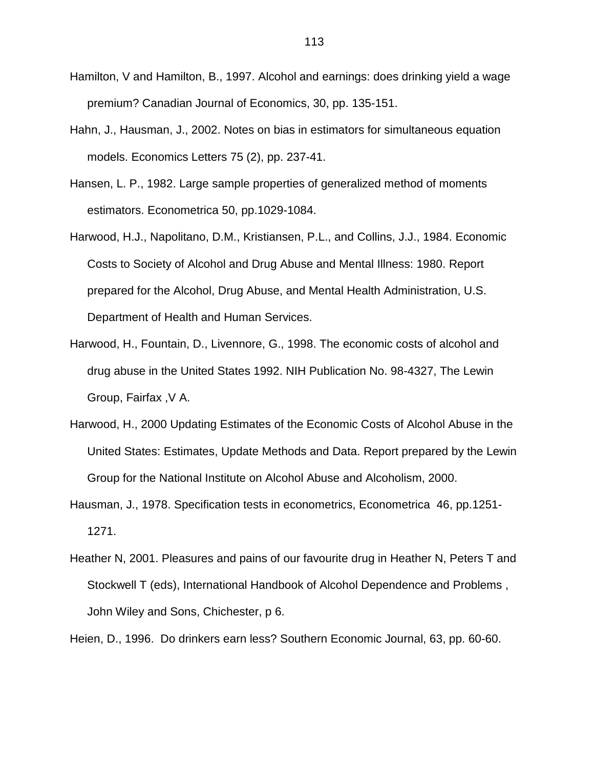Hamilton, V and Hamilton, B., 1997. Alcohol and earnings: does drinking yield a wage premium? Canadian Journal of Economics, 30, pp. 135-151.

Hahn, J., Hausman, J., 2002. Notes on bias in estimators for simultaneous equation models. Economics Letters 75 (2), pp. 237-41.

Hansen, L. P., 1982. Large sample properties of generalized method of moments estimators. Econometrica 50, pp.1029-1084.

Harwood, H.J., Napolitano, D.M., Kristiansen, P.L., and Collins, J.J., 1984. Economic Costs to Society of Alcohol and Drug Abuse and Mental Illness: 1980. Report prepared for the Alcohol, Drug Abuse, and Mental Health Administration, U.S. Department of Health and Human Services.

Harwood, H., Fountain, D., Livennore, G., 1998. The economic costs of alcohol and drug abuse in the United States 1992. NIH Publication No. 98-4327, The Lewin Group, Fairfax ,V A.

Harwood, H., 2000 Updating Estimates of the Economic Costs of Alcohol Abuse in the United States: Estimates, Update Methods and Data. Report prepared by the Lewin Group for the National Institute on Alcohol Abuse and Alcoholism, 2000.

Hausman, J., 1978. Specification tests in econometrics, Econometrica 46, pp.1251-1271.

Heather N, 2001. Pleasures and pains of our favourite drug in Heather N, Peters T and Stockwell T (eds), International Handbook of Alcohol Dependence and Problems , John Wiley and Sons, Chichester, p 6.

Heien, D., 1996. Do drinkers earn less? Southern Economic Journal, 63, pp. 60-60.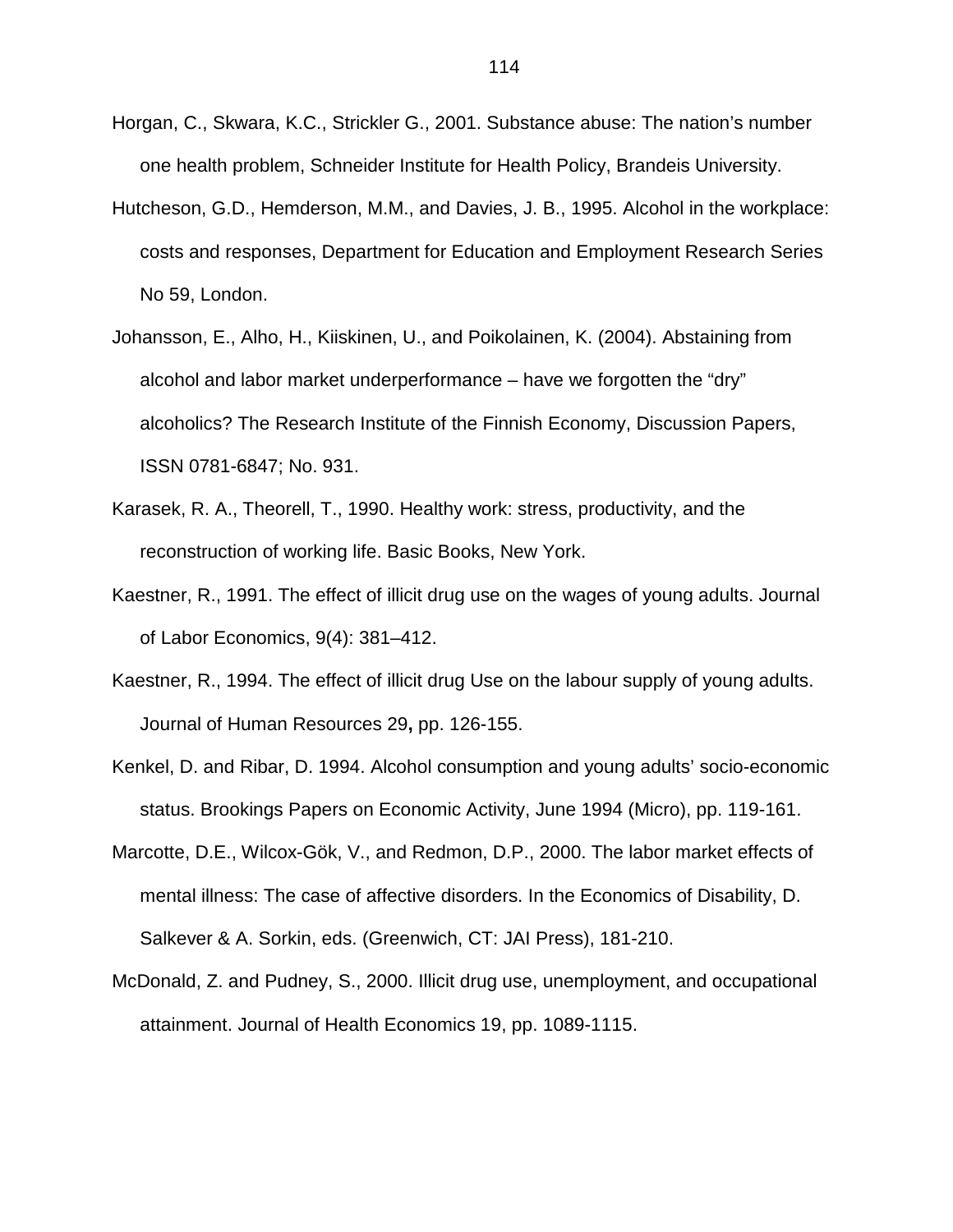Horgan, C., Skwara, K.C., Strickler G., 2001. Substance abuse: The nation's number one health problem, Schneider Institute for Health Policy, Brandeis University.

Hutcheson, G.D., Hemderson, M.M., and Davies, J. B., 1995. Alcohol in the workplace: costs and responses, Department for Education and Employment Research Series No 59, London.

Johansson, E., Alho, H., Kiiskinen, U., and Poikolainen, K. (2004). Abstaining from alcohol and labor market underperformance – have we forgotten the "dry" alcoholics? The Research Institute of the Finnish Economy, Discussion Papers, ISSN 0781-6847; No. 931.

Karasek, R. A., Theorell, T., 1990. Healthy work: stress, productivity, and the reconstruction of working life. Basic Books, New York.

Kaestner, R., 1991. The effect of illicit drug use on the wages of young adults. Journal of Labor Economics, 9(4): 381–412.

Kaestner, R., 1994. The effect of illicit drug Use on the labour supply of young adults. Journal of Human Resources 29**,** pp. 126-155.

Kenkel, D. and Ribar, D. 1994. Alcohol consumption and young adults' socio-economic status. Brookings Papers on Economic Activity, June 1994 (Micro), pp. 119-161.

Marcotte, D.E., Wilcox-Gök, V., and Redmon, D.P., 2000. The labor market effects of mental illness: The case of affective disorders. In the Economics of Disability, D. Salkever & A. Sorkin, eds. (Greenwich, CT: JAI Press), 181-210.

McDonald, Z. and Pudney, S., 2000. Illicit drug use, unemployment, and occupational attainment. Journal of Health Economics 19, pp. 1089-1115.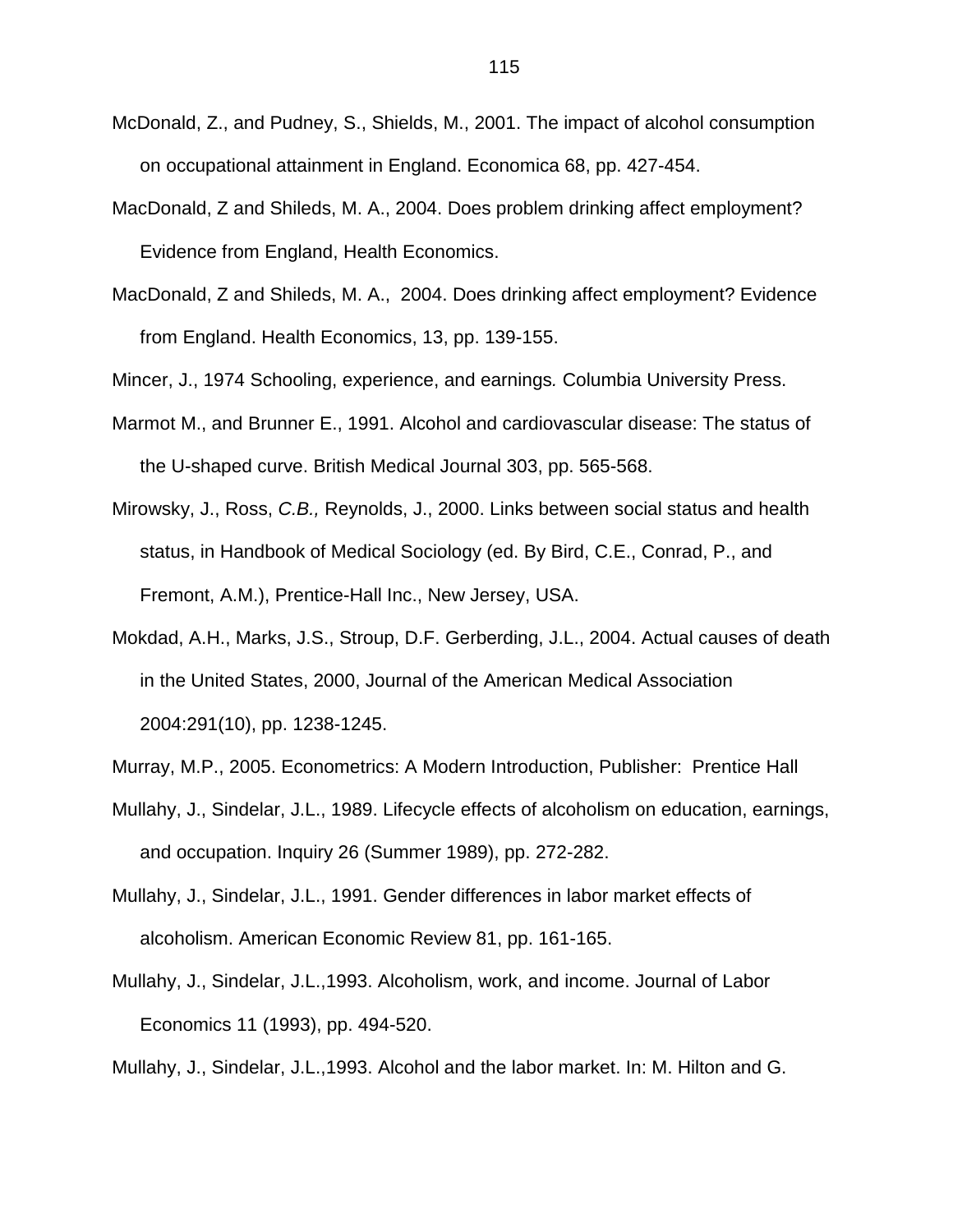McDonald, Z., and Pudney, S., Shields, M., 2001. The impact of alcohol consumption on occupational attainment in England. Economica 68, pp. 427-454.

MacDonald, Z and Shileds, M. A., 2004. Does problem drinking affect employment? Evidence from England, Health Economics.

MacDonald, Z and Shileds, M. A., 2004. Does drinking affect employment? Evidence from England. Health Economics, 13, pp. 139-155.

Mincer, J., 1974 Schooling, experience, and earnings*.* Columbia University Press.

Marmot M., and Brunner E., 1991. Alcohol and cardiovascular disease: The status of the U-shaped curve. British Medical Journal 303, pp. 565-568.

Mirowsky, J., Ross, *C.B.,* Reynolds, J., 2000. Links between social status and health status, in Handbook of Medical Sociology (ed. By Bird, C.E., Conrad, P., and Fremont, A.M.), Prentice-Hall Inc., New Jersey, USA.

Mokdad, A.H., Marks, J.S., Stroup, D.F. Gerberding, J.L., 2004. Actual causes of death in the United States, 2000, Journal of the American Medical Association 2004:291(10), pp. 1238-1245.

Murray, M.P., 2005. Econometrics: A Modern Introduction, Publisher: Prentice Hall

Mullahy, J., Sindelar, J.L., 1989. Lifecycle effects of alcoholism on education, earnings, and occupation. Inquiry 26 (Summer 1989), pp. 272-282.

Mullahy, J., Sindelar, J.L., 1991. Gender differences in labor market effects of alcoholism. American Economic Review 81, pp. 161-165.

Mullahy, J., Sindelar, J.L.,1993. Alcoholism, work, and income. Journal of Labor Economics 11 (1993), pp. 494-520.

Mullahy, J., Sindelar, J.L.,1993. Alcohol and the labor market. In: M. Hilton and G.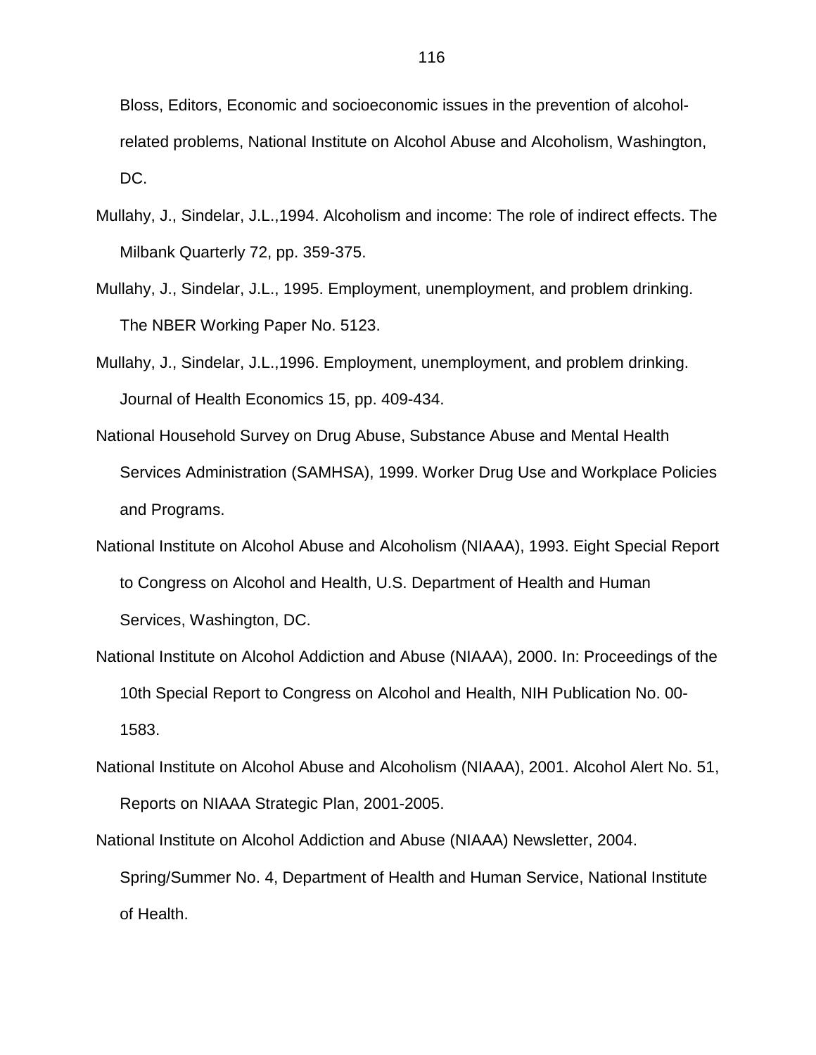Bloss, Editors, Economic and socioeconomic issues in the prevention of alcohol-related problems, National Institute on Alcohol Abuse and Alcoholism, Washington, DC.

Mullahy, J., Sindelar, J.L.,1994. Alcoholism and income: The role of indirect effects. The Milbank Quarterly 72, pp. 359-375.

Mullahy, J., Sindelar, J.L., 1995. Employment, unemployment, and problem drinking. The NBER Working Paper No. 5123.

Mullahy, J., Sindelar, J.L.,1996. Employment, unemployment, and problem drinking. Journal of Health Economics 15, pp. 409-434.

National Household Survey on Drug Abuse, Substance Abuse and Mental Health Services Administration (SAMHSA), 1999. Worker Drug Use and Workplace Policies and Programs.

National Institute on Alcohol Abuse and Alcoholism (NIAAA), 1993. Eight Special Report to Congress on Alcohol and Health, U.S. Department of Health and Human Services, Washington, DC.

National Institute on Alcohol Addiction and Abuse (NIAAA), 2000. In: Proceedings of the 10th Special Report to Congress on Alcohol and Health, NIH Publication No. 00-1583.

National Institute on Alcohol Abuse and Alcoholism (NIAAA), 2001. Alcohol Alert No. 51, Reports on NIAAA Strategic Plan, 2001-2005.

National Institute on Alcohol Addiction and Abuse (NIAAA) Newsletter, 2004. Spring/Summer No. 4, Department of Health and Human Service, National Institute of Health.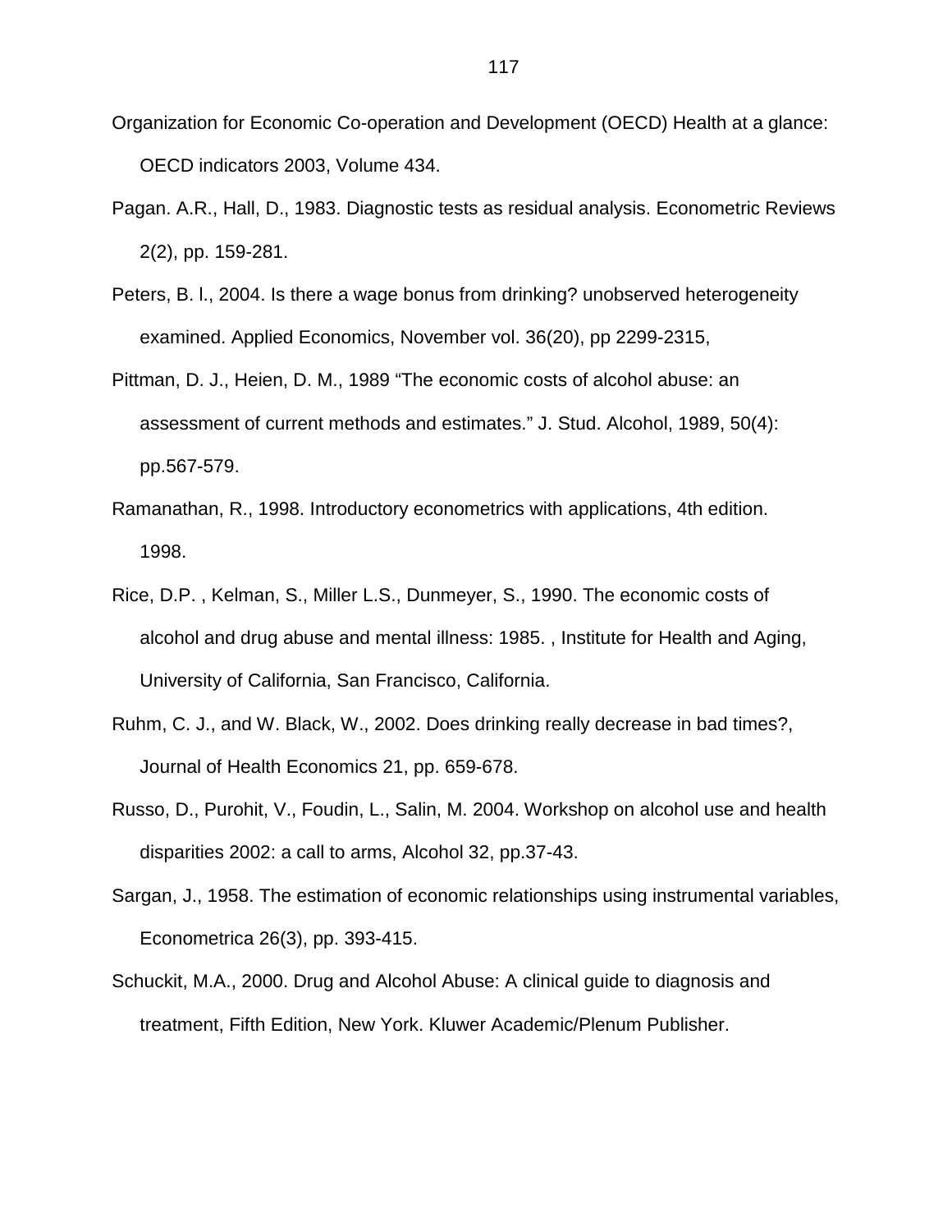Organization for Economic Co-operation and Development (OECD) Health at a glance: OECD indicators 2003, Volume 434.

Pagan. A.R., Hall, D., 1983. Diagnostic tests as residual analysis. Econometric Reviews 2(2), pp. 159-281.

Peters, B. l., 2004. Is there a wage bonus from drinking? unobserved heterogeneity examined. Applied Economics, November vol. 36(20), pp 2299-2315,

Pittman, D. J., Heien, D. M., 1989 “The economic costs of alcohol abuse: an assessment of current methods and estimates.” J. Stud. Alcohol, 1989, 50(4): pp.567-579.

Ramanathan, R., 1998. Introductory econometrics with applications, 4th edition. 1998.

Rice, D.P. , Kelman, S., Miller L.S., Dunmeyer, S., 1990. The economic costs of alcohol and drug abuse and mental illness: 1985. , Institute for Health and Aging, University of California, San Francisco, California.

Ruhm, C. J., and W. Black, W., 2002. Does drinking really decrease in bad times?, Journal of Health Economics 21, pp. 659-678.

Russo, D., Purohit, V., Foudin, L., Salin, M. 2004. Workshop on alcohol use and health disparities 2002: a call to arms, Alcohol 32, pp.37-43.

Sargan, J., 1958. The estimation of economic relationships using instrumental variables, Econometrica 26(3), pp. 393-415.

Schuckit, M.A., 2000. Drug and Alcohol Abuse: A clinical guide to diagnosis and treatment, Fifth Edition, New York. Kluwer Academic/Plenum Publisher.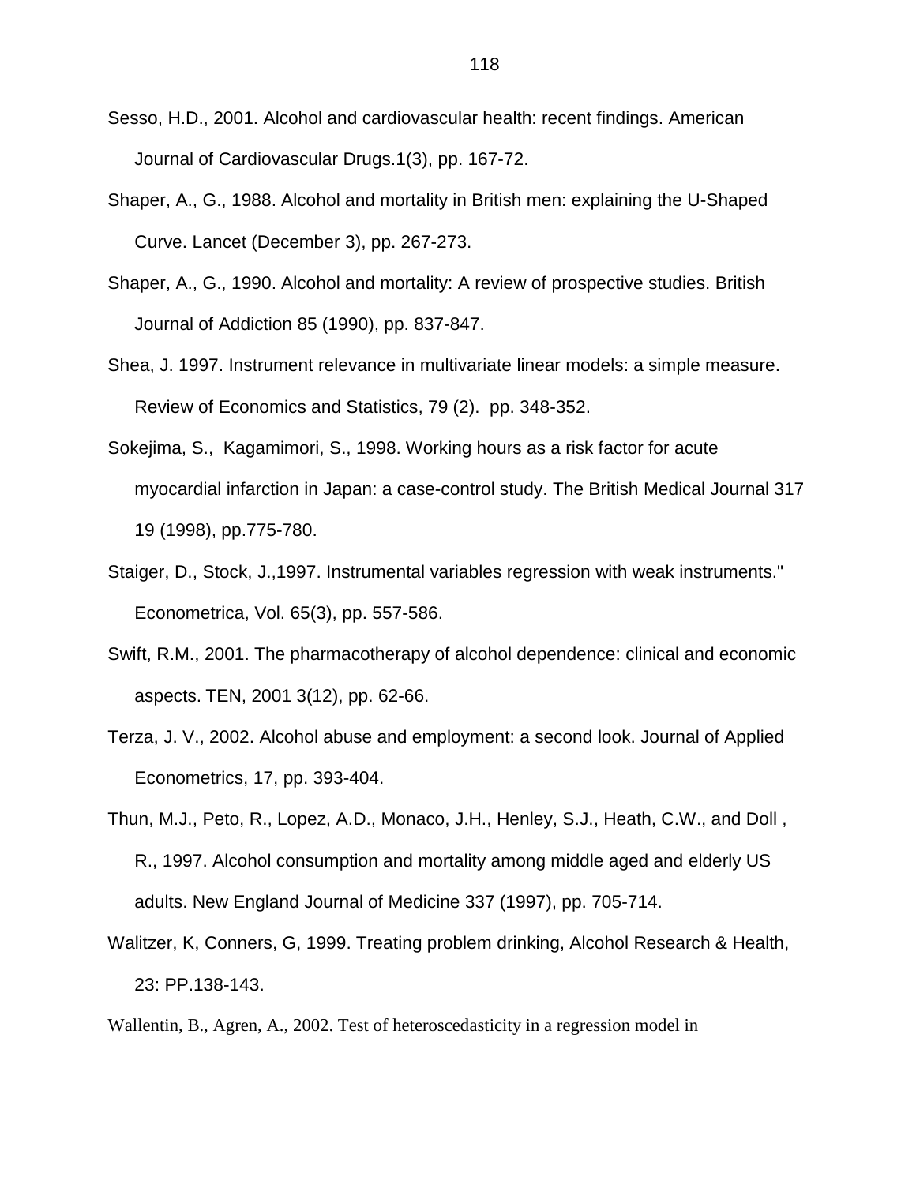Sesso, H.D., 2001. Alcohol and cardiovascular health: recent findings. American Journal of Cardiovascular Drugs.1(3), pp. 167-72.

Shaper, A., G., 1988. Alcohol and mortality in British men: explaining the U-Shaped Curve. Lancet (December 3), pp. 267-273.

Shaper, A., G., 1990. Alcohol and mortality: A review of prospective studies. British Journal of Addiction 85 (1990), pp. 837-847.

Shea, J. 1997. Instrument relevance in multivariate linear models: a simple measure. Review of Economics and Statistics, 79 (2). pp. 348-352.

Sokejima, S., Kagamimori, S., 1998. Working hours as a risk factor for acute myocardial infarction in Japan: a case-control study. The British Medical Journal 317 19 (1998), pp.775-780.

Staiger, D., Stock, J.,1997. Instrumental variables regression with weak instruments." Econometrica, Vol. 65(3), pp. 557-586.

Swift, R.M., 2001. The pharmacotherapy of alcohol dependence: clinical and economic aspects. TEN, 2001 3(12), pp. 62-66.

Terza, J. V., 2002. Alcohol abuse and employment: a second look. Journal of Applied Econometrics, 17, pp. 393-404.

Thun, M.J., Peto, R., Lopez, A.D., Monaco, J.H., Henley, S.J., Heath, C.W., and Doll , R., 1997. Alcohol consumption and mortality among middle aged and elderly US adults. New England Journal of Medicine 337 (1997), pp. 705-714.

Walitzer, K, Conners, G, 1999. Treating problem drinking, Alcohol Research & Health, 23: PP.138-143.

Wallentin, B., Agren, A., 2002. Test of heteroscedasticity in a regression model in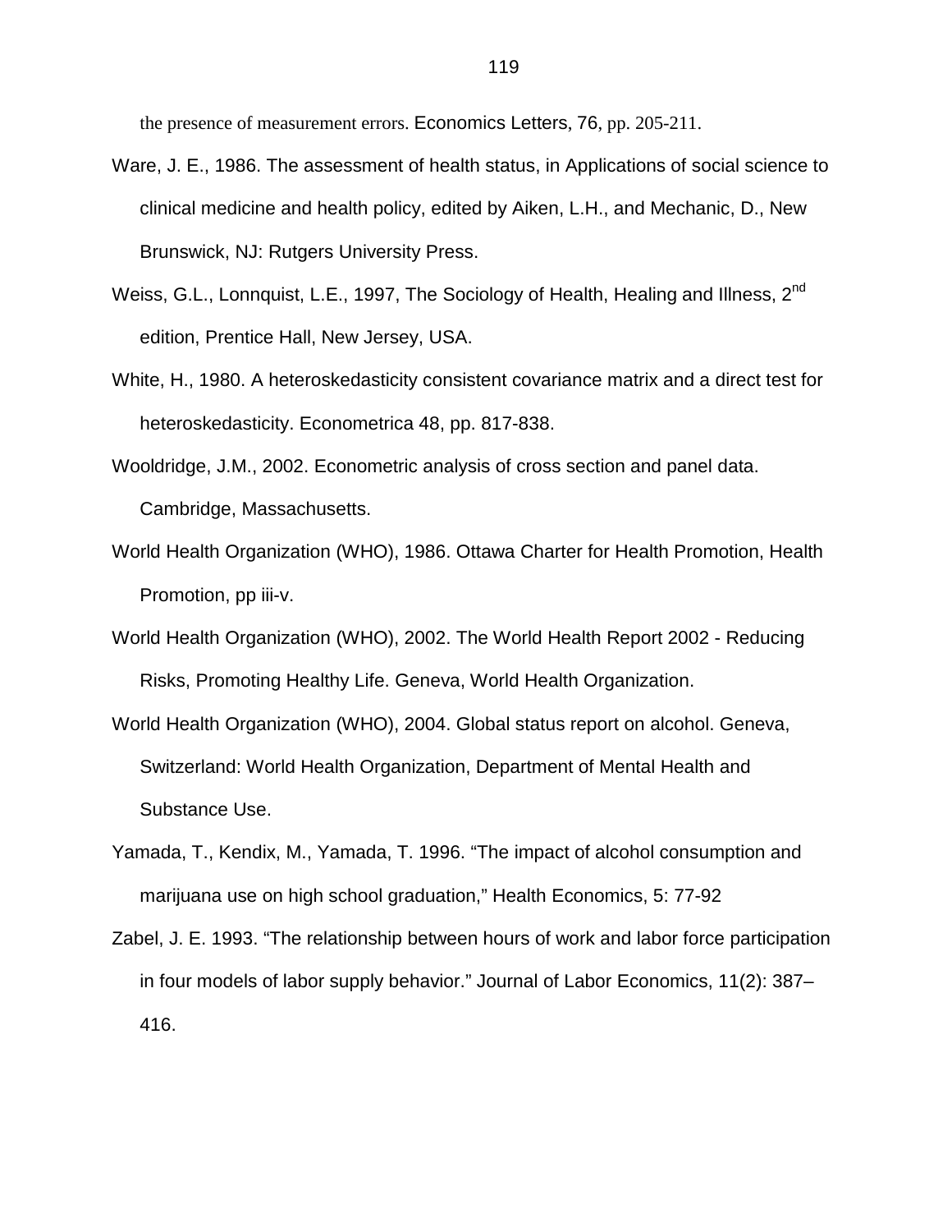the presence of measurement errors. Economics Letters, 76, pp. 205-211.

Ware, J. E., 1986. The assessment of health status, in Applications of social science to clinical medicine and health policy, edited by Aiken, L.H., and Mechanic, D., New Brunswick, NJ: Rutgers University Press.

Weiss, G.L., Lonnquist, L.E., 1997, The Sociology of Health, Healing and Illness, 2nd edition, Prentice Hall, New Jersey, USA.

White, H., 1980. A heteroskedasticity consistent covariance matrix and a direct test for heteroskedasticity. Econometrica 48, pp. 817-838.

Wooldridge, J.M., 2002. Econometric analysis of cross section and panel data. Cambridge, Massachusetts.

World Health Organization (WHO), 1986. Ottawa Charter for Health Promotion, Health Promotion, pp iii-v.

World Health Organization (WHO), 2002. The World Health Report 2002 - Reducing Risks, Promoting Healthy Life. Geneva, World Health Organization.

World Health Organization (WHO), 2004. Global status report on alcohol. Geneva, Switzerland: World Health Organization, Department of Mental Health and Substance Use.

Yamada, T., Kendix, M., Yamada, T. 1996. "The impact of alcohol consumption and marijuana use on high school graduation," Health Economics, 5: 77-92

Zabel, J. E. 1993. "The relationship between hours of work and labor force participation in four models of labor supply behavior." Journal of Labor Economics, 11(2): 387–416.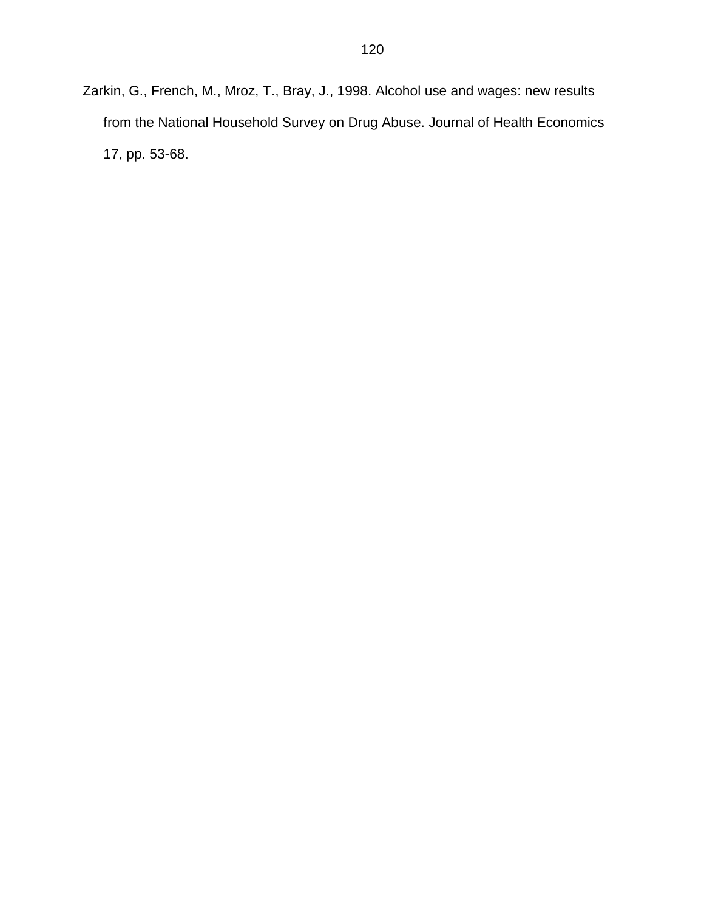Zarkin, G., French, M., Mroz, T., Bray, J., 1998. Alcohol use and wages: new results from the National Household Survey on Drug Abuse. Journal of Health Economics 17, pp. 53-68.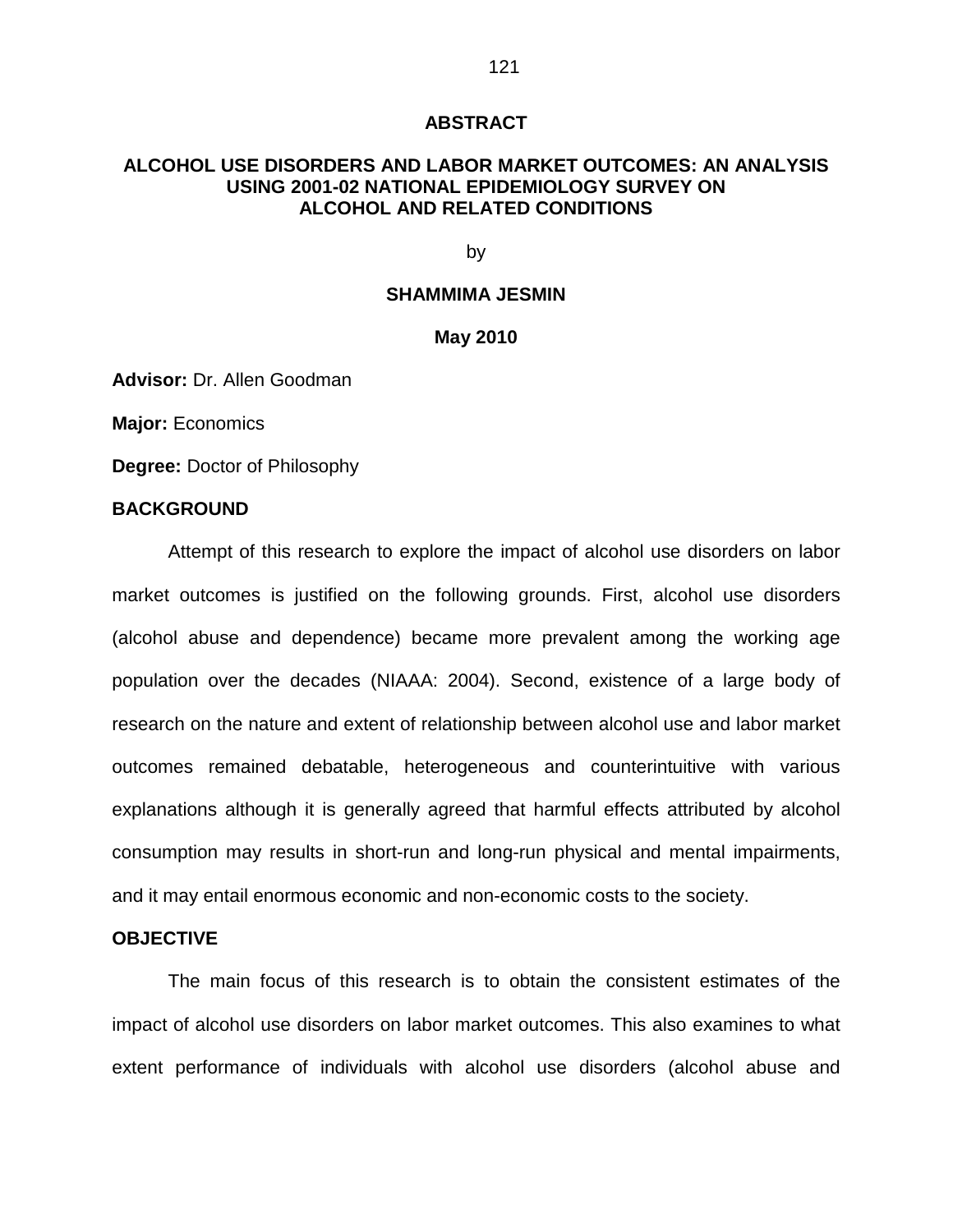# ABSTRACT

## ALCOHOL USE DISORDERS AND LABOR MARKET OUTCOMES: AN ANALYSIS USING 2001-02 NATIONAL EPIDEMIOLOGY SURVEY ON ALCOHOL AND RELATED CONDITIONS

by

**SHAMMIMA JESMIN**

**May 2010**

**Advisor:** Dr. Allen Goodman

**Major:** Economics

**Degree:** Doctor of Philosophy

### BACKGROUND

Attempt of this research to explore the impact of alcohol use disorders on labor market outcomes is justified on the following grounds. First, alcohol use disorders (alcohol abuse and dependence) became more prevalent among the working age population over the decades (NIAAA: 2004). Second, existence of a large body of research on the nature and extent of relationship between alcohol use and labor market outcomes remained debatable, heterogeneous and counterintuitive with various explanations although it is generally agreed that harmful effects attributed by alcohol consumption may results in short-run and long-run physical and mental impairments, and it may entail enormous economic and non-economic costs to the society.

### OBJECTIVE

The main focus of this research is to obtain the consistent estimates of the impact of alcohol use disorders on labor market outcomes. This also examines to what extent performance of individuals with alcohol use disorders (alcohol abuse and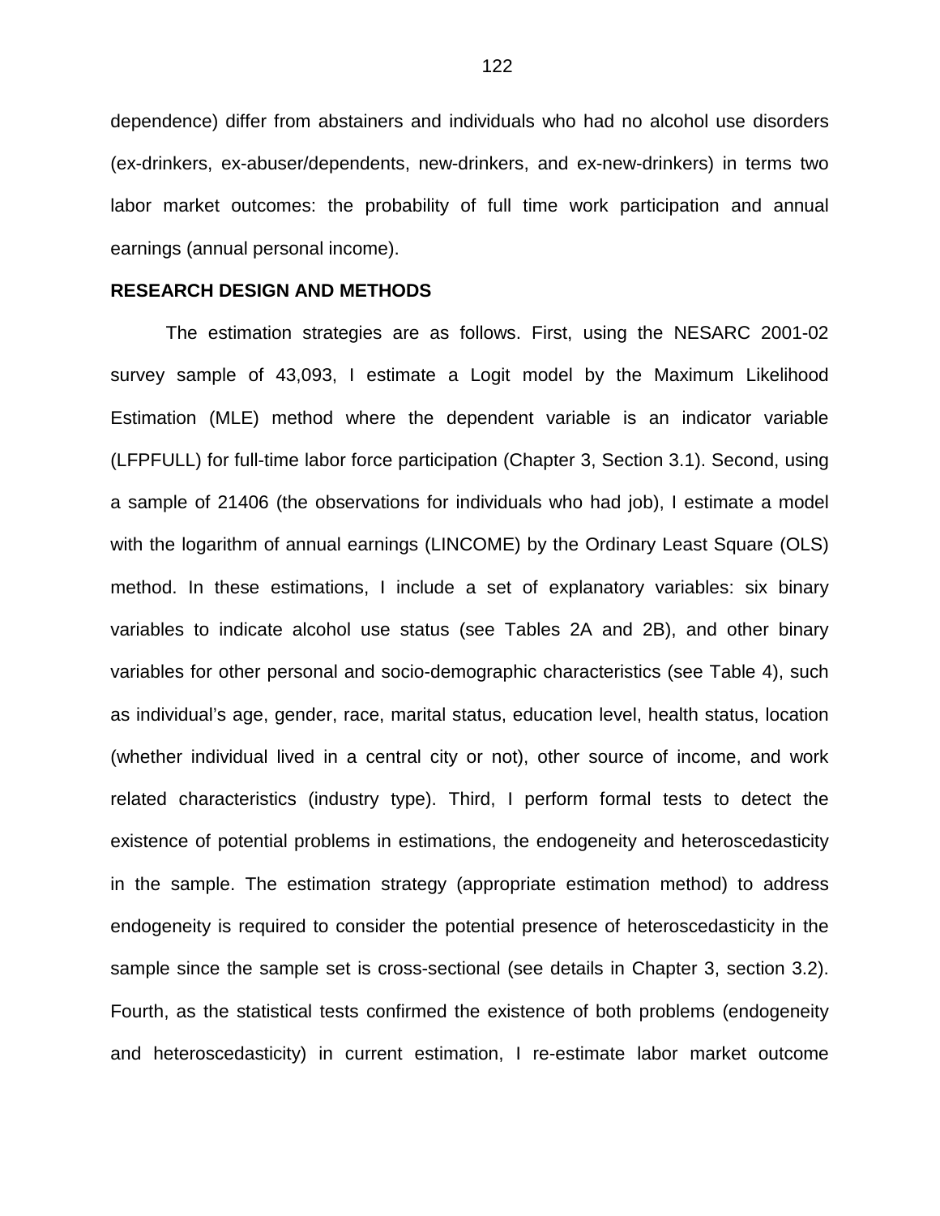dependence) differ from abstainers and individuals who had no alcohol use disorders (ex-drinkers, ex-abuser/dependents, new-drinkers, and ex-new-drinkers) in terms two labor market outcomes: the probability of full time work participation and annual earnings (annual personal income).

**RESEARCH DESIGN AND METHODS**

The estimation strategies are as follows. First, using the NESARC 2001-02 survey sample of 43,093, I estimate a Logit model by the Maximum Likelihood Estimation (MLE) method where the dependent variable is an indicator variable (LFPFULL) for full-time labor force participation (Chapter 3, Section 3.1). Second, using a sample of 21406 (the observations for individuals who had job), I estimate a model with the logarithm of annual earnings (LINCOME) by the Ordinary Least Square (OLS) method. In these estimations, I include a set of explanatory variables: six binary variables to indicate alcohol use status (see Tables 2A and 2B), and other binary variables for other personal and socio-demographic characteristics (see Table 4), such as individual's age, gender, race, marital status, education level, health status, location (whether individual lived in a central city or not), other source of income, and work related characteristics (industry type). Third, I perform formal tests to detect the existence of potential problems in estimations, the endogeneity and heteroscedasticity in the sample. The estimation strategy (appropriate estimation method) to address endogeneity is required to consider the potential presence of heteroscedasticity in the sample since the sample set is cross-sectional (see details in Chapter 3, section 3.2). Fourth, as the statistical tests confirmed the existence of both problems (endogeneity and heteroscedasticity) in current estimation, I re-estimate labor market outcome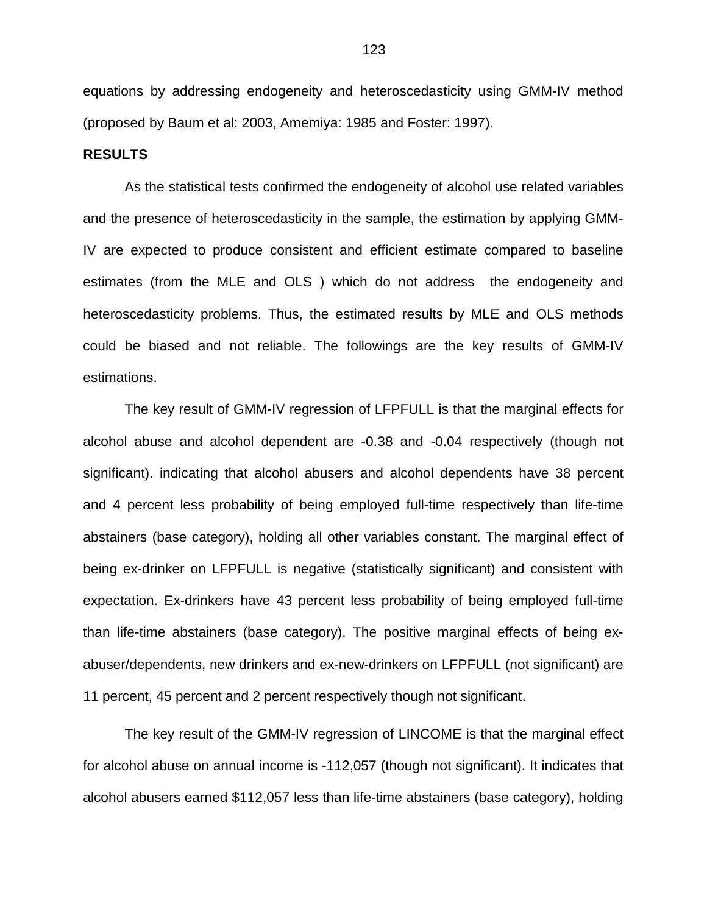equations by addressing endogeneity and heteroscedasticity using GMM-IV method (proposed by Baum et al: 2003, Amemiya: 1985 and Foster: 1997).

**RESULTS**

As the statistical tests confirmed the endogeneity of alcohol use related variables and the presence of heteroscedasticity in the sample, the estimation by applying GMM-IV are expected to produce consistent and efficient estimate compared to baseline estimates (from the MLE and OLS ) which do not address the endogeneity and heteroscedasticity problems. Thus, the estimated results by MLE and OLS methods could be biased and not reliable. The followings are the key results of GMM-IV estimations.

The key result of GMM-IV regression of LFPFULL is that the marginal effects for alcohol abuse and alcohol dependent are -0.38 and -0.04 respectively (though not significant). indicating that alcohol abusers and alcohol dependents have 38 percent and 4 percent less probability of being employed full-time respectively than life-time abstainers (base category), holding all other variables constant. The marginal effect of being ex-drinker on LFPFULL is negative (statistically significant) and consistent with expectation. Ex-drinkers have 43 percent less probability of being employed full-time than life-time abstainers (base category). The positive marginal effects of being ex-abuser/dependents, new drinkers and ex-new-drinkers on LFPFULL (not significant) are 11 percent, 45 percent and 2 percent respectively though not significant.

The key result of the GMM-IV regression of LINCOME is that the marginal effect for alcohol abuse on annual income is -112,057 (though not significant). It indicates that alcohol abusers earned $112,057 less than life-time abstainers (base category), holding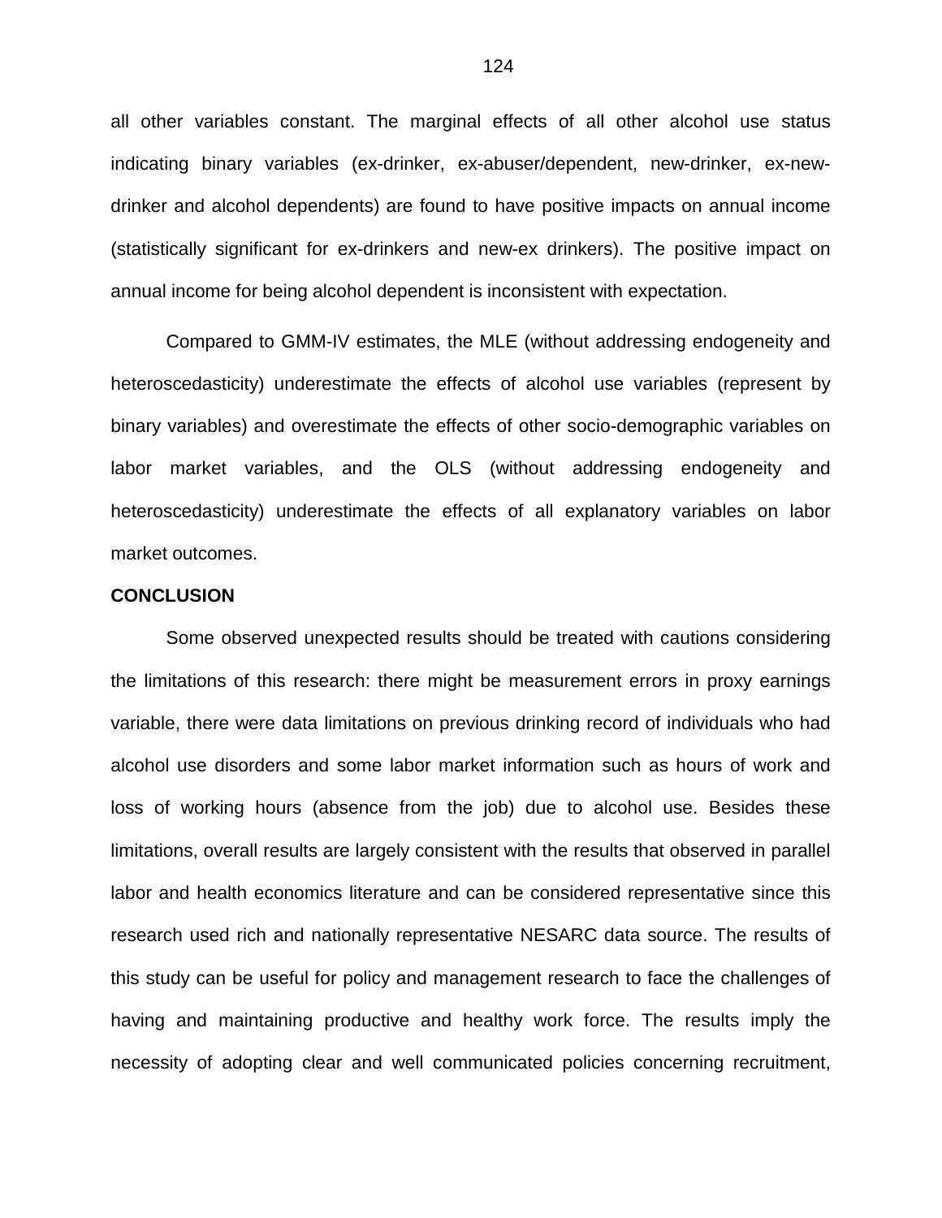all other variables constant. The marginal effects of all other alcohol use status indicating binary variables (ex-drinker, ex-abuser/dependent, new-drinker, ex-new-drinker and alcohol dependents) are found to have positive impacts on annual income (statistically significant for ex-drinkers and new-ex drinkers). The positive impact on annual income for being alcohol dependent is inconsistent with expectation.

Compared to GMM-IV estimates, the MLE (without addressing endogeneity and heteroscedasticity) underestimate the effects of alcohol use variables (represent by binary variables) and overestimate the effects of other socio-demographic variables on labor market variables, and the OLS (without addressing endogeneity and heteroscedasticity) underestimate the effects of all explanatory variables on labor market outcomes.

**CONCLUSION**

Some observed unexpected results should be treated with cautions considering the limitations of this research: there might be measurement errors in proxy earnings variable, there were data limitations on previous drinking record of individuals who had alcohol use disorders and some labor market information such as hours of work and loss of working hours (absence from the job) due to alcohol use. Besides these limitations, overall results are largely consistent with the results that observed in parallel labor and health economics literature and can be considered representative since this research used rich and nationally representative NESARC data source. The results of this study can be useful for policy and management research to face the challenges of having and maintaining productive and healthy work force. The results imply the necessity of adopting clear and well communicated policies concerning recruitment,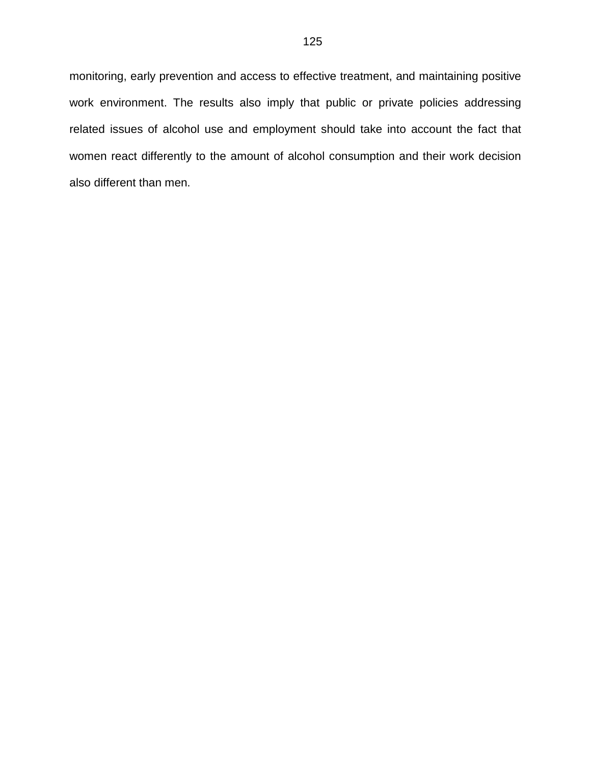monitoring, early prevention and access to effective treatment, and maintaining positive work environment. The results also imply that public or private policies addressing related issues of alcohol use and employment should take into account the fact that women react differently to the amount of alcohol consumption and their work decision also different than men.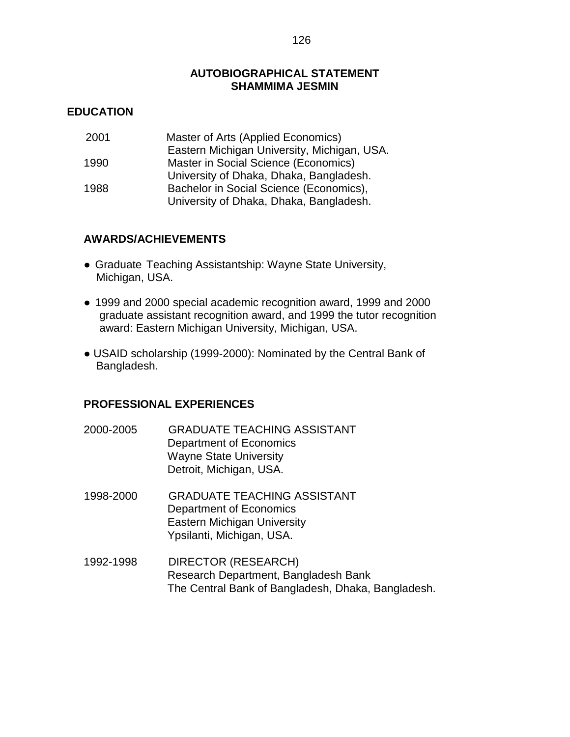# AUTOBIOGRAPHICAL STATEMENT
# SHAMMIMA JESMIN

## EDUCATION

| | |
|---|---|
| 2001 | Master of Arts (Applied Economics)<br>Eastern Michigan University, Michigan, USA. |
| 1990 | Master in Social Science (Economics)<br>University of Dhaka, Dhaka, Bangladesh. |
| 1988 | Bachelor in Social Science (Economics),<br>University of Dhaka, Dhaka, Bangladesh. |

## AWARDS/ACHIEVEMENTS

- Graduate Teaching Assistantship: Wayne State University, Michigan, USA.
- 1999 and 2000 special academic recognition award, 1999 and 2000 graduate assistant recognition award, and 1999 the tutor recognition award: Eastern Michigan University, Michigan, USA.
- USAID scholarship (1999-2000): Nominated by the Central Bank of Bangladesh.

## PROFESSIONAL EXPERIENCES

| | |
|---|---|
| 2000-2005 | GRADUATE TEACHING ASSISTANT<br>Department of Economics<br>Wayne State University<br>Detroit, Michigan, USA. |
| 1998-2000 | GRADUATE TEACHING ASSISTANT<br>Department of Economics<br>Eastern Michigan University<br>Ypsilanti, Michigan, USA. |
| 1992-1998 | DIRECTOR (RESEARCH)<br>Research Department, Bangladesh Bank<br>The Central Bank of Bangladesh, Dhaka, Bangladesh. |